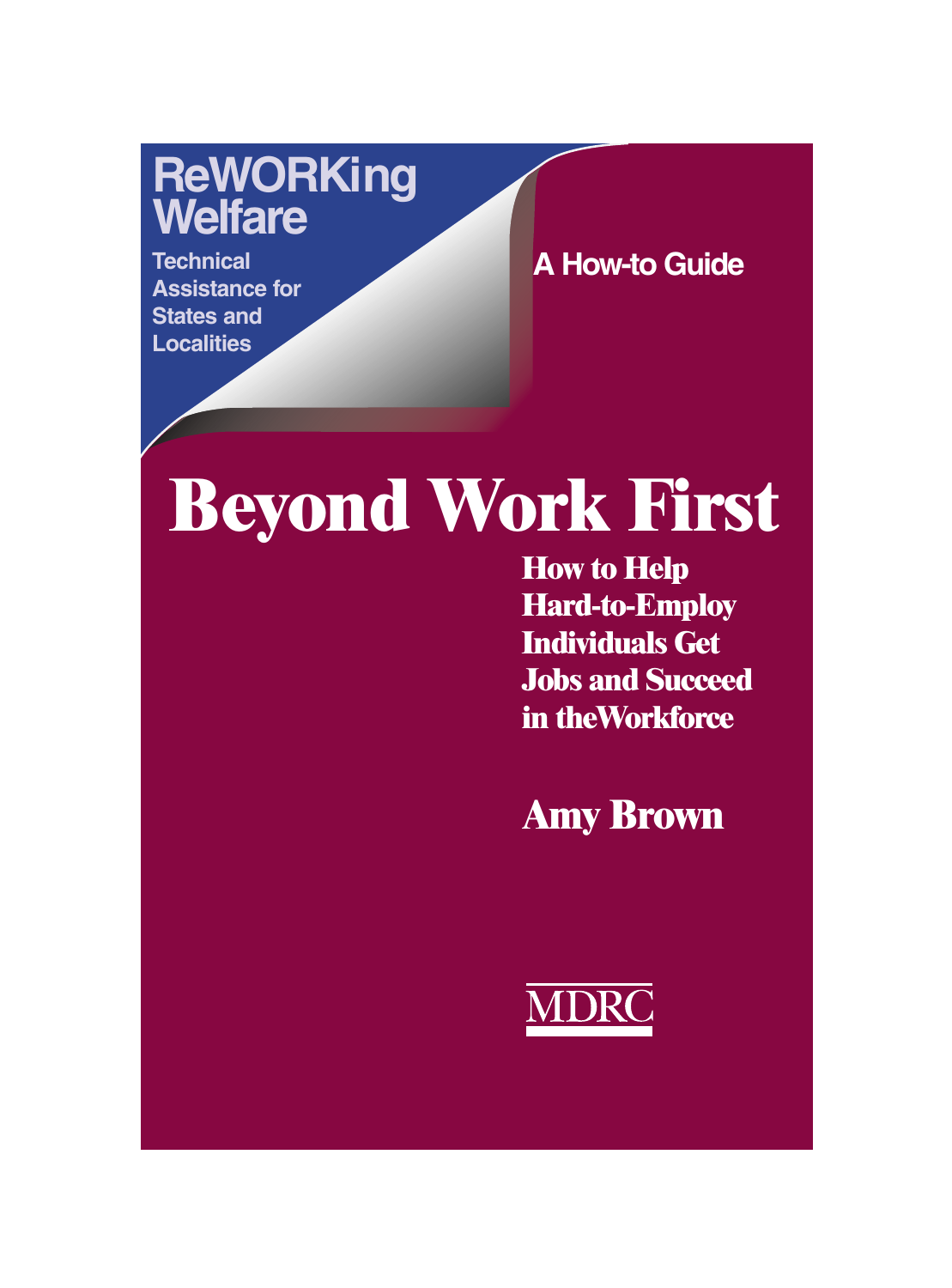**ReWORKing Welfare**

Technical Assistance for States and Localities

A How-to Guide

# Beyond Work First

## How to Help Hard-to-Employ Individuals Get Jobs and Succeed in the Workforce

**Amy Brown**

MDRC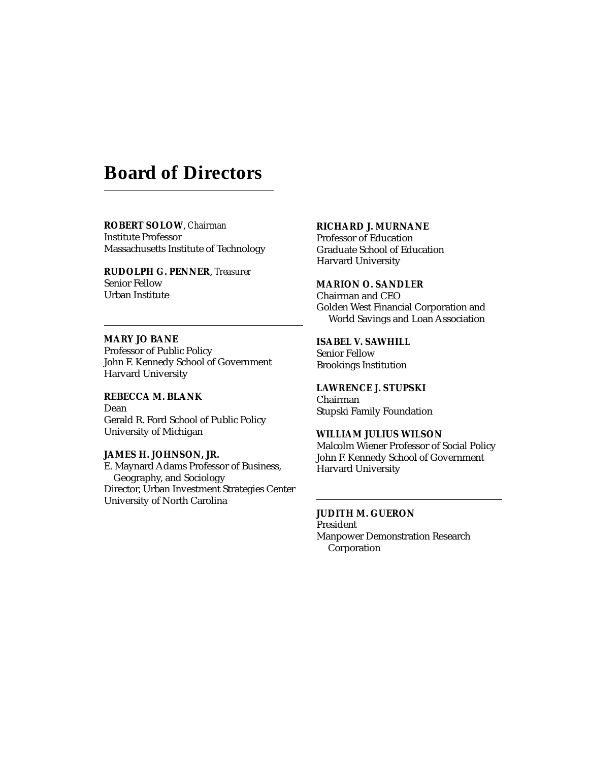# Board of Directors

**ROBERT SOLOW**, *Chairman*
Institute Professor
Massachusetts Institute of Technology

**RUDOLPH G. PENNER**, *Treasurer*
Senior Fellow
Urban Institute

---

**MARY JO BANE**
Professor of Public Policy
John F. Kennedy School of Government
Harvard University

**REBECCA M. BLANK**
Dean
Gerald R. Ford School of Public Policy
University of Michigan

**JAMES H. JOHNSON, JR.**
E. Maynard Adams Professor of Business, Geography, and Sociology
Director, Urban Investment Strategies Center
University of North Carolina

**RICHARD J. MURNANE**
Professor of Education
Graduate School of Education
Harvard University

**MARION O. SANDLER**
Chairman and CEO
Golden West Financial Corporation and World Savings and Loan Association

**ISABEL V. SAWHILL**
Senior Fellow
Brookings Institution

**LAWRENCE J. STUPSKI**
Chairman
Stupski Family Foundation

**WILLIAM JULIUS WILSON**
Malcolm Wiener Professor of Social Policy
John F. Kennedy School of Government
Harvard University

---

**JUDITH M. GUERON**
President
Manpower Demonstration Research Corporation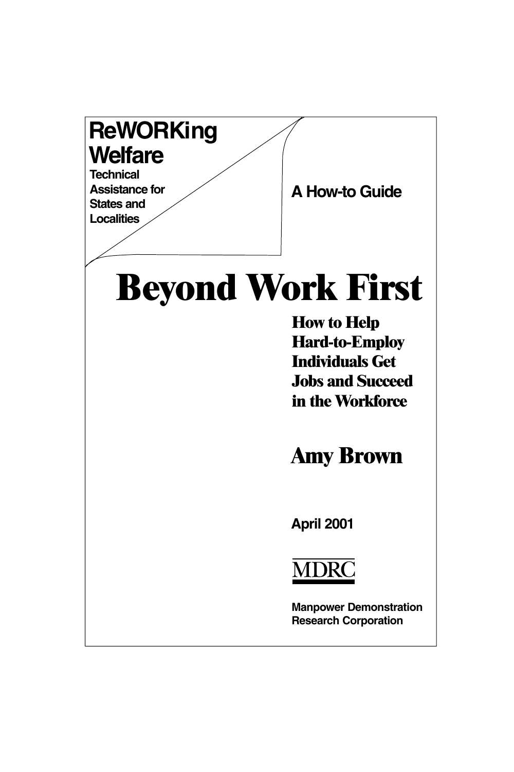**ReWORKing Welfare**

**Technical Assistance for States and Localities**

**A How-to Guide**

# Beyond Work First

## How to Help Hard-to-Employ Individuals Get Jobs and Succeed in the Workforce

**Amy Brown**

**April 2001**

MDRC

**Manpower Demonstration Research Corporation**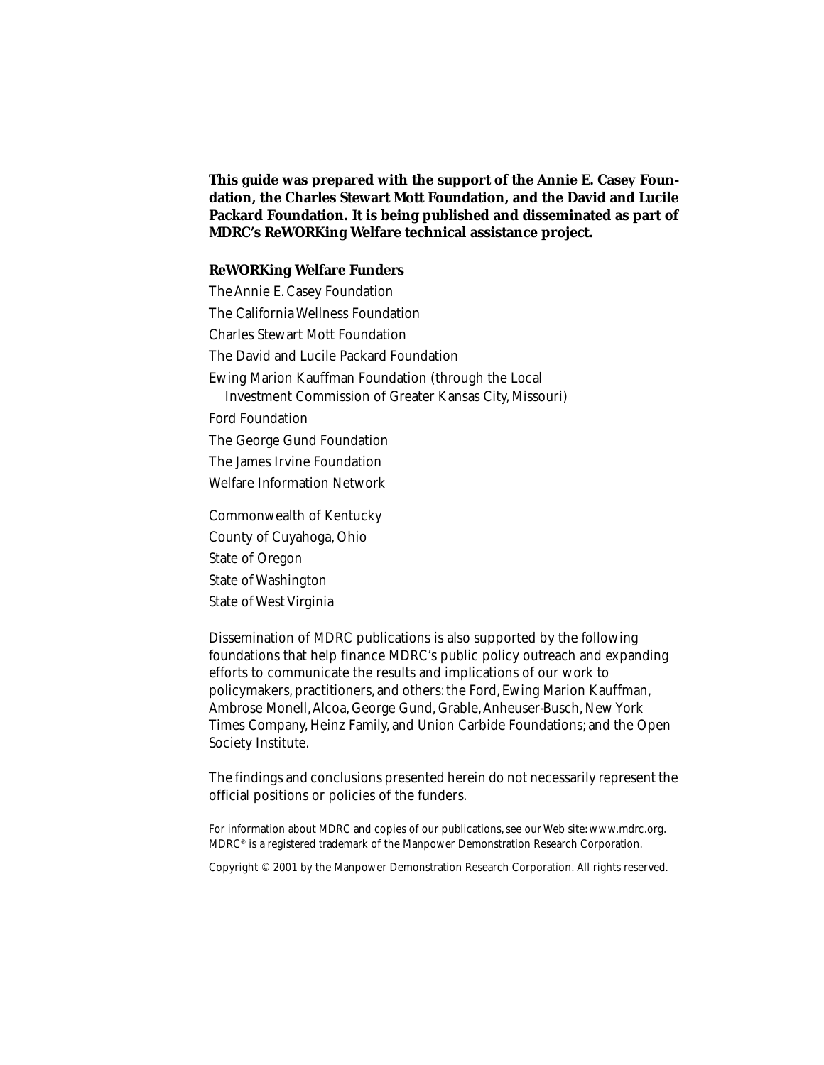**This guide was prepared with the support of the Annie E. Casey Foundation, the Charles Stewart Mott Foundation, and the David and Lucile Packard Foundation. It is being published and disseminated as part of MDRC's ReWORKing Welfare technical assistance project.**

**ReWORKing Welfare Funders**

The Annie E. Casey Foundation
The California Wellness Foundation
Charles Stewart Mott Foundation
The David and Lucile Packard Foundation
Ewing Marion Kauffman Foundation (through the Local Investment Commission of Greater Kansas City, Missouri)
Ford Foundation
The George Gund Foundation
The James Irvine Foundation
Welfare Information Network

Commonwealth of Kentucky
County of Cuyahoga, Ohio
State of Oregon
State of Washington
State of West Virginia

Dissemination of MDRC publications is also supported by the following foundations that help finance MDRC's public policy outreach and expanding efforts to communicate the results and implications of our work to policymakers, practitioners, and others: the Ford, Ewing Marion Kauffman, Ambrose Monell, Alcoa, George Gund, Grable, Anheuser-Busch, New York Times Company, Heinz Family, and Union Carbide Foundations; and the Open Society Institute.

The findings and conclusions presented herein do not necessarily represent the official positions or policies of the funders.

For information about MDRC and copies of our publications, see our Web site: www.mdrc.org.
MDRC® is a registered trademark of the Manpower Demonstration Research Corporation.

Copyright © 2001 by the Manpower Demonstration Research Corporation. All rights reserved.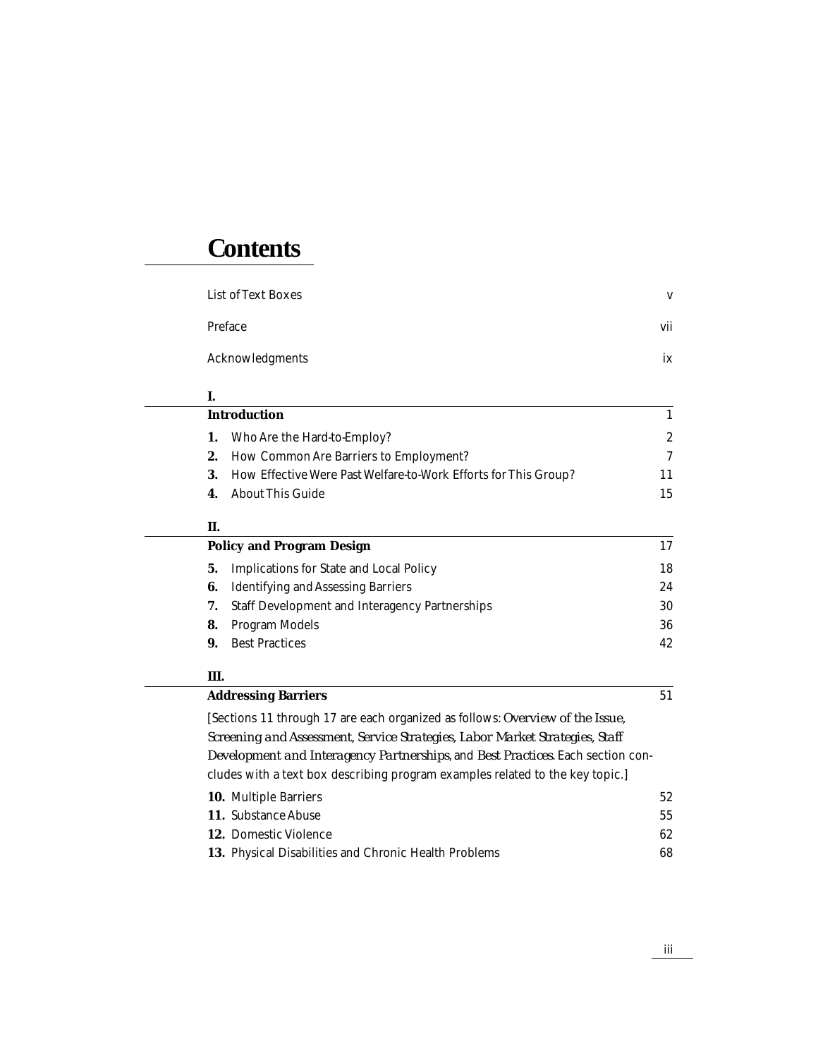# Contents

| | |
|---|---|
| List of Text Boxes | v |
| Preface | vii |
| Acknowledgments | ix |

## I. Introduction — 1

| | | |
|---|---|---|
| **1.** | Who Are the Hard-to-Employ? | 2 |
| **2.** | How Common Are Barriers to Employment? | 7 |
| **3.** | How Effective Were Past Welfare-to-Work Efforts for This Group? | 11 |
| **4.** | About This Guide | 15 |

## II. Policy and Program Design — 17

| | | |
|---|---|---|
| **5.** | Implications for State and Local Policy | 18 |
| **6.** | Identifying and Assessing Barriers | 24 |
| **7.** | Staff Development and Interagency Partnerships | 30 |
| **8.** | Program Models | 36 |
| **9.** | Best Practices | 42 |

## III. Addressing Barriers — 51

[Sections 11 through 17 are each organized as follows: *Overview of the Issue, Screening and Assessment, Service Strategies, Labor Market Strategies, Staff Development and Interagency Partnerships,* and *Best Practices.* Each section concludes with a text box describing program examples related to the key topic.]

| | | |
|---|---|---|
| **10.** | Multiple Barriers | 52 |
| **11.** | Substance Abuse | 55 |
| **12.** | Domestic Violence | 62 |
| **13.** | Physical Disabilities and Chronic Health Problems | 68 |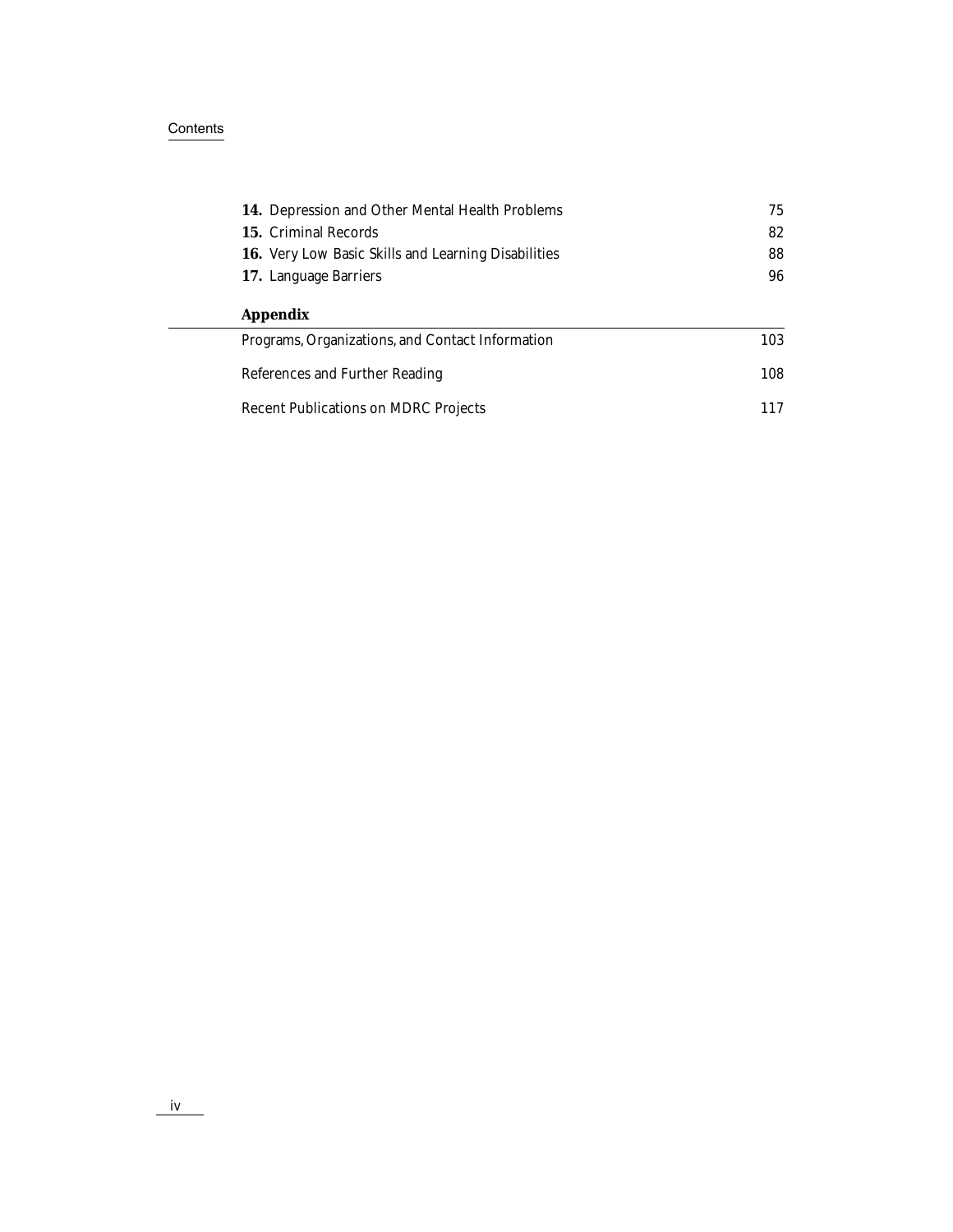**14.** Depression and Other Mental Health Problems 75

**15.** Criminal Records 82

**16.** Very Low Basic Skills and Learning Disabilities 88

**17.** Language Barriers 96

## Appendix

Programs, Organizations, and Contact Information 103

References and Further Reading 108

Recent Publications on MDRC Projects 117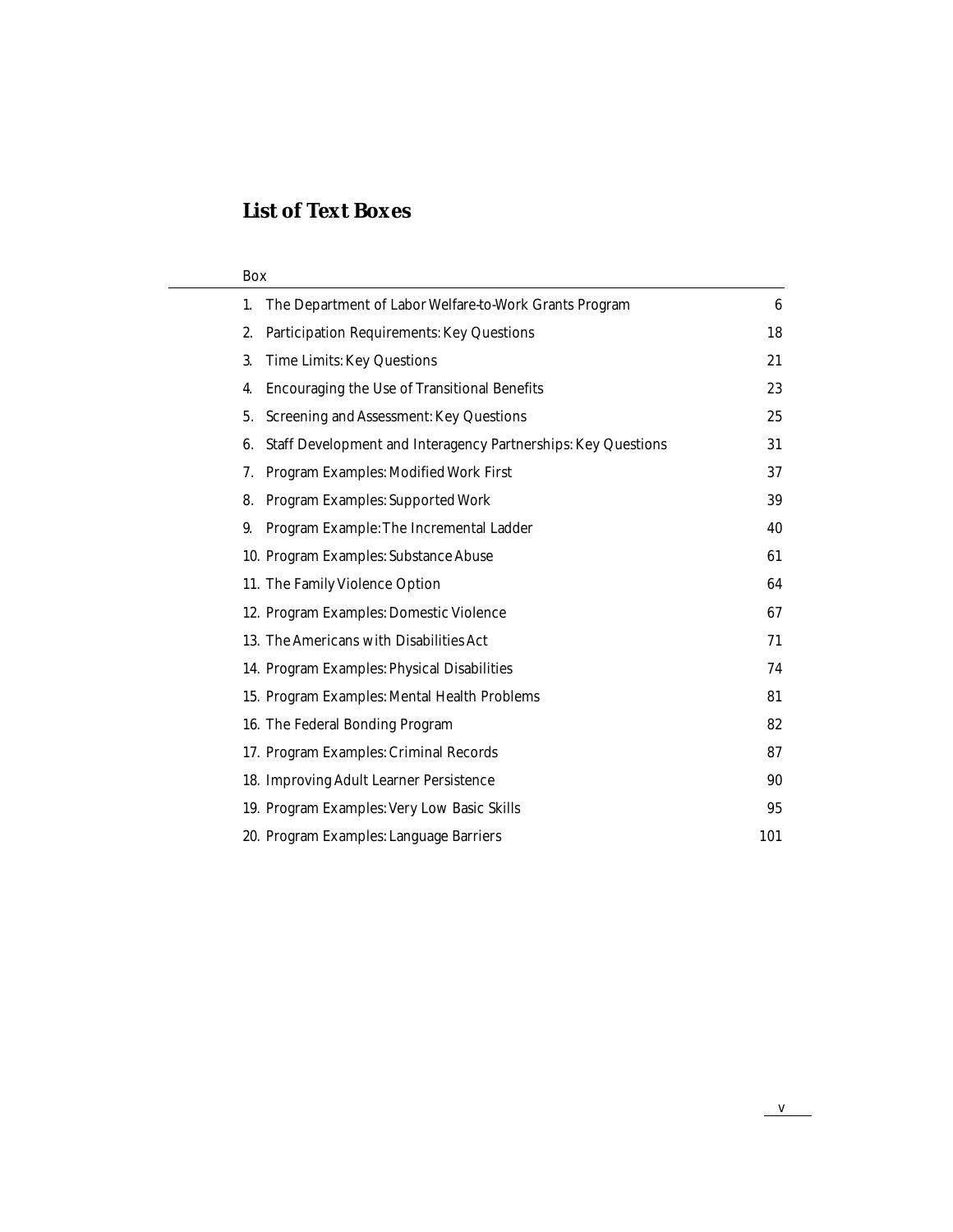# List of Text Boxes

| Box | |
|---|---|
| 1. The Department of Labor Welfare-to-Work Grants Program | 6 |
| 2. Participation Requirements: Key Questions | 18 |
| 3. Time Limits: Key Questions | 21 |
| 4. Encouraging the Use of Transitional Benefits | 23 |
| 5. Screening and Assessment: Key Questions | 25 |
| 6. Staff Development and Interagency Partnerships: Key Questions | 31 |
| 7. Program Examples: Modified Work First | 37 |
| 8. Program Examples: Supported Work | 39 |
| 9. Program Example: The Incremental Ladder | 40 |
| 10. Program Examples: Substance Abuse | 61 |
| 11. The Family Violence Option | 64 |
| 12. Program Examples: Domestic Violence | 67 |
| 13. The Americans with Disabilities Act | 71 |
| 14. Program Examples: Physical Disabilities | 74 |
| 15. Program Examples: Mental Health Problems | 81 |
| 16. The Federal Bonding Program | 82 |
| 17. Program Examples: Criminal Records | 87 |
| 18. Improving Adult Learner Persistence | 90 |
| 19. Program Examples: Very Low Basic Skills | 95 |
| 20. Program Examples: Language Barriers | 101 |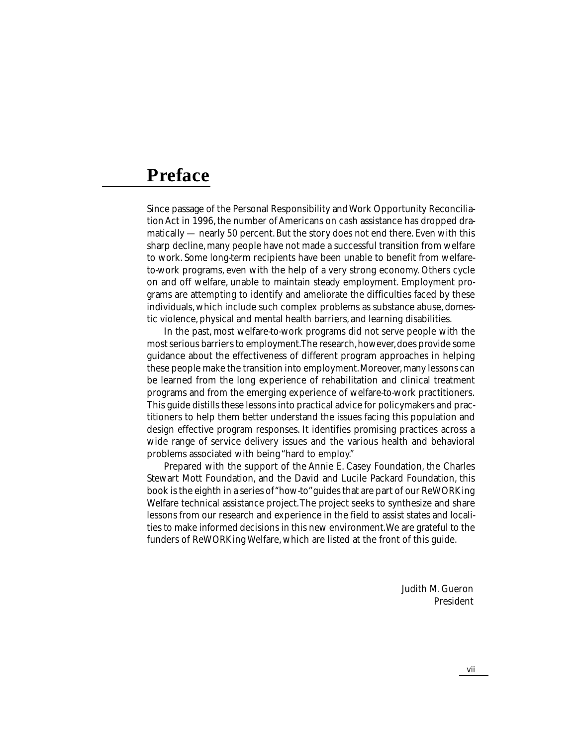# Preface

Since passage of the Personal Responsibility and Work Opportunity Reconciliation Act in 1996, the number of Americans on cash assistance has dropped dramatically — nearly 50 percent. But the story does not end there. Even with this sharp decline, many people have not made a successful transition from welfare to work. Some long-term recipients have been unable to benefit from welfare-to-work programs, even with the help of a very strong economy. Others cycle on and off welfare, unable to maintain steady employment. Employment programs are attempting to identify and ameliorate the difficulties faced by these individuals, which include such complex problems as substance abuse, domestic violence, physical and mental health barriers, and learning disabilities.

In the past, most welfare-to-work programs did not serve people with the most serious barriers to employment. The research, however, does provide some guidance about the effectiveness of different program approaches in helping these people make the transition into employment. Moreover, many lessons can be learned from the long experience of rehabilitation and clinical treatment programs and from the emerging experience of welfare-to-work practitioners. This guide distills these lessons into practical advice for policymakers and practitioners to help them better understand the issues facing this population and design effective program responses. It identifies promising practices across a wide range of service delivery issues and the various health and behavioral problems associated with being "hard to employ."

Prepared with the support of the Annie E. Casey Foundation, the Charles Stewart Mott Foundation, and the David and Lucile Packard Foundation, this book is the eighth in a series of "how-to" guides that are part of our ReWORKing Welfare technical assistance project. The project seeks to synthesize and share lessons from our research and experience in the field to assist states and localities to make informed decisions in this new environment. We are grateful to the funders of ReWORKing Welfare, which are listed at the front of this guide.

Judith M. Gueron
President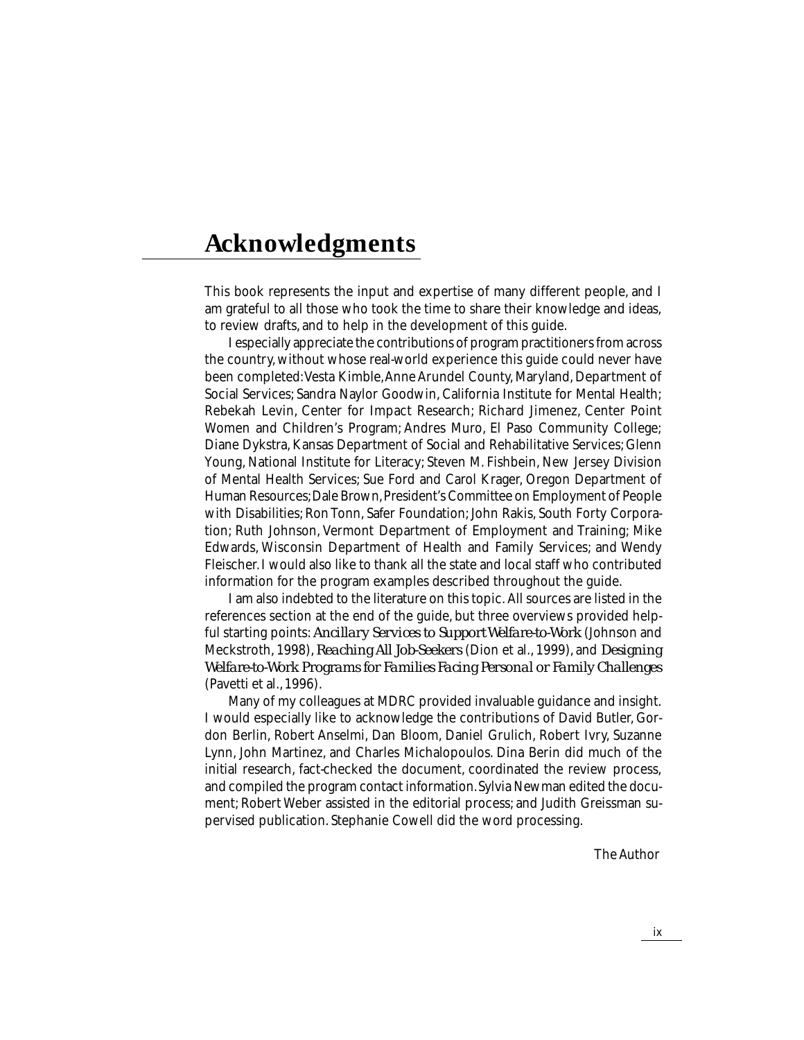# Acknowledgments

This book represents the input and expertise of many different people, and I am grateful to all those who took the time to share their knowledge and ideas, to review drafts, and to help in the development of this guide.

I especially appreciate the contributions of program practitioners from across the country, without whose real-world experience this guide could never have been completed: Vesta Kimble, Anne Arundel County, Maryland, Department of Social Services; Sandra Naylor Goodwin, California Institute for Mental Health; Rebekah Levin, Center for Impact Research; Richard Jimenez, Center Point Women and Children's Program; Andres Muro, El Paso Community College; Diane Dykstra, Kansas Department of Social and Rehabilitative Services; Glenn Young, National Institute for Literacy; Steven M. Fishbein, New Jersey Division of Mental Health Services; Sue Ford and Carol Krager, Oregon Department of Human Resources; Dale Brown, President's Committee on Employment of People with Disabilities; Ron Tonn, Safer Foundation; John Rakis, South Forty Corporation; Ruth Johnson, Vermont Department of Employment and Training; Mike Edwards, Wisconsin Department of Health and Family Services; and Wendy Fleischer. I would also like to thank all the state and local staff who contributed information for the program examples described throughout the guide.

I am also indebted to the literature on this topic. All sources are listed in the references section at the end of the guide, but three overviews provided helpful starting points: *Ancillary Services to Support Welfare-to-Work* (Johnson and Meckstroth, 1998), *Reaching All Job-Seekers* (Dion et al., 1999), and *Designing Welfare-to-Work Programs for Families Facing Personal or Family Challenges* (Pavetti et al., 1996).

Many of my colleagues at MDRC provided invaluable guidance and insight. I would especially like to acknowledge the contributions of David Butler, Gordon Berlin, Robert Anselmi, Dan Bloom, Daniel Grulich, Robert Ivry, Suzanne Lynn, John Martinez, and Charles Michalopoulos. Dina Berin did much of the initial research, fact-checked the document, coordinated the review process, and compiled the program contact information. Sylvia Newman edited the document; Robert Weber assisted in the editorial process; and Judith Greissman supervised publication. Stephanie Cowell did the word processing.

*The Author*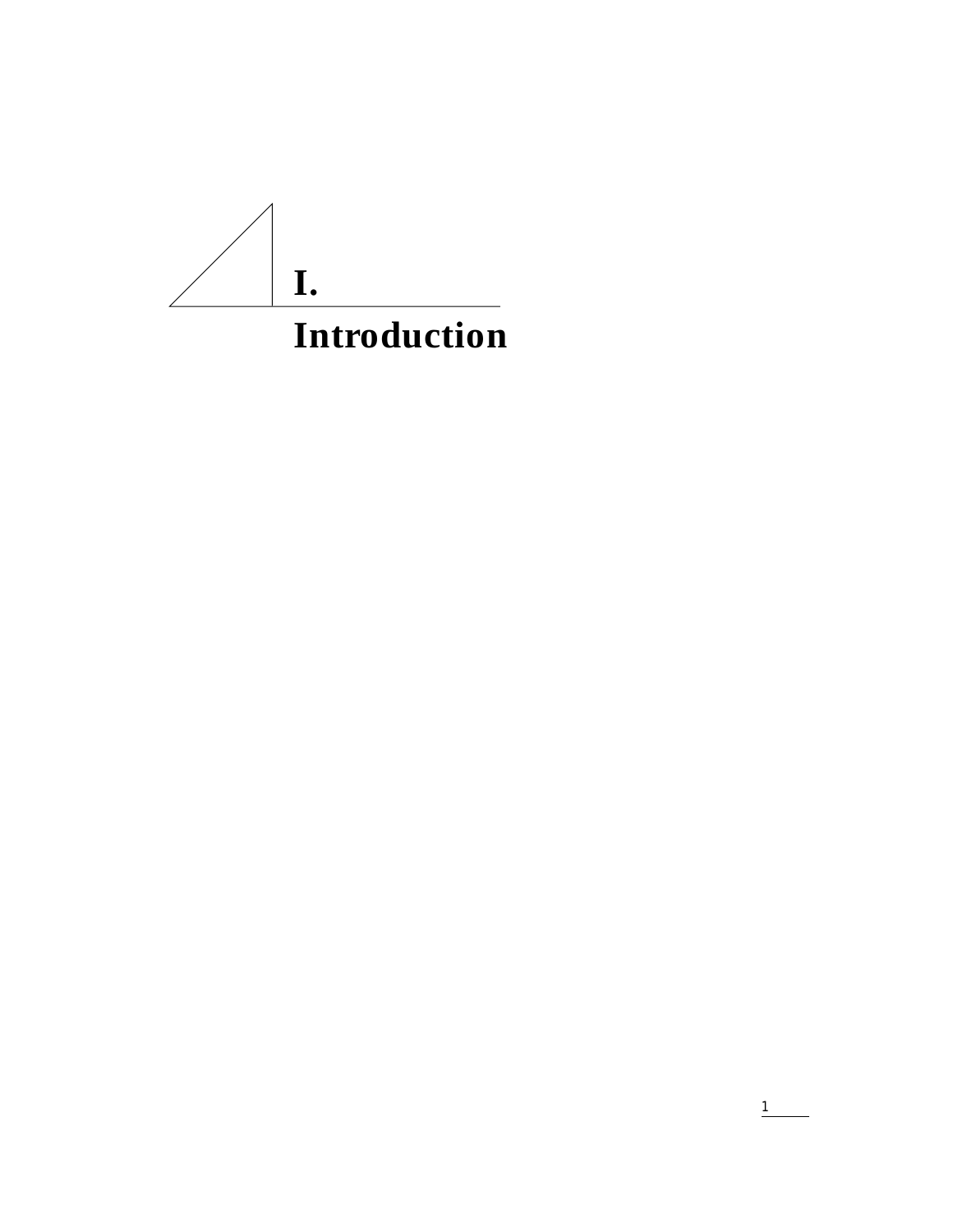# I. Introduction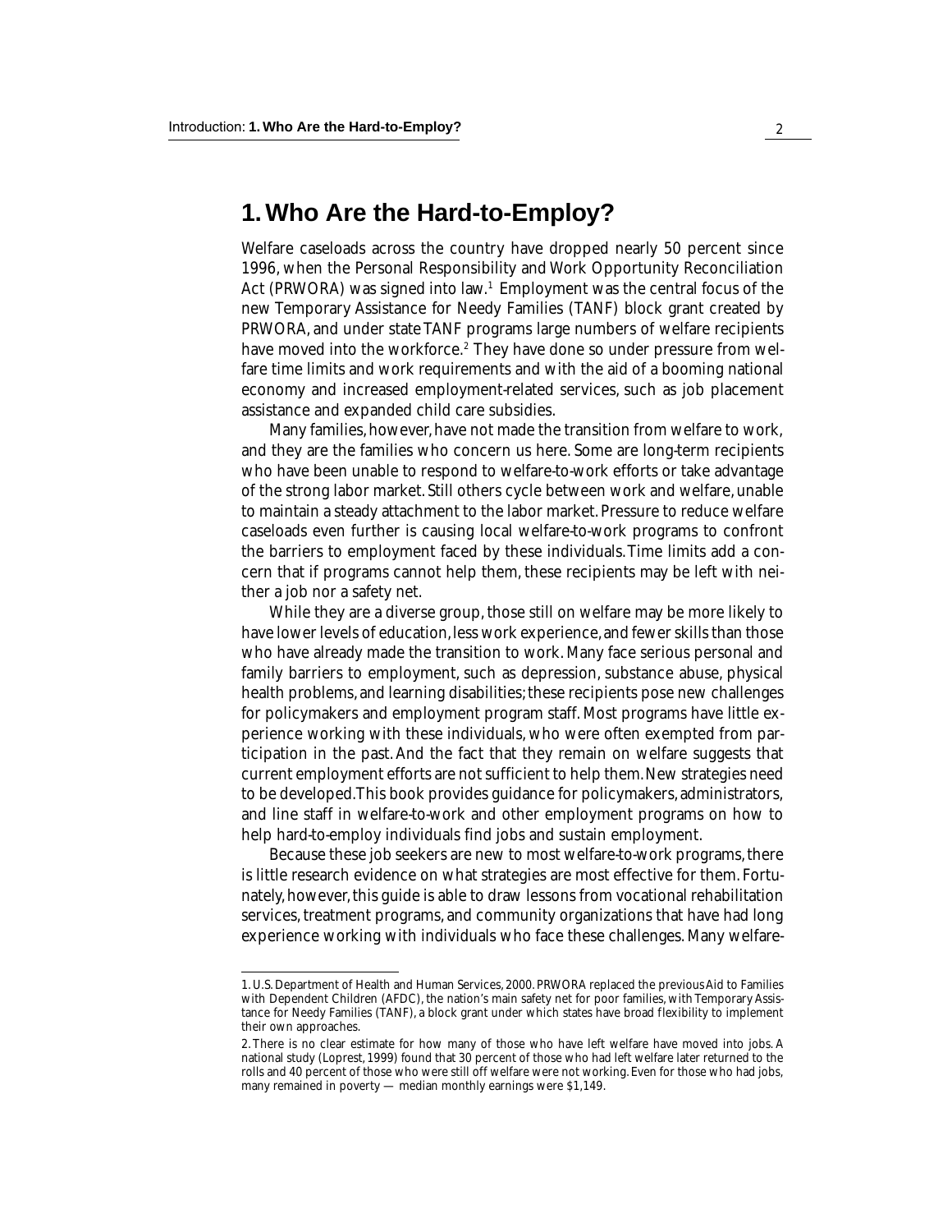# 1. Who Are the Hard-to-Employ?

Welfare caseloads across the country have dropped nearly 50 percent since 1996, when the Personal Responsibility and Work Opportunity Reconciliation Act (PRWORA) was signed into law.[1] Employment was the central focus of the new Temporary Assistance for Needy Families (TANF) block grant created by PRWORA, and under state TANF programs large numbers of welfare recipients have moved into the workforce.[2] They have done so under pressure from welfare time limits and work requirements and with the aid of a booming national economy and increased employment-related services, such as job placement assistance and expanded child care subsidies.

Many families, however, have not made the transition from welfare to work, and they are the families who concern us here. Some are long-term recipients who have been unable to respond to welfare-to-work efforts or take advantage of the strong labor market. Still others cycle between work and welfare, unable to maintain a steady attachment to the labor market. Pressure to reduce welfare caseloads even further is causing local welfare-to-work programs to confront the barriers to employment faced by these individuals. Time limits add a concern that if programs cannot help them, these recipients may be left with neither a job nor a safety net.

While they are a diverse group, those still on welfare may be more likely to have lower levels of education, less work experience, and fewer skills than those who have already made the transition to work. Many face serious personal and family barriers to employment, such as depression, substance abuse, physical health problems, and learning disabilities; these recipients pose new challenges for policymakers and employment program staff. Most programs have little experience working with these individuals, who were often exempted from participation in the past. And the fact that they remain on welfare suggests that current employment efforts are not sufficient to help them. New strategies need to be developed. This book provides guidance for policymakers, administrators, and line staff in welfare-to-work and other employment programs on how to help hard-to-employ individuals find jobs and sustain employment.

Because these job seekers are new to most welfare-to-work programs, there is little research evidence on what strategies are most effective for them. Fortunately, however, this guide is able to draw lessons from vocational rehabilitation services, treatment programs, and community organizations that have had long experience working with individuals who face these challenges. Many welfare-

1. U.S. Department of Health and Human Services, 2000. PRWORA replaced the previous Aid to Families with Dependent Children (AFDC), the nation's main safety net for poor families, with Temporary Assistance for Needy Families (TANF), a block grant under which states have broad flexibility to implement their own approaches.

2. There is no clear estimate for how many of those who have left welfare have moved into jobs. A national study (Loprest, 1999) found that 30 percent of those who had left welfare later returned to the rolls and 40 percent of those who were still off welfare were not working. Even for those who had jobs, many remained in poverty — median monthly earnings were $1,149.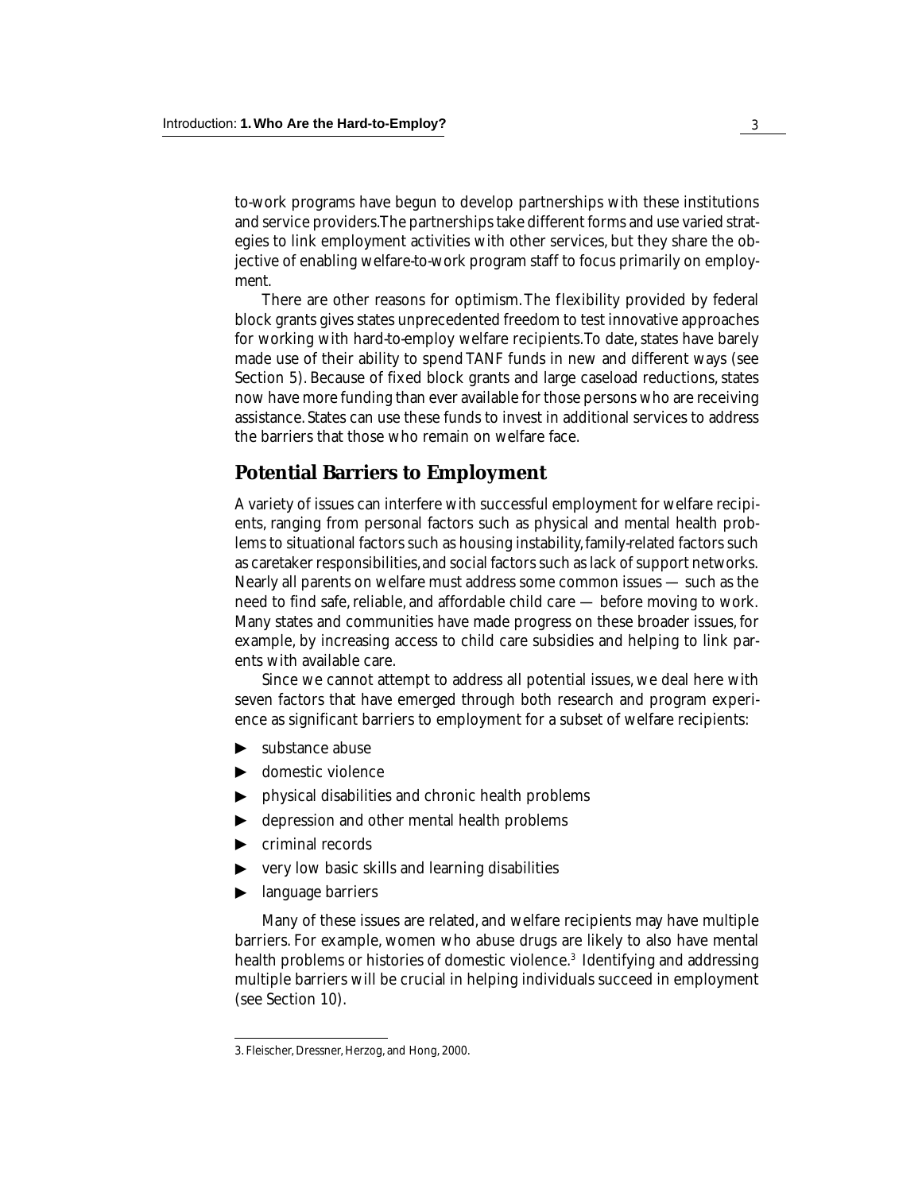to-work programs have begun to develop partnerships with these institutions and service providers. The partnerships take different forms and use varied strategies to link employment activities with other services, but they share the objective of enabling welfare-to-work program staff to focus primarily on employment.

There are other reasons for optimism. The flexibility provided by federal block grants gives states unprecedented freedom to test innovative approaches for working with hard-to-employ welfare recipients. To date, states have barely made use of their ability to spend TANF funds in new and different ways (see Section 5). Because of fixed block grants and large caseload reductions, states now have more funding than ever available for those persons who are receiving assistance. States can use these funds to invest in additional services to address the barriers that those who remain on welfare face.

## Potential Barriers to Employment

A variety of issues can interfere with successful employment for welfare recipients, ranging from personal factors such as physical and mental health problems to situational factors such as housing instability, family-related factors such as caretaker responsibilities, and social factors such as lack of support networks. Nearly all parents on welfare must address some common issues — such as the need to find safe, reliable, and affordable child care — before moving to work. Many states and communities have made progress on these broader issues, for example, by increasing access to child care subsidies and helping to link parents with available care.

Since we cannot attempt to address all potential issues, we deal here with seven factors that have emerged through both research and program experience as significant barriers to employment for a subset of welfare recipients:

- substance abuse
- domestic violence
- physical disabilities and chronic health problems
- depression and other mental health problems
- criminal records
- very low basic skills and learning disabilities
- language barriers

Many of these issues are related, and welfare recipients may have multiple barriers. For example, women who abuse drugs are likely to also have mental health problems or histories of domestic violence.[3] Identifying and addressing multiple barriers will be crucial in helping individuals succeed in employment (see Section 10).

3. Fleischer, Dressner, Herzog, and Hong, 2000.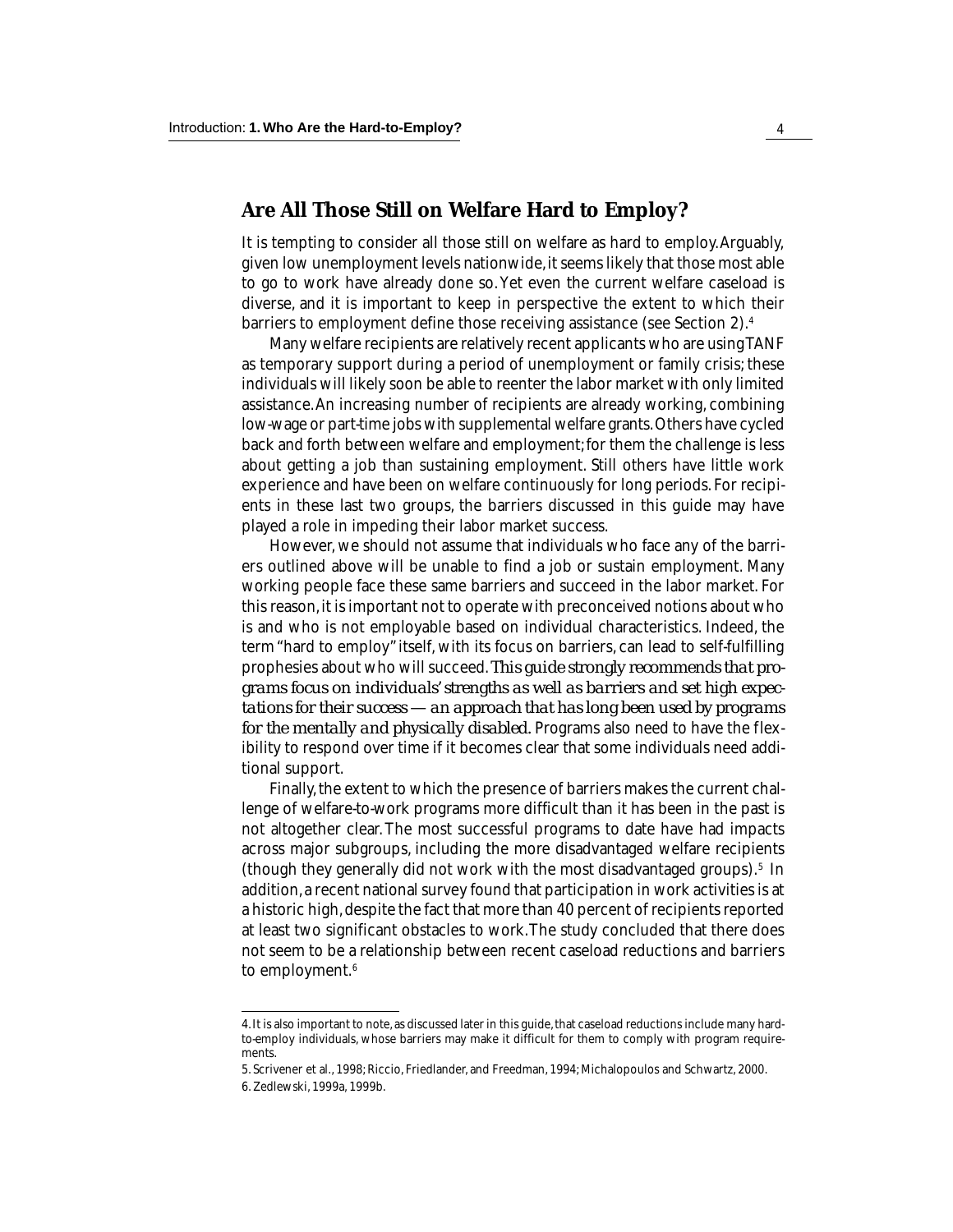## Are All Those Still on Welfare Hard to Employ?

It is tempting to consider all those still on welfare as hard to employ. Arguably, given low unemployment levels nationwide, it seems likely that those most able to go to work have already done so. Yet even the current welfare caseload is diverse, and it is important to keep in perspective the extent to which their barriers to employment define those receiving assistance (see Section 2).[4]

Many welfare recipients are relatively recent applicants who are using TANF as temporary support during a period of unemployment or family crisis; these individuals will likely soon be able to reenter the labor market with only limited assistance. An increasing number of recipients are already working, combining low-wage or part-time jobs with supplemental welfare grants. Others have cycled back and forth between welfare and employment; for them the challenge is less about getting a job than sustaining employment. Still others have little work experience and have been on welfare continuously for long periods. For recipients in these last two groups, the barriers discussed in this guide may have played a role in impeding their labor market success.

However, we should not assume that individuals who face any of the barriers outlined above will be unable to find a job or sustain employment. Many working people face these same barriers and succeed in the labor market. For this reason, it is important not to operate with preconceived notions about who is and who is not employable based on individual characteristics. Indeed, the term "hard to employ" itself, with its focus on barriers, can lead to self-fulfilling prophesies about who will succeed. *This guide strongly recommends that programs focus on individuals' strengths as well as barriers and set high expectations for their success — an approach that has long been used by programs for the mentally and physically disabled.* Programs also need to have the flexibility to respond over time if it becomes clear that some individuals need additional support.

Finally, the extent to which the presence of barriers makes the current challenge of welfare-to-work programs more difficult than it has been in the past is not altogether clear. The most successful programs to date have had impacts across major subgroups, including the more disadvantaged welfare recipients (though they generally did not work with the most disadvantaged groups).[5] In addition, a recent national survey found that participation in work activities is at a historic high, despite the fact that more than 40 percent of recipients reported at least two significant obstacles to work. The study concluded that there does not seem to be a relationship between recent caseload reductions and barriers to employment.[6]

---

4. It is also important to note, as discussed later in this guide, that caseload reductions include many hard-to-employ individuals, whose barriers may make it difficult for them to comply with program requirements.

5. Scrivener et al., 1998; Riccio, Friedlander, and Freedman, 1994; Michalopoulos and Schwartz, 2000.

6. Zedlewski, 1999a, 1999b.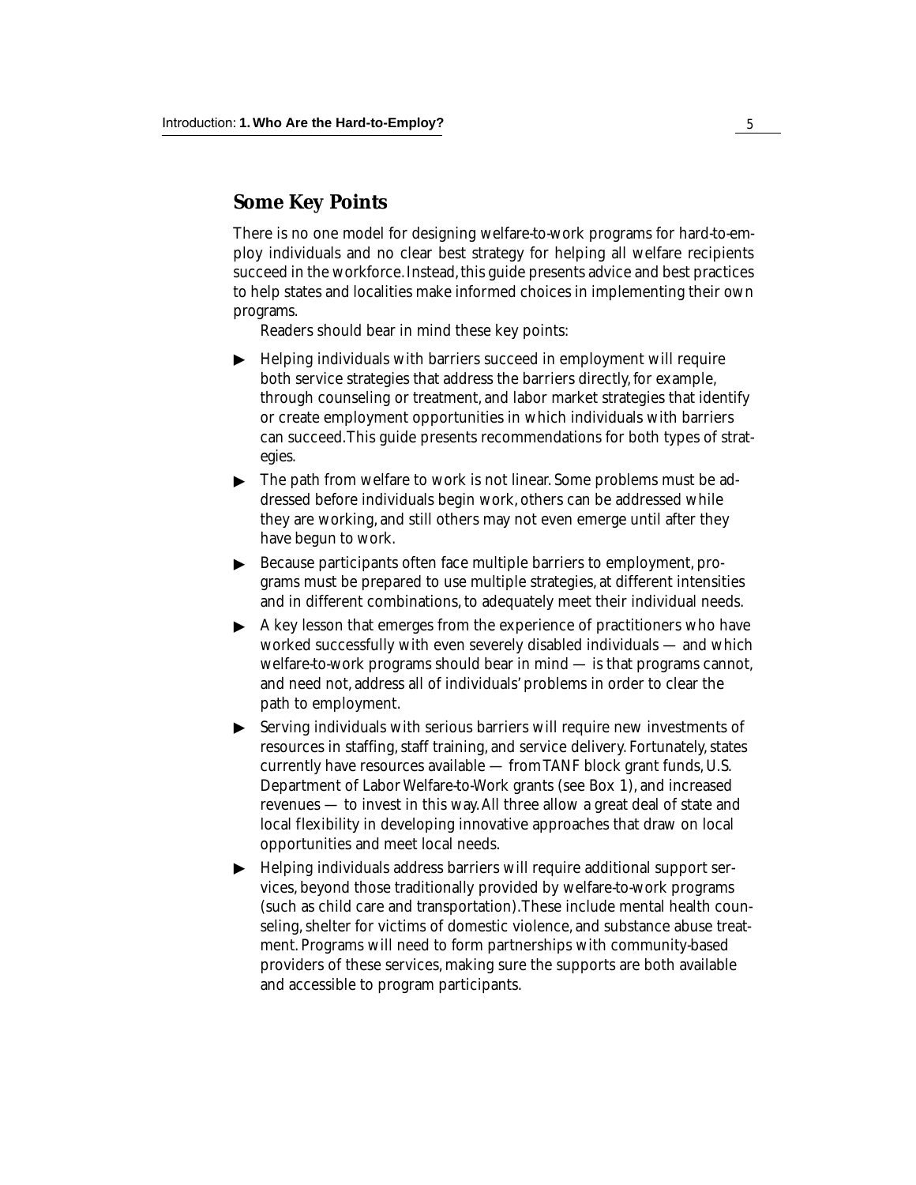## Some Key Points

There is no one model for designing welfare-to-work programs for hard-to-employ individuals and no clear best strategy for helping all welfare recipients succeed in the workforce. Instead, this guide presents advice and best practices to help states and localities make informed choices in implementing their own programs.

Readers should bear in mind these key points:

- Helping individuals with barriers succeed in employment will require both service strategies that address the barriers directly, for example, through counseling or treatment, and labor market strategies that identify or create employment opportunities in which individuals with barriers can succeed. This guide presents recommendations for both types of strategies.
- The path from welfare to work is not linear. Some problems must be addressed before individuals begin work, others can be addressed while they are working, and still others may not even emerge until after they have begun to work.
- Because participants often face multiple barriers to employment, programs must be prepared to use multiple strategies, at different intensities and in different combinations, to adequately meet their individual needs.
- A key lesson that emerges from the experience of practitioners who have worked successfully with even severely disabled individuals — and which welfare-to-work programs should bear in mind — is that programs cannot, and need not, address all of individuals' problems in order to clear the path to employment.
- Serving individuals with serious barriers will require new investments of resources in staffing, staff training, and service delivery. Fortunately, states currently have resources available — from TANF block grant funds, U.S. Department of Labor Welfare-to-Work grants (see Box 1), and increased revenues — to invest in this way. All three allow a great deal of state and local flexibility in developing innovative approaches that draw on local opportunities and meet local needs.
- Helping individuals address barriers will require additional support services, beyond those traditionally provided by welfare-to-work programs (such as child care and transportation). These include mental health counseling, shelter for victims of domestic violence, and substance abuse treatment. Programs will need to form partnerships with community-based providers of these services, making sure the supports are both available and accessible to program participants.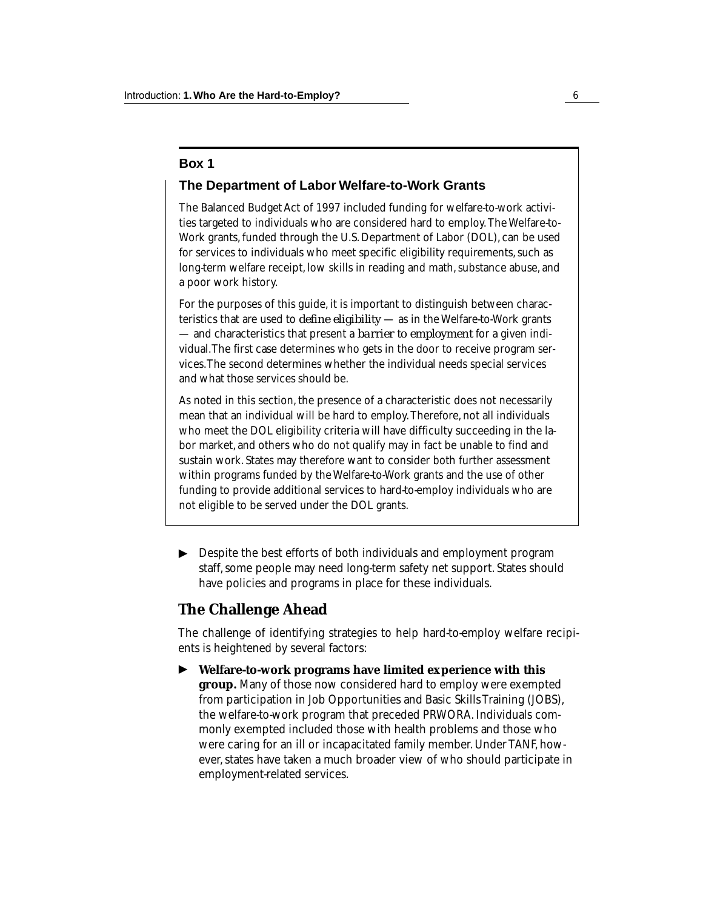**Box 1**

### The Department of Labor Welfare-to-Work Grants

The Balanced Budget Act of 1997 included funding for welfare-to-work activities targeted to individuals who are considered hard to employ. The Welfare-to-Work grants, funded through the U.S. Department of Labor (DOL), can be used for services to individuals who meet specific eligibility requirements, such as long-term welfare receipt, low skills in reading and math, substance abuse, and a poor work history.

For the purposes of this guide, it is important to distinguish between characteristics that are used to *define eligibility* — as in the Welfare-to-Work grants — and characteristics that present a *barrier to employment* for a given individual. The first case determines who gets in the door to receive program services. The second determines whether the individual needs special services and what those services should be.

As noted in this section, the presence of a characteristic does not necessarily mean that an individual will be hard to employ. Therefore, not all individuals who meet the DOL eligibility criteria will have difficulty succeeding in the labor market, and others who do not qualify may in fact be unable to find and sustain work. States may therefore want to consider both further assessment within programs funded by the Welfare-to-Work grants and the use of other funding to provide additional services to hard-to-employ individuals who are not eligible to be served under the DOL grants.

- Despite the best efforts of both individuals and employment program staff, some people may need long-term safety net support. States should have policies and programs in place for these individuals.

## The Challenge Ahead

The challenge of identifying strategies to help hard-to-employ welfare recipients is heightened by several factors:

- **Welfare-to-work programs have limited experience with this group.** Many of those now considered hard to employ were exempted from participation in Job Opportunities and Basic Skills Training (JOBS), the welfare-to-work program that preceded PRWORA. Individuals commonly exempted included those with health problems and those who were caring for an ill or incapacitated family member. Under TANF, however, states have taken a much broader view of who should participate in employment-related services.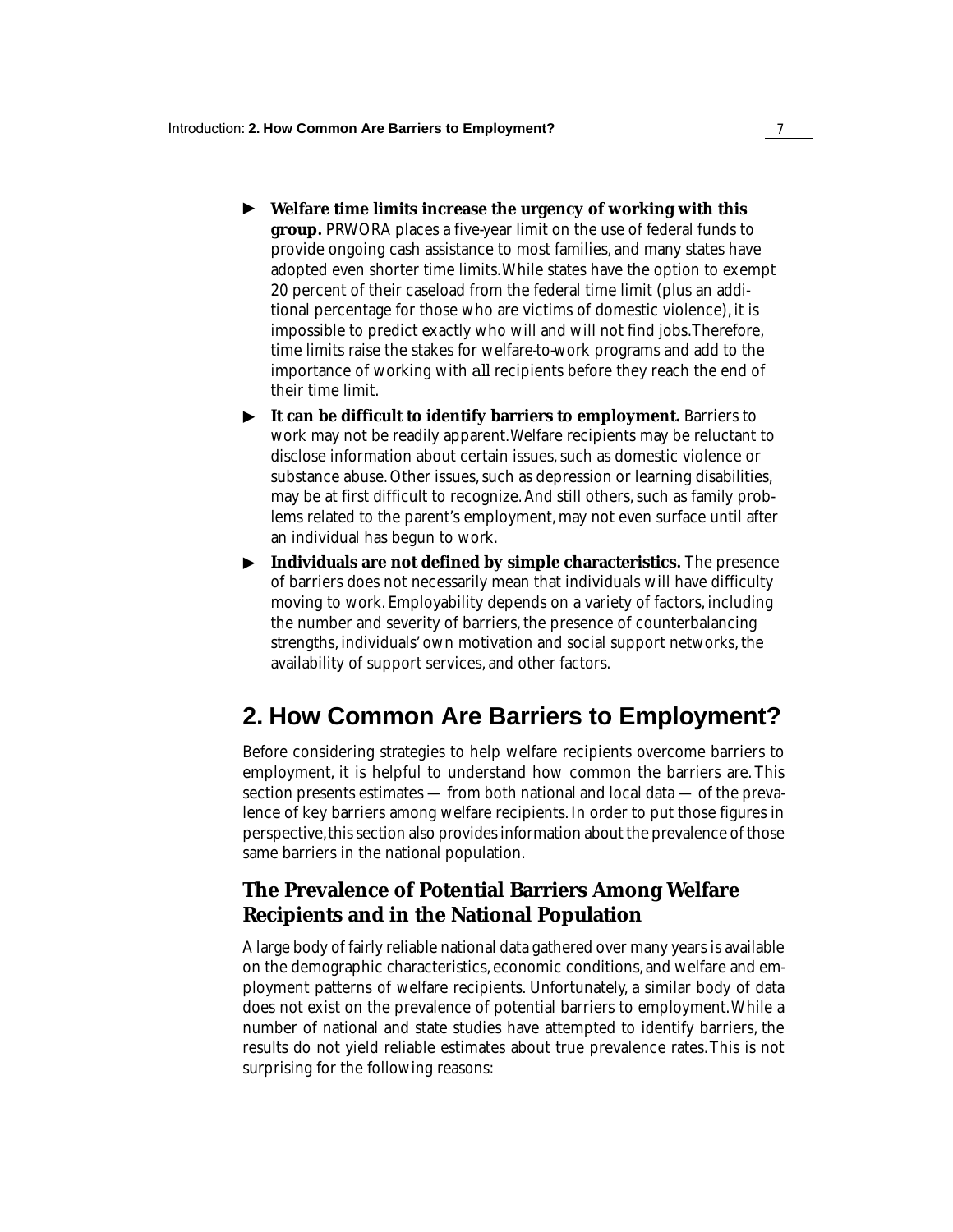- **Welfare time limits increase the urgency of working with this group.** PRWORA places a five-year limit on the use of federal funds to provide ongoing cash assistance to most families, and many states have adopted even shorter time limits. While states have the option to exempt 20 percent of their caseload from the federal time limit (plus an additional percentage for those who are victims of domestic violence), it is impossible to predict exactly who will and will not find jobs. Therefore, time limits raise the stakes for welfare-to-work programs and add to the importance of working with *all* recipients before they reach the end of their time limit.
- **It can be difficult to identify barriers to employment.** Barriers to work may not be readily apparent. Welfare recipients may be reluctant to disclose information about certain issues, such as domestic violence or substance abuse. Other issues, such as depression or learning disabilities, may be at first difficult to recognize. And still others, such as family problems related to the parent's employment, may not even surface until after an individual has begun to work.
- **Individuals are not defined by simple characteristics.** The presence of barriers does not necessarily mean that individuals will have difficulty moving to work. Employability depends on a variety of factors, including the number and severity of barriers, the presence of counterbalancing strengths, individuals' own motivation and social support networks, the availability of support services, and other factors.

## 2. How Common Are Barriers to Employment?

Before considering strategies to help welfare recipients overcome barriers to employment, it is helpful to understand how common the barriers are. This section presents estimates — from both national and local data — of the prevalence of key barriers among welfare recipients. In order to put those figures in perspective, this section also provides information about the prevalence of those same barriers in the national population.

### The Prevalence of Potential Barriers Among Welfare Recipients and in the National Population

A large body of fairly reliable national data gathered over many years is available on the demographic characteristics, economic conditions, and welfare and employment patterns of welfare recipients. Unfortunately, a similar body of data does not exist on the prevalence of potential barriers to employment. While a number of national and state studies have attempted to identify barriers, the results do not yield reliable estimates about true prevalence rates. This is not surprising for the following reasons: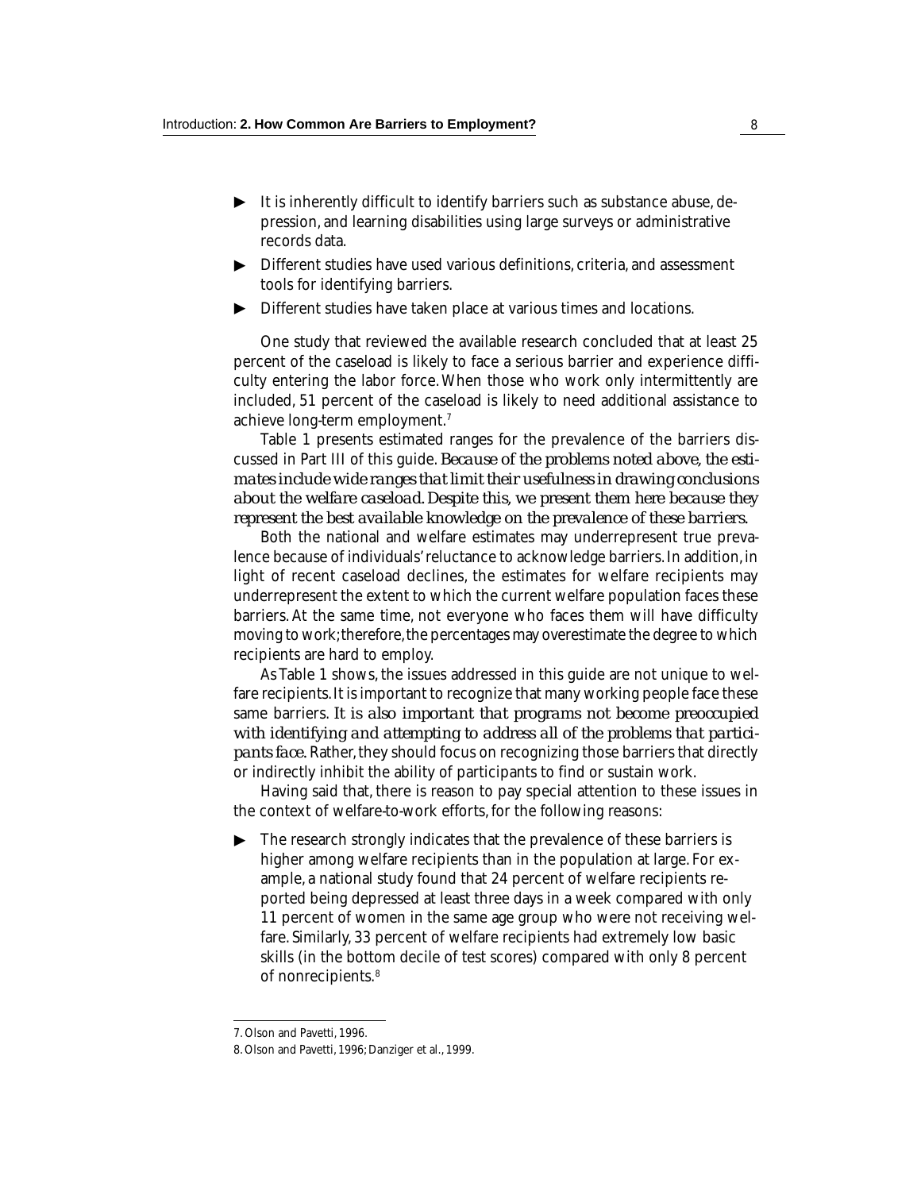- It is inherently difficult to identify barriers such as substance abuse, depression, and learning disabilities using large surveys or administrative records data.
- Different studies have used various definitions, criteria, and assessment tools for identifying barriers.
- Different studies have taken place at various times and locations.

One study that reviewed the available research concluded that at least 25 percent of the caseload is likely to face a serious barrier and experience difficulty entering the labor force. When those who work only intermittently are included, 51 percent of the caseload is likely to need additional assistance to achieve long-term employment.[7]

Table 1 presents estimated ranges for the prevalence of the barriers discussed in Part III of this guide. *Because of the problems noted above, the estimates include wide ranges that limit their usefulness in drawing conclusions about the welfare caseload. Despite this, we present them here because they represent the best available knowledge on the prevalence of these barriers.*

Both the national and welfare estimates may underrepresent true prevalence because of individuals' reluctance to acknowledge barriers. In addition, in light of recent caseload declines, the estimates for welfare recipients may underrepresent the extent to which the current welfare population faces these barriers. At the same time, not everyone who faces them will have difficulty moving to work; therefore, the percentages may overestimate the degree to which recipients are hard to employ.

As Table 1 shows, the issues addressed in this guide are not unique to welfare recipients. It is important to recognize that many working people face these same barriers. *It is also important that programs not become preoccupied with identifying and attempting to address all of the problems that participants face.* Rather, they should focus on recognizing those barriers that directly or indirectly inhibit the ability of participants to find or sustain work.

Having said that, there is reason to pay special attention to these issues in the context of welfare-to-work efforts, for the following reasons:

- The research strongly indicates that the prevalence of these barriers is higher among welfare recipients than in the population at large. For example, a national study found that 24 percent of welfare recipients reported being depressed at least three days in a week compared with only 11 percent of women in the same age group who were not receiving welfare. Similarly, 33 percent of welfare recipients had extremely low basic skills (in the bottom decile of test scores) compared with only 8 percent of nonrecipients.[8]

---

7. Olson and Pavetti, 1996.

8. Olson and Pavetti, 1996; Danziger et al., 1999.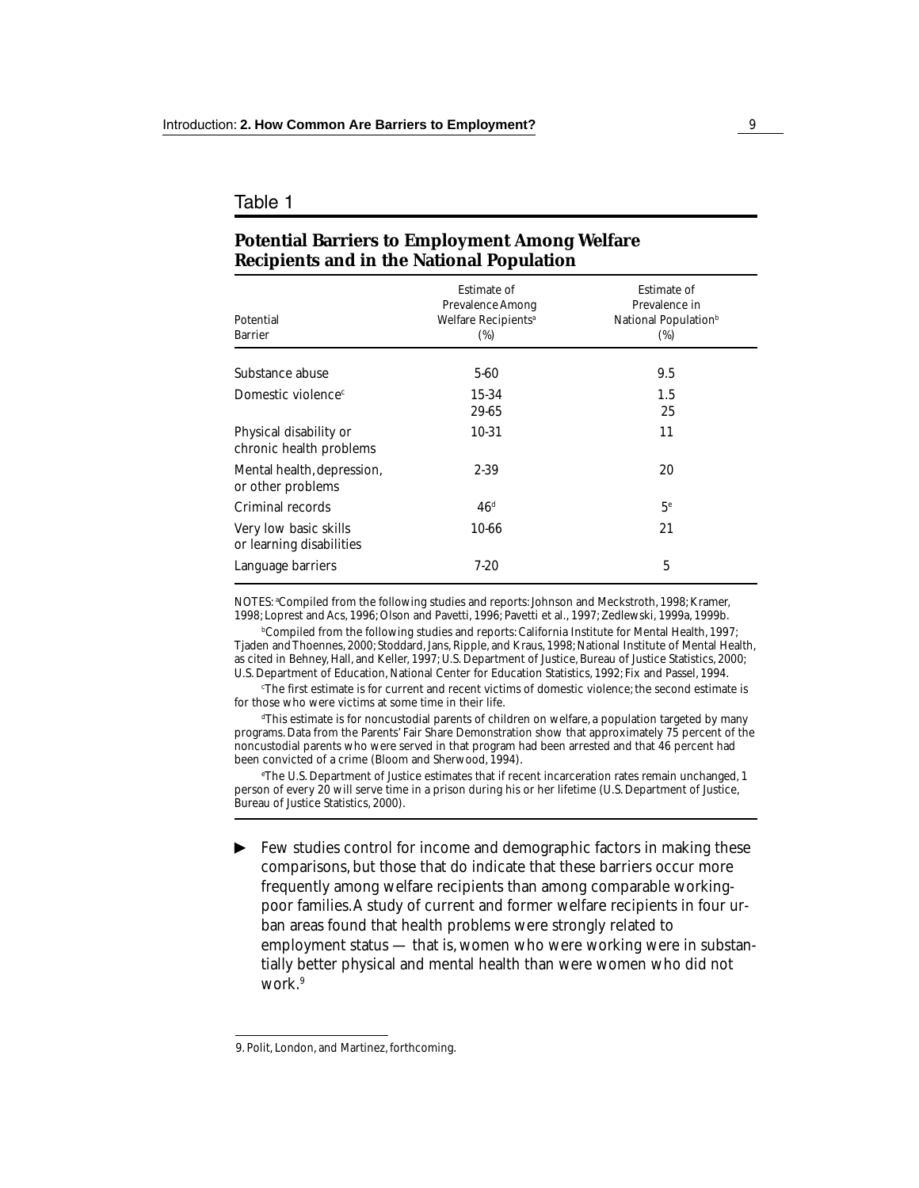Table 1

**Potential Barriers to Employment Among Welfare Recipients and in the National Population**

| Potential Barrier | Estimate of Prevalence Among Welfare Recipients[a] (%) | Estimate of Prevalence in National Population[b] (%) |
|---|---|---|
| Substance abuse | 5-60 | 9.5 |
| Domestic violence[c] | 15-34 | 1.5 |
| | 29-65 | 25 |
| Physical disability or chronic health problems | 10-31 | 11 |
| Mental health, depression, or other problems | 2-39 | 20 |
| Criminal records | 46[d] | 5[e] |
| Very low basic skills or learning disabilities | 10-66 | 21 |
| Language barriers | 7-20 | 5 |

NOTES: [a]Compiled from the following studies and reports: Johnson and Meckstroth, 1998; Kramer, 1998; Loprest and Acs, 1996; Olson and Pavetti, 1996; Pavetti et al., 1997; Zedlewski, 1999a, 1999b.

[b]Compiled from the following studies and reports: California Institute for Mental Health, 1997; Tjaden and Thoennes, 2000; Stoddard, Jans, Ripple, and Kraus, 1998; National Institute of Mental Health, as cited in Behney, Hall, and Keller, 1997; U.S. Department of Justice, Bureau of Justice Statistics, 2000; U.S. Department of Education, National Center for Education Statistics, 1992; Fix and Passel, 1994.

[c]The first estimate is for current and recent victims of domestic violence; the second estimate is for those who were victims at some time in their life.

[d]This estimate is for noncustodial parents of children on welfare, a population targeted by many programs. Data from the Parents' Fair Share Demonstration show that approximately 75 percent of the noncustodial parents who were served in that program had been arrested and that 46 percent had been convicted of a crime (Bloom and Sherwood, 1994).

[e]The U.S. Department of Justice estimates that if recent incarceration rates remain unchanged, 1 person of every 20 will serve time in a prison during his or her lifetime (U.S. Department of Justice, Bureau of Justice Statistics, 2000).

- Few studies control for income and demographic factors in making these comparisons, but those that do indicate that these barriers occur more frequently among welfare recipients than among comparable working-poor families. A study of current and former welfare recipients in four urban areas found that health problems were strongly related to employment status — that is, women who were working were in substantially better physical and mental health than were women who did not work.[9]

9. Polit, London, and Martinez, forthcoming.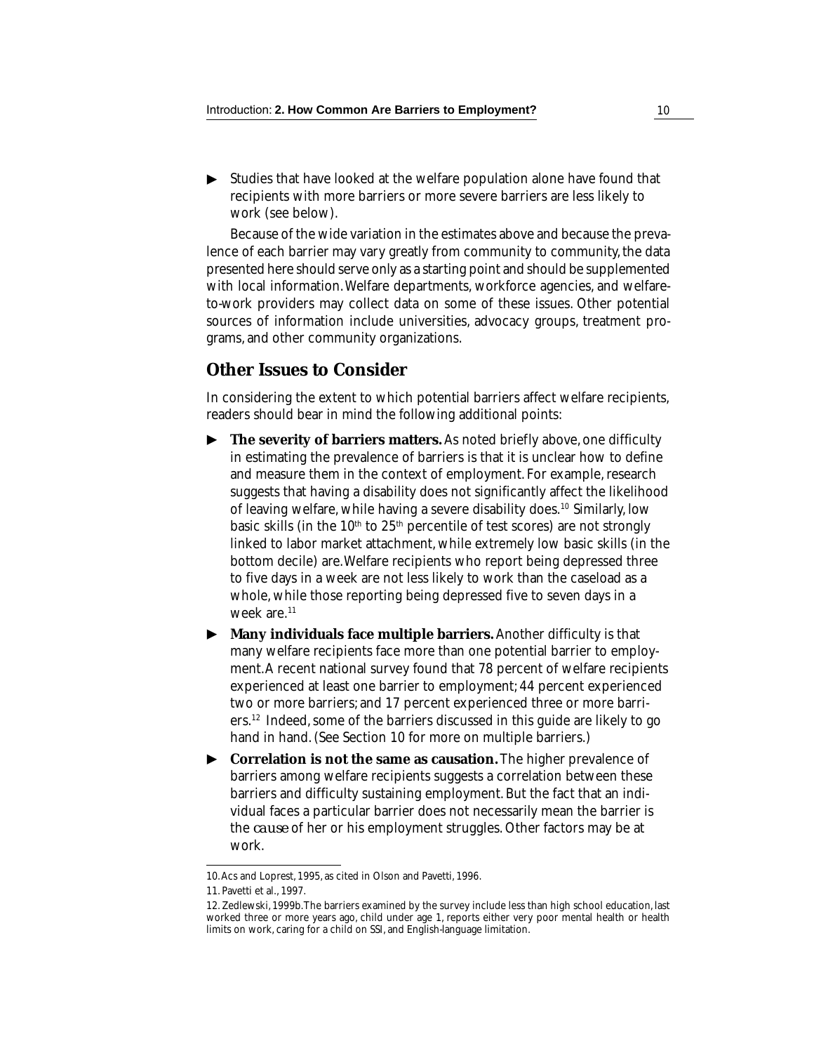- Studies that have looked at the welfare population alone have found that recipients with more barriers or more severe barriers are less likely to work (see below).

Because of the wide variation in the estimates above and because the prevalence of each barrier may vary greatly from community to community, the data presented here should serve only as a starting point and should be supplemented with local information. Welfare departments, workforce agencies, and welfare-to-work providers may collect data on some of these issues. Other potential sources of information include universities, advocacy groups, treatment programs, and other community organizations.

## Other Issues to Consider

In considering the extent to which potential barriers affect welfare recipients, readers should bear in mind the following additional points:

- **The severity of barriers matters.** As noted briefly above, one difficulty in estimating the prevalence of barriers is that it is unclear how to define and measure them in the context of employment. For example, research suggests that having a disability does not significantly affect the likelihood of leaving welfare, while having a severe disability does.[10] Similarly, low basic skills (in the 10th to 25th percentile of test scores) are not strongly linked to labor market attachment, while extremely low basic skills (in the bottom decile) are. Welfare recipients who report being depressed three to five days in a week are not less likely to work than the caseload as a whole, while those reporting being depressed five to seven days in a week are.[11]
- **Many individuals face multiple barriers.** Another difficulty is that many welfare recipients face more than one potential barrier to employment. A recent national survey found that 78 percent of welfare recipients experienced at least one barrier to employment; 44 percent experienced two or more barriers; and 17 percent experienced three or more barriers.[12] Indeed, some of the barriers discussed in this guide are likely to go hand in hand. (See Section 10 for more on multiple barriers.)
- **Correlation is not the same as causation.** The higher prevalence of barriers among welfare recipients suggests a correlation between these barriers and difficulty sustaining employment. But the fact that an individual faces a particular barrier does not necessarily mean the barrier is the *cause* of her or his employment struggles. Other factors may be at work.

---

10. Acs and Loprest, 1995, as cited in Olson and Pavetti, 1996.

11. Pavetti et al., 1997.

12. Zedlewski, 1999b. The barriers examined by the survey include less than high school education, last worked three or more years ago, child under age 1, reports either very poor mental health or health limits on work, caring for a child on SSI, and English-language limitation.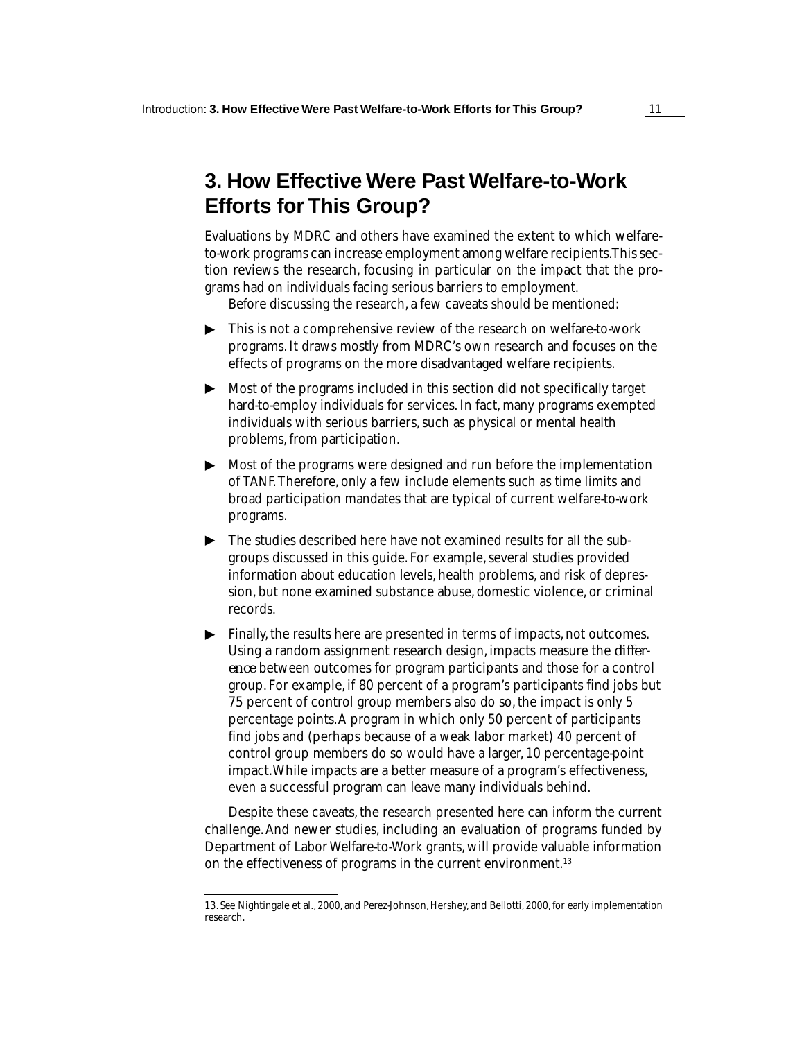## 3. How Effective Were Past Welfare-to-Work Efforts for This Group?

Evaluations by MDRC and others have examined the extent to which welfare-to-work programs can increase employment among welfare recipients. This section reviews the research, focusing in particular on the impact that the programs had on individuals facing serious barriers to employment.

Before discussing the research, a few caveats should be mentioned:

- This is not a comprehensive review of the research on welfare-to-work programs. It draws mostly from MDRC's own research and focuses on the effects of programs on the more disadvantaged welfare recipients.
- Most of the programs included in this section did not specifically target hard-to-employ individuals for services. In fact, many programs exempted individuals with serious barriers, such as physical or mental health problems, from participation.
- Most of the programs were designed and run before the implementation of TANF. Therefore, only a few include elements such as time limits and broad participation mandates that are typical of current welfare-to-work programs.
- The studies described here have not examined results for all the subgroups discussed in this guide. For example, several studies provided information about education levels, health problems, and risk of depression, but none examined substance abuse, domestic violence, or criminal records.
- Finally, the results here are presented in terms of impacts, not outcomes. Using a random assignment research design, impacts measure the *difference* between outcomes for program participants and those for a control group. For example, if 80 percent of a program's participants find jobs but 75 percent of control group members also do so, the impact is only 5 percentage points. A program in which only 50 percent of participants find jobs and (perhaps because of a weak labor market) 40 percent of control group members do so would have a larger, 10 percentage-point impact. While impacts are a better measure of a program's effectiveness, even a successful program can leave many individuals behind.

Despite these caveats, the research presented here can inform the current challenge. And newer studies, including an evaluation of programs funded by Department of Labor Welfare-to-Work grants, will provide valuable information on the effectiveness of programs in the current environment.[13]

---

13. See Nightingale et al., 2000, and Perez-Johnson, Hershey, and Bellotti, 2000, for early implementation research.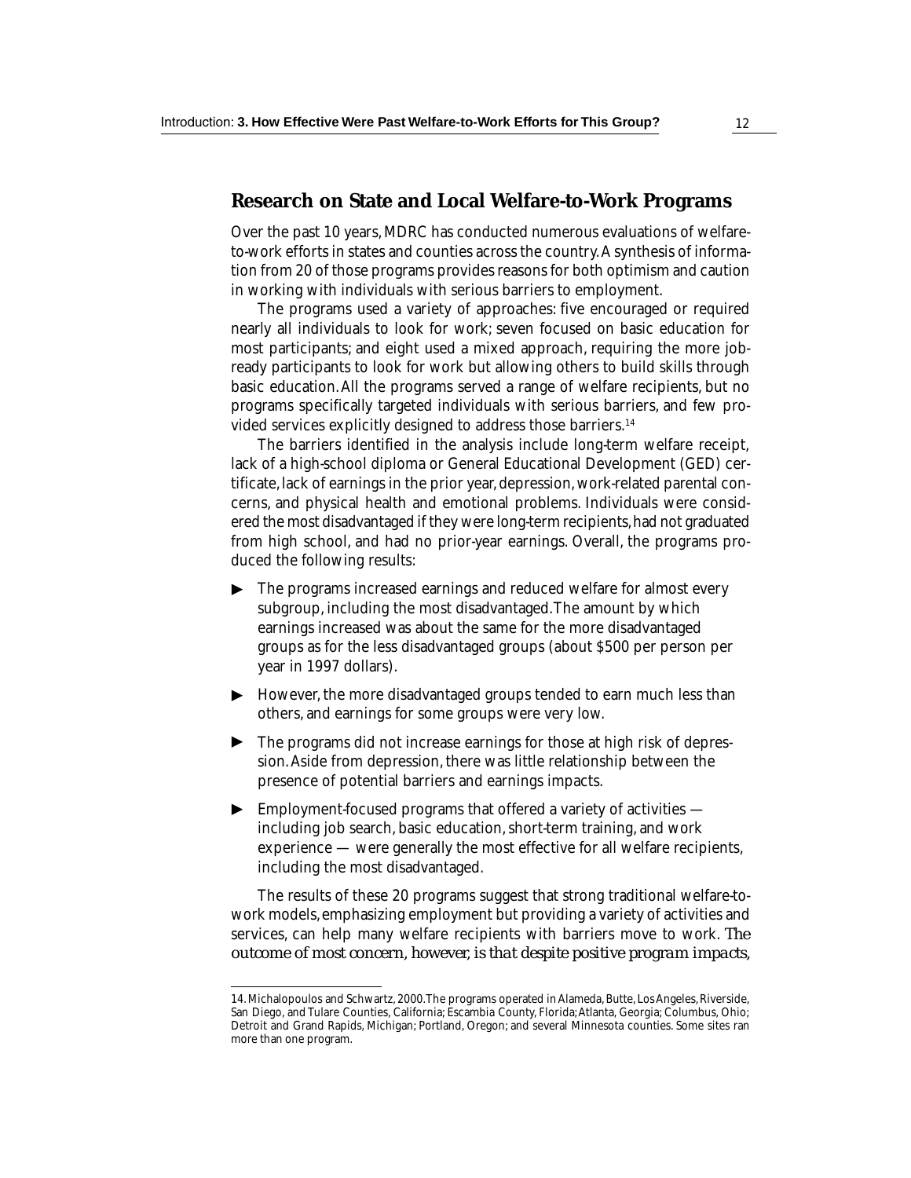## Research on State and Local Welfare-to-Work Programs

Over the past 10 years, MDRC has conducted numerous evaluations of welfare-to-work efforts in states and counties across the country. A synthesis of information from 20 of those programs provides reasons for both optimism and caution in working with individuals with serious barriers to employment.

The programs used a variety of approaches: five encouraged or required nearly all individuals to look for work; seven focused on basic education for most participants; and eight used a mixed approach, requiring the more job-ready participants to look for work but allowing others to build skills through basic education. All the programs served a range of welfare recipients, but no programs specifically targeted individuals with serious barriers, and few provided services explicitly designed to address those barriers.[14]

The barriers identified in the analysis include long-term welfare receipt, lack of a high-school diploma or General Educational Development (GED) certificate, lack of earnings in the prior year, depression, work-related parental concerns, and physical health and emotional problems. Individuals were considered the most disadvantaged if they were long-term recipients, had not graduated from high school, and had no prior-year earnings. Overall, the programs produced the following results:

- The programs increased earnings and reduced welfare for almost every subgroup, including the most disadvantaged. The amount by which earnings increased was about the same for the more disadvantaged groups as for the less disadvantaged groups (about $500 per person per year in 1997 dollars).
- However, the more disadvantaged groups tended to earn much less than others, and earnings for some groups were very low.
- The programs did not increase earnings for those at high risk of depression. Aside from depression, there was little relationship between the presence of potential barriers and earnings impacts.
- Employment-focused programs that offered a variety of activities — including job search, basic education, short-term training, and work experience — were generally the most effective for all welfare recipients, including the most disadvantaged.

The results of these 20 programs suggest that strong traditional welfare-to-work models, emphasizing employment but providing a variety of activities and services, can help many welfare recipients with barriers move to work. *The outcome of most concern, however, is that despite positive program impacts,*

---

14. Michalopoulos and Schwartz, 2000. The programs operated in Alameda, Butte, Los Angeles, Riverside, San Diego, and Tulare Counties, California; Escambia County, Florida; Atlanta, Georgia; Columbus, Ohio; Detroit and Grand Rapids, Michigan; Portland, Oregon; and several Minnesota counties. Some sites ran more than one program.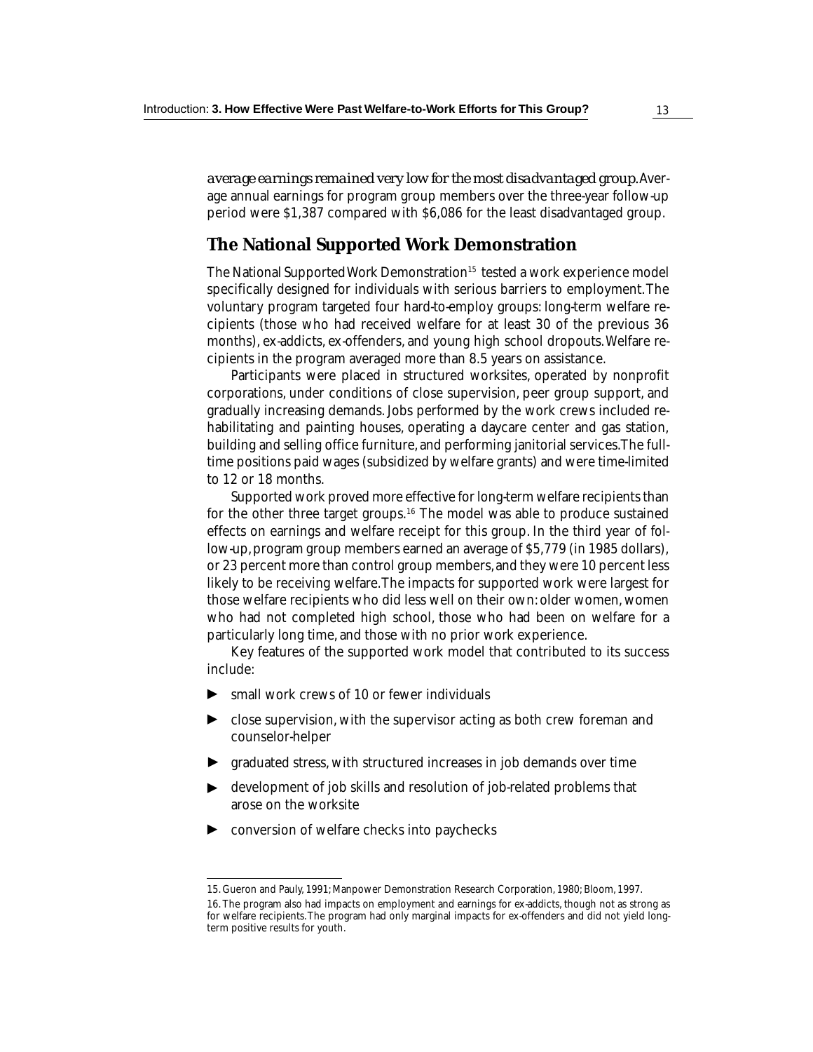*average earnings remained very low for the most disadvantaged group.* Average annual earnings for program group members over the three-year follow-up period were $1,387 compared with $6,086 for the least disadvantaged group.

## The National Supported Work Demonstration

The National Supported Work Demonstration[15] tested a work experience model specifically designed for individuals with serious barriers to employment. The voluntary program targeted four hard-to-employ groups: long-term welfare recipients (those who had received welfare for at least 30 of the previous 36 months), ex-addicts, ex-offenders, and young high school dropouts. Welfare recipients in the program averaged more than 8.5 years on assistance.

Participants were placed in structured worksites, operated by nonprofit corporations, under conditions of close supervision, peer group support, and gradually increasing demands. Jobs performed by the work crews included rehabilitating and painting houses, operating a daycare center and gas station, building and selling office furniture, and performing janitorial services. The full-time positions paid wages (subsidized by welfare grants) and were time-limited to 12 or 18 months.

Supported work proved more effective for long-term welfare recipients than for the other three target groups.[16] The model was able to produce sustained effects on earnings and welfare receipt for this group. In the third year of follow-up, program group members earned an average of $5,779 (in 1985 dollars), or 23 percent more than control group members, and they were 10 percent less likely to be receiving welfare. The impacts for supported work were largest for those welfare recipients who did less well on their own: older women, women who had not completed high school, those who had been on welfare for a particularly long time, and those with no prior work experience.

Key features of the supported work model that contributed to its success include:

- small work crews of 10 or fewer individuals
- close supervision, with the supervisor acting as both crew foreman and counselor-helper
- graduated stress, with structured increases in job demands over time
- development of job skills and resolution of job-related problems that arose on the worksite
- conversion of welfare checks into paychecks

---

15. Gueron and Pauly, 1991; Manpower Demonstration Research Corporation, 1980; Bloom, 1997.

16. The program also had impacts on employment and earnings for ex-addicts, though not as strong as for welfare recipients. The program had only marginal impacts for ex-offenders and did not yield long-term positive results for youth.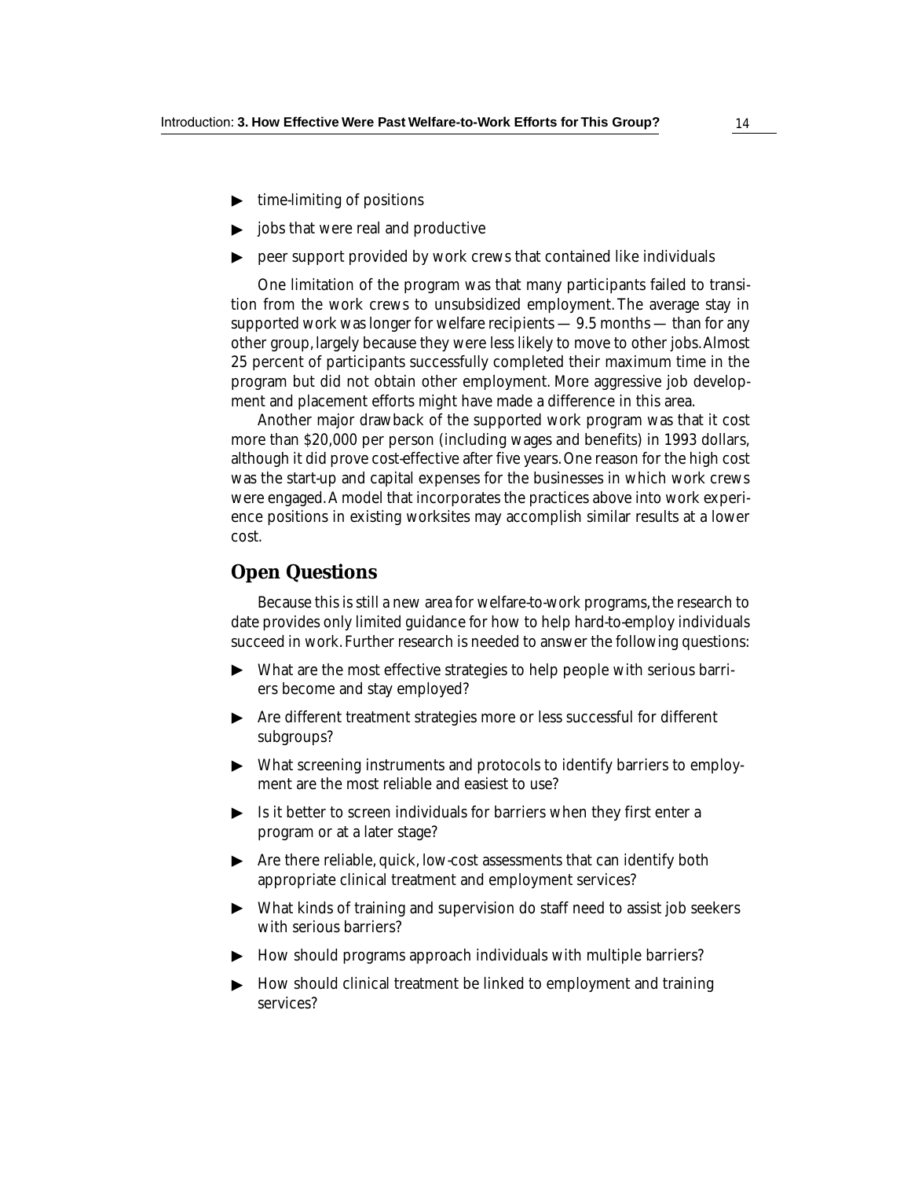- time-limiting of positions
- jobs that were real and productive
- peer support provided by work crews that contained like individuals

One limitation of the program was that many participants failed to transition from the work crews to unsubsidized employment. The average stay in supported work was longer for welfare recipients — 9.5 months — than for any other group, largely because they were less likely to move to other jobs. Almost 25 percent of participants successfully completed their maximum time in the program but did not obtain other employment. More aggressive job development and placement efforts might have made a difference in this area.

Another major drawback of the supported work program was that it cost more than $20,000 per person (including wages and benefits) in 1993 dollars, although it did prove cost-effective after five years. One reason for the high cost was the start-up and capital expenses for the businesses in which work crews were engaged. A model that incorporates the practices above into work experience positions in existing worksites may accomplish similar results at a lower cost.

## Open Questions

Because this is still a new area for welfare-to-work programs, the research to date provides only limited guidance for how to help hard-to-employ individuals succeed in work. Further research is needed to answer the following questions:

- What are the most effective strategies to help people with serious barriers become and stay employed?
- Are different treatment strategies more or less successful for different subgroups?
- What screening instruments and protocols to identify barriers to employment are the most reliable and easiest to use?
- Is it better to screen individuals for barriers when they first enter a program or at a later stage?
- Are there reliable, quick, low-cost assessments that can identify both appropriate clinical treatment and employment services?
- What kinds of training and supervision do staff need to assist job seekers with serious barriers?
- How should programs approach individuals with multiple barriers?
- How should clinical treatment be linked to employment and training services?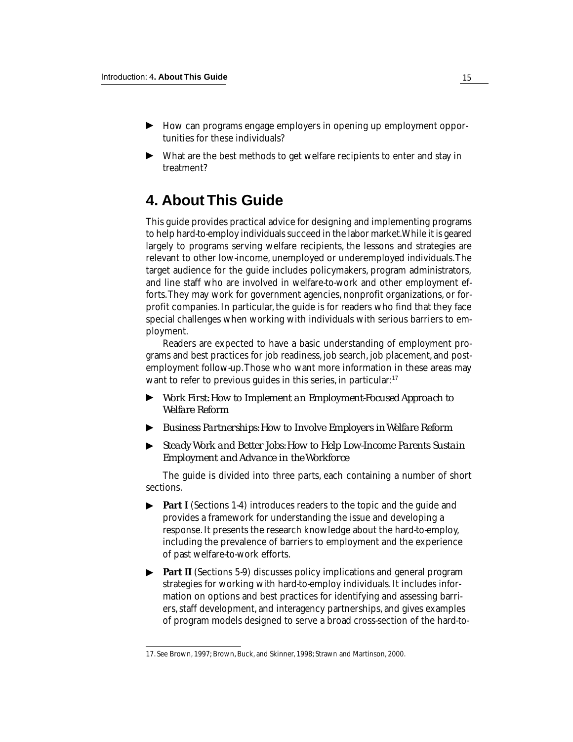- How can programs engage employers in opening up employment opportunities for these individuals?
- What are the best methods to get welfare recipients to enter and stay in treatment?

## 4. About This Guide

This guide provides practical advice for designing and implementing programs to help hard-to-employ individuals succeed in the labor market. While it is geared largely to programs serving welfare recipients, the lessons and strategies are relevant to other low-income, unemployed or underemployed individuals. The target audience for the guide includes policymakers, program administrators, and line staff who are involved in welfare-to-work and other employment efforts. They may work for government agencies, nonprofit organizations, or for-profit companies. In particular, the guide is for readers who find that they face special challenges when working with individuals with serious barriers to employment.

Readers are expected to have a basic understanding of employment programs and best practices for job readiness, job search, job placement, and post-employment follow-up. Those who want more information in these areas may want to refer to previous guides in this series, in particular:[17]

- *Work First: How to Implement an Employment-Focused Approach to Welfare Reform*
- *Business Partnerships: How to Involve Employers in Welfare Reform*
- *Steady Work and Better Jobs: How to Help Low-Income Parents Sustain Employment and Advance in the Workforce*

The guide is divided into three parts, each containing a number of short sections.

- **Part I** (Sections 1-4) introduces readers to the topic and the guide and provides a framework for understanding the issue and developing a response. It presents the research knowledge about the hard-to-employ, including the prevalence of barriers to employment and the experience of past welfare-to-work efforts.
- **Part II** (Sections 5-9) discusses policy implications and general program strategies for working with hard-to-employ individuals. It includes information on options and best practices for identifying and assessing barriers, staff development, and interagency partnerships, and gives examples of program models designed to serve a broad cross-section of the hard-to-

17. See Brown, 1997; Brown, Buck, and Skinner, 1998; Strawn and Martinson, 2000.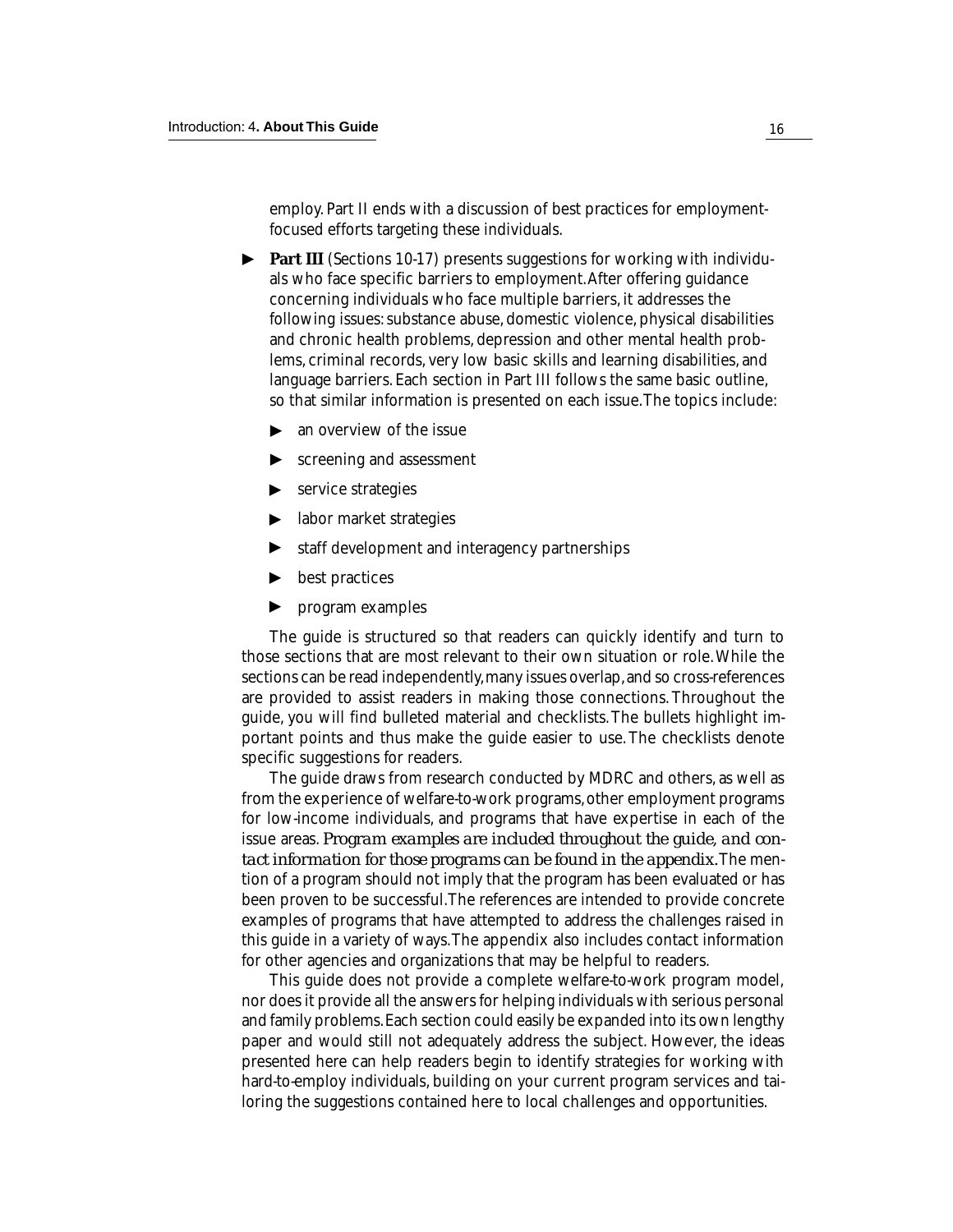employ. Part II ends with a discussion of best practices for employment-focused efforts targeting these individuals.

- **Part III** (Sections 10-17) presents suggestions for working with individuals who face specific barriers to employment. After offering guidance concerning individuals who face multiple barriers, it addresses the following issues: substance abuse, domestic violence, physical disabilities and chronic health problems, depression and other mental health problems, criminal records, very low basic skills and learning disabilities, and language barriers. Each section in Part III follows the same basic outline, so that similar information is presented on each issue. The topics include:
  - an overview of the issue
  - screening and assessment
  - service strategies
  - labor market strategies
  - staff development and interagency partnerships
  - best practices
  - program examples

The guide is structured so that readers can quickly identify and turn to those sections that are most relevant to their own situation or role. While the sections can be read independently, many issues overlap, and so cross-references are provided to assist readers in making those connections. Throughout the guide, you will find bulleted material and checklists. The bullets highlight important points and thus make the guide easier to use. The checklists denote specific suggestions for readers.

The guide draws from research conducted by MDRC and others, as well as from the experience of welfare-to-work programs, other employment programs for low-income individuals, and programs that have expertise in each of the issue areas. *Program examples are included throughout the guide, and contact information for those programs can be found in the appendix.* The mention of a program should not imply that the program has been evaluated or has been proven to be successful. The references are intended to provide concrete examples of programs that have attempted to address the challenges raised in this guide in a variety of ways. The appendix also includes contact information for other agencies and organizations that may be helpful to readers.

This guide does not provide a complete welfare-to-work program model, nor does it provide all the answers for helping individuals with serious personal and family problems. Each section could easily be expanded into its own lengthy paper and would still not adequately address the subject. However, the ideas presented here can help readers begin to identify strategies for working with hard-to-employ individuals, building on your current program services and tailoring the suggestions contained here to local challenges and opportunities.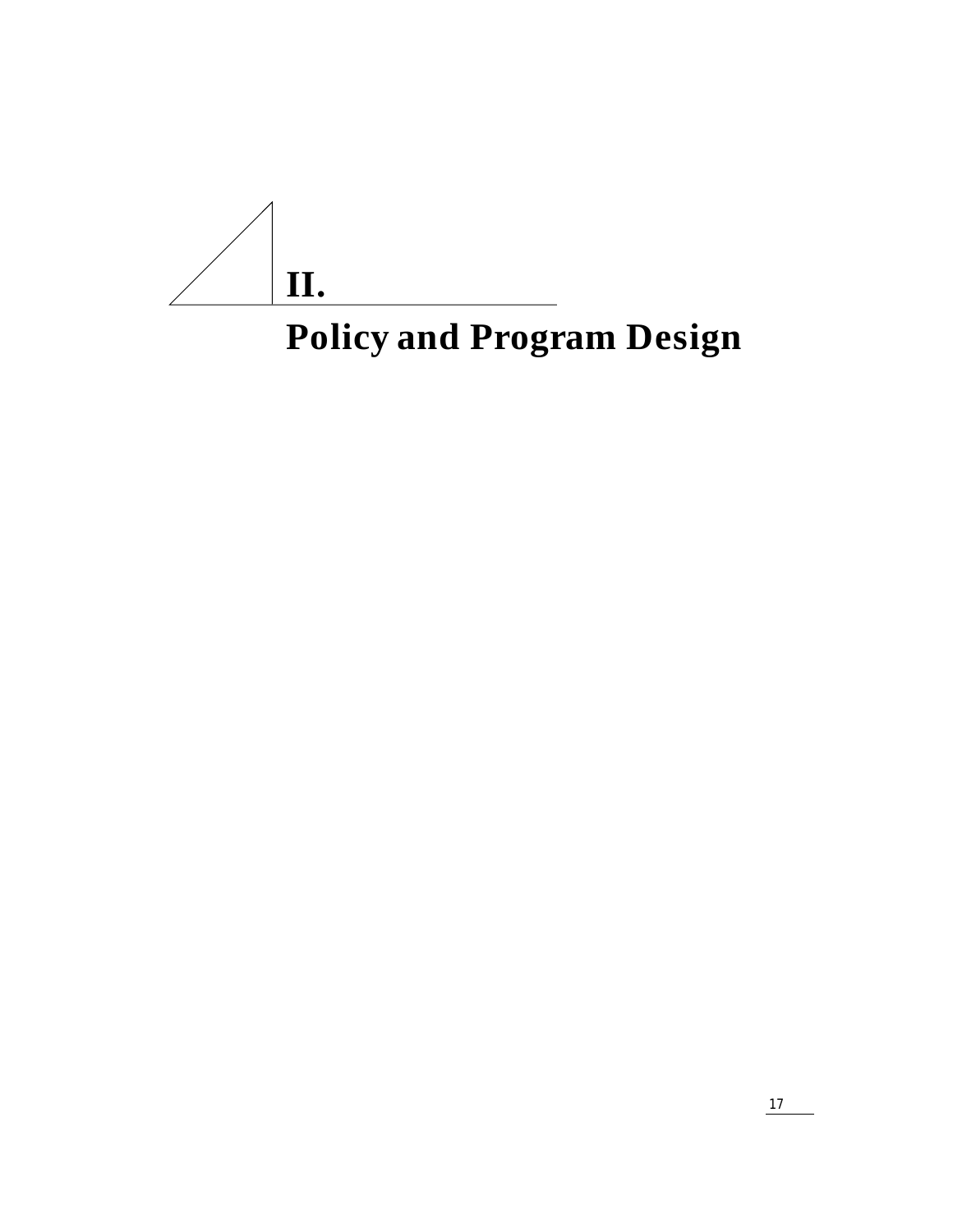# II.

# Policy and Program Design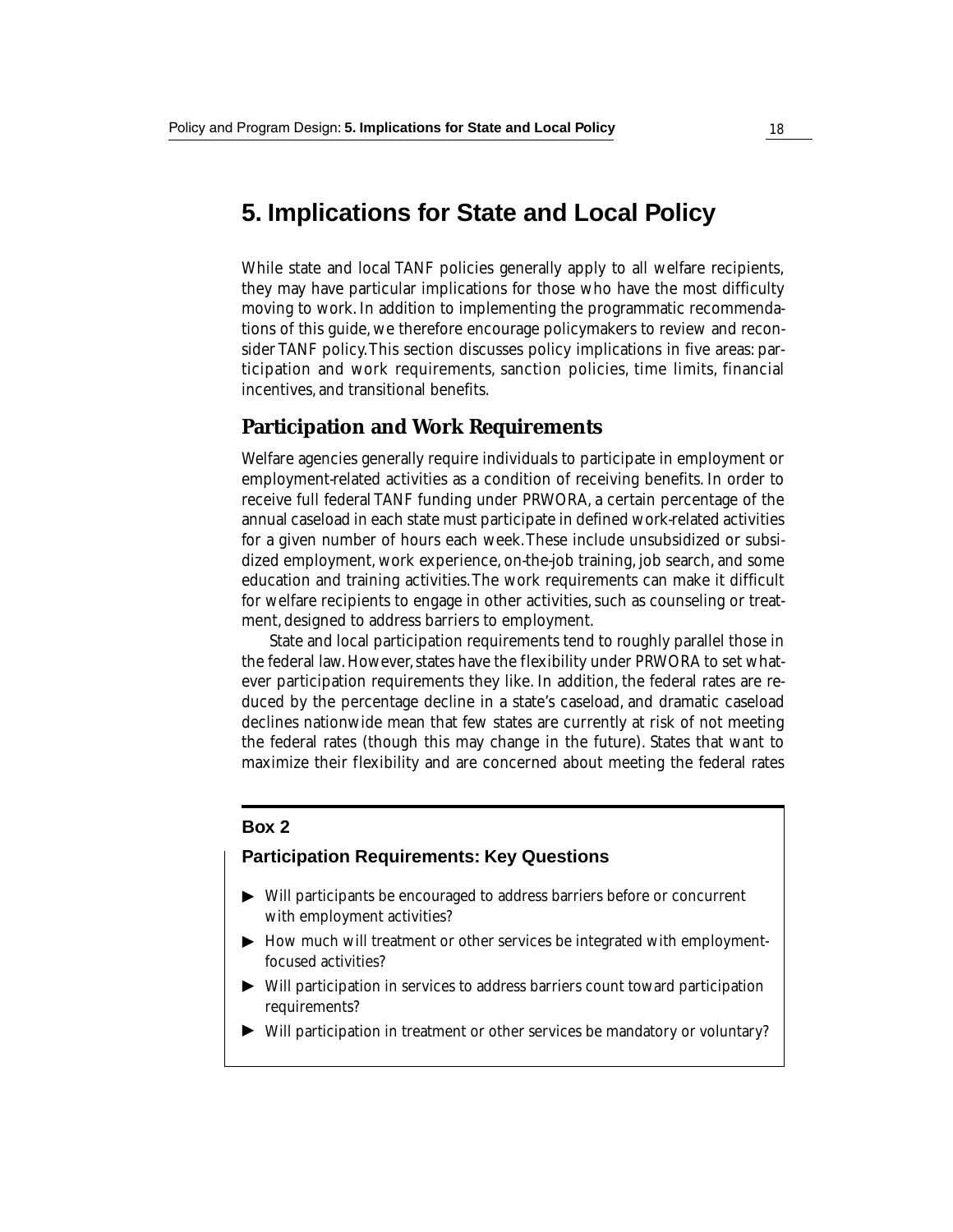# 5. Implications for State and Local Policy

While state and local TANF policies generally apply to all welfare recipients, they may have particular implications for those who have the most difficulty moving to work. In addition to implementing the programmatic recommendations of this guide, we therefore encourage policymakers to review and reconsider TANF policy. This section discusses policy implications in five areas: participation and work requirements, sanction policies, time limits, financial incentives, and transitional benefits.

## Participation and Work Requirements

Welfare agencies generally require individuals to participate in employment or employment-related activities as a condition of receiving benefits. In order to receive full federal TANF funding under PRWORA, a certain percentage of the annual caseload in each state must participate in defined work-related activities for a given number of hours each week. These include unsubsidized or subsidized employment, work experience, on-the-job training, job search, and some education and training activities. The work requirements can make it difficult for welfare recipients to engage in other activities, such as counseling or treatment, designed to address barriers to employment.

State and local participation requirements tend to roughly parallel those in the federal law. However, states have the flexibility under PRWORA to set whatever participation requirements they like. In addition, the federal rates are reduced by the percentage decline in a state's caseload, and dramatic caseload declines nationwide mean that few states are currently at risk of not meeting the federal rates (though this may change in the future). States that want to maximize their flexibility and are concerned about meeting the federal rates

**Box 2**

**Participation Requirements: Key Questions**

- Will participants be encouraged to address barriers before or concurrent with employment activities?
- How much will treatment or other services be integrated with employment-focused activities?
- Will participation in services to address barriers count toward participation requirements?
- Will participation in treatment or other services be mandatory or voluntary?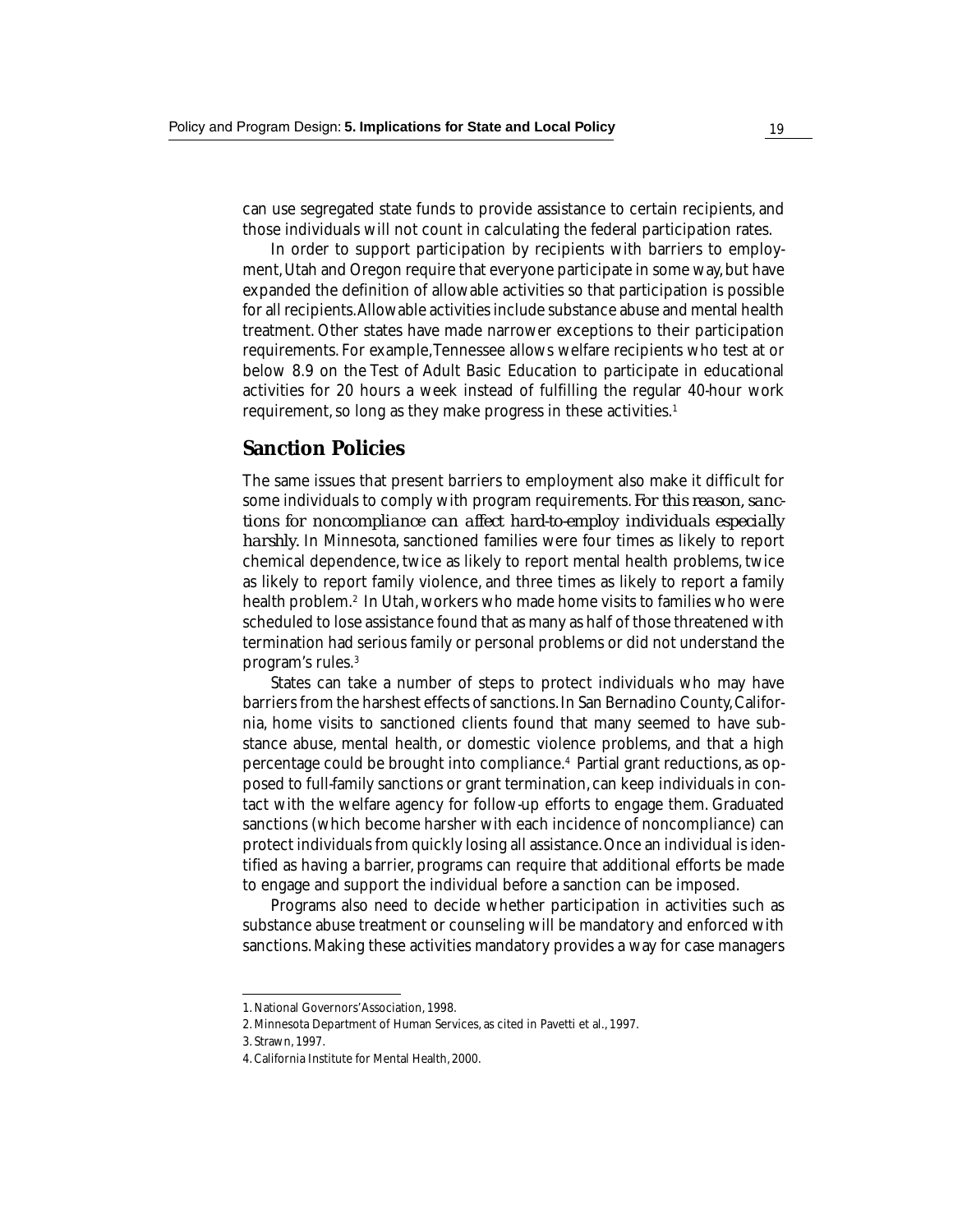can use segregated state funds to provide assistance to certain recipients, and those individuals will not count in calculating the federal participation rates.

In order to support participation by recipients with barriers to employment, Utah and Oregon require that everyone participate in some way, but have expanded the definition of allowable activities so that participation is possible for all recipients. Allowable activities include substance abuse and mental health treatment. Other states have made narrower exceptions to their participation requirements. For example, Tennessee allows welfare recipients who test at or below 8.9 on the Test of Adult Basic Education to participate in educational activities for 20 hours a week instead of fulfilling the regular 40-hour work requirement, so long as they make progress in these activities.[1]

## Sanction Policies

The same issues that present barriers to employment also make it difficult for some individuals to comply with program requirements. *For this reason, sanctions for noncompliance can affect hard-to-employ individuals especially harshly.* In Minnesota, sanctioned families were four times as likely to report chemical dependence, twice as likely to report mental health problems, twice as likely to report family violence, and three times as likely to report a family health problem.[2] In Utah, workers who made home visits to families who were scheduled to lose assistance found that as many as half of those threatened with termination had serious family or personal problems or did not understand the program's rules.[3]

States can take a number of steps to protect individuals who may have barriers from the harshest effects of sanctions. In San Bernadino County, California, home visits to sanctioned clients found that many seemed to have substance abuse, mental health, or domestic violence problems, and that a high percentage could be brought into compliance.[4] Partial grant reductions, as opposed to full-family sanctions or grant termination, can keep individuals in contact with the welfare agency for follow-up efforts to engage them. Graduated sanctions (which become harsher with each incidence of noncompliance) can protect individuals from quickly losing all assistance. Once an individual is identified as having a barrier, programs can require that additional efforts be made to engage and support the individual before a sanction can be imposed.

Programs also need to decide whether participation in activities such as substance abuse treatment or counseling will be mandatory and enforced with sanctions. Making these activities mandatory provides a way for case managers

---

1. National Governors' Association, 1998.
2. Minnesota Department of Human Services, as cited in Pavetti et al., 1997.
3. Strawn, 1997.
4. California Institute for Mental Health, 2000.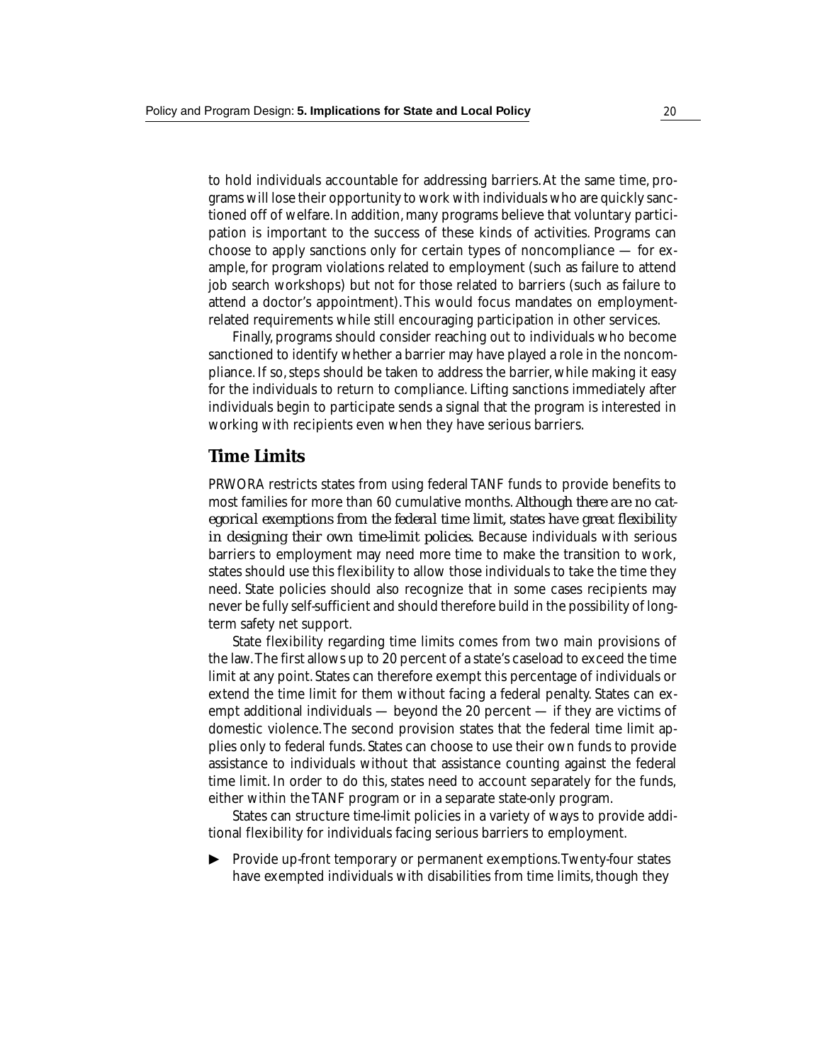to hold individuals accountable for addressing barriers. At the same time, programs will lose their opportunity to work with individuals who are quickly sanctioned off of welfare. In addition, many programs believe that voluntary participation is important to the success of these kinds of activities. Programs can choose to apply sanctions only for certain types of noncompliance — for example, for program violations related to employment (such as failure to attend job search workshops) but not for those related to barriers (such as failure to attend a doctor's appointment). This would focus mandates on employment-related requirements while still encouraging participation in other services.

Finally, programs should consider reaching out to individuals who become sanctioned to identify whether a barrier may have played a role in the noncompliance. If so, steps should be taken to address the barrier, while making it easy for the individuals to return to compliance. Lifting sanctions immediately after individuals begin to participate sends a signal that the program is interested in working with recipients even when they have serious barriers.

## Time Limits

PRWORA restricts states from using federal TANF funds to provide benefits to most families for more than 60 cumulative months. *Although there are no categorical exemptions from the federal time limit, states have great flexibility in designing their own time-limit policies.* Because individuals with serious barriers to employment may need more time to make the transition to work, states should use this flexibility to allow those individuals to take the time they need. State policies should also recognize that in some cases recipients may never be fully self-sufficient and should therefore build in the possibility of long-term safety net support.

State flexibility regarding time limits comes from two main provisions of the law. The first allows up to 20 percent of a state's caseload to exceed the time limit at any point. States can therefore exempt this percentage of individuals or extend the time limit for them without facing a federal penalty. States can exempt additional individuals — beyond the 20 percent — if they are victims of domestic violence. The second provision states that the federal time limit applies only to federal funds. States can choose to use their own funds to provide assistance to individuals without that assistance counting against the federal time limit. In order to do this, states need to account separately for the funds, either within the TANF program or in a separate state-only program.

States can structure time-limit policies in a variety of ways to provide additional flexibility for individuals facing serious barriers to employment.

- Provide up-front temporary or permanent exemptions. Twenty-four states have exempted individuals with disabilities from time limits, though they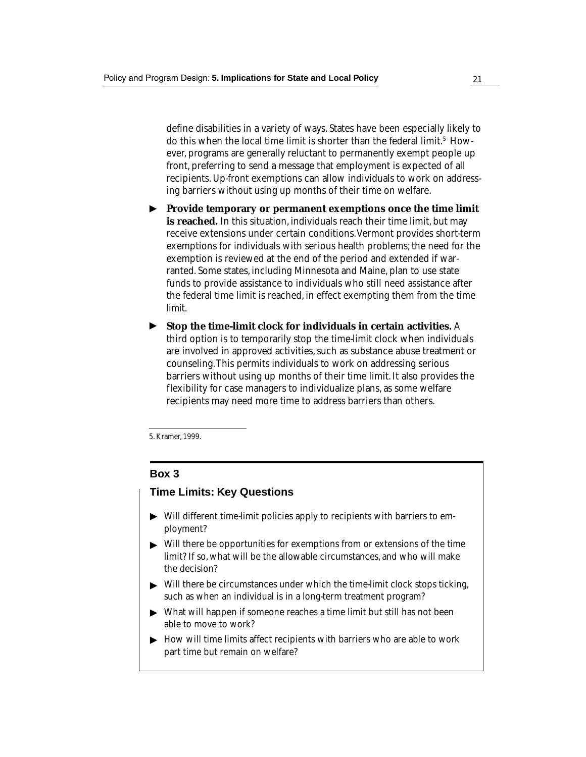define disabilities in a variety of ways. States have been especially likely to do this when the local time limit is shorter than the federal limit.[5] However, programs are generally reluctant to permanently exempt people up front, preferring to send a message that employment is expected of all recipients. Up-front exemptions can allow individuals to work on addressing barriers without using up months of their time on welfare.

- **Provide temporary or permanent exemptions once the time limit is reached.** In this situation, individuals reach their time limit, but may receive extensions under certain conditions. Vermont provides short-term exemptions for individuals with serious health problems; the need for the exemption is reviewed at the end of the period and extended if warranted. Some states, including Minnesota and Maine, plan to use state funds to provide assistance to individuals who still need assistance after the federal time limit is reached, in effect exempting them from the time limit.

- **Stop the time-limit clock for individuals in certain activities.** A third option is to temporarily stop the time-limit clock when individuals are involved in approved activities, such as substance abuse treatment or counseling. This permits individuals to work on addressing serious barriers without using up months of their time limit. It also provides the flexibility for case managers to individualize plans, as some welfare recipients may need more time to address barriers than others.

---

5. Kramer, 1999.

## Box 3

### Time Limits: Key Questions

- Will different time-limit policies apply to recipients with barriers to employment?
- Will there be opportunities for exemptions from or extensions of the time limit? If so, what will be the allowable circumstances, and who will make the decision?
- Will there be circumstances under which the time-limit clock stops ticking, such as when an individual is in a long-term treatment program?
- What will happen if someone reaches a time limit but still has not been able to move to work?
- How will time limits affect recipients with barriers who are able to work part time but remain on welfare?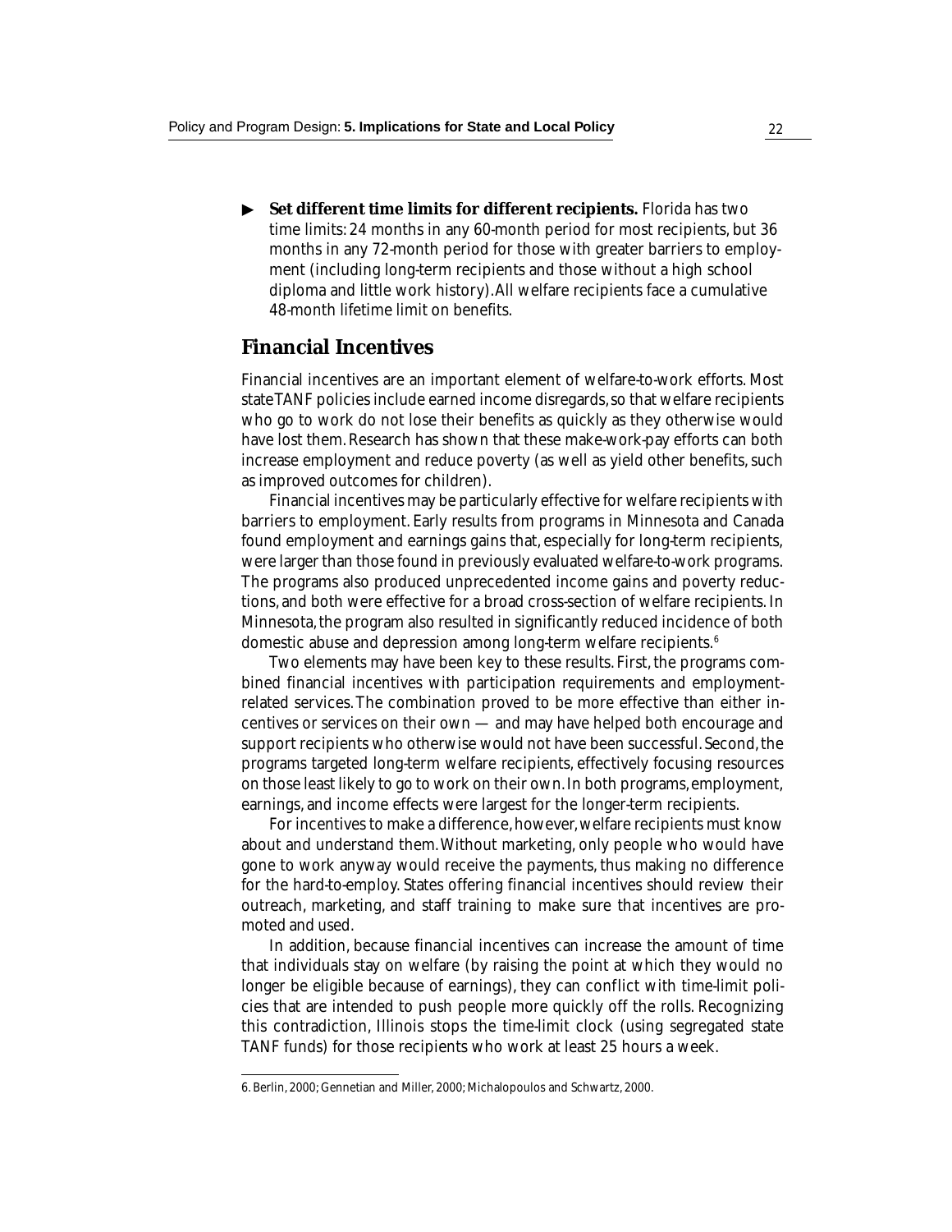- **Set different time limits for different recipients.** Florida has two time limits: 24 months in any 60-month period for most recipients, but 36 months in any 72-month period for those with greater barriers to employment (including long-term recipients and those without a high school diploma and little work history). All welfare recipients face a cumulative 48-month lifetime limit on benefits.

## Financial Incentives

Financial incentives are an important element of welfare-to-work efforts. Most state TANF policies include earned income disregards, so that welfare recipients who go to work do not lose their benefits as quickly as they otherwise would have lost them. Research has shown that these make-work-pay efforts can both increase employment and reduce poverty (as well as yield other benefits, such as improved outcomes for children).

Financial incentives may be particularly effective for welfare recipients with barriers to employment. Early results from programs in Minnesota and Canada found employment and earnings gains that, especially for long-term recipients, were larger than those found in previously evaluated welfare-to-work programs. The programs also produced unprecedented income gains and poverty reductions, and both were effective for a broad cross-section of welfare recipients. In Minnesota, the program also resulted in significantly reduced incidence of both domestic abuse and depression among long-term welfare recipients.[6]

Two elements may have been key to these results. First, the programs combined financial incentives with participation requirements and employment-related services. The combination proved to be more effective than either incentives or services on their own — and may have helped both encourage and support recipients who otherwise would not have been successful. Second, the programs targeted long-term welfare recipients, effectively focusing resources on those least likely to go to work on their own. In both programs, employment, earnings, and income effects were largest for the longer-term recipients.

For incentives to make a difference, however, welfare recipients must know about and understand them. Without marketing, only people who would have gone to work anyway would receive the payments, thus making no difference for the hard-to-employ. States offering financial incentives should review their outreach, marketing, and staff training to make sure that incentives are promoted and used.

In addition, because financial incentives can increase the amount of time that individuals stay on welfare (by raising the point at which they would no longer be eligible because of earnings), they can conflict with time-limit policies that are intended to push people more quickly off the rolls. Recognizing this contradiction, Illinois stops the time-limit clock (using segregated state TANF funds) for those recipients who work at least 25 hours a week.

6. Berlin, 2000; Gennetian and Miller, 2000; Michalopoulos and Schwartz, 2000.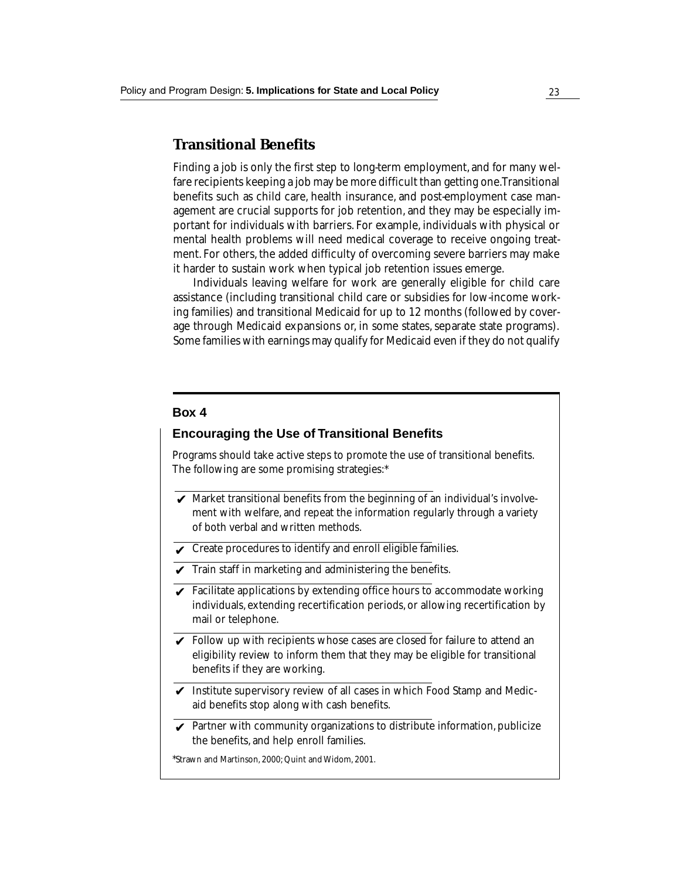## Transitional Benefits

Finding a job is only the first step to long-term employment, and for many welfare recipients keeping a job may be more difficult than getting one. Transitional benefits such as child care, health insurance, and post-employment case management are crucial supports for job retention, and they may be especially important for individuals with barriers. For example, individuals with physical or mental health problems will need medical coverage to receive ongoing treatment. For others, the added difficulty of overcoming severe barriers may make it harder to sustain work when typical job retention issues emerge.

Individuals leaving welfare for work are generally eligible for child care assistance (including transitional child care or subsidies for low-income working families) and transitional Medicaid for up to 12 months (followed by coverage through Medicaid expansions or, in some states, separate state programs). Some families with earnings may qualify for Medicaid even if they do not qualify

---

**Box 4**

### Encouraging the Use of Transitional Benefits

Programs should take active steps to promote the use of transitional benefits. The following are some promising strategies:*

- ✔ Market transitional benefits from the beginning of an individual's involvement with welfare, and repeat the information regularly through a variety of both verbal and written methods.
- ✔ Create procedures to identify and enroll eligible families.
- ✔ Train staff in marketing and administering the benefits.
- ✔ Facilitate applications by extending office hours to accommodate working individuals, extending recertification periods, or allowing recertification by mail or telephone.
- ✔ Follow up with recipients whose cases are closed for failure to attend an eligibility review to inform them that they may be eligible for transitional benefits if they are working.
- ✔ Institute supervisory review of all cases in which Food Stamp and Medicaid benefits stop along with cash benefits.
- ✔ Partner with community organizations to distribute information, publicize the benefits, and help enroll families.

*Strawn and Martinson, 2000; Quint and Widom, 2001.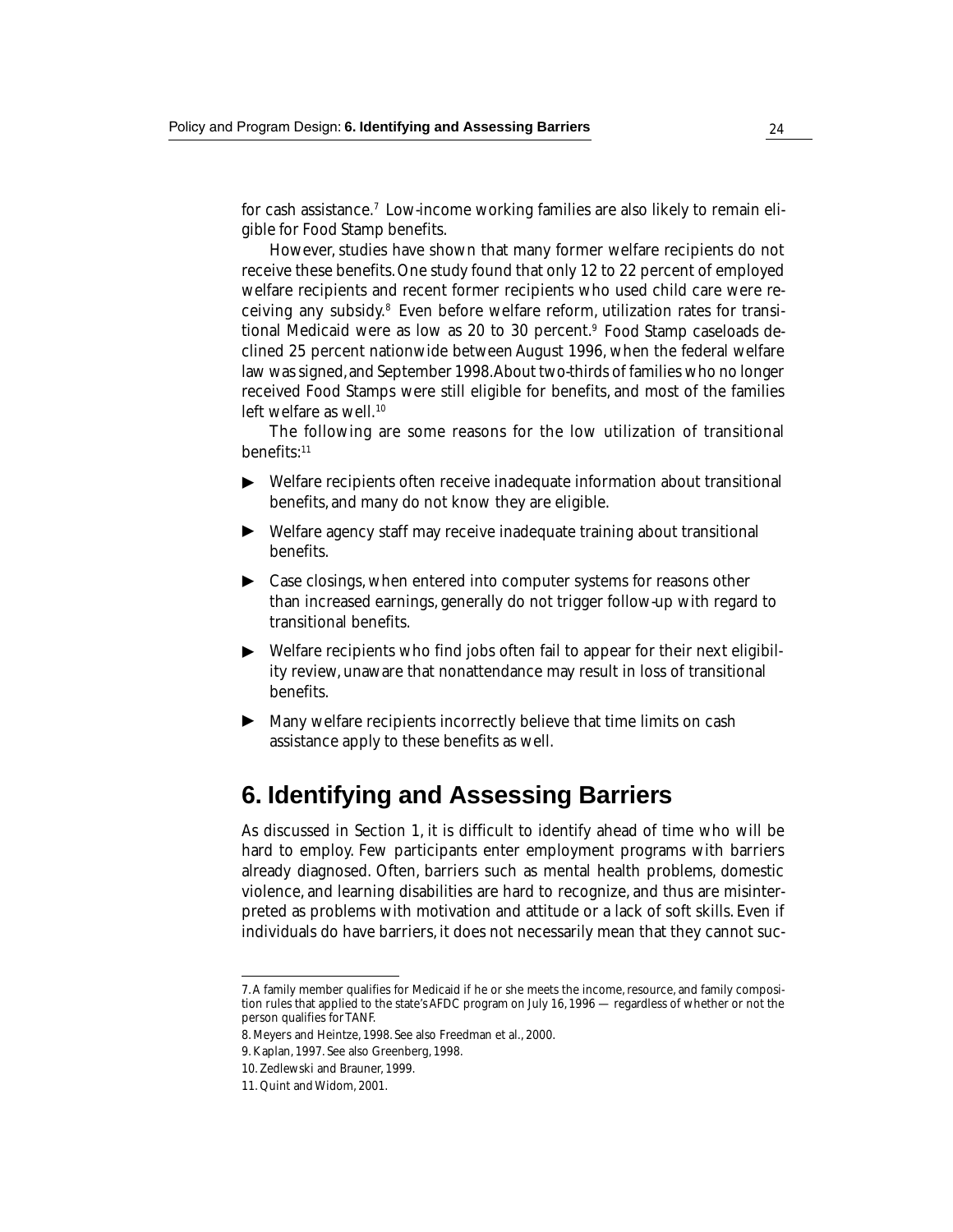for cash assistance.[7] Low-income working families are also likely to remain eligible for Food Stamp benefits.

However, studies have shown that many former welfare recipients do not receive these benefits. One study found that only 12 to 22 percent of employed welfare recipients and recent former recipients who used child care were receiving any subsidy.[8] Even before welfare reform, utilization rates for transitional Medicaid were as low as 20 to 30 percent.[9] Food Stamp caseloads declined 25 percent nationwide between August 1996, when the federal welfare law was signed, and September 1998. About two-thirds of families who no longer received Food Stamps were still eligible for benefits, and most of the families left welfare as well.[10]

The following are some reasons for the low utilization of transitional benefits:[11]

- Welfare recipients often receive inadequate information about transitional benefits, and many do not know they are eligible.
- Welfare agency staff may receive inadequate training about transitional benefits.
- Case closings, when entered into computer systems for reasons other than increased earnings, generally do not trigger follow-up with regard to transitional benefits.
- Welfare recipients who find jobs often fail to appear for their next eligibility review, unaware that nonattendance may result in loss of transitional benefits.
- Many welfare recipients incorrectly believe that time limits on cash assistance apply to these benefits as well.

# 6. Identifying and Assessing Barriers

As discussed in Section 1, it is difficult to identify ahead of time who will be hard to employ. Few participants enter employment programs with barriers already diagnosed. Often, barriers such as mental health problems, domestic violence, and learning disabilities are hard to recognize, and thus are misinterpreted as problems with motivation and attitude or a lack of soft skills. Even if individuals do have barriers, it does not necessarily mean that they cannot suc-

---

7. A family member qualifies for Medicaid if he or she meets the income, resource, and family composition rules that applied to the state's AFDC program on July 16, 1996 — regardless of whether or not the person qualifies for TANF.

8. Meyers and Heintze, 1998. See also Freedman et al., 2000.

9. Kaplan, 1997. See also Greenberg, 1998.

10. Zedlewski and Brauner, 1999.

11. Quint and Widom, 2001.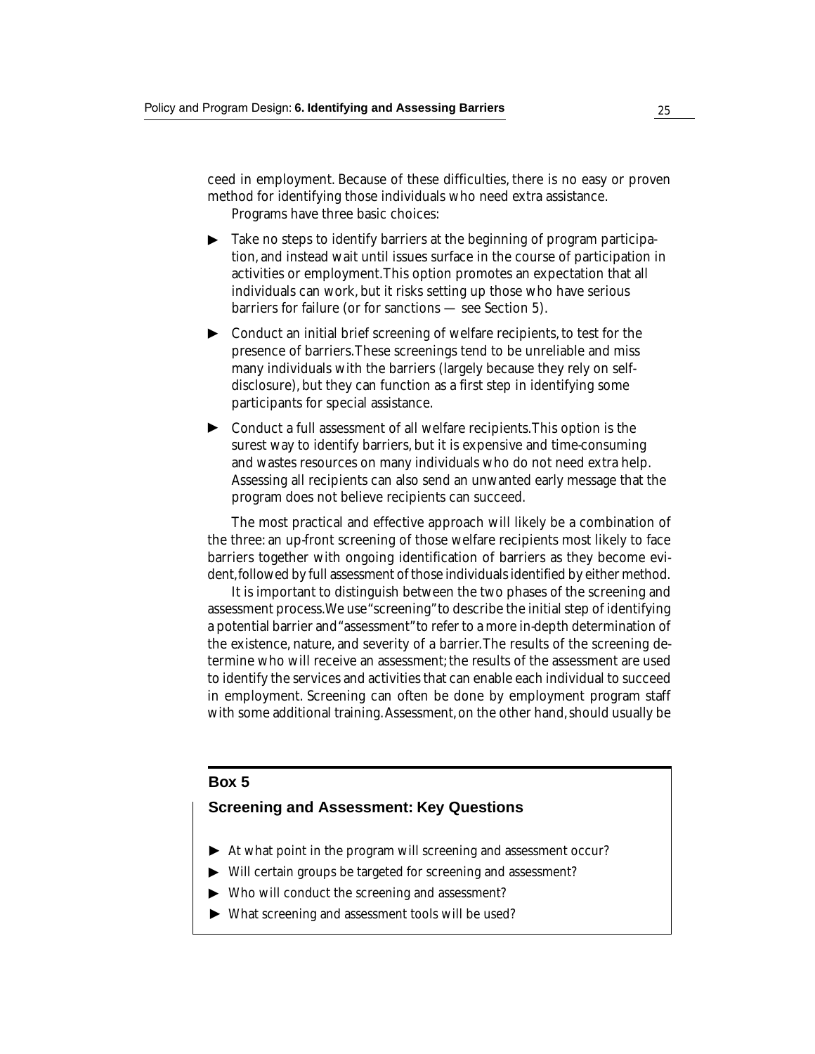ceed in employment. Because of these difficulties, there is no easy or proven method for identifying those individuals who need extra assistance.

Programs have three basic choices:

- Take no steps to identify barriers at the beginning of program participation, and instead wait until issues surface in the course of participation in activities or employment. This option promotes an expectation that all individuals can work, but it risks setting up those who have serious barriers for failure (or for sanctions — see Section 5).
- Conduct an initial brief screening of welfare recipients, to test for the presence of barriers. These screenings tend to be unreliable and miss many individuals with the barriers (largely because they rely on self-disclosure), but they can function as a first step in identifying some participants for special assistance.
- Conduct a full assessment of all welfare recipients. This option is the surest way to identify barriers, but it is expensive and time-consuming and wastes resources on many individuals who do not need extra help. Assessing all recipients can also send an unwanted early message that the program does not believe recipients can succeed.

The most practical and effective approach will likely be a combination of the three: an up-front screening of those welfare recipients most likely to face barriers together with ongoing identification of barriers as they become evident, followed by full assessment of those individuals identified by either method.

It is important to distinguish between the two phases of the screening and assessment process. We use "screening" to describe the initial step of identifying a potential barrier and "assessment" to refer to a more in-depth determination of the existence, nature, and severity of a barrier. The results of the screening determine who will receive an assessment; the results of the assessment are used to identify the services and activities that can enable each individual to succeed in employment. Screening can often be done by employment program staff with some additional training. Assessment, on the other hand, should usually be

**Box 5**

**Screening and Assessment: Key Questions**

- At what point in the program will screening and assessment occur?
- Will certain groups be targeted for screening and assessment?
- Who will conduct the screening and assessment?
- What screening and assessment tools will be used?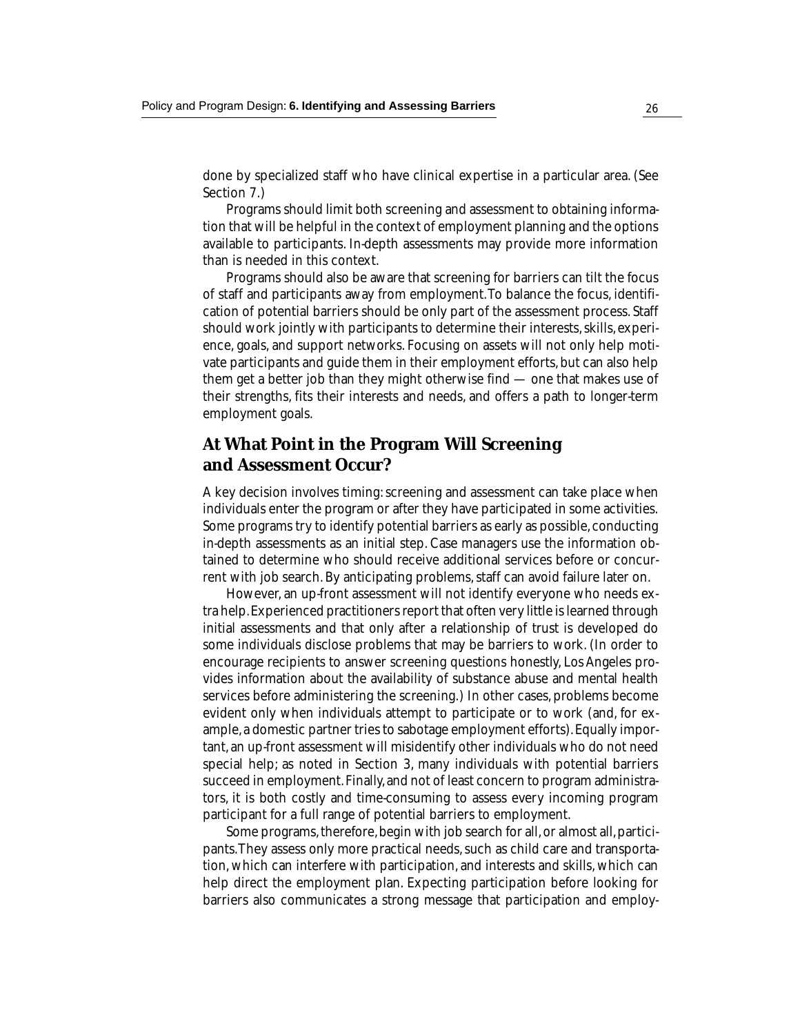done by specialized staff who have clinical expertise in a particular area. (See Section 7.)

Programs should limit both screening and assessment to obtaining information that will be helpful in the context of employment planning and the options available to participants. In-depth assessments may provide more information than is needed in this context.

Programs should also be aware that screening for barriers can tilt the focus of staff and participants away from employment. To balance the focus, identification of potential barriers should be only part of the assessment process. Staff should work jointly with participants to determine their interests, skills, experience, goals, and support networks. Focusing on assets will not only help motivate participants and guide them in their employment efforts, but can also help them get a better job than they might otherwise find — one that makes use of their strengths, fits their interests and needs, and offers a path to longer-term employment goals.

## At What Point in the Program Will Screening and Assessment Occur?

A key decision involves timing: screening and assessment can take place when individuals enter the program or after they have participated in some activities. Some programs try to identify potential barriers as early as possible, conducting in-depth assessments as an initial step. Case managers use the information obtained to determine who should receive additional services before or concurrent with job search. By anticipating problems, staff can avoid failure later on.

However, an up-front assessment will not identify everyone who needs extra help. Experienced practitioners report that often very little is learned through initial assessments and that only after a relationship of trust is developed do some individuals disclose problems that may be barriers to work. (In order to encourage recipients to answer screening questions honestly, Los Angeles provides information about the availability of substance abuse and mental health services before administering the screening.) In other cases, problems become evident only when individuals attempt to participate or to work (and, for example, a domestic partner tries to sabotage employment efforts). Equally important, an up-front assessment will misidentify other individuals who do not need special help; as noted in Section 3, many individuals with potential barriers succeed in employment. Finally, and not of least concern to program administrators, it is both costly and time-consuming to assess every incoming program participant for a full range of potential barriers to employment.

Some programs, therefore, begin with job search for all, or almost all, participants. They assess only more practical needs, such as child care and transportation, which can interfere with participation, and interests and skills, which can help direct the employment plan. Expecting participation before looking for barriers also communicates a strong message that participation and employ-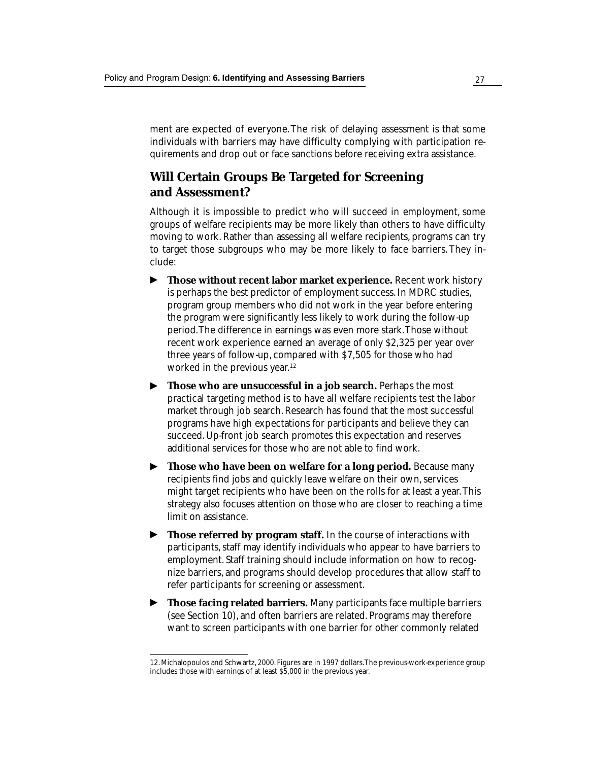ment are expected of everyone. The risk of delaying assessment is that some individuals with barriers may have difficulty complying with participation requirements and drop out or face sanctions before receiving extra assistance.

## Will Certain Groups Be Targeted for Screening and Assessment?

Although it is impossible to predict who will succeed in employment, some groups of welfare recipients may be more likely than others to have difficulty moving to work. Rather than assessing all welfare recipients, programs can try to target those subgroups who may be more likely to face barriers. They include:

- **Those without recent labor market experience.** Recent work history is perhaps the best predictor of employment success. In MDRC studies, program group members who did not work in the year before entering the program were significantly less likely to work during the follow-up period. The difference in earnings was even more stark. Those without recent work experience earned an average of only $2,325 per year over three years of follow-up, compared with $7,505 for those who had worked in the previous year.[12]

- **Those who are unsuccessful in a job search.** Perhaps the most practical targeting method is to have all welfare recipients test the labor market through job search. Research has found that the most successful programs have high expectations for participants and believe they can succeed. Up-front job search promotes this expectation and reserves additional services for those who are not able to find work.

- **Those who have been on welfare for a long period.** Because many recipients find jobs and quickly leave welfare on their own, services might target recipients who have been on the rolls for at least a year. This strategy also focuses attention on those who are closer to reaching a time limit on assistance.

- **Those referred by program staff.** In the course of interactions with participants, staff may identify individuals who appear to have barriers to employment. Staff training should include information on how to recognize barriers, and programs should develop procedures that allow staff to refer participants for screening or assessment.

- **Those facing related barriers.** Many participants face multiple barriers (see Section 10), and often barriers are related. Programs may therefore want to screen participants with one barrier for other commonly related

---

12. Michalopoulos and Schwartz, 2000. Figures are in 1997 dollars. The previous-work-experience group includes those with earnings of at least $5,000 in the previous year.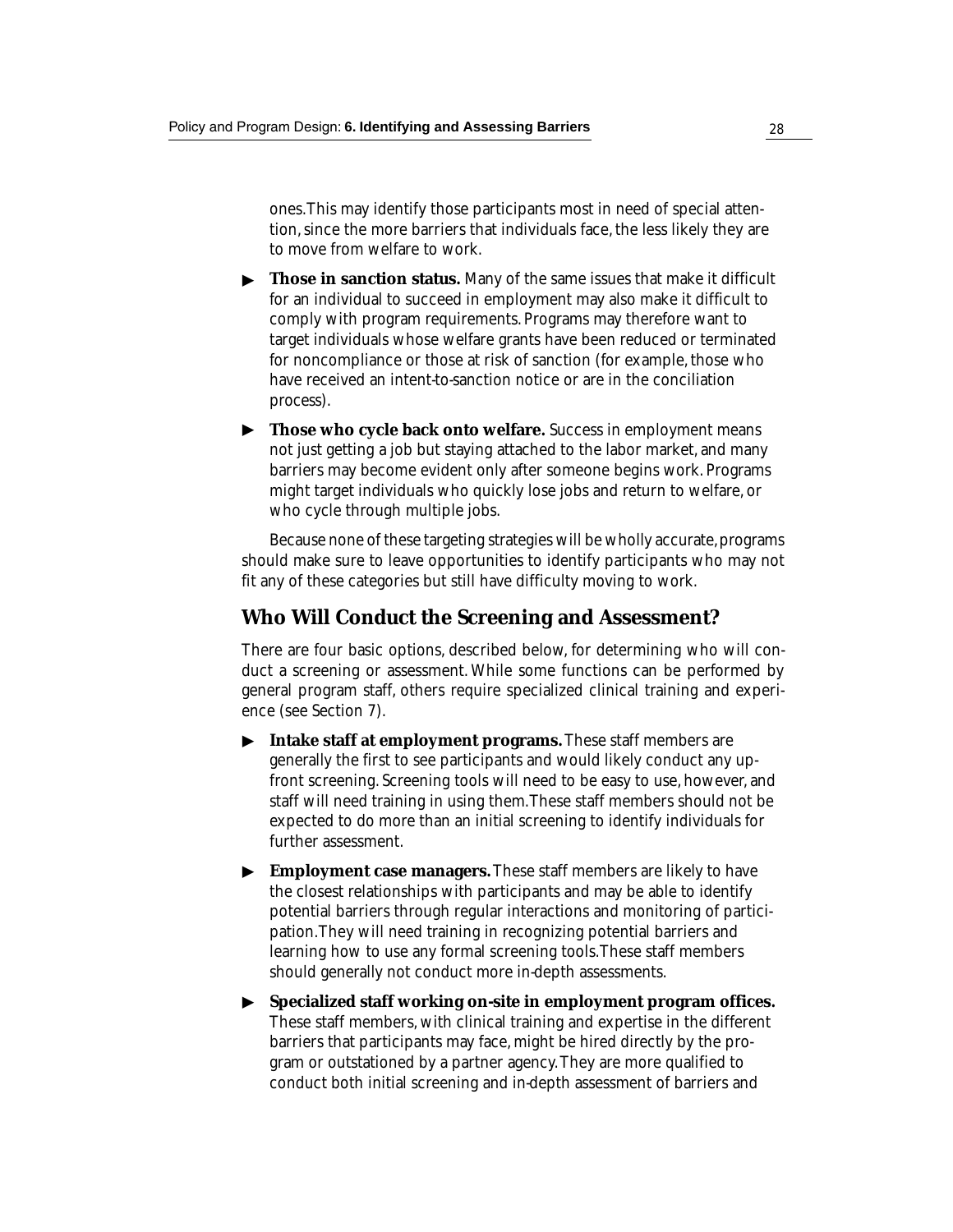ones. This may identify those participants most in need of special attention, since the more barriers that individuals face, the less likely they are to move from welfare to work.

- **Those in sanction status.** Many of the same issues that make it difficult for an individual to succeed in employment may also make it difficult to comply with program requirements. Programs may therefore want to target individuals whose welfare grants have been reduced or terminated for noncompliance or those at risk of sanction (for example, those who have received an intent-to-sanction notice or are in the conciliation process).
- **Those who cycle back onto welfare.** Success in employment means not just getting a job but staying attached to the labor market, and many barriers may become evident only after someone begins work. Programs might target individuals who quickly lose jobs and return to welfare, or who cycle through multiple jobs.

Because none of these targeting strategies will be wholly accurate, programs should make sure to leave opportunities to identify participants who may not fit any of these categories but still have difficulty moving to work.

## Who Will Conduct the Screening and Assessment?

There are four basic options, described below, for determining who will conduct a screening or assessment. While some functions can be performed by general program staff, others require specialized clinical training and experience (see Section 7).

- **Intake staff at employment programs.** These staff members are generally the first to see participants and would likely conduct any up-front screening. Screening tools will need to be easy to use, however, and staff will need training in using them. These staff members should not be expected to do more than an initial screening to identify individuals for further assessment.
- **Employment case managers.** These staff members are likely to have the closest relationships with participants and may be able to identify potential barriers through regular interactions and monitoring of participation. They will need training in recognizing potential barriers and learning how to use any formal screening tools. These staff members should generally not conduct more in-depth assessments.
- **Specialized staff working on-site in employment program offices.** These staff members, with clinical training and expertise in the different barriers that participants may face, might be hired directly by the program or outstationed by a partner agency. They are more qualified to conduct both initial screening and in-depth assessment of barriers and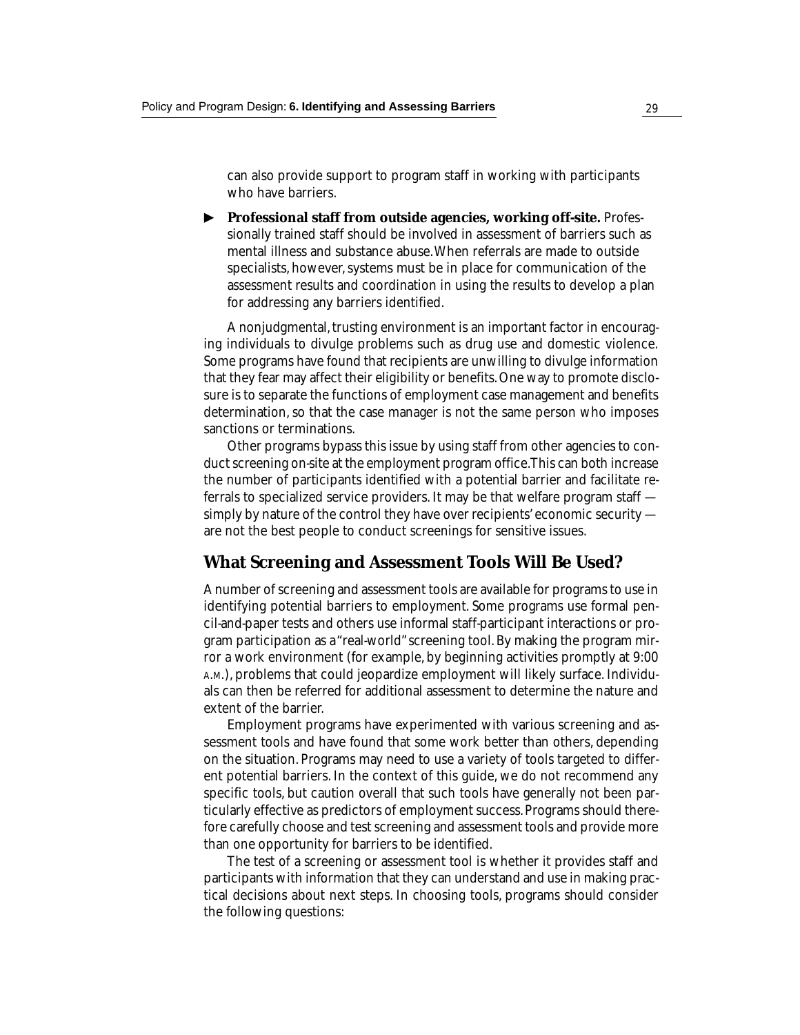can also provide support to program staff in working with participants who have barriers.

- **Professional staff from outside agencies, working off-site.** Professionally trained staff should be involved in assessment of barriers such as mental illness and substance abuse. When referrals are made to outside specialists, however, systems must be in place for communication of the assessment results and coordination in using the results to develop a plan for addressing any barriers identified.

A nonjudgmental, trusting environment is an important factor in encouraging individuals to divulge problems such as drug use and domestic violence. Some programs have found that recipients are unwilling to divulge information that they fear may affect their eligibility or benefits. One way to promote disclosure is to separate the functions of employment case management and benefits determination, so that the case manager is not the same person who imposes sanctions or terminations.

Other programs bypass this issue by using staff from other agencies to conduct screening on-site at the employment program office. This can both increase the number of participants identified with a potential barrier and facilitate referrals to specialized service providers. It may be that welfare program staff — simply by nature of the control they have over recipients' economic security — are not the best people to conduct screenings for sensitive issues.

## What Screening and Assessment Tools Will Be Used?

A number of screening and assessment tools are available for programs to use in identifying potential barriers to employment. Some programs use formal pencil-and-paper tests and others use informal staff-participant interactions or program participation as a "real-world" screening tool. By making the program mirror a work environment (for example, by beginning activities promptly at 9:00 A.M.), problems that could jeopardize employment will likely surface. Individuals can then be referred for additional assessment to determine the nature and extent of the barrier.

Employment programs have experimented with various screening and assessment tools and have found that some work better than others, depending on the situation. Programs may need to use a variety of tools targeted to different potential barriers. In the context of this guide, we do not recommend any specific tools, but caution overall that such tools have generally not been particularly effective as predictors of employment success. Programs should therefore carefully choose and test screening and assessment tools and provide more than one opportunity for barriers to be identified.

The test of a screening or assessment tool is whether it provides staff and participants with information that they can understand and use in making practical decisions about next steps. In choosing tools, programs should consider the following questions: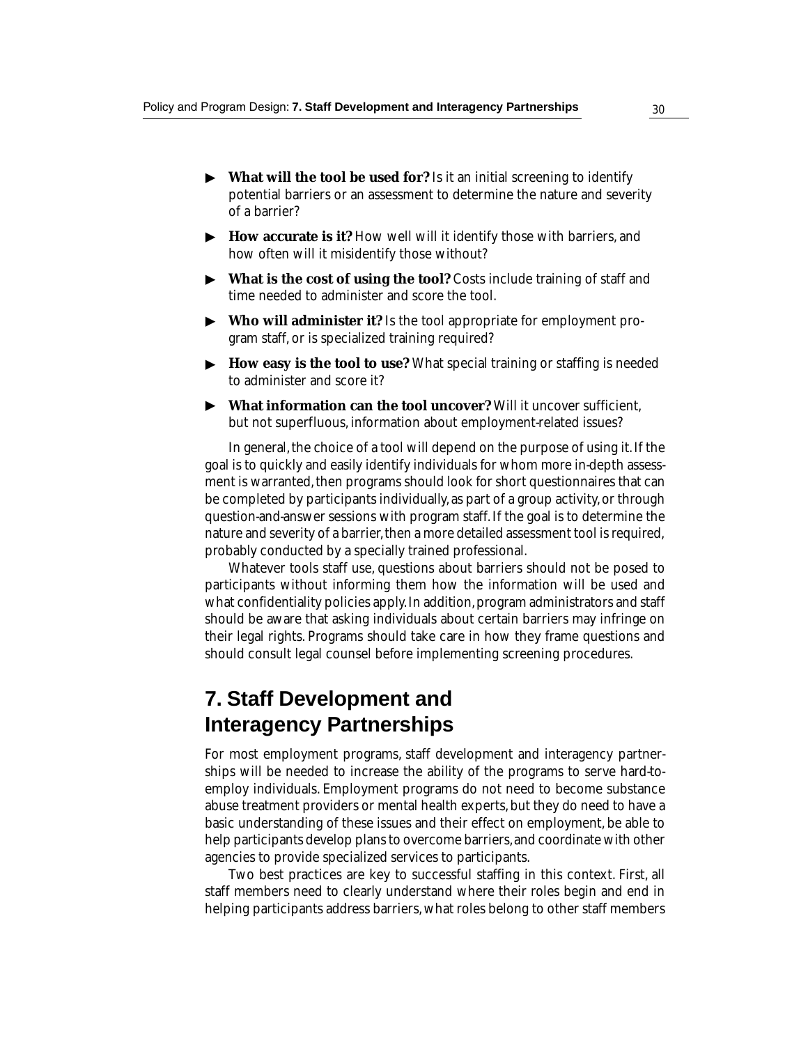- **What will the tool be used for?** Is it an initial screening to identify potential barriers or an assessment to determine the nature and severity of a barrier?
- **How accurate is it?** How well will it identify those with barriers, and how often will it misidentify those without?
- **What is the cost of using the tool?** Costs include training of staff and time needed to administer and score the tool.
- **Who will administer it?** Is the tool appropriate for employment program staff, or is specialized training required?
- **How easy is the tool to use?** What special training or staffing is needed to administer and score it?
- **What information can the tool uncover?** Will it uncover sufficient, but not superfluous, information about employment-related issues?

In general, the choice of a tool will depend on the purpose of using it. If the goal is to quickly and easily identify individuals for whom more in-depth assessment is warranted, then programs should look for short questionnaires that can be completed by participants individually, as part of a group activity, or through question-and-answer sessions with program staff. If the goal is to determine the nature and severity of a barrier, then a more detailed assessment tool is required, probably conducted by a specially trained professional.

Whatever tools staff use, questions about barriers should not be posed to participants without informing them how the information will be used and what confidentiality policies apply. In addition, program administrators and staff should be aware that asking individuals about certain barriers may infringe on their legal rights. Programs should take care in how they frame questions and should consult legal counsel before implementing screening procedures.

## 7. Staff Development and Interagency Partnerships

For most employment programs, staff development and interagency partnerships will be needed to increase the ability of the programs to serve hard-to-employ individuals. Employment programs do not need to become substance abuse treatment providers or mental health experts, but they do need to have a basic understanding of these issues and their effect on employment, be able to help participants develop plans to overcome barriers, and coordinate with other agencies to provide specialized services to participants.

Two best practices are key to successful staffing in this context. First, all staff members need to clearly understand where their roles begin and end in helping participants address barriers, what roles belong to other staff members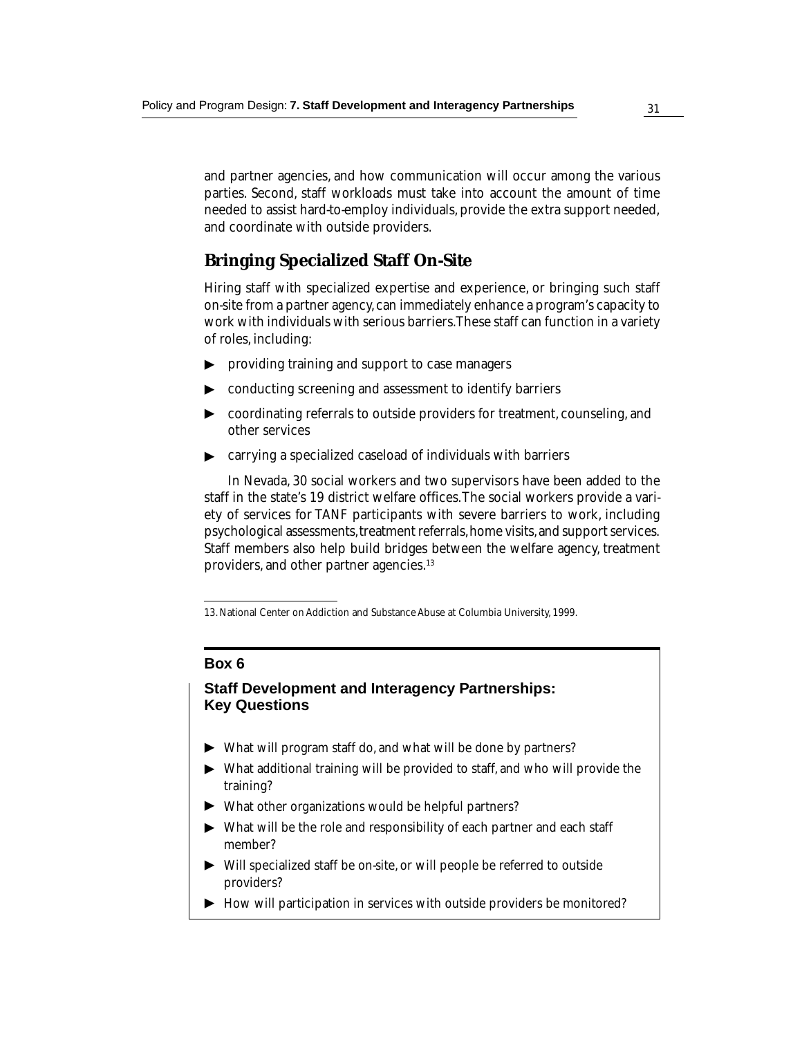and partner agencies, and how communication will occur among the various parties. Second, staff workloads must take into account the amount of time needed to assist hard-to-employ individuals, provide the extra support needed, and coordinate with outside providers.

## Bringing Specialized Staff On-Site

Hiring staff with specialized expertise and experience, or bringing such staff on-site from a partner agency, can immediately enhance a program's capacity to work with individuals with serious barriers. These staff can function in a variety of roles, including:

- providing training and support to case managers
- conducting screening and assessment to identify barriers
- coordinating referrals to outside providers for treatment, counseling, and other services
- carrying a specialized caseload of individuals with barriers

In Nevada, 30 social workers and two supervisors have been added to the staff in the state's 19 district welfare offices. The social workers provide a variety of services for TANF participants with severe barriers to work, including psychological assessments, treatment referrals, home visits, and support services. Staff members also help build bridges between the welfare agency, treatment providers, and other partner agencies.[13]

13. National Center on Addiction and Substance Abuse at Columbia University, 1999.

**Box 6**

### Staff Development and Interagency Partnerships: Key Questions

- What will program staff do, and what will be done by partners?
- What additional training will be provided to staff, and who will provide the training?
- What other organizations would be helpful partners?
- What will be the role and responsibility of each partner and each staff member?
- Will specialized staff be on-site, or will people be referred to outside providers?
- How will participation in services with outside providers be monitored?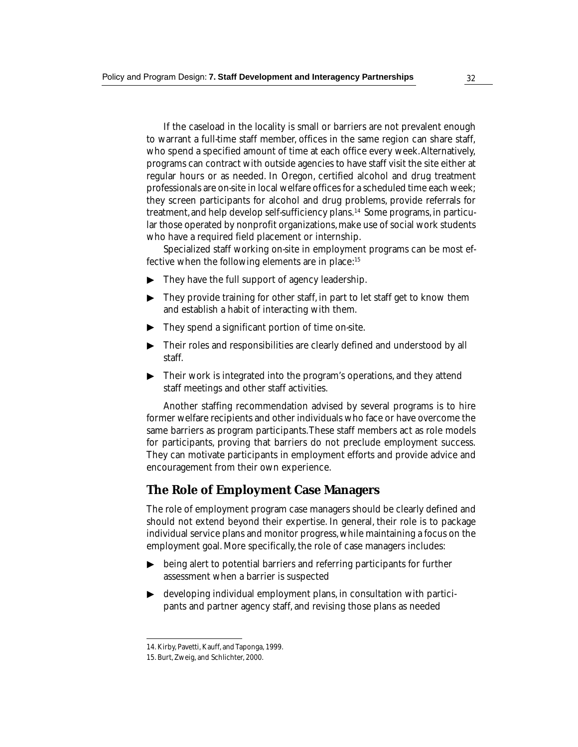If the caseload in the locality is small or barriers are not prevalent enough to warrant a full-time staff member, offices in the same region can share staff, who spend a specified amount of time at each office every week. Alternatively, programs can contract with outside agencies to have staff visit the site either at regular hours or as needed. In Oregon, certified alcohol and drug treatment professionals are on-site in local welfare offices for a scheduled time each week; they screen participants for alcohol and drug problems, provide referrals for treatment, and help develop self-sufficiency plans.[14] Some programs, in particular those operated by nonprofit organizations, make use of social work students who have a required field placement or internship.

Specialized staff working on-site in employment programs can be most effective when the following elements are in place:[15]

- They have the full support of agency leadership.
- They provide training for other staff, in part to let staff get to know them and establish a habit of interacting with them.
- They spend a significant portion of time on-site.
- Their roles and responsibilities are clearly defined and understood by all staff.
- Their work is integrated into the program's operations, and they attend staff meetings and other staff activities.

Another staffing recommendation advised by several programs is to hire former welfare recipients and other individuals who face or have overcome the same barriers as program participants. These staff members act as role models for participants, proving that barriers do not preclude employment success. They can motivate participants in employment efforts and provide advice and encouragement from their own experience.

## The Role of Employment Case Managers

The role of employment program case managers should be clearly defined and should not extend beyond their expertise. In general, their role is to package individual service plans and monitor progress, while maintaining a focus on the employment goal. More specifically, the role of case managers includes:

- being alert to potential barriers and referring participants for further assessment when a barrier is suspected
- developing individual employment plans, in consultation with participants and partner agency staff, and revising those plans as needed

14. Kirby, Pavetti, Kauff, and Taponga, 1999.

15. Burt, Zweig, and Schlichter, 2000.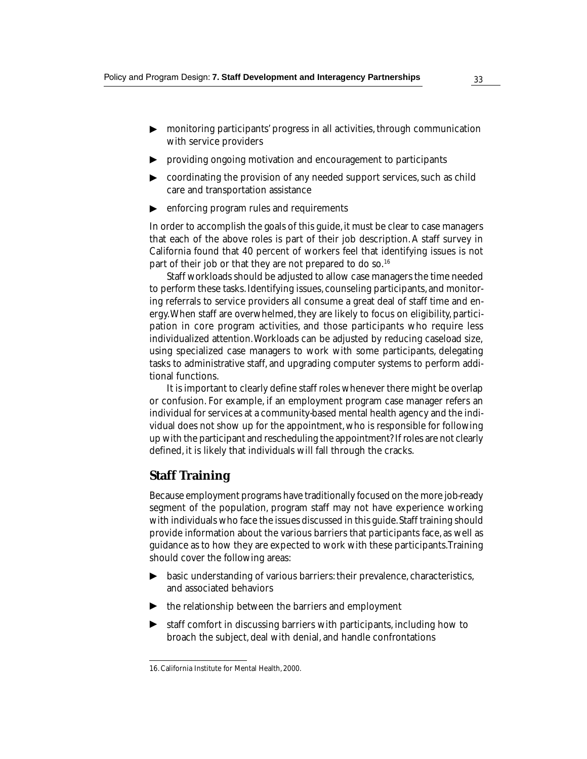- monitoring participants' progress in all activities, through communication with service providers
- providing ongoing motivation and encouragement to participants
- coordinating the provision of any needed support services, such as child care and transportation assistance
- enforcing program rules and requirements

In order to accomplish the goals of this guide, it must be clear to case managers that each of the above roles is part of their job description. A staff survey in California found that 40 percent of workers feel that identifying issues is not part of their job or that they are not prepared to do so.[16]

Staff workloads should be adjusted to allow case managers the time needed to perform these tasks. Identifying issues, counseling participants, and monitoring referrals to service providers all consume a great deal of staff time and energy. When staff are overwhelmed, they are likely to focus on eligibility, participation in core program activities, and those participants who require less individualized attention. Workloads can be adjusted by reducing caseload size, using specialized case managers to work with some participants, delegating tasks to administrative staff, and upgrading computer systems to perform additional functions.

It is important to clearly define staff roles whenever there might be overlap or confusion. For example, if an employment program case manager refers an individual for services at a community-based mental health agency and the individual does not show up for the appointment, who is responsible for following up with the participant and rescheduling the appointment? If roles are not clearly defined, it is likely that individuals will fall through the cracks.

## Staff Training

Because employment programs have traditionally focused on the more job-ready segment of the population, program staff may not have experience working with individuals who face the issues discussed in this guide. Staff training should provide information about the various barriers that participants face, as well as guidance as to how they are expected to work with these participants. Training should cover the following areas:

- basic understanding of various barriers: their prevalence, characteristics, and associated behaviors
- the relationship between the barriers and employment
- staff comfort in discussing barriers with participants, including how to broach the subject, deal with denial, and handle confrontations

---

16. California Institute for Mental Health, 2000.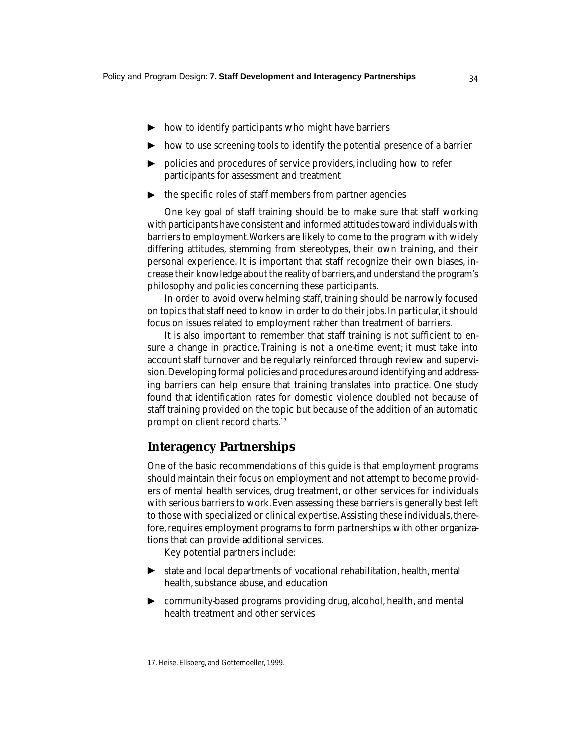- how to identify participants who might have barriers
- how to use screening tools to identify the potential presence of a barrier
- policies and procedures of service providers, including how to refer participants for assessment and treatment
- the specific roles of staff members from partner agencies

One key goal of staff training should be to make sure that staff working with participants have consistent and informed attitudes toward individuals with barriers to employment. Workers are likely to come to the program with widely differing attitudes, stemming from stereotypes, their own training, and their personal experience. It is important that staff recognize their own biases, increase their knowledge about the reality of barriers, and understand the program's philosophy and policies concerning these participants.

In order to avoid overwhelming staff, training should be narrowly focused on topics that staff need to know in order to do their jobs. In particular, it should focus on issues related to employment rather than treatment of barriers.

It is also important to remember that staff training is not sufficient to ensure a change in practice. Training is not a one-time event; it must take into account staff turnover and be regularly reinforced through review and supervision. Developing formal policies and procedures around identifying and addressing barriers can help ensure that training translates into practice. One study found that identification rates for domestic violence doubled not because of staff training provided on the topic but because of the addition of an automatic prompt on client record charts.[17]

## Interagency Partnerships

One of the basic recommendations of this guide is that employment programs should maintain their focus on employment and not attempt to become providers of mental health services, drug treatment, or other services for individuals with serious barriers to work. Even assessing these barriers is generally best left to those with specialized or clinical expertise. Assisting these individuals, therefore, requires employment programs to form partnerships with other organizations that can provide additional services.

Key potential partners include:

- state and local departments of vocational rehabilitation, health, mental health, substance abuse, and education
- community-based programs providing drug, alcohol, health, and mental health treatment and other services

17. Heise, Ellsberg, and Gottemoeller, 1999.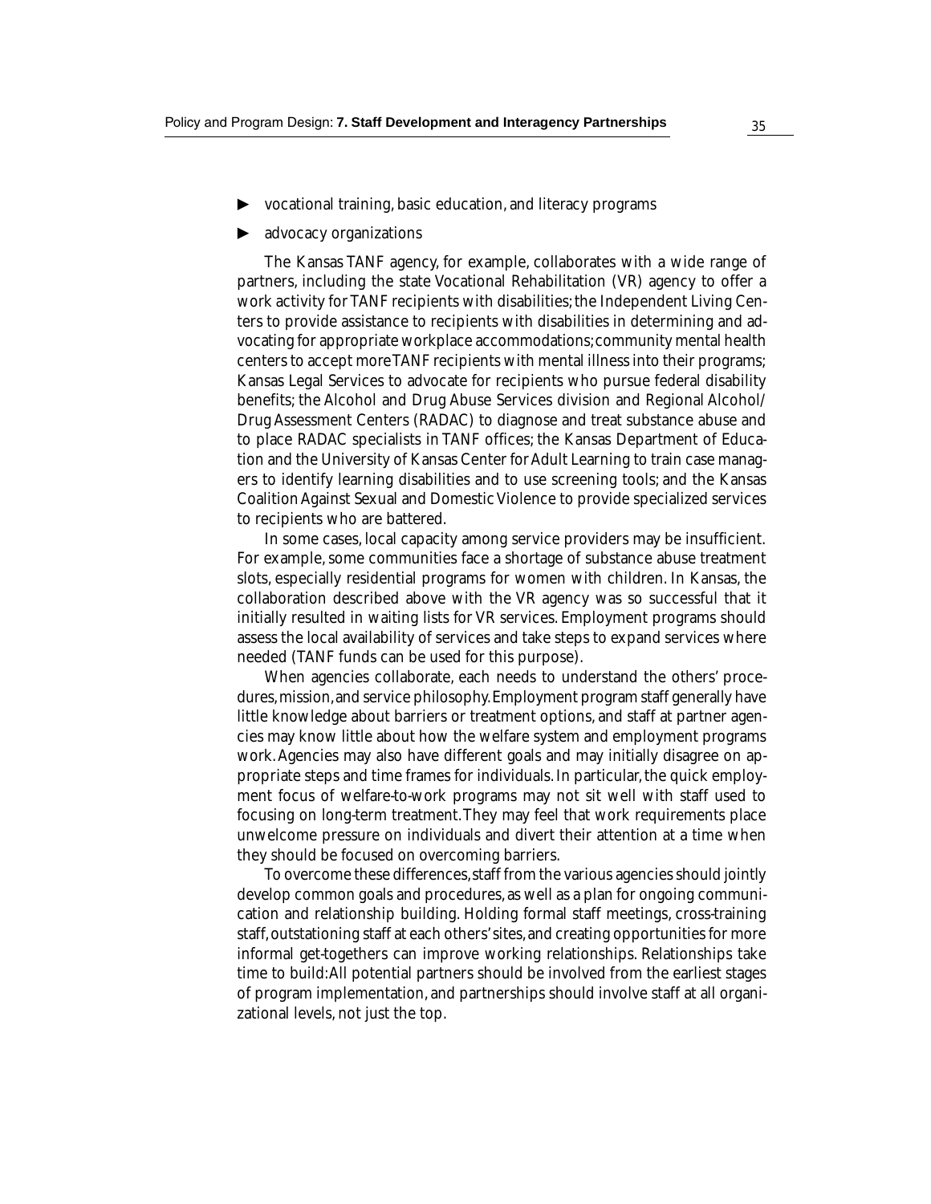- vocational training, basic education, and literacy programs
- advocacy organizations

The Kansas TANF agency, for example, collaborates with a wide range of partners, including the state Vocational Rehabilitation (VR) agency to offer a work activity for TANF recipients with disabilities; the Independent Living Centers to provide assistance to recipients with disabilities in determining and advocating for appropriate workplace accommodations; community mental health centers to accept more TANF recipients with mental illness into their programs; Kansas Legal Services to advocate for recipients who pursue federal disability benefits; the Alcohol and Drug Abuse Services division and Regional Alcohol/Drug Assessment Centers (RADAC) to diagnose and treat substance abuse and to place RADAC specialists in TANF offices; the Kansas Department of Education and the University of Kansas Center for Adult Learning to train case managers to identify learning disabilities and to use screening tools; and the Kansas Coalition Against Sexual and Domestic Violence to provide specialized services to recipients who are battered.

In some cases, local capacity among service providers may be insufficient. For example, some communities face a shortage of substance abuse treatment slots, especially residential programs for women with children. In Kansas, the collaboration described above with the VR agency was so successful that it initially resulted in waiting lists for VR services. Employment programs should assess the local availability of services and take steps to expand services where needed (TANF funds can be used for this purpose).

When agencies collaborate, each needs to understand the others' procedures, mission, and service philosophy. Employment program staff generally have little knowledge about barriers or treatment options, and staff at partner agencies may know little about how the welfare system and employment programs work. Agencies may also have different goals and may initially disagree on appropriate steps and time frames for individuals. In particular, the quick employment focus of welfare-to-work programs may not sit well with staff used to focusing on long-term treatment. They may feel that work requirements place unwelcome pressure on individuals and divert their attention at a time when they should be focused on overcoming barriers.

To overcome these differences, staff from the various agencies should jointly develop common goals and procedures, as well as a plan for ongoing communication and relationship building. Holding formal staff meetings, cross-training staff, outstationing staff at each others' sites, and creating opportunities for more informal get-togethers can improve working relationships. Relationships take time to build: All potential partners should be involved from the earliest stages of program implementation, and partnerships should involve staff at all organizational levels, not just the top.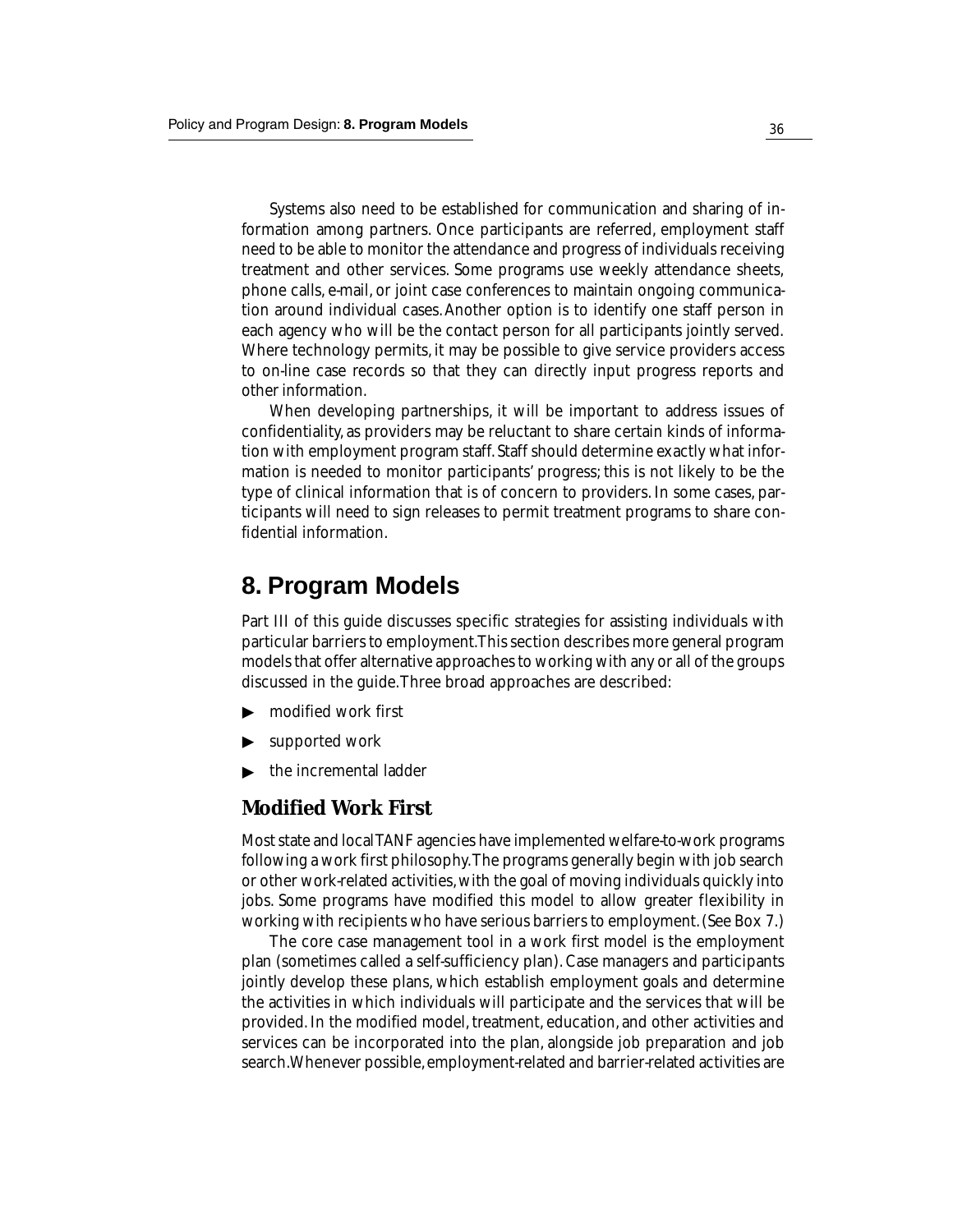Systems also need to be established for communication and sharing of information among partners. Once participants are referred, employment staff need to be able to monitor the attendance and progress of individuals receiving treatment and other services. Some programs use weekly attendance sheets, phone calls, e-mail, or joint case conferences to maintain ongoing communication around individual cases. Another option is to identify one staff person in each agency who will be the contact person for all participants jointly served. Where technology permits, it may be possible to give service providers access to on-line case records so that they can directly input progress reports and other information.

When developing partnerships, it will be important to address issues of confidentiality, as providers may be reluctant to share certain kinds of information with employment program staff. Staff should determine exactly what information is needed to monitor participants' progress; this is not likely to be the type of clinical information that is of concern to providers. In some cases, participants will need to sign releases to permit treatment programs to share confidential information.

# 8. Program Models

Part III of this guide discusses specific strategies for assisting individuals with particular barriers to employment. This section describes more general program models that offer alternative approaches to working with any or all of the groups discussed in the guide. Three broad approaches are described:

- modified work first
- supported work
- the incremental ladder

## Modified Work First

Most state and local TANF agencies have implemented welfare-to-work programs following a work first philosophy. The programs generally begin with job search or other work-related activities, with the goal of moving individuals quickly into jobs. Some programs have modified this model to allow greater flexibility in working with recipients who have serious barriers to employment. (See Box 7.)

The core case management tool in a work first model is the employment plan (sometimes called a self-sufficiency plan). Case managers and participants jointly develop these plans, which establish employment goals and determine the activities in which individuals will participate and the services that will be provided. In the modified model, treatment, education, and other activities and services can be incorporated into the plan, alongside job preparation and job search. Whenever possible, employment-related and barrier-related activities are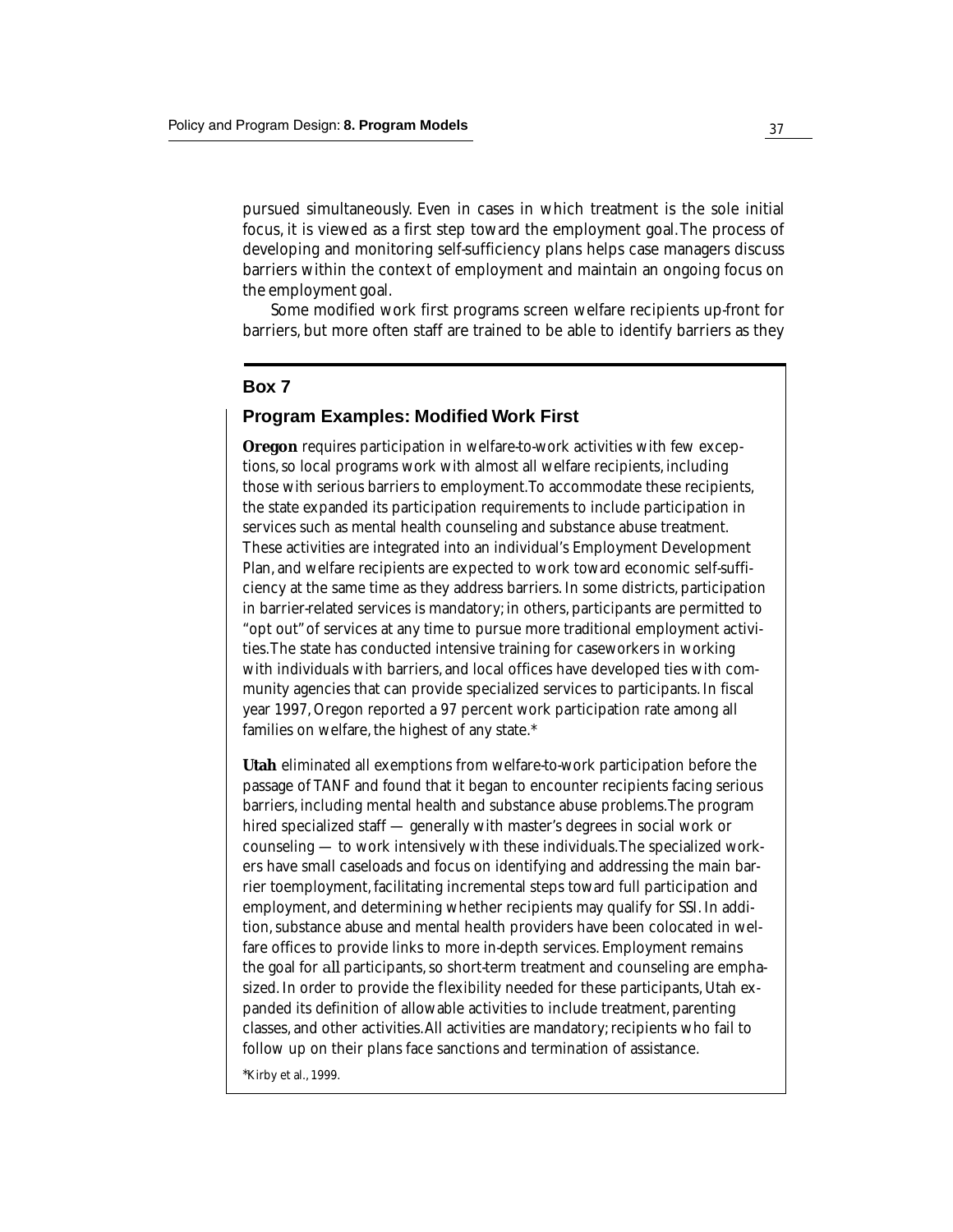pursued simultaneously. Even in cases in which treatment is the sole initial focus, it is viewed as a first step toward the employment goal. The process of developing and monitoring self-sufficiency plans helps case managers discuss barriers within the context of employment and maintain an ongoing focus on the employment goal.

Some modified work first programs screen welfare recipients up-front for barriers, but more often staff are trained to be able to identify barriers as they

## Box 7

### Program Examples: Modified Work First

**Oregon** requires participation in welfare-to-work activities with few exceptions, so local programs work with almost all welfare recipients, including those with serious barriers to employment. To accommodate these recipients, the state expanded its participation requirements to include participation in services such as mental health counseling and substance abuse treatment. These activities are integrated into an individual's Employment Development Plan, and welfare recipients are expected to work toward economic self-sufficiency at the same time as they address barriers. In some districts, participation in barrier-related services is mandatory; in others, participants are permitted to "opt out" of services at any time to pursue more traditional employment activities. The state has conducted intensive training for caseworkers in working with individuals with barriers, and local offices have developed ties with community agencies that can provide specialized services to participants. In fiscal year 1997, Oregon reported a 97 percent work participation rate among all families on welfare, the highest of any state.*

**Utah** eliminated all exemptions from welfare-to-work participation before the passage of TANF and found that it began to encounter recipients facing serious barriers, including mental health and substance abuse problems. The program hired specialized staff — generally with master's degrees in social work or counseling — to work intensively with these individuals. The specialized workers have small caseloads and focus on identifying and addressing the main barrier toemployment, facilitating incremental steps toward full participation and employment, and determining whether recipients may qualify for SSI. In addition, substance abuse and mental health providers have been colocated in welfare offices to provide links to more in-depth services. Employment remains the goal for *all* participants, so short-term treatment and counseling are emphasized. In order to provide the flexibility needed for these participants, Utah expanded its definition of allowable activities to include treatment, parenting classes, and other activities. All activities are mandatory; recipients who fail to follow up on their plans face sanctions and termination of assistance.

*Kirby et al., 1999.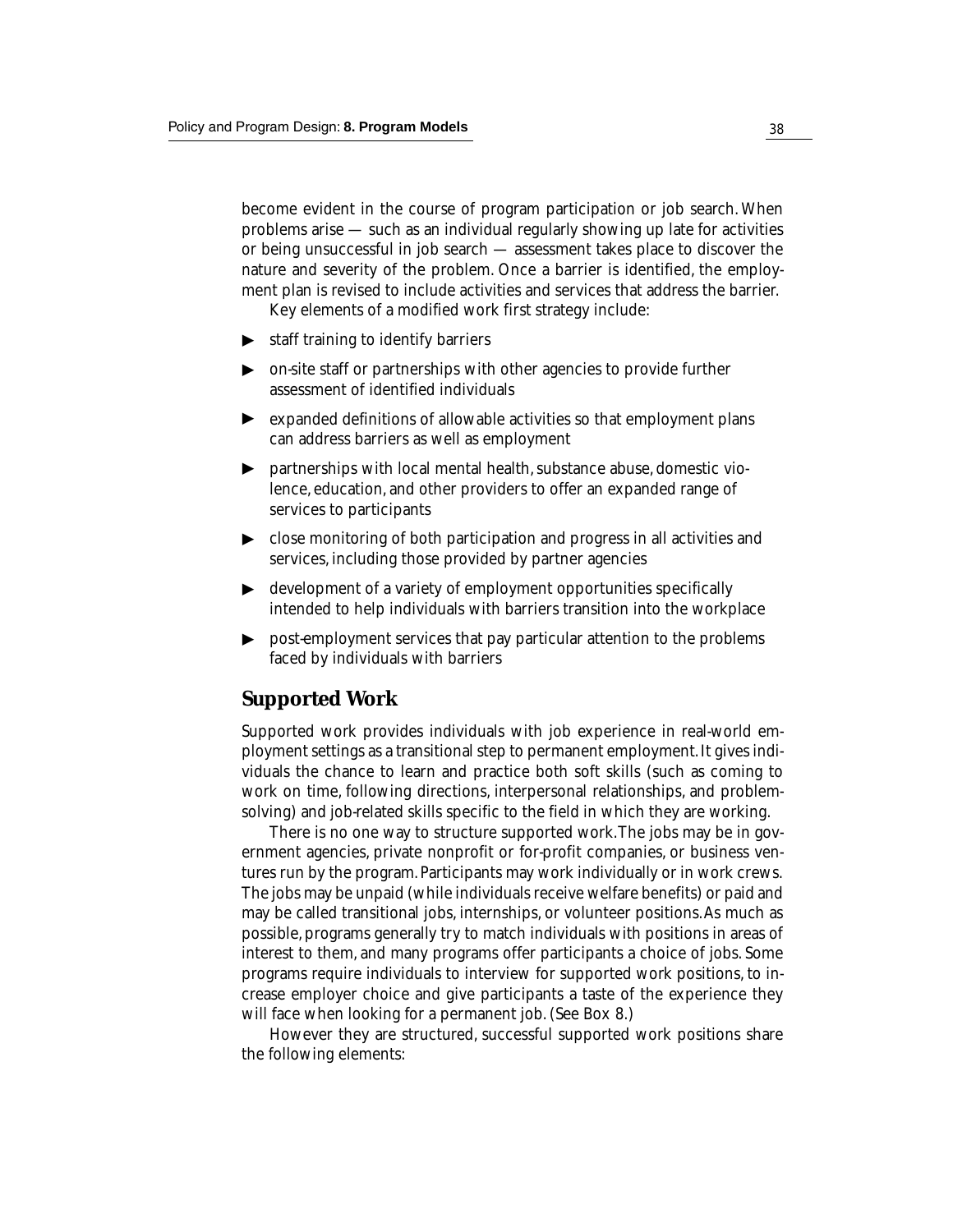become evident in the course of program participation or job search. When problems arise — such as an individual regularly showing up late for activities or being unsuccessful in job search — assessment takes place to discover the nature and severity of the problem. Once a barrier is identified, the employment plan is revised to include activities and services that address the barrier.

Key elements of a modified work first strategy include:

- staff training to identify barriers
- on-site staff or partnerships with other agencies to provide further assessment of identified individuals
- expanded definitions of allowable activities so that employment plans can address barriers as well as employment
- partnerships with local mental health, substance abuse, domestic violence, education, and other providers to offer an expanded range of services to participants
- close monitoring of both participation and progress in all activities and services, including those provided by partner agencies
- development of a variety of employment opportunities specifically intended to help individuals with barriers transition into the workplace
- post-employment services that pay particular attention to the problems faced by individuals with barriers

## Supported Work

Supported work provides individuals with job experience in real-world employment settings as a transitional step to permanent employment. It gives individuals the chance to learn and practice both soft skills (such as coming to work on time, following directions, interpersonal relationships, and problem-solving) and job-related skills specific to the field in which they are working.

There is no one way to structure supported work. The jobs may be in government agencies, private nonprofit or for-profit companies, or business ventures run by the program. Participants may work individually or in work crews. The jobs may be unpaid (while individuals receive welfare benefits) or paid and may be called transitional jobs, internships, or volunteer positions. As much as possible, programs generally try to match individuals with positions in areas of interest to them, and many programs offer participants a choice of jobs. Some programs require individuals to interview for supported work positions, to increase employer choice and give participants a taste of the experience they will face when looking for a permanent job. (See Box 8.)

However they are structured, successful supported work positions share the following elements: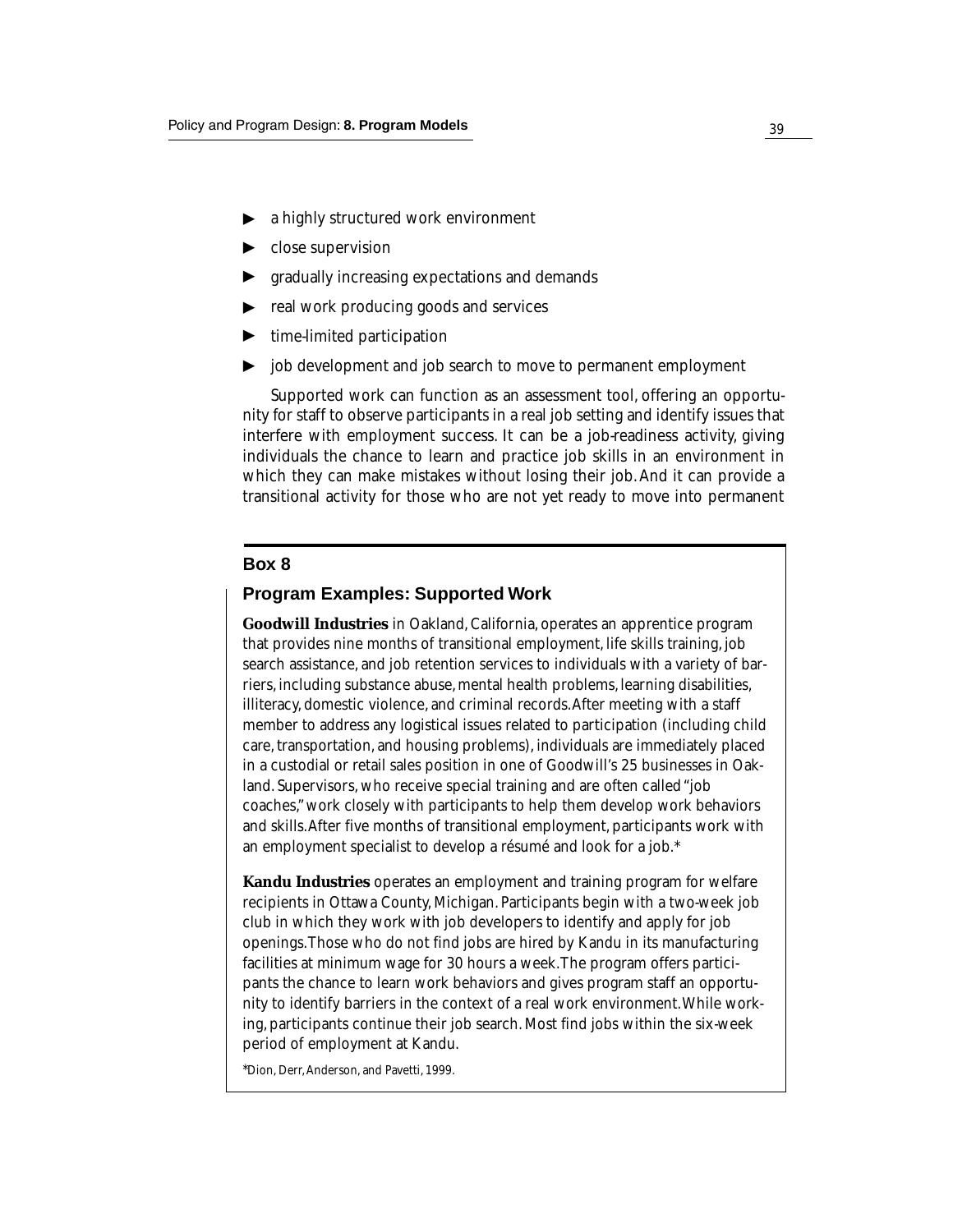- a highly structured work environment
- close supervision
- gradually increasing expectations and demands
- real work producing goods and services
- time-limited participation
- job development and job search to move to permanent employment

Supported work can function as an assessment tool, offering an opportunity for staff to observe participants in a real job setting and identify issues that interfere with employment success. It can be a job-readiness activity, giving individuals the chance to learn and practice job skills in an environment in which they can make mistakes without losing their job. And it can provide a transitional activity for those who are not yet ready to move into permanent

---

**Box 8**

### Program Examples: Supported Work

**Goodwill Industries** in Oakland, California, operates an apprentice program that provides nine months of transitional employment, life skills training, job search assistance, and job retention services to individuals with a variety of barriers, including substance abuse, mental health problems, learning disabilities, illiteracy, domestic violence, and criminal records. After meeting with a staff member to address any logistical issues related to participation (including child care, transportation, and housing problems), individuals are immediately placed in a custodial or retail sales position in one of Goodwill's 25 businesses in Oakland. Supervisors, who receive special training and are often called "job coaches," work closely with participants to help them develop work behaviors and skills. After five months of transitional employment, participants work with an employment specialist to develop a résumé and look for a job.*

**Kandu Industries** operates an employment and training program for welfare recipients in Ottawa County, Michigan. Participants begin with a two-week job club in which they work with job developers to identify and apply for job openings. Those who do not find jobs are hired by Kandu in its manufacturing facilities at minimum wage for 30 hours a week. The program offers participants the chance to learn work behaviors and gives program staff an opportunity to identify barriers in the context of a real work environment. While working, participants continue their job search. Most find jobs within the six-week period of employment at Kandu.

*Dion, Derr, Anderson, and Pavetti, 1999.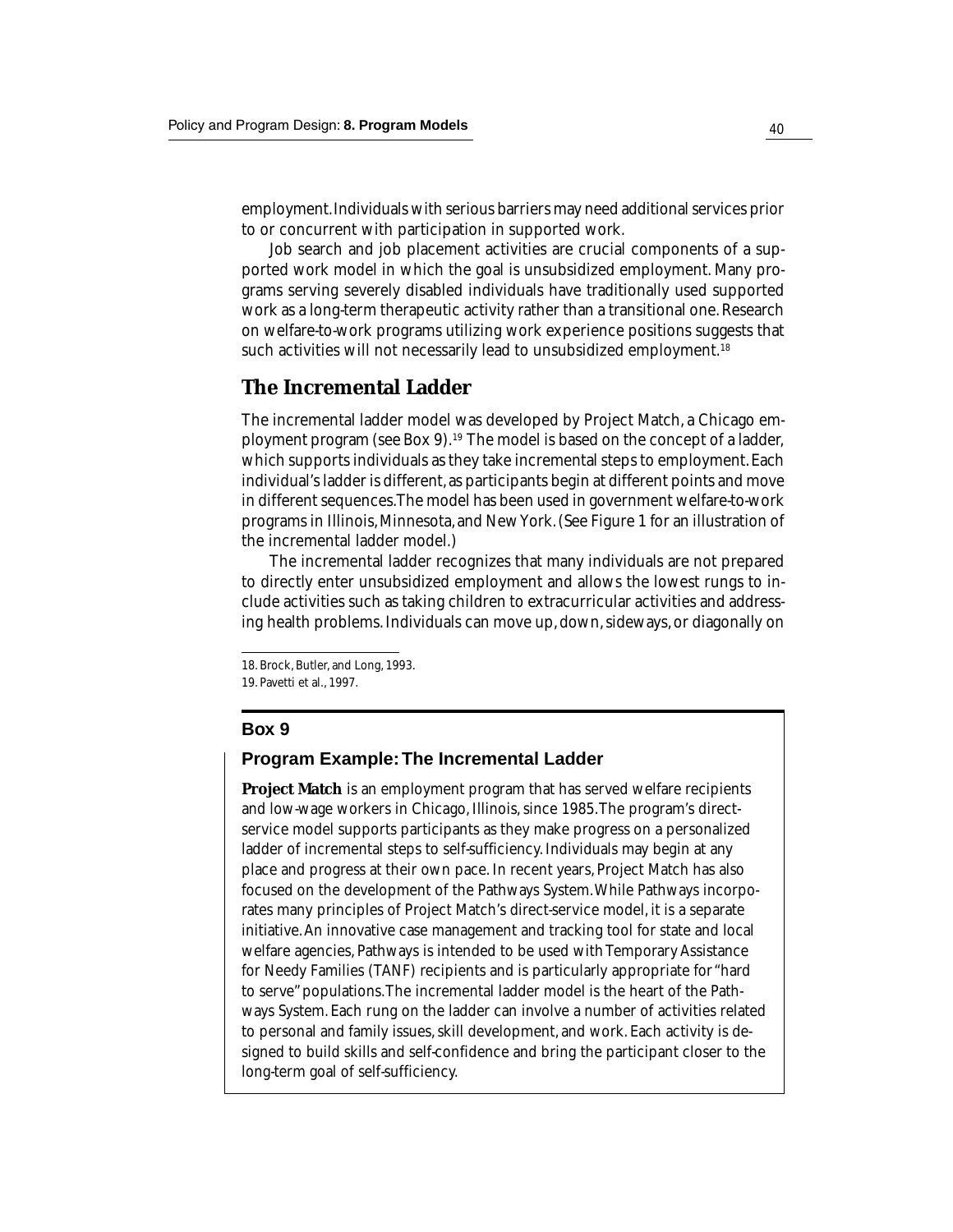employment. Individuals with serious barriers may need additional services prior to or concurrent with participation in supported work.

Job search and job placement activities are crucial components of a supported work model in which the goal is unsubsidized employment. Many programs serving severely disabled individuals have traditionally used supported work as a long-term therapeutic activity rather than a transitional one. Research on welfare-to-work programs utilizing work experience positions suggests that such activities will not necessarily lead to unsubsidized employment.[18]

## The Incremental Ladder

The incremental ladder model was developed by Project Match, a Chicago employment program (see Box 9).[19] The model is based on the concept of a ladder, which supports individuals as they take incremental steps to employment. Each individual's ladder is different, as participants begin at different points and move in different sequences. The model has been used in government welfare-to-work programs in Illinois, Minnesota, and New York. (See Figure 1 for an illustration of the incremental ladder model.)

The incremental ladder recognizes that many individuals are not prepared to directly enter unsubsidized employment and allows the lowest rungs to include activities such as taking children to extracurricular activities and addressing health problems. Individuals can move up, down, sideways, or diagonally on

18. Brock, Butler, and Long, 1993.

19. Pavetti et al., 1997.

---

**Box 9**

### Program Example: The Incremental Ladder

**Project Match** is an employment program that has served welfare recipients and low-wage workers in Chicago, Illinois, since 1985. The program's direct-service model supports participants as they make progress on a personalized ladder of incremental steps to self-sufficiency. Individuals may begin at any place and progress at their own pace. In recent years, Project Match has also focused on the development of the Pathways System. While Pathways incorporates many principles of Project Match's direct-service model, it is a separate initiative. An innovative case management and tracking tool for state and local welfare agencies, Pathways is intended to be used with Temporary Assistance for Needy Families (TANF) recipients and is particularly appropriate for "hard to serve" populations. The incremental ladder model is the heart of the Pathways System. Each rung on the ladder can involve a number of activities related to personal and family issues, skill development, and work. Each activity is designed to build skills and self-confidence and bring the participant closer to the long-term goal of self-sufficiency.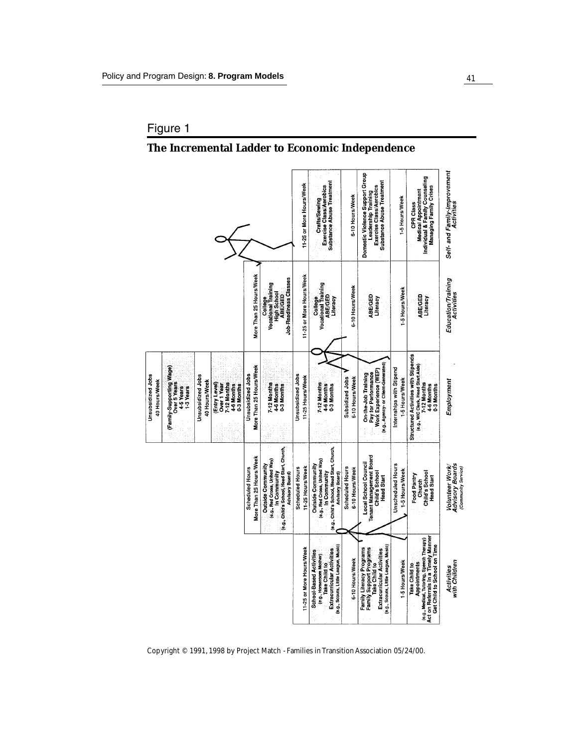## Figure 1

**The Incremental Ladder to Economic Independence**

| *Activities with Children* | *Volunteer Work/ Advisory Boards (Community Service)* | *Employment* | *Education/Training Activities* | *Self- and Family-Improvement Activities* |
|---|---|---|---|---|
| | | Unsubsidized Jobs 40 Hours/Week<br>(Family-Supporting Wage) Over 5 Years 4-5 Years 1-3 Years | | |
| | | Unsubsidized Jobs 40 Hours/Week<br>(Entry Level) Over 1 Year 7-12 Months 4-6 Months 0-3 Months | | |
| | Scheduled Hours More Than 25 Hours/Week<br>Outside Community (e.g., Red Cross, United Way) In Community (e.g., Child's School, Head Start, Church, Advisory Board) | Unsubsidized Jobs More Than 25 Hours/Week<br>7-12 Months 4-6 Months 0-3 Months | More Than 25 Hours/Week<br>College Vocational Training High School ABE/GED Job-Readiness Classes | |
| 11-25 or More Hours/Week<br>School-Based Activities (e.g., Homeroom Mother) Take Child to Extracurricular Activities (e.g., Scouts, Little League, Music) | Scheduled Hours 11-25 Hours/Week<br>Outside Community (e.g., Red Cross, United Way) In Community (e.g., Child's School, Head Start, Church, Advisory Board) | Unsubsidized Jobs 11-25 Hours/Week<br>7-12 Months 4-6 Months 0-3 Months | 11-25 or More Hours/Week<br>College Vocational Training ABE/GED Literacy | 11-25 or More Hours/Week<br>Crafts/Sewing Exercise Class/Aerobics Substance Abuse Treatment |
| 6-10 Hours/Week<br>Family Literacy Programs Family Support Programs Take Child to Extracurricular Activities (e.g., Scouts, Little League, Music) | Scheduled Hours 6-10 Hours/Week<br>Local School Council Tenant Management Board Child's School Head Start | Subsidized Jobs 6-10 Hours/Week<br>On-the-Job Training Pay for Performance Work Experience (WEP) (e.g., Agency- or Client-Generated) | 6-10 Hours/Week<br>ABE/GED Literacy | 6-10 Hours/Week<br>Domestic Violence Support Group Leadership Training Exercise Class/Aerobics Substance Abuse Treatment |
| 1-5 Hours/Week<br>Take Child to Appointments (e.g., Medical, Tutoring, Speech Therapy) Act on Referrals in a Timely Manner Get Child to School on Time | Unscheduled Hours 1-5 Hours/Week<br>Food Pantry Church Child's School Head Start | Internships with Stipend 1-5 Hours/Week<br>Structured Activities with Stipends (e.g., WIC Clerk, Head Start Aide) 7-12 Months 4-6 Months 0-3 Months | 1-5 Hours/Week<br>ABE/GED Literacy | 1-5 Hours/Week<br>CPR Class Medical Appointment Individual & Family Counseling Managing Family Crises |

Copyright © 1991, 1998 by Project Match - Families in Transition Association 05/24/00.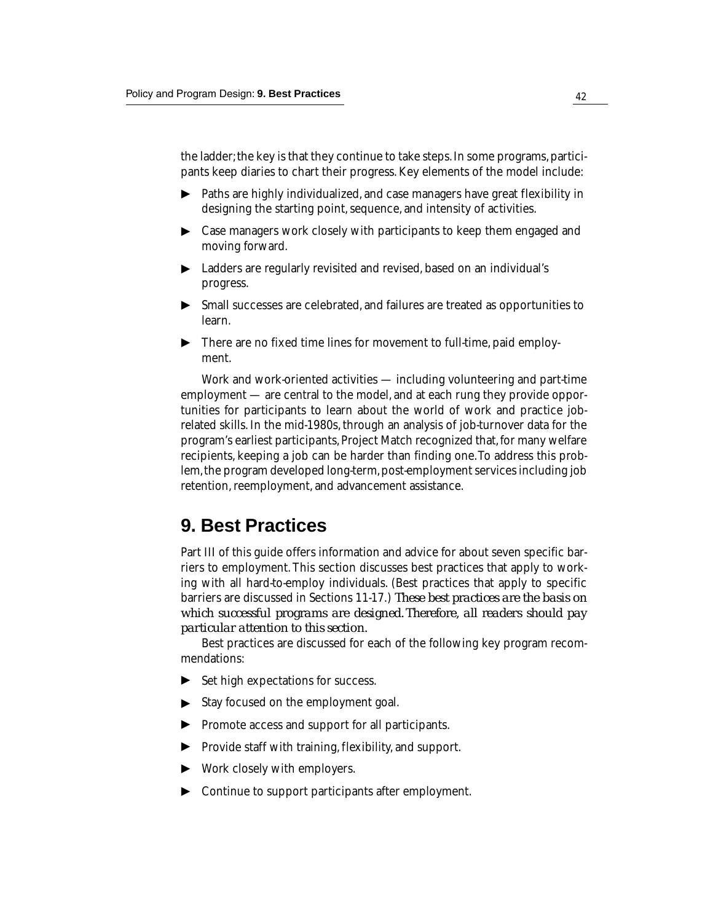the ladder; the key is that they continue to take steps. In some programs, participants keep diaries to chart their progress. Key elements of the model include:

- Paths are highly individualized, and case managers have great flexibility in designing the starting point, sequence, and intensity of activities.
- Case managers work closely with participants to keep them engaged and moving forward.
- Ladders are regularly revisited and revised, based on an individual's progress.
- Small successes are celebrated, and failures are treated as opportunities to learn.
- There are no fixed time lines for movement to full-time, paid employment.

Work and work-oriented activities — including volunteering and part-time employment — are central to the model, and at each rung they provide opportunities for participants to learn about the world of work and practice job-related skills. In the mid-1980s, through an analysis of job-turnover data for the program's earliest participants, Project Match recognized that, for many welfare recipients, keeping a job can be harder than finding one. To address this problem, the program developed long-term, post-employment services including job retention, reemployment, and advancement assistance.

## 9. Best Practices

Part III of this guide offers information and advice for about seven specific barriers to employment. This section discusses best practices that apply to working with all hard-to-employ individuals. (Best practices that apply to specific barriers are discussed in Sections 11-17.) *These best practices are the basis on which successful programs are designed. Therefore, all readers should pay particular attention to this section.*

Best practices are discussed for each of the following key program recommendations:

- Set high expectations for success.
- Stay focused on the employment goal.
- Promote access and support for all participants.
- Provide staff with training, flexibility, and support.
- Work closely with employers.
- Continue to support participants after employment.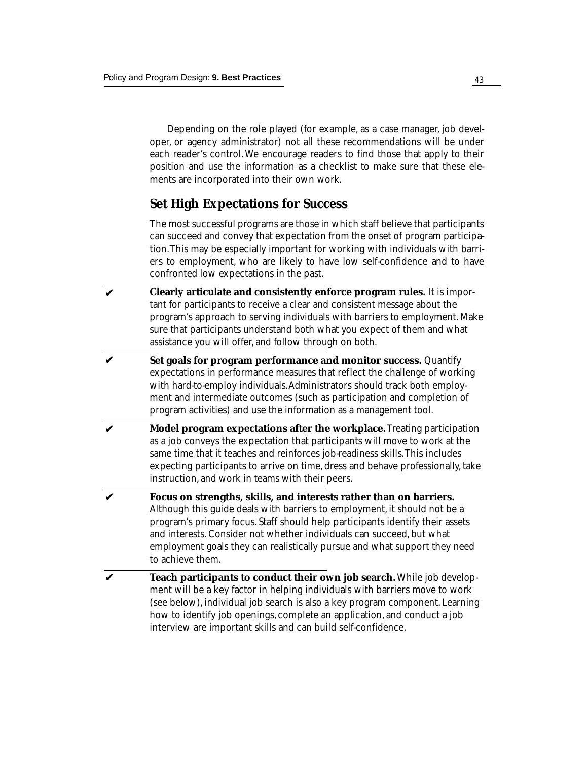Depending on the role played (for example, as a case manager, job developer, or agency administrator) not all these recommendations will be under each reader's control. We encourage readers to find those that apply to their position and use the information as a checklist to make sure that these elements are incorporated into their own work.

## Set High Expectations for Success

The most successful programs are those in which staff believe that participants can succeed and convey that expectation from the onset of program participation. This may be especially important for working with individuals with barriers to employment, who are likely to have low self-confidence and to have confronted low expectations in the past.

- ✔ **Clearly articulate and consistently enforce program rules.** It is important for participants to receive a clear and consistent message about the program's approach to serving individuals with barriers to employment. Make sure that participants understand both what you expect of them and what assistance you will offer, and follow through on both.

- ✔ **Set goals for program performance and monitor success.** Quantify expectations in performance measures that reflect the challenge of working with hard-to-employ individuals. Administrators should track both employment and intermediate outcomes (such as participation and completion of program activities) and use the information as a management tool.

- ✔ **Model program expectations after the workplace.** Treating participation as a job conveys the expectation that participants will move to work at the same time that it teaches and reinforces job-readiness skills. This includes expecting participants to arrive on time, dress and behave professionally, take instruction, and work in teams with their peers.

- ✔ **Focus on strengths, skills, and interests rather than on barriers.** Although this guide deals with barriers to employment, it should not be a program's primary focus. Staff should help participants identify their assets and interests. Consider not whether individuals can succeed, but what employment goals they can realistically pursue and what support they need to achieve them.

- ✔ **Teach participants to conduct their own job search.** While job development will be a key factor in helping individuals with barriers move to work (see below), individual job search is also a key program component. Learning how to identify job openings, complete an application, and conduct a job interview are important skills and can build self-confidence.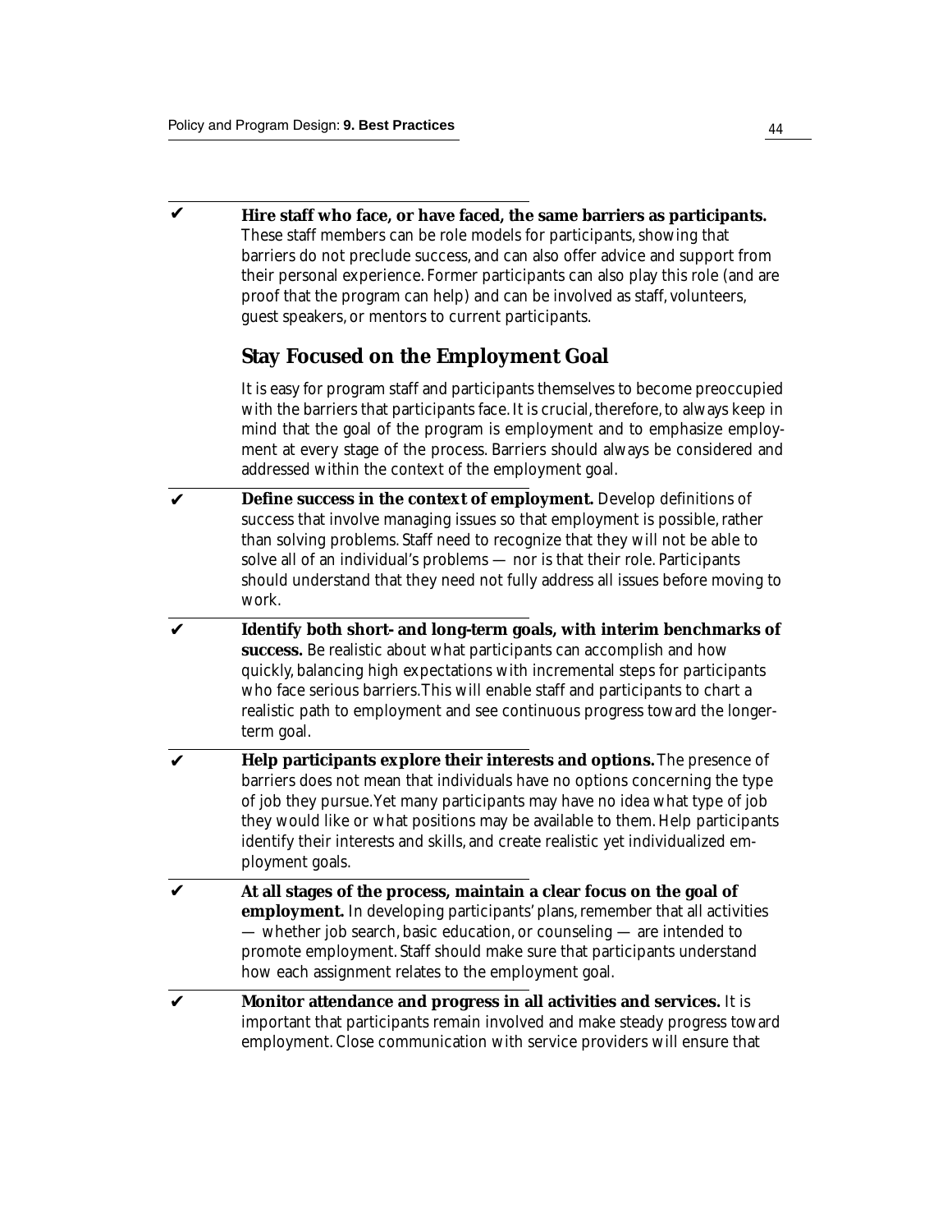✔ **Hire staff who face, or have faced, the same barriers as participants.** These staff members can be role models for participants, showing that barriers do not preclude success, and can also offer advice and support from their personal experience. Former participants can also play this role (and are proof that the program can help) and can be involved as staff, volunteers, guest speakers, or mentors to current participants.

## Stay Focused on the Employment Goal

It is easy for program staff and participants themselves to become preoccupied with the barriers that participants face. It is crucial, therefore, to always keep in mind that the goal of the program is employment and to emphasize employment at every stage of the process. Barriers should always be considered and addressed within the context of the employment goal.

✔ **Define success in the context of employment.** Develop definitions of success that involve managing issues so that employment is possible, rather than solving problems. Staff need to recognize that they will not be able to solve all of an individual's problems — nor is that their role. Participants should understand that they need not fully address all issues before moving to work.

✔ **Identify both short- and long-term goals, with interim benchmarks of success.** Be realistic about what participants can accomplish and how quickly, balancing high expectations with incremental steps for participants who face serious barriers. This will enable staff and participants to chart a realistic path to employment and see continuous progress toward the longer-term goal.

✔ **Help participants explore their interests and options.** The presence of barriers does not mean that individuals have no options concerning the type of job they pursue. Yet many participants may have no idea what type of job they would like or what positions may be available to them. Help participants identify their interests and skills, and create realistic yet individualized employment goals.

✔ **At all stages of the process, maintain a clear focus on the goal of employment.** In developing participants' plans, remember that all activities — whether job search, basic education, or counseling — are intended to promote employment. Staff should make sure that participants understand how each assignment relates to the employment goal.

✔ **Monitor attendance and progress in all activities and services.** It is important that participants remain involved and make steady progress toward employment. Close communication with service providers will ensure that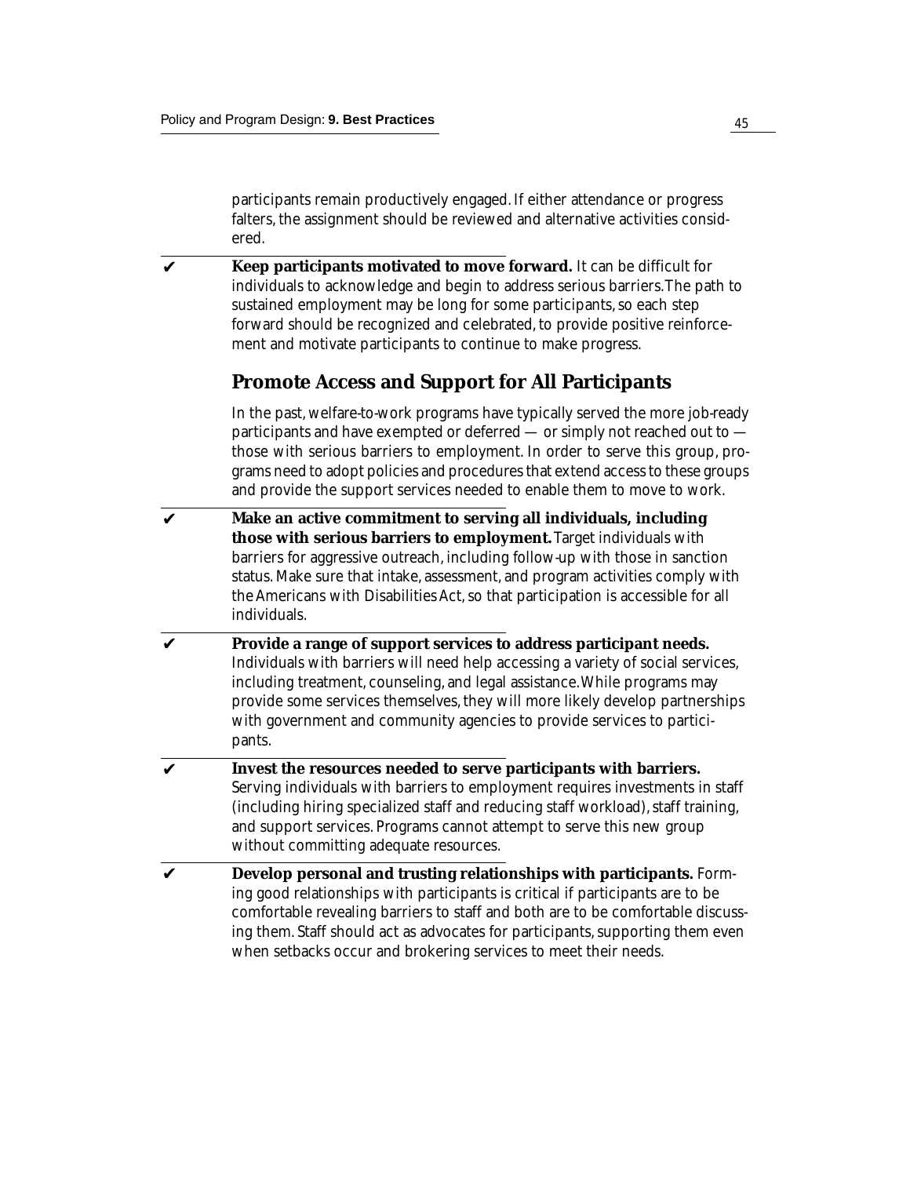participants remain productively engaged. If either attendance or progress falters, the assignment should be reviewed and alternative activities considered.

✔ **Keep participants motivated to move forward.** It can be difficult for individuals to acknowledge and begin to address serious barriers. The path to sustained employment may be long for some participants, so each step forward should be recognized and celebrated, to provide positive reinforcement and motivate participants to continue to make progress.

## Promote Access and Support for All Participants

In the past, welfare-to-work programs have typically served the more job-ready participants and have exempted or deferred — or simply not reached out to — those with serious barriers to employment. In order to serve this group, programs need to adopt policies and procedures that extend access to these groups and provide the support services needed to enable them to move to work.

✔ **Make an active commitment to serving all individuals, including those with serious barriers to employment.** Target individuals with barriers for aggressive outreach, including follow-up with those in sanction status. Make sure that intake, assessment, and program activities comply with the Americans with Disabilities Act, so that participation is accessible for all individuals.

✔ **Provide a range of support services to address participant needs.** Individuals with barriers will need help accessing a variety of social services, including treatment, counseling, and legal assistance. While programs may provide some services themselves, they will more likely develop partnerships with government and community agencies to provide services to participants.

✔ **Invest the resources needed to serve participants with barriers.** Serving individuals with barriers to employment requires investments in staff (including hiring specialized staff and reducing staff workload), staff training, and support services. Programs cannot attempt to serve this new group without committing adequate resources.

✔ **Develop personal and trusting relationships with participants.** Forming good relationships with participants is critical if participants are to be comfortable revealing barriers to staff and both are to be comfortable discussing them. Staff should act as advocates for participants, supporting them even when setbacks occur and brokering services to meet their needs.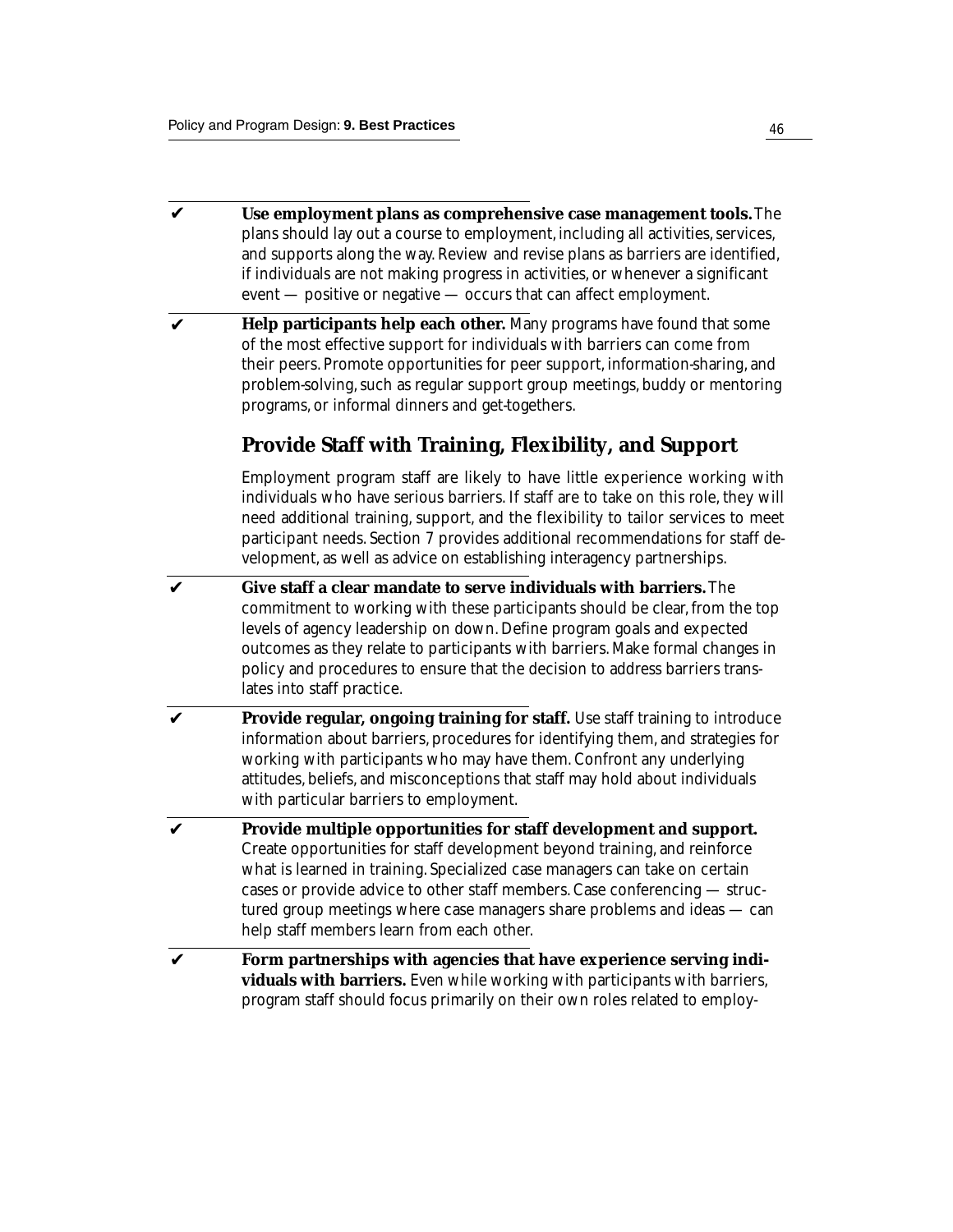- ✔ **Use employment plans as comprehensive case management tools.** The plans should lay out a course to employment, including all activities, services, and supports along the way. Review and revise plans as barriers are identified, if individuals are not making progress in activities, or whenever a significant event — positive or negative — occurs that can affect employment.

- ✔ **Help participants help each other.** Many programs have found that some of the most effective support for individuals with barriers can come from their peers. Promote opportunities for peer support, information-sharing, and problem-solving, such as regular support group meetings, buddy or mentoring programs, or informal dinners and get-togethers.

## Provide Staff with Training, Flexibility, and Support

Employment program staff are likely to have little experience working with individuals who have serious barriers. If staff are to take on this role, they will need additional training, support, and the flexibility to tailor services to meet participant needs. Section 7 provides additional recommendations for staff development, as well as advice on establishing interagency partnerships.

- ✔ **Give staff a clear mandate to serve individuals with barriers.** The commitment to working with these participants should be clear, from the top levels of agency leadership on down. Define program goals and expected outcomes as they relate to participants with barriers. Make formal changes in policy and procedures to ensure that the decision to address barriers translates into staff practice.

- ✔ **Provide regular, ongoing training for staff.** Use staff training to introduce information about barriers, procedures for identifying them, and strategies for working with participants who may have them. Confront any underlying attitudes, beliefs, and misconceptions that staff may hold about individuals with particular barriers to employment.

- ✔ **Provide multiple opportunities for staff development and support.** Create opportunities for staff development beyond training, and reinforce what is learned in training. Specialized case managers can take on certain cases or provide advice to other staff members. Case conferencing — structured group meetings where case managers share problems and ideas — can help staff members learn from each other.

- ✔ **Form partnerships with agencies that have experience serving individuals with barriers.** Even while working with participants with barriers, program staff should focus primarily on their own roles related to employ-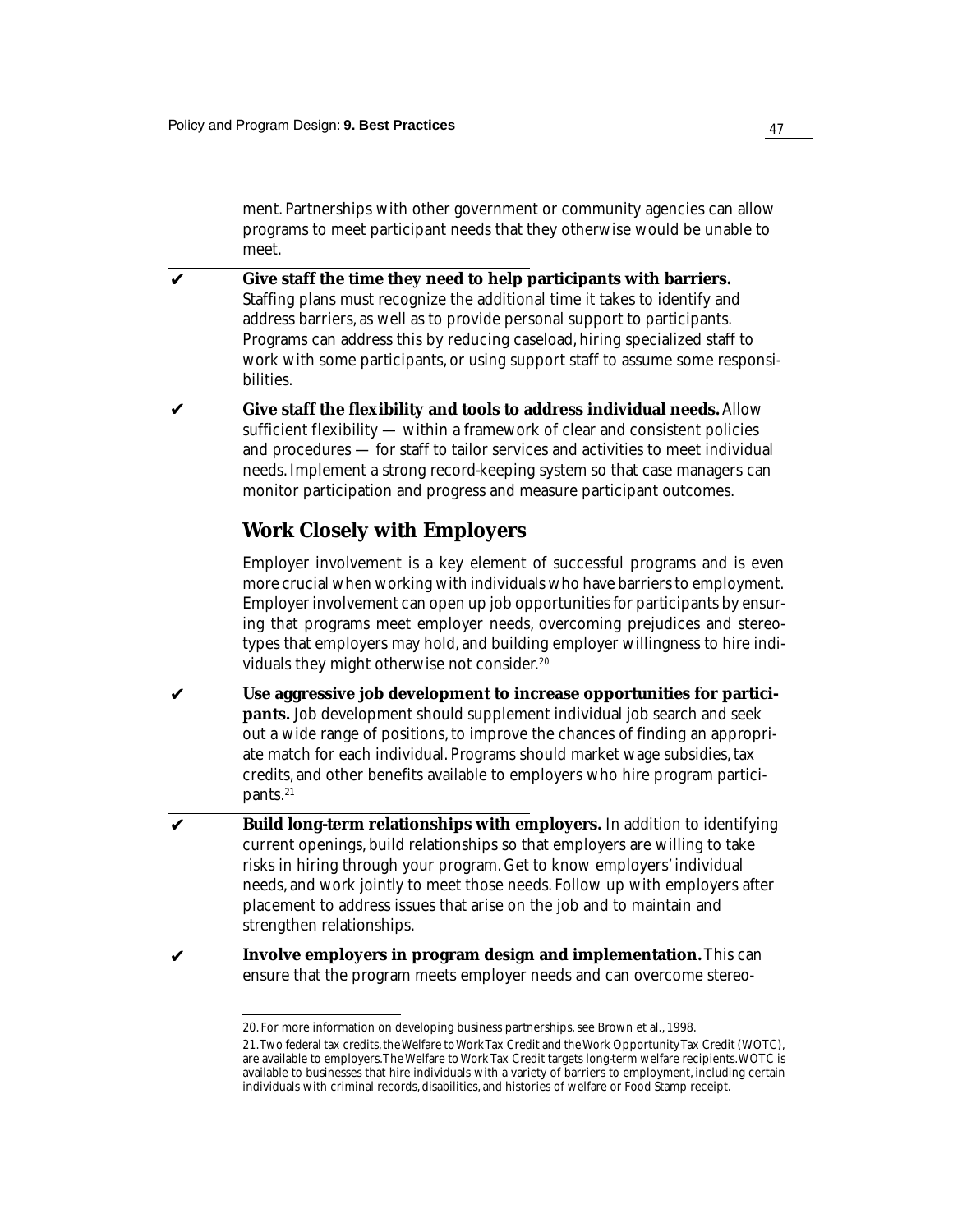ment. Partnerships with other government or community agencies can allow programs to meet participant needs that they otherwise would be unable to meet.

✔ **Give staff the time they need to help participants with barriers.** Staffing plans must recognize the additional time it takes to identify and address barriers, as well as to provide personal support to participants. Programs can address this by reducing caseload, hiring specialized staff to work with some participants, or using support staff to assume some responsibilities.

✔ **Give staff the flexibility and tools to address individual needs.** Allow sufficient flexibility — within a framework of clear and consistent policies and procedures — for staff to tailor services and activities to meet individual needs. Implement a strong record-keeping system so that case managers can monitor participation and progress and measure participant outcomes.

## Work Closely with Employers

Employer involvement is a key element of successful programs and is even more crucial when working with individuals who have barriers to employment. Employer involvement can open up job opportunities for participants by ensuring that programs meet employer needs, overcoming prejudices and stereotypes that employers may hold, and building employer willingness to hire individuals they might otherwise not consider.[20]

✔ **Use aggressive job development to increase opportunities for participants.** Job development should supplement individual job search and seek out a wide range of positions, to improve the chances of finding an appropriate match for each individual. Programs should market wage subsidies, tax credits, and other benefits available to employers who hire program participants.[21]

✔ **Build long-term relationships with employers.** In addition to identifying current openings, build relationships so that employers are willing to take risks in hiring through your program. Get to know employers' individual needs, and work jointly to meet those needs. Follow up with employers after placement to address issues that arise on the job and to maintain and strengthen relationships.

✔ **Involve employers in program design and implementation.** This can ensure that the program meets employer needs and can overcome stereo-

---

20. For more information on developing business partnerships, see Brown et al., 1998.

21. Two federal tax credits, the Welfare to Work Tax Credit and the Work Opportunity Tax Credit (WOTC), are available to employers. The Welfare to Work Tax Credit targets long-term welfare recipients. WOTC is available to businesses that hire individuals with a variety of barriers to employment, including certain individuals with criminal records, disabilities, and histories of welfare or Food Stamp receipt.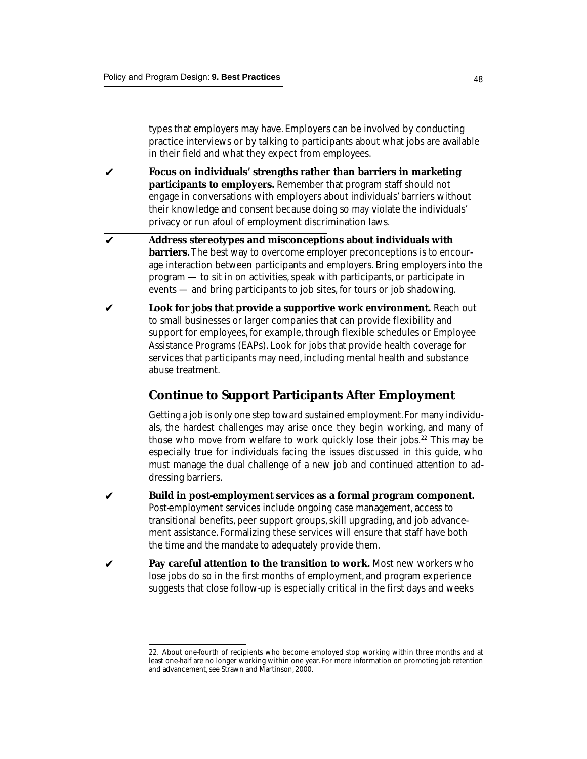types that employers may have. Employers can be involved by conducting practice interviews or by talking to participants about what jobs are available in their field and what they expect from employees.

✔ **Focus on individuals' strengths rather than barriers in marketing participants to employers.** Remember that program staff should not engage in conversations with employers about individuals' barriers without their knowledge and consent because doing so may violate the individuals' privacy or run afoul of employment discrimination laws.

✔ **Address stereotypes and misconceptions about individuals with barriers.** The best way to overcome employer preconceptions is to encourage interaction between participants and employers. Bring employers into the program — to sit in on activities, speak with participants, or participate in events — and bring participants to job sites, for tours or job shadowing.

✔ **Look for jobs that provide a supportive work environment.** Reach out to small businesses or larger companies that can provide flexibility and support for employees, for example, through flexible schedules or Employee Assistance Programs (EAPs). Look for jobs that provide health coverage for services that participants may need, including mental health and substance abuse treatment.

## Continue to Support Participants After Employment

Getting a job is only one step toward sustained employment. For many individuals, the hardest challenges may arise once they begin working, and many of those who move from welfare to work quickly lose their jobs.[22] This may be especially true for individuals facing the issues discussed in this guide, who must manage the dual challenge of a new job and continued attention to addressing barriers.

✔ **Build in post-employment services as a formal program component.** Post-employment services include ongoing case management, access to transitional benefits, peer support groups, skill upgrading, and job advancement assistance. Formalizing these services will ensure that staff have both the time and the mandate to adequately provide them.

✔ **Pay careful attention to the transition to work.** Most new workers who lose jobs do so in the first months of employment, and program experience suggests that close follow-up is especially critical in the first days and weeks

22. About one-fourth of recipients who become employed stop working within three months and at least one-half are no longer working within one year. For more information on promoting job retention and advancement, see Strawn and Martinson, 2000.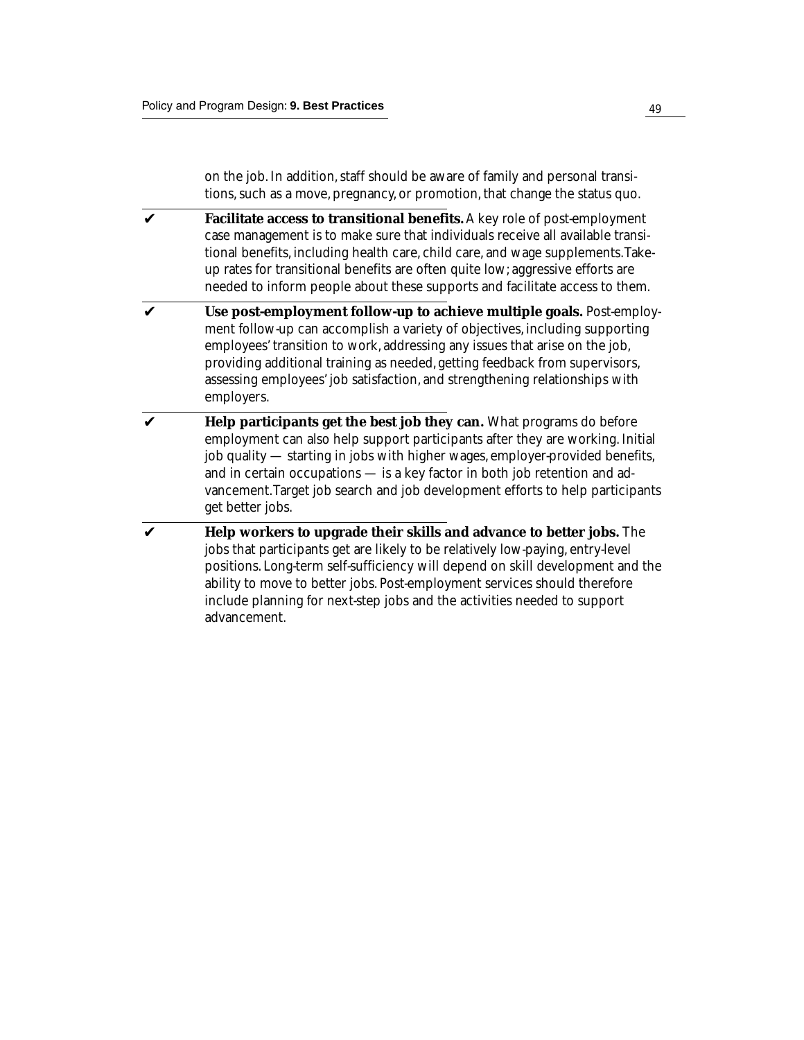on the job. In addition, staff should be aware of family and personal transitions, such as a move, pregnancy, or promotion, that change the status quo.

- ✔ **Facilitate access to transitional benefits.** A key role of post-employment case management is to make sure that individuals receive all available transitional benefits, including health care, child care, and wage supplements. Take-up rates for transitional benefits are often quite low; aggressive efforts are needed to inform people about these supports and facilitate access to them.

- ✔ **Use post-employment follow-up to achieve multiple goals.** Post-employment follow-up can accomplish a variety of objectives, including supporting employees' transition to work, addressing any issues that arise on the job, providing additional training as needed, getting feedback from supervisors, assessing employees' job satisfaction, and strengthening relationships with employers.

- ✔ **Help participants get the best job they can.** What programs do before employment can also help support participants after they are working. Initial job quality — starting in jobs with higher wages, employer-provided benefits, and in certain occupations — is a key factor in both job retention and advancement. Target job search and job development efforts to help participants get better jobs.

- ✔ **Help workers to upgrade their skills and advance to better jobs.** The jobs that participants get are likely to be relatively low-paying, entry-level positions. Long-term self-sufficiency will depend on skill development and the ability to move to better jobs. Post-employment services should therefore include planning for next-step jobs and the activities needed to support advancement.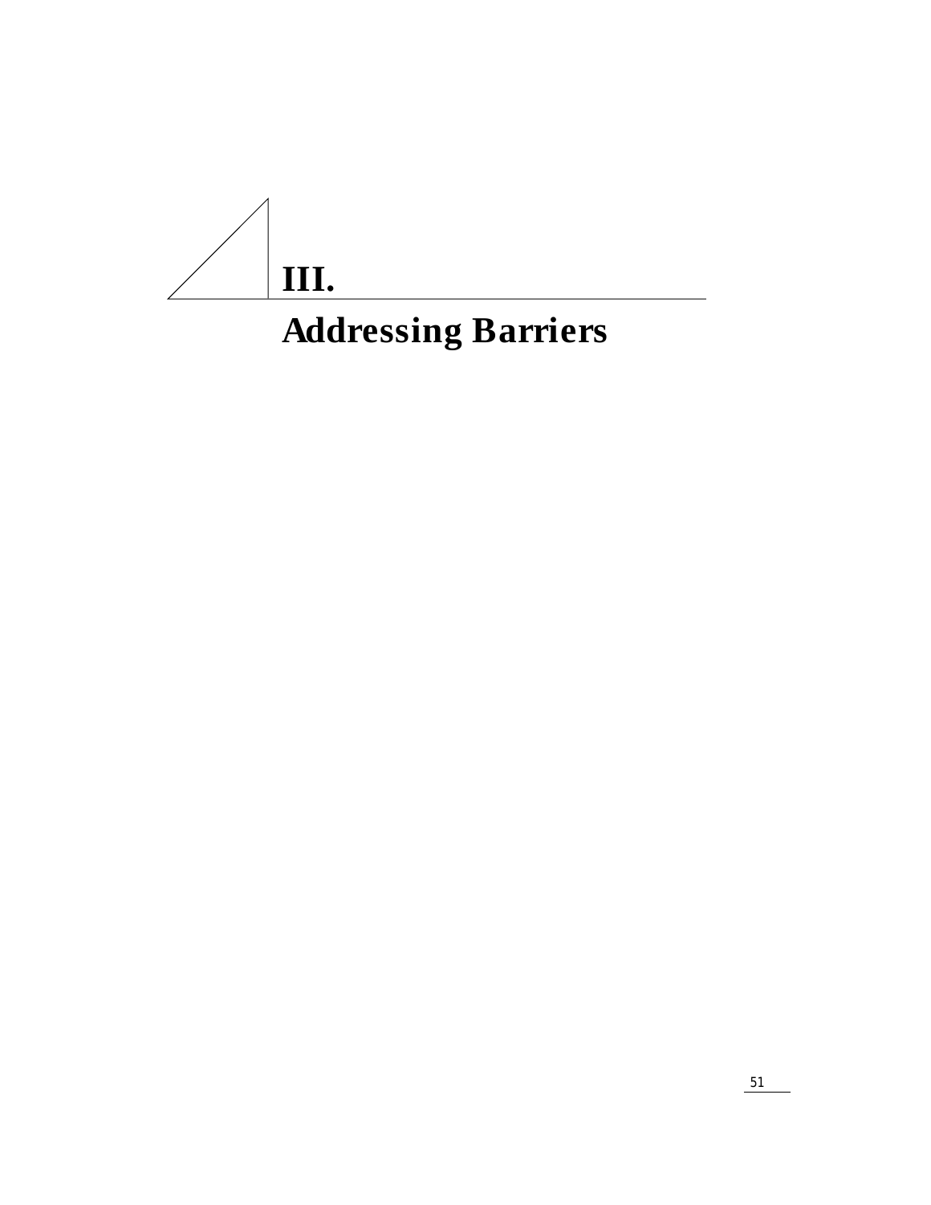# III.

# Addressing Barriers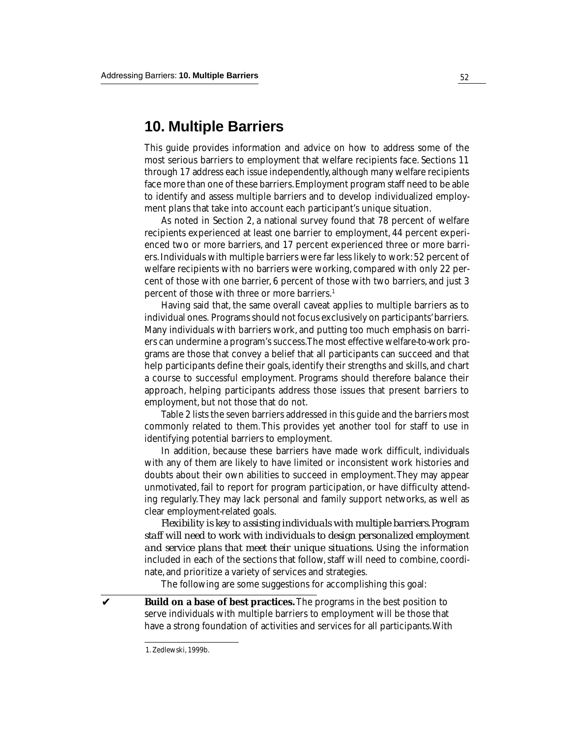# 10. Multiple Barriers

This guide provides information and advice on how to address some of the most serious barriers to employment that welfare recipients face. Sections 11 through 17 address each issue independently, although many welfare recipients face more than one of these barriers. Employment program staff need to be able to identify and assess multiple barriers and to develop individualized employment plans that take into account each participant's unique situation.

As noted in Section 2, a national survey found that 78 percent of welfare recipients experienced at least one barrier to employment, 44 percent experienced two or more barriers, and 17 percent experienced three or more barriers. Individuals with multiple barriers were far less likely to work: 52 percent of welfare recipients with no barriers were working, compared with only 22 percent of those with one barrier, 6 percent of those with two barriers, and just 3 percent of those with three or more barriers.[1]

Having said that, the same overall caveat applies to multiple barriers as to individual ones. Programs should not focus exclusively on participants' barriers. Many individuals with barriers work, and putting too much emphasis on barriers can undermine a program's success. The most effective welfare-to-work programs are those that convey a belief that all participants can succeed and that help participants define their goals, identify their strengths and skills, and chart a course to successful employment. Programs should therefore balance their approach, helping participants address those issues that present barriers to employment, but not those that do not.

Table 2 lists the seven barriers addressed in this guide and the barriers most commonly related to them. This provides yet another tool for staff to use in identifying potential barriers to employment.

In addition, because these barriers have made work difficult, individuals with any of them are likely to have limited or inconsistent work histories and doubts about their own abilities to succeed in employment. They may appear unmotivated, fail to report for program participation, or have difficulty attending regularly. They may lack personal and family support networks, as well as clear employment-related goals.

*Flexibility is key to assisting individuals with multiple barriers. Program staff will need to work with individuals to design personalized employment and service plans that meet their unique situations.* Using the information included in each of the sections that follow, staff will need to combine, coordinate, and prioritize a variety of services and strategies.

The following are some suggestions for accomplishing this goal:

✔ **Build on a base of best practices.** The programs in the best position to serve individuals with multiple barriers to employment will be those that have a strong foundation of activities and services for all participants. With

---

1. Zedlewski, 1999b.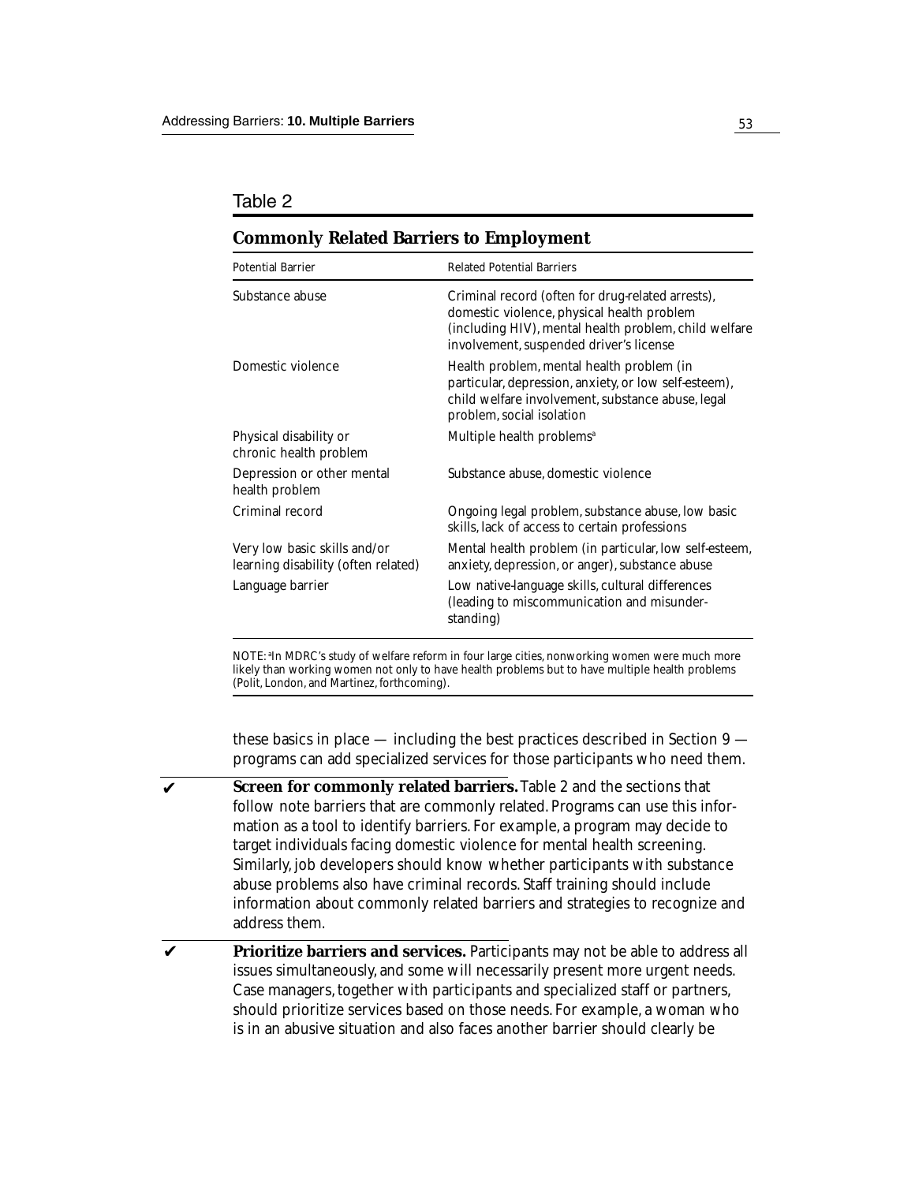Table 2

**Commonly Related Barriers to Employment**

| Potential Barrier | Related Potential Barriers |
| --- | --- |
| Substance abuse | Criminal record (often for drug-related arrests), domestic violence, physical health problem (including HIV), mental health problem, child welfare involvement, suspended driver's license |
| Domestic violence | Health problem, mental health problem (in particular, depression, anxiety, or low self-esteem), child welfare involvement, substance abuse, legal problem, social isolation |
| Physical disability or chronic health problem | Multiple health problems[a] |
| Depression or other mental health problem | Substance abuse, domestic violence |
| Criminal record | Ongoing legal problem, substance abuse, low basic skills, lack of access to certain professions |
| Very low basic skills and/or learning disability (often related) | Mental health problem (in particular, low self-esteem, anxiety, depression, or anger), substance abuse |
| Language barrier | Low native-language skills, cultural differences (leading to miscommunication and misunderstanding) |

NOTE: [a]In MDRC's study of welfare reform in four large cities, nonworking women were much more likely than working women not only to have health problems but to have multiple health problems (Polit, London, and Martinez, forthcoming).

these basics in place — including the best practices described in Section 9 — programs can add specialized services for those participants who need them.

✔ **Screen for commonly related barriers.** Table 2 and the sections that follow note barriers that are commonly related. Programs can use this information as a tool to identify barriers. For example, a program may decide to target individuals facing domestic violence for mental health screening. Similarly, job developers should know whether participants with substance abuse problems also have criminal records. Staff training should include information about commonly related barriers and strategies to recognize and address them.

✔ **Prioritize barriers and services.** Participants may not be able to address all issues simultaneously, and some will necessarily present more urgent needs. Case managers, together with participants and specialized staff or partners, should prioritize services based on those needs. For example, a woman who is in an abusive situation and also faces another barrier should clearly be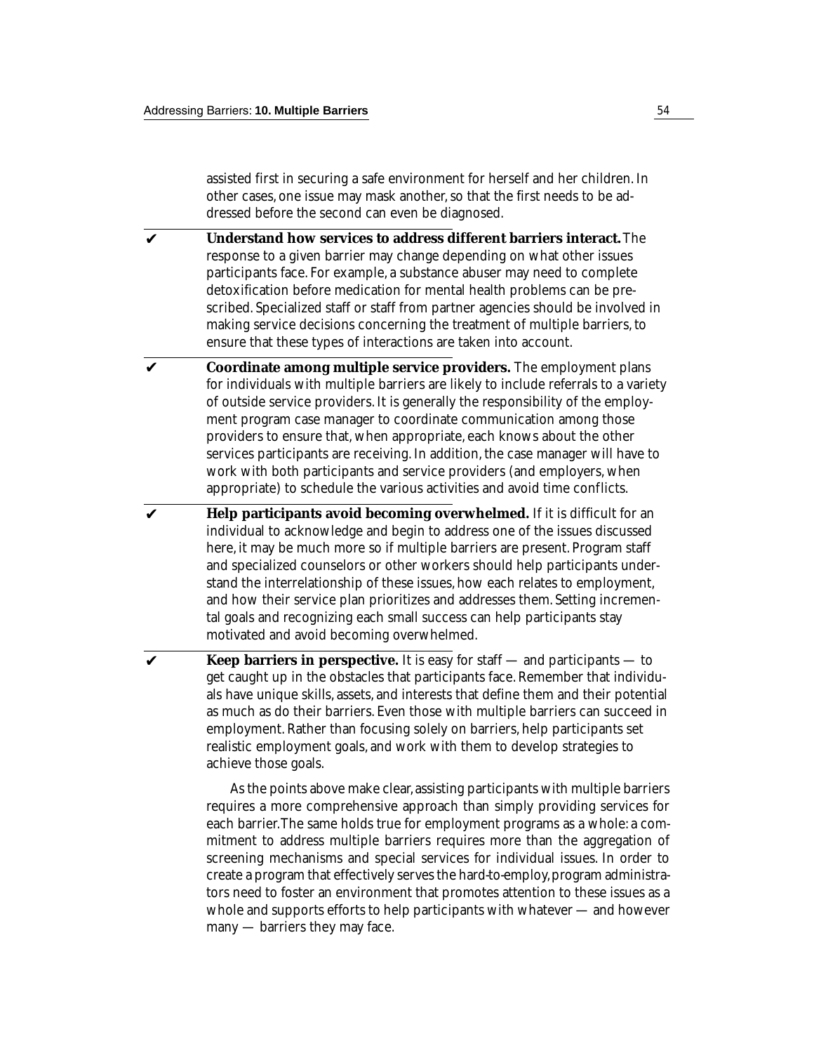assisted first in securing a safe environment for herself and her children. In other cases, one issue may mask another, so that the first needs to be addressed before the second can even be diagnosed.

- ✔ **Understand how services to address different barriers interact.** The response to a given barrier may change depending on what other issues participants face. For example, a substance abuser may need to complete detoxification before medication for mental health problems can be prescribed. Specialized staff or staff from partner agencies should be involved in making service decisions concerning the treatment of multiple barriers, to ensure that these types of interactions are taken into account.

- ✔ **Coordinate among multiple service providers.** The employment plans for individuals with multiple barriers are likely to include referrals to a variety of outside service providers. It is generally the responsibility of the employment program case manager to coordinate communication among those providers to ensure that, when appropriate, each knows about the other services participants are receiving. In addition, the case manager will have to work with both participants and service providers (and employers, when appropriate) to schedule the various activities and avoid time conflicts.

- ✔ **Help participants avoid becoming overwhelmed.** If it is difficult for an individual to acknowledge and begin to address one of the issues discussed here, it may be much more so if multiple barriers are present. Program staff and specialized counselors or other workers should help participants understand the interrelationship of these issues, how each relates to employment, and how their service plan prioritizes and addresses them. Setting incremental goals and recognizing each small success can help participants stay motivated and avoid becoming overwhelmed.

- ✔ **Keep barriers in perspective.** It is easy for staff — and participants — to get caught up in the obstacles that participants face. Remember that individuals have unique skills, assets, and interests that define them and their potential as much as do their barriers. Even those with multiple barriers can succeed in employment. Rather than focusing solely on barriers, help participants set realistic employment goals, and work with them to develop strategies to achieve those goals.

As the points above make clear, assisting participants with multiple barriers requires a more comprehensive approach than simply providing services for each barrier. The same holds true for employment programs as a whole: a commitment to address multiple barriers requires more than the aggregation of screening mechanisms and special services for individual issues. In order to create a program that effectively serves the hard-to-employ, program administrators need to foster an environment that promotes attention to these issues as a whole and supports efforts to help participants with whatever — and however many — barriers they may face.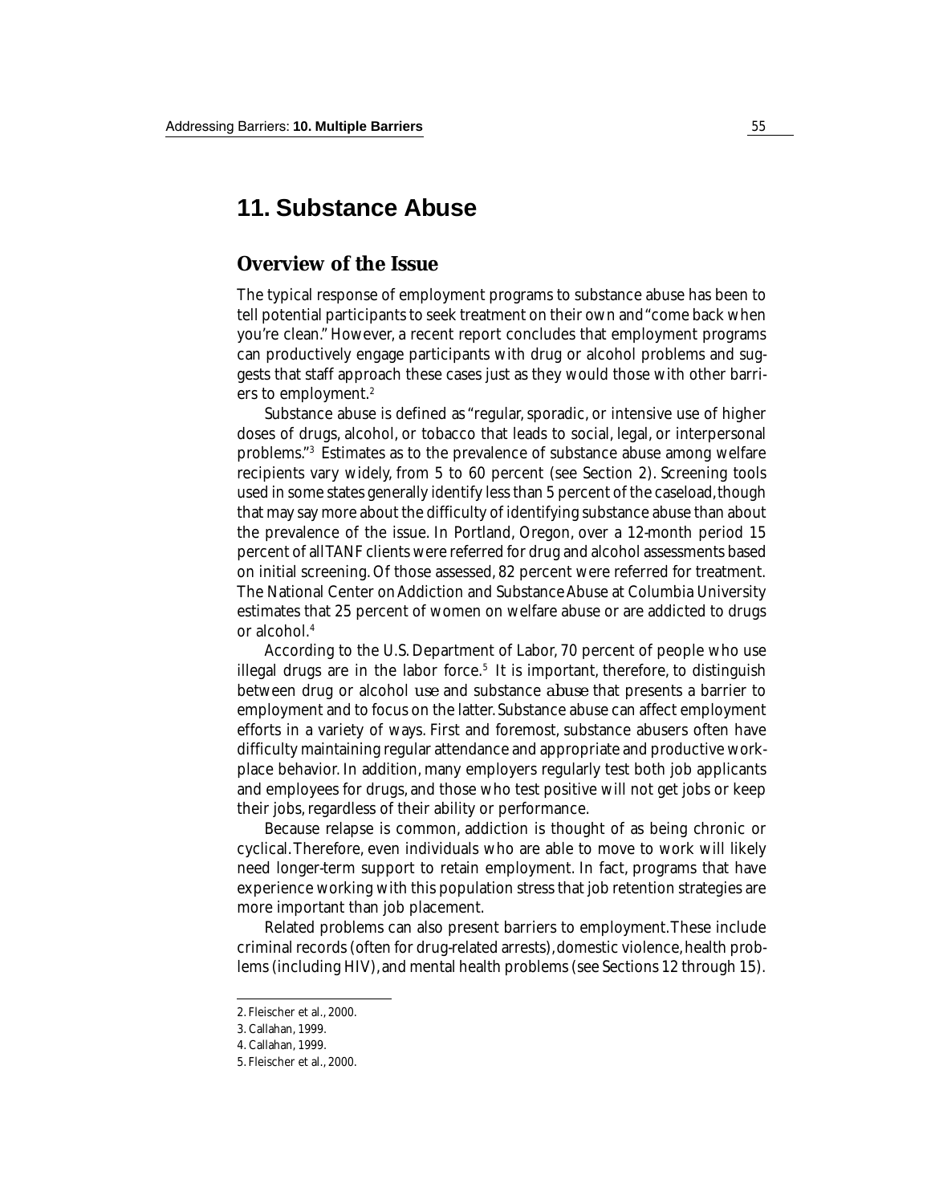# 11. Substance Abuse

## Overview of the Issue

The typical response of employment programs to substance abuse has been to tell potential participants to seek treatment on their own and "come back when you're clean." However, a recent report concludes that employment programs can productively engage participants with drug or alcohol problems and suggests that staff approach these cases just as they would those with other barriers to employment.[2]

Substance abuse is defined as "regular, sporadic, or intensive use of higher doses of drugs, alcohol, or tobacco that leads to social, legal, or interpersonal problems."[3] Estimates as to the prevalence of substance abuse among welfare recipients vary widely, from 5 to 60 percent (see Section 2). Screening tools used in some states generally identify less than 5 percent of the caseload, though that may say more about the difficulty of identifying substance abuse than about the prevalence of the issue. In Portland, Oregon, over a 12-month period 15 percent of all TANF clients were referred for drug and alcohol assessments based on initial screening. Of those assessed, 82 percent were referred for treatment. The National Center on Addiction and Substance Abuse at Columbia University estimates that 25 percent of women on welfare abuse or are addicted to drugs or alcohol.[4]

According to the U.S. Department of Labor, 70 percent of people who use illegal drugs are in the labor force.[5] It is important, therefore, to distinguish between drug or alcohol *use* and substance *abuse* that presents a barrier to employment and to focus on the latter. Substance abuse can affect employment efforts in a variety of ways. First and foremost, substance abusers often have difficulty maintaining regular attendance and appropriate and productive workplace behavior. In addition, many employers regularly test both job applicants and employees for drugs, and those who test positive will not get jobs or keep their jobs, regardless of their ability or performance.

Because relapse is common, addiction is thought of as being chronic or cyclical. Therefore, even individuals who are able to move to work will likely need longer-term support to retain employment. In fact, programs that have experience working with this population stress that job retention strategies are more important than job placement.

Related problems can also present barriers to employment. These include criminal records (often for drug-related arrests), domestic violence, health problems (including HIV), and mental health problems (see Sections 12 through 15).

---

2. Fleischer et al., 2000.
3. Callahan, 1999.
4. Callahan, 1999.
5. Fleischer et al., 2000.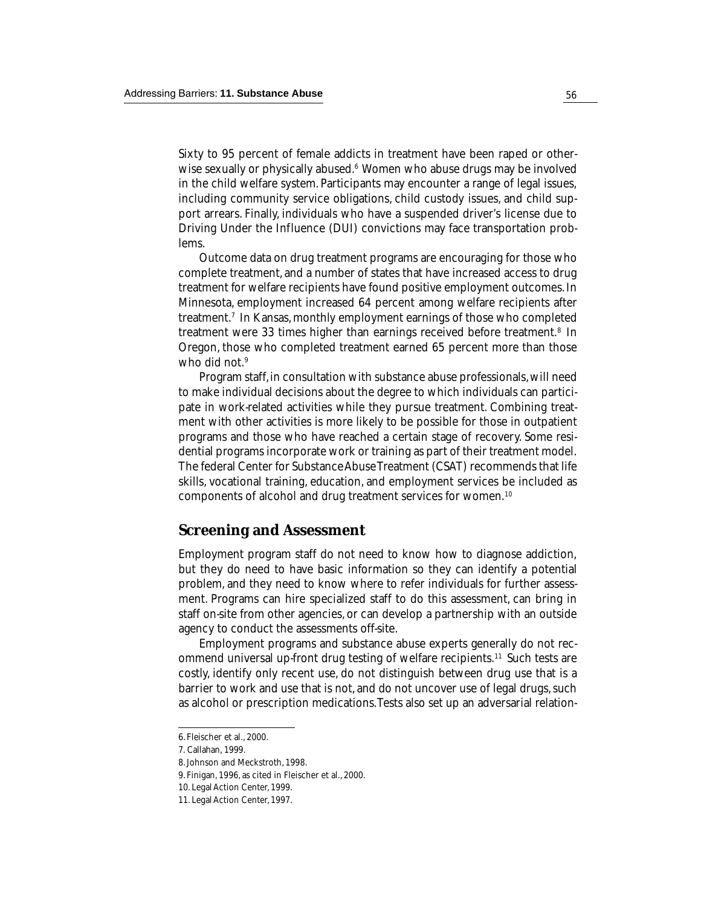Sixty to 95 percent of female addicts in treatment have been raped or otherwise sexually or physically abused.[6] Women who abuse drugs may be involved in the child welfare system. Participants may encounter a range of legal issues, including community service obligations, child custody issues, and child support arrears. Finally, individuals who have a suspended driver's license due to Driving Under the Influence (DUI) convictions may face transportation problems.

Outcome data on drug treatment programs are encouraging for those who complete treatment, and a number of states that have increased access to drug treatment for welfare recipients have found positive employment outcomes. In Minnesota, employment increased 64 percent among welfare recipients after treatment.[7] In Kansas, monthly employment earnings of those who completed treatment were 33 times higher than earnings received before treatment.[8] In Oregon, those who completed treatment earned 65 percent more than those who did not.[9]

Program staff, in consultation with substance abuse professionals, will need to make individual decisions about the degree to which individuals can participate in work-related activities while they pursue treatment. Combining treatment with other activities is more likely to be possible for those in outpatient programs and those who have reached a certain stage of recovery. Some residential programs incorporate work or training as part of their treatment model. The federal Center for Substance Abuse Treatment (CSAT) recommends that life skills, vocational training, education, and employment services be included as components of alcohol and drug treatment services for women.[10]

## Screening and Assessment

Employment program staff do not need to know how to diagnose addiction, but they do need to have basic information so they can identify a potential problem, and they need to know where to refer individuals for further assessment. Programs can hire specialized staff to do this assessment, can bring in staff on-site from other agencies, or can develop a partnership with an outside agency to conduct the assessments off-site.

Employment programs and substance abuse experts generally do not recommend universal up-front drug testing of welfare recipients.[11] Such tests are costly, identify only recent use, do not distinguish between drug use that is a barrier to work and use that is not, and do not uncover use of legal drugs, such as alcohol or prescription medications. Tests also set up an adversarial relation-

---

6. Fleischer et al., 2000.

7. Callahan, 1999.

8. Johnson and Meckstroth, 1998.

9. Finigan, 1996, as cited in Fleischer et al., 2000.

10. Legal Action Center, 1999.

11. Legal Action Center, 1997.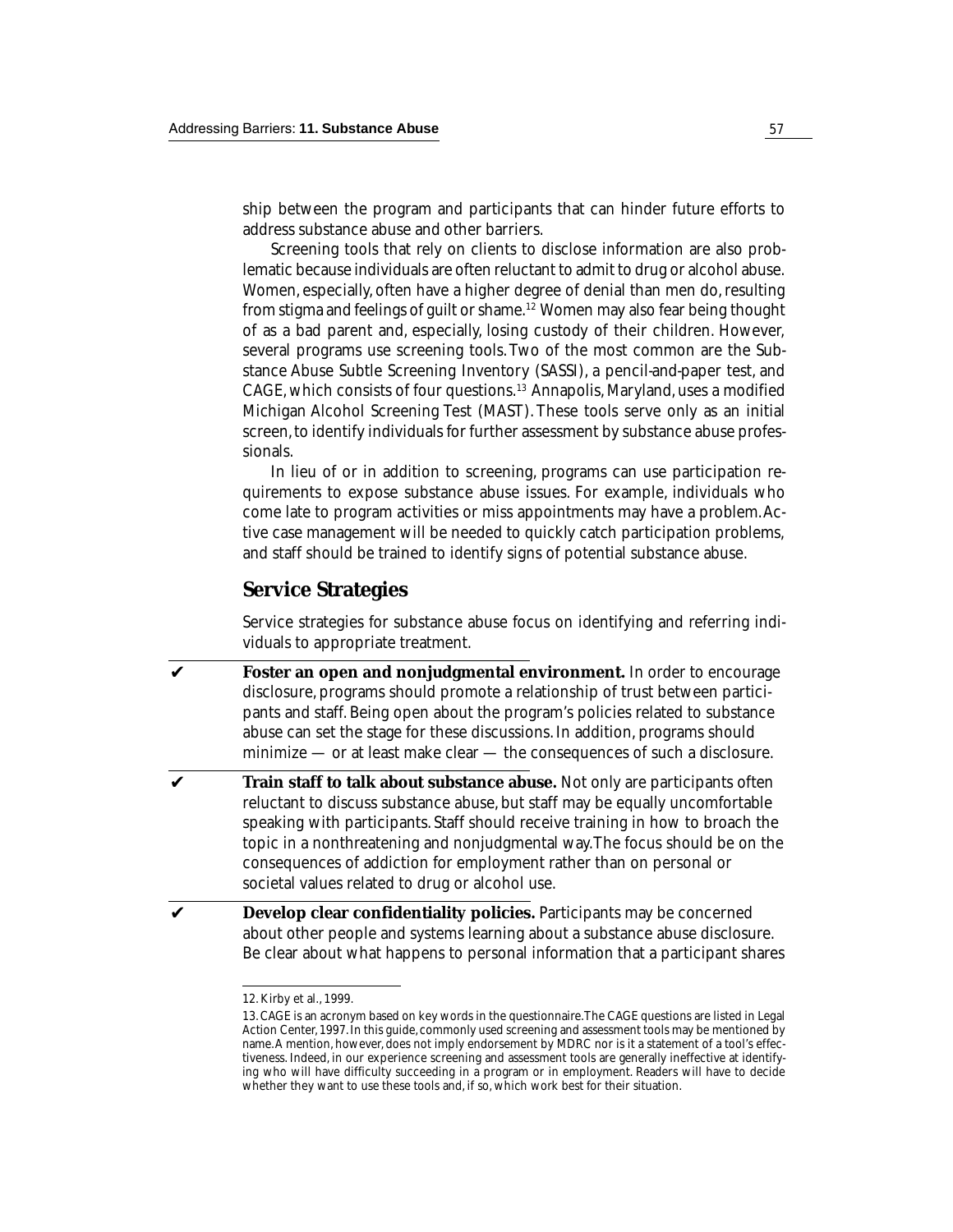ship between the program and participants that can hinder future efforts to address substance abuse and other barriers.

Screening tools that rely on clients to disclose information are also problematic because individuals are often reluctant to admit to drug or alcohol abuse. Women, especially, often have a higher degree of denial than men do, resulting from stigma and feelings of guilt or shame.[12] Women may also fear being thought of as a bad parent and, especially, losing custody of their children. However, several programs use screening tools. Two of the most common are the Substance Abuse Subtle Screening Inventory (SASSI), a pencil-and-paper test, and CAGE, which consists of four questions.[13] Annapolis, Maryland, uses a modified Michigan Alcohol Screening Test (MAST). These tools serve only as an initial screen, to identify individuals for further assessment by substance abuse professionals.

In lieu of or in addition to screening, programs can use participation requirements to expose substance abuse issues. For example, individuals who come late to program activities or miss appointments may have a problem. Active case management will be needed to quickly catch participation problems, and staff should be trained to identify signs of potential substance abuse.

## Service Strategies

Service strategies for substance abuse focus on identifying and referring individuals to appropriate treatment.

✔ **Foster an open and nonjudgmental environment.** In order to encourage disclosure, programs should promote a relationship of trust between participants and staff. Being open about the program's policies related to substance abuse can set the stage for these discussions. In addition, programs should minimize — or at least make clear — the consequences of such a disclosure.

✔ **Train staff to talk about substance abuse.** Not only are participants often reluctant to discuss substance abuse, but staff may be equally uncomfortable speaking with participants. Staff should receive training in how to broach the topic in a nonthreatening and nonjudgmental way. The focus should be on the consequences of addiction for employment rather than on personal or societal values related to drug or alcohol use.

✔ **Develop clear confidentiality policies.** Participants may be concerned about other people and systems learning about a substance abuse disclosure. Be clear about what happens to personal information that a participant shares

---

12. Kirby et al., 1999.

13. CAGE is an acronym based on key words in the questionnaire. The CAGE questions are listed in Legal Action Center, 1997. In this guide, commonly used screening and assessment tools may be mentioned by name. A mention, however, does not imply endorsement by MDRC nor is it a statement of a tool's effectiveness. Indeed, in our experience screening and assessment tools are generally ineffective at identifying who will have difficulty succeeding in a program or in employment. Readers will have to decide whether they want to use these tools and, if so, which work best for their situation.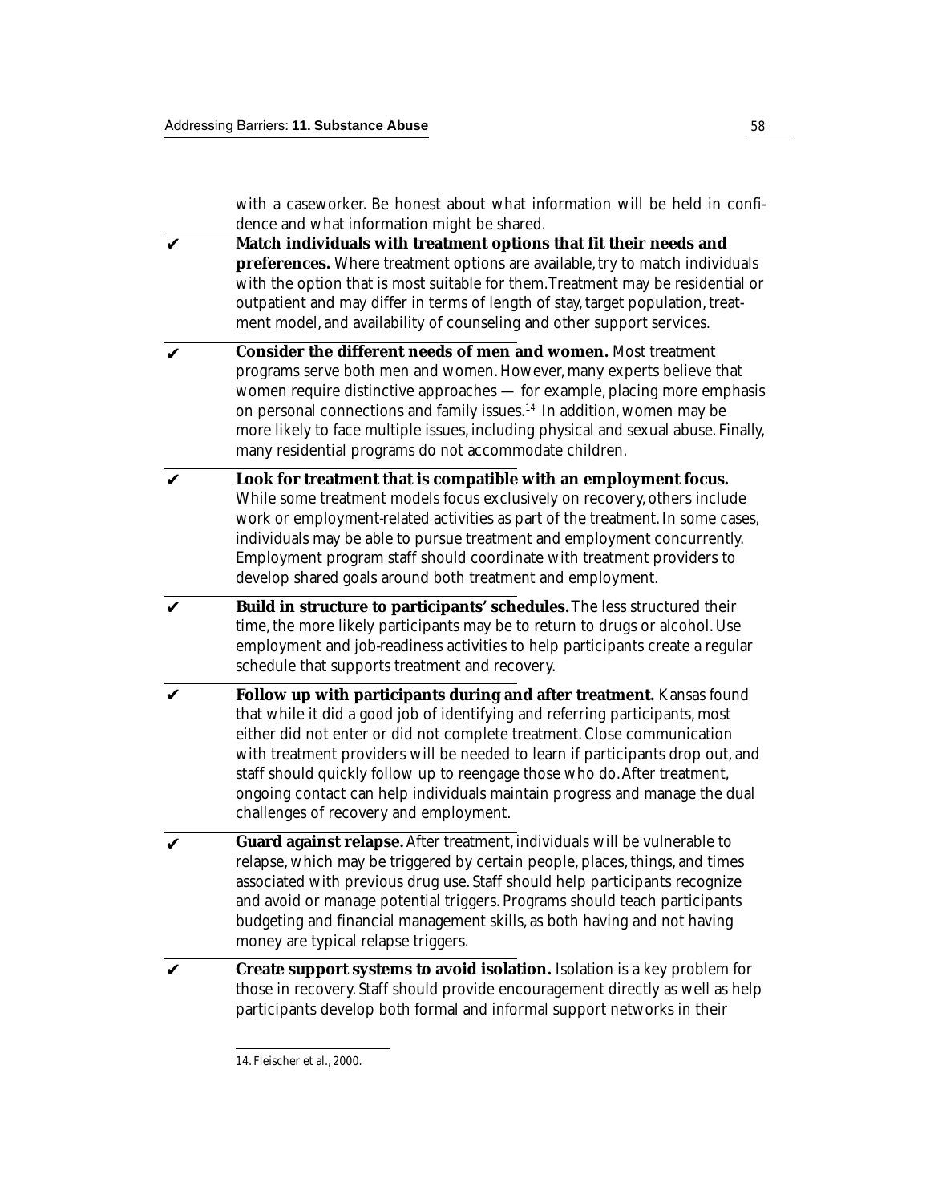with a caseworker. Be honest about what information will be held in confidence and what information might be shared.

- ✔ **Match individuals with treatment options that fit their needs and preferences.** Where treatment options are available, try to match individuals with the option that is most suitable for them. Treatment may be residential or outpatient and may differ in terms of length of stay, target population, treatment model, and availability of counseling and other support services.

- ✔ **Consider the different needs of men and women.** Most treatment programs serve both men and women. However, many experts believe that women require distinctive approaches — for example, placing more emphasis on personal connections and family issues.[14] In addition, women may be more likely to face multiple issues, including physical and sexual abuse. Finally, many residential programs do not accommodate children.

- ✔ **Look for treatment that is compatible with an employment focus.** While some treatment models focus exclusively on recovery, others include work or employment-related activities as part of the treatment. In some cases, individuals may be able to pursue treatment and employment concurrently. Employment program staff should coordinate with treatment providers to develop shared goals around both treatment and employment.

- ✔ **Build in structure to participants' schedules.** The less structured their time, the more likely participants may be to return to drugs or alcohol. Use employment and job-readiness activities to help participants create a regular schedule that supports treatment and recovery.

- ✔ **Follow up with participants during and after treatment.** Kansas found that while it did a good job of identifying and referring participants, most either did not enter or did not complete treatment. Close communication with treatment providers will be needed to learn if participants drop out, and staff should quickly follow up to reengage those who do. After treatment, ongoing contact can help individuals maintain progress and manage the dual challenges of recovery and employment.

- ✔ **Guard against relapse.** After treatment, individuals will be vulnerable to relapse, which may be triggered by certain people, places, things, and times associated with previous drug use. Staff should help participants recognize and avoid or manage potential triggers. Programs should teach participants budgeting and financial management skills, as both having and not having money are typical relapse triggers.

- ✔ **Create support systems to avoid isolation.** Isolation is a key problem for those in recovery. Staff should provide encouragement directly as well as help participants develop both formal and informal support networks in their

---

14. Fleischer et al., 2000.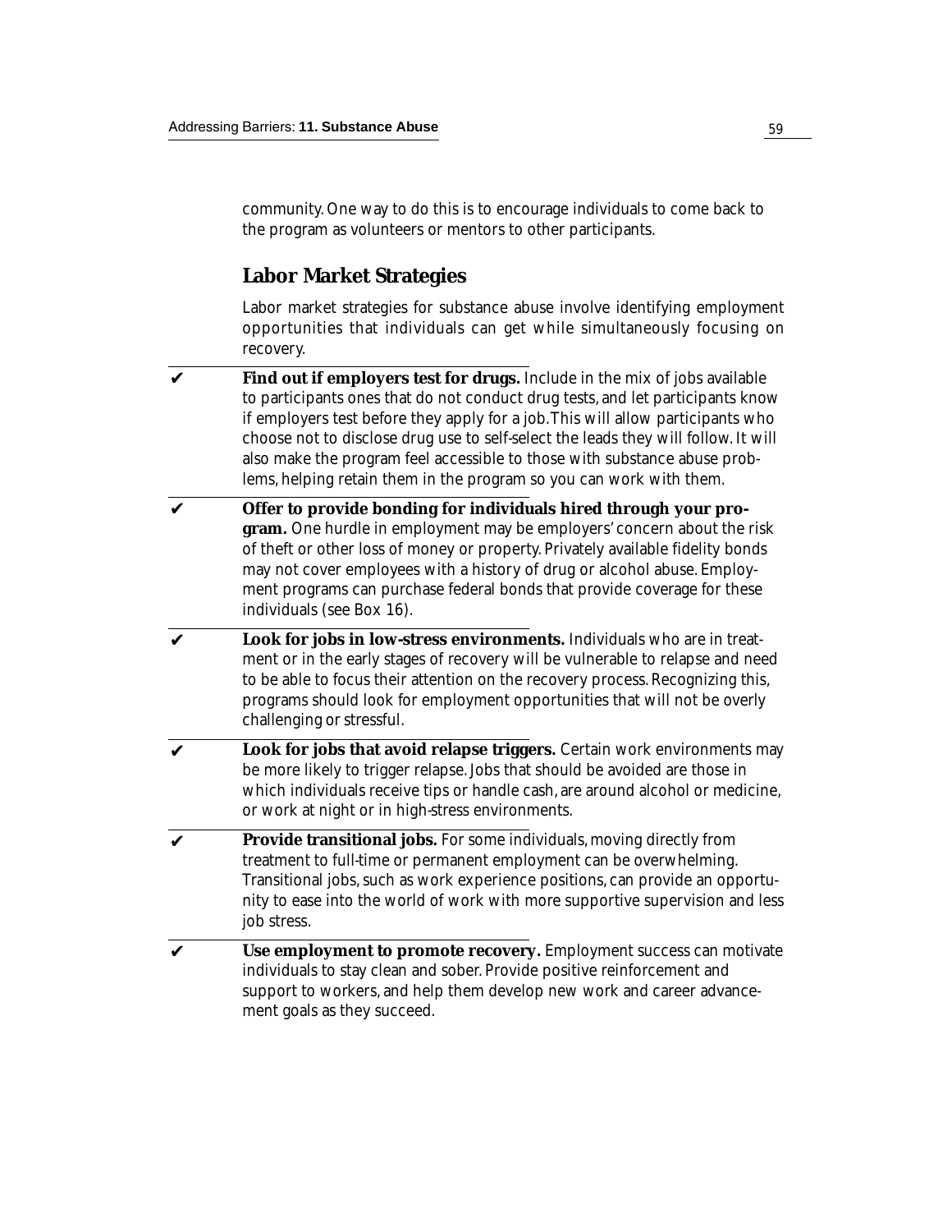community. One way to do this is to encourage individuals to come back to the program as volunteers or mentors to other participants.

## Labor Market Strategies

Labor market strategies for substance abuse involve identifying employment opportunities that individuals can get while simultaneously focusing on recovery.

✔ **Find out if employers test for drugs.** Include in the mix of jobs available to participants ones that do not conduct drug tests, and let participants know if employers test before they apply for a job. This will allow participants who choose not to disclose drug use to self-select the leads they will follow. It will also make the program feel accessible to those with substance abuse problems, helping retain them in the program so you can work with them.

✔ **Offer to provide bonding for individuals hired through your program.** One hurdle in employment may be employers' concern about the risk of theft or other loss of money or property. Privately available fidelity bonds may not cover employees with a history of drug or alcohol abuse. Employment programs can purchase federal bonds that provide coverage for these individuals (see Box 16).

✔ **Look for jobs in low-stress environments.** Individuals who are in treatment or in the early stages of recovery will be vulnerable to relapse and need to be able to focus their attention on the recovery process. Recognizing this, programs should look for employment opportunities that will not be overly challenging or stressful.

✔ **Look for jobs that avoid relapse triggers.** Certain work environments may be more likely to trigger relapse. Jobs that should be avoided are those in which individuals receive tips or handle cash, are around alcohol or medicine, or work at night or in high-stress environments.

✔ **Provide transitional jobs.** For some individuals, moving directly from treatment to full-time or permanent employment can be overwhelming. Transitional jobs, such as work experience positions, can provide an opportunity to ease into the world of work with more supportive supervision and less job stress.

✔ **Use employment to promote recovery.** Employment success can motivate individuals to stay clean and sober. Provide positive reinforcement and support to workers, and help them develop new work and career advancement goals as they succeed.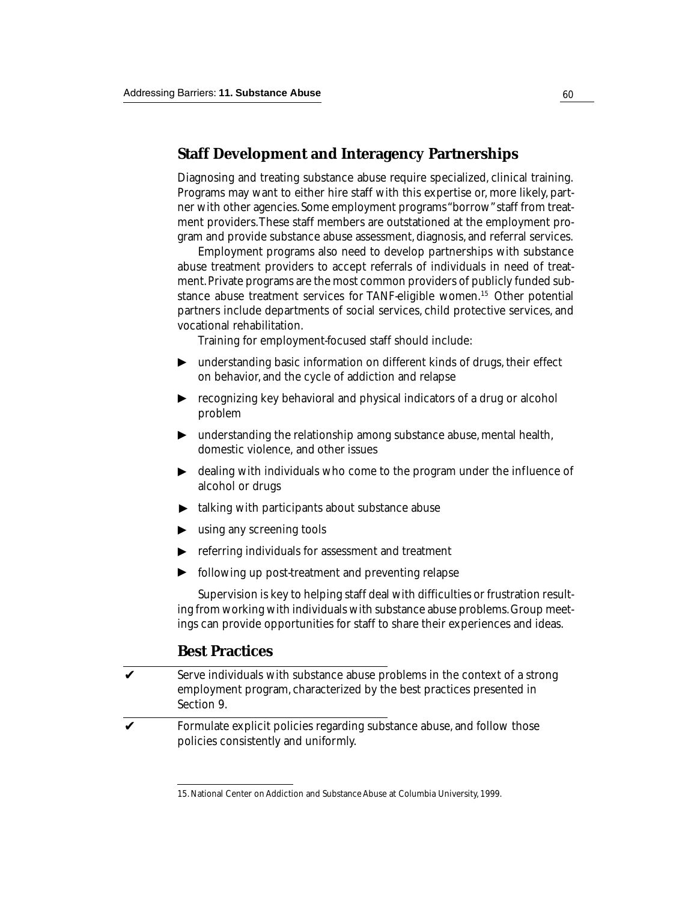## Staff Development and Interagency Partnerships

Diagnosing and treating substance abuse require specialized, clinical training. Programs may want to either hire staff with this expertise or, more likely, partner with other agencies. Some employment programs "borrow" staff from treatment providers. These staff members are outstationed at the employment program and provide substance abuse assessment, diagnosis, and referral services.

Employment programs also need to develop partnerships with substance abuse treatment providers to accept referrals of individuals in need of treatment. Private programs are the most common providers of publicly funded substance abuse treatment services for TANF-eligible women.[15] Other potential partners include departments of social services, child protective services, and vocational rehabilitation.

Training for employment-focused staff should include:

- understanding basic information on different kinds of drugs, their effect on behavior, and the cycle of addiction and relapse
- recognizing key behavioral and physical indicators of a drug or alcohol problem
- understanding the relationship among substance abuse, mental health, domestic violence, and other issues
- dealing with individuals who come to the program under the influence of alcohol or drugs
- talking with participants about substance abuse
- using any screening tools
- referring individuals for assessment and treatment
- following up post-treatment and preventing relapse

Supervision is key to helping staff deal with difficulties or frustration resulting from working with individuals with substance abuse problems. Group meetings can provide opportunities for staff to share their experiences and ideas.

## Best Practices

- ✔ Serve individuals with substance abuse problems in the context of a strong employment program, characterized by the best practices presented in Section 9.
- ✔ Formulate explicit policies regarding substance abuse, and follow those policies consistently and uniformly.

15. National Center on Addiction and Substance Abuse at Columbia University, 1999.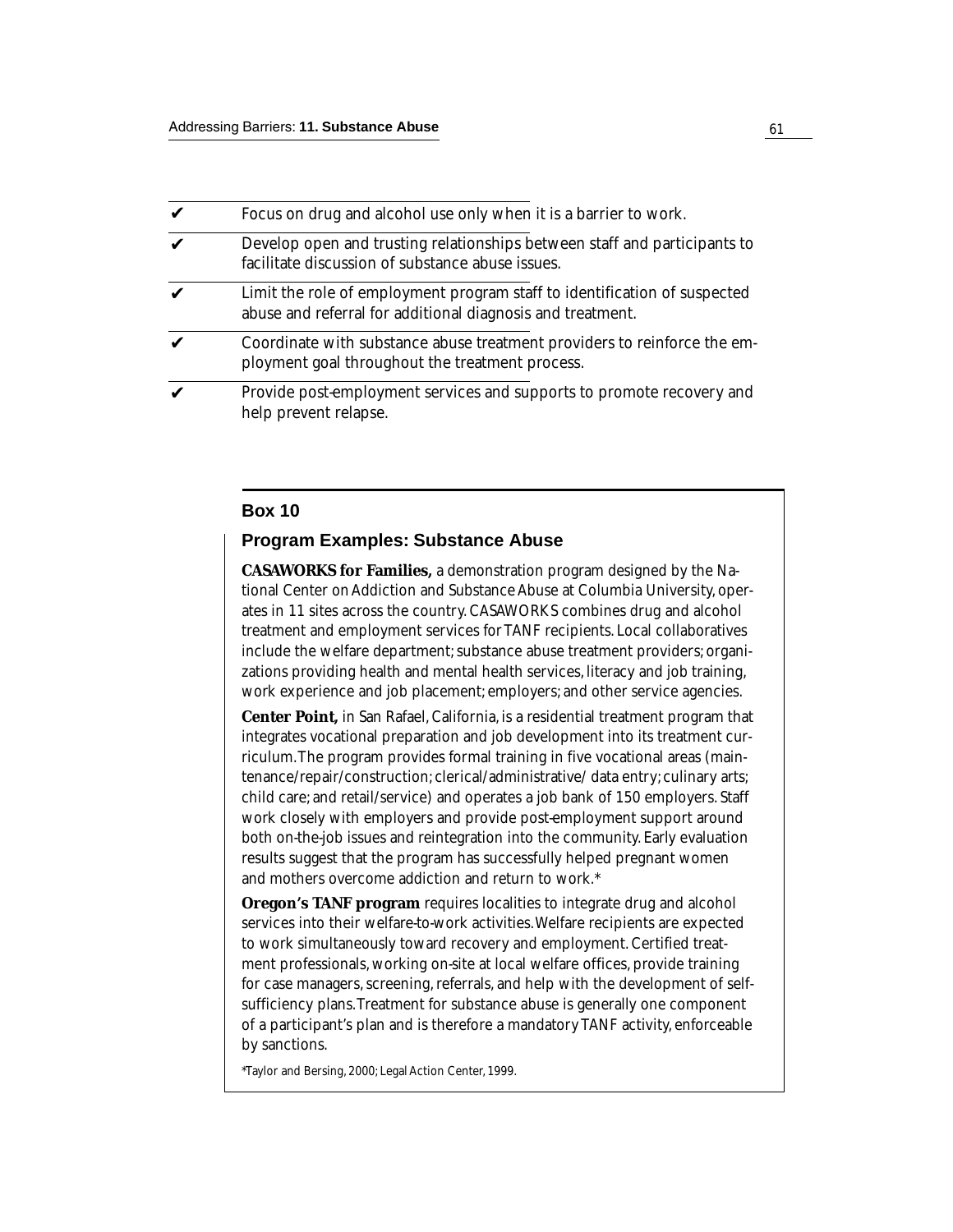- ✔ Focus on drug and alcohol use only when it is a barrier to work.
- ✔ Develop open and trusting relationships between staff and participants to facilitate discussion of substance abuse issues.
- ✔ Limit the role of employment program staff to identification of suspected abuse and referral for additional diagnosis and treatment.
- ✔ Coordinate with substance abuse treatment providers to reinforce the employment goal throughout the treatment process.
- ✔ Provide post-employment services and supports to promote recovery and help prevent relapse.

## Box 10

### Program Examples: Substance Abuse

**CASAWORKS for Families,** a demonstration program designed by the National Center on Addiction and Substance Abuse at Columbia University, operates in 11 sites across the country. CASAWORKS combines drug and alcohol treatment and employment services for TANF recipients. Local collaboratives include the welfare department; substance abuse treatment providers; organizations providing health and mental health services, literacy and job training, work experience and job placement; employers; and other service agencies.

**Center Point,** in San Rafael, California, is a residential treatment program that integrates vocational preparation and job development into its treatment curriculum. The program provides formal training in five vocational areas (maintenance/repair/construction; clerical/administrative/ data entry; culinary arts; child care; and retail/service) and operates a job bank of 150 employers. Staff work closely with employers and provide post-employment support around both on-the-job issues and reintegration into the community. Early evaluation results suggest that the program has successfully helped pregnant women and mothers overcome addiction and return to work.*

**Oregon's TANF program** requires localities to integrate drug and alcohol services into their welfare-to-work activities. Welfare recipients are expected to work simultaneously toward recovery and employment. Certified treatment professionals, working on-site at local welfare offices, provide training for case managers, screening, referrals, and help with the development of self-sufficiency plans. Treatment for substance abuse is generally one component of a participant's plan and is therefore a mandatory TANF activity, enforceable by sanctions.

*Taylor and Bersing, 2000; Legal Action Center, 1999.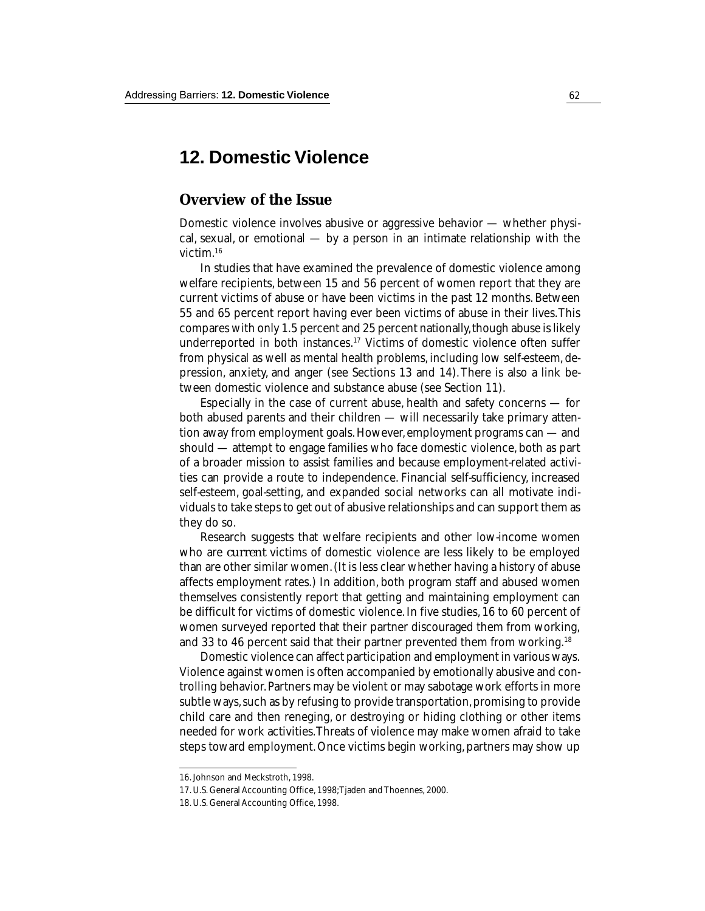# 12. Domestic Violence

## Overview of the Issue

Domestic violence involves abusive or aggressive behavior — whether physical, sexual, or emotional — by a person in an intimate relationship with the victim.[16]

In studies that have examined the prevalence of domestic violence among welfare recipients, between 15 and 56 percent of women report that they are current victims of abuse or have been victims in the past 12 months. Between 55 and 65 percent report having ever been victims of abuse in their lives. This compares with only 1.5 percent and 25 percent nationally, though abuse is likely underreported in both instances.[17] Victims of domestic violence often suffer from physical as well as mental health problems, including low self-esteem, depression, anxiety, and anger (see Sections 13 and 14). There is also a link between domestic violence and substance abuse (see Section 11).

Especially in the case of current abuse, health and safety concerns — for both abused parents and their children — will necessarily take primary attention away from employment goals. However, employment programs can — and should — attempt to engage families who face domestic violence, both as part of a broader mission to assist families and because employment-related activities can provide a route to independence. Financial self-sufficiency, increased self-esteem, goal-setting, and expanded social networks can all motivate individuals to take steps to get out of abusive relationships and can support them as they do so.

Research suggests that welfare recipients and other low-income women who are *current* victims of domestic violence are less likely to be employed than are other similar women. (It is less clear whether having a history of abuse affects employment rates.) In addition, both program staff and abused women themselves consistently report that getting and maintaining employment can be difficult for victims of domestic violence. In five studies, 16 to 60 percent of women surveyed reported that their partner discouraged them from working, and 33 to 46 percent said that their partner prevented them from working.[18]

Domestic violence can affect participation and employment in various ways. Violence against women is often accompanied by emotionally abusive and controlling behavior. Partners may be violent or may sabotage work efforts in more subtle ways, such as by refusing to provide transportation, promising to provide child care and then reneging, or destroying or hiding clothing or other items needed for work activities. Threats of violence may make women afraid to take steps toward employment. Once victims begin working, partners may show up

16. Johnson and Meckstroth, 1998.

17. U.S. General Accounting Office, 1998; Tjaden and Thoennes, 2000.

18. U.S. General Accounting Office, 1998.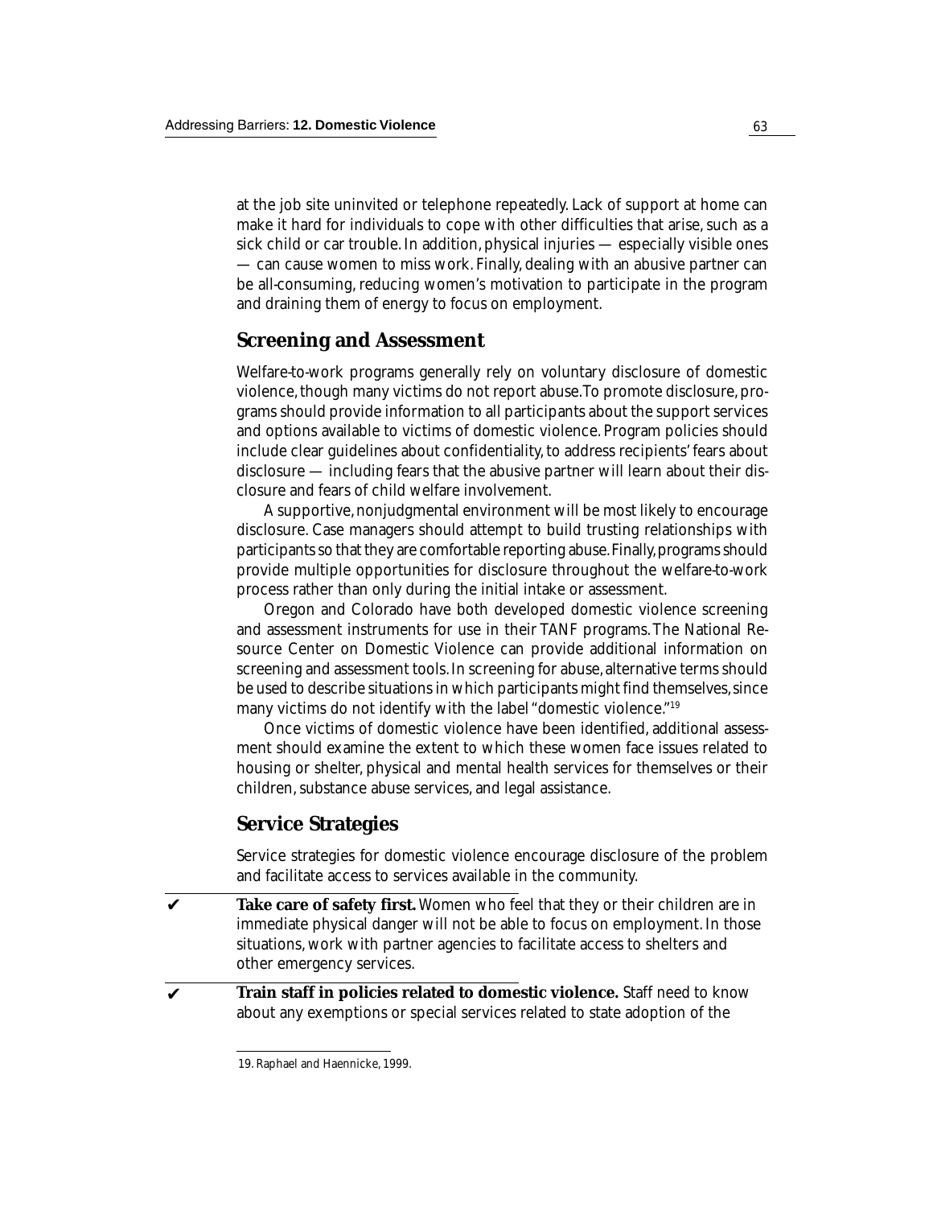at the job site uninvited or telephone repeatedly. Lack of support at home can make it hard for individuals to cope with other difficulties that arise, such as a sick child or car trouble. In addition, physical injuries — especially visible ones — can cause women to miss work. Finally, dealing with an abusive partner can be all-consuming, reducing women's motivation to participate in the program and draining them of energy to focus on employment.

## Screening and Assessment

Welfare-to-work programs generally rely on voluntary disclosure of domestic violence, though many victims do not report abuse. To promote disclosure, programs should provide information to all participants about the support services and options available to victims of domestic violence. Program policies should include clear guidelines about confidentiality, to address recipients' fears about disclosure — including fears that the abusive partner will learn about their disclosure and fears of child welfare involvement.

A supportive, nonjudgmental environment will be most likely to encourage disclosure. Case managers should attempt to build trusting relationships with participants so that they are comfortable reporting abuse. Finally, programs should provide multiple opportunities for disclosure throughout the welfare-to-work process rather than only during the initial intake or assessment.

Oregon and Colorado have both developed domestic violence screening and assessment instruments for use in their TANF programs. The National Resource Center on Domestic Violence can provide additional information on screening and assessment tools. In screening for abuse, alternative terms should be used to describe situations in which participants might find themselves, since many victims do not identify with the label "domestic violence."[19]

Once victims of domestic violence have been identified, additional assessment should examine the extent to which these women face issues related to housing or shelter, physical and mental health services for themselves or their children, substance abuse services, and legal assistance.

## Service Strategies

Service strategies for domestic violence encourage disclosure of the problem and facilitate access to services available in the community.

✔ **Take care of safety first.** Women who feel that they or their children are in immediate physical danger will not be able to focus on employment. In those situations, work with partner agencies to facilitate access to shelters and other emergency services.

✔ **Train staff in policies related to domestic violence.** Staff need to know about any exemptions or special services related to state adoption of the

19. Raphael and Haennicke, 1999.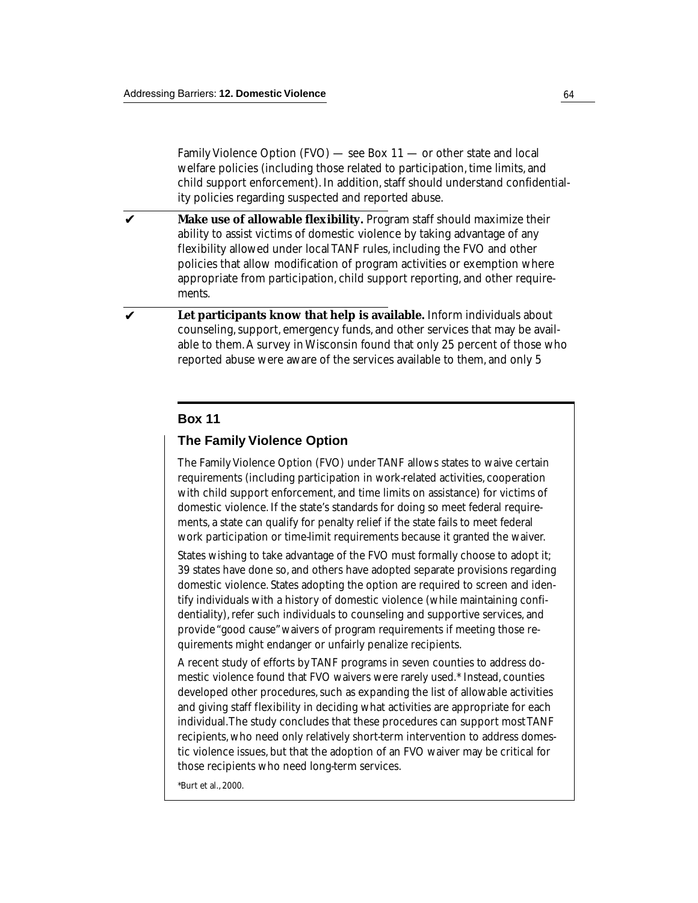Family Violence Option (FVO) — see Box 11 — or other state and local welfare policies (including those related to participation, time limits, and child support enforcement). In addition, staff should understand confidentiality policies regarding suspected and reported abuse.

✔ **Make use of allowable flexibility.** Program staff should maximize their ability to assist victims of domestic violence by taking advantage of any flexibility allowed under local TANF rules, including the FVO and other policies that allow modification of program activities or exemption where appropriate from participation, child support reporting, and other requirements.

✔ **Let participants know that help is available.** Inform individuals about counseling, support, emergency funds, and other services that may be available to them. A survey in Wisconsin found that only 25 percent of those who reported abuse were aware of the services available to them, and only 5

## Box 11

### The Family Violence Option

The Family Violence Option (FVO) under TANF allows states to waive certain requirements (including participation in work-related activities, cooperation with child support enforcement, and time limits on assistance) for victims of domestic violence. If the state's standards for doing so meet federal requirements, a state can qualify for penalty relief if the state fails to meet federal work participation or time-limit requirements because it granted the waiver.

States wishing to take advantage of the FVO must formally choose to adopt it; 39 states have done so, and others have adopted separate provisions regarding domestic violence. States adopting the option are required to screen and identify individuals with a history of domestic violence (while maintaining confidentiality), refer such individuals to counseling and supportive services, and provide "good cause" waivers of program requirements if meeting those requirements might endanger or unfairly penalize recipients.

A recent study of efforts by TANF programs in seven counties to address domestic violence found that FVO waivers were rarely used.* Instead, counties developed other procedures, such as expanding the list of allowable activities and giving staff flexibility in deciding what activities are appropriate for each individual. The study concludes that these procedures can support most TANF recipients, who need only relatively short-term intervention to address domestic violence issues, but that the adoption of an FVO waiver may be critical for those recipients who need long-term services.

*Burt et al., 2000.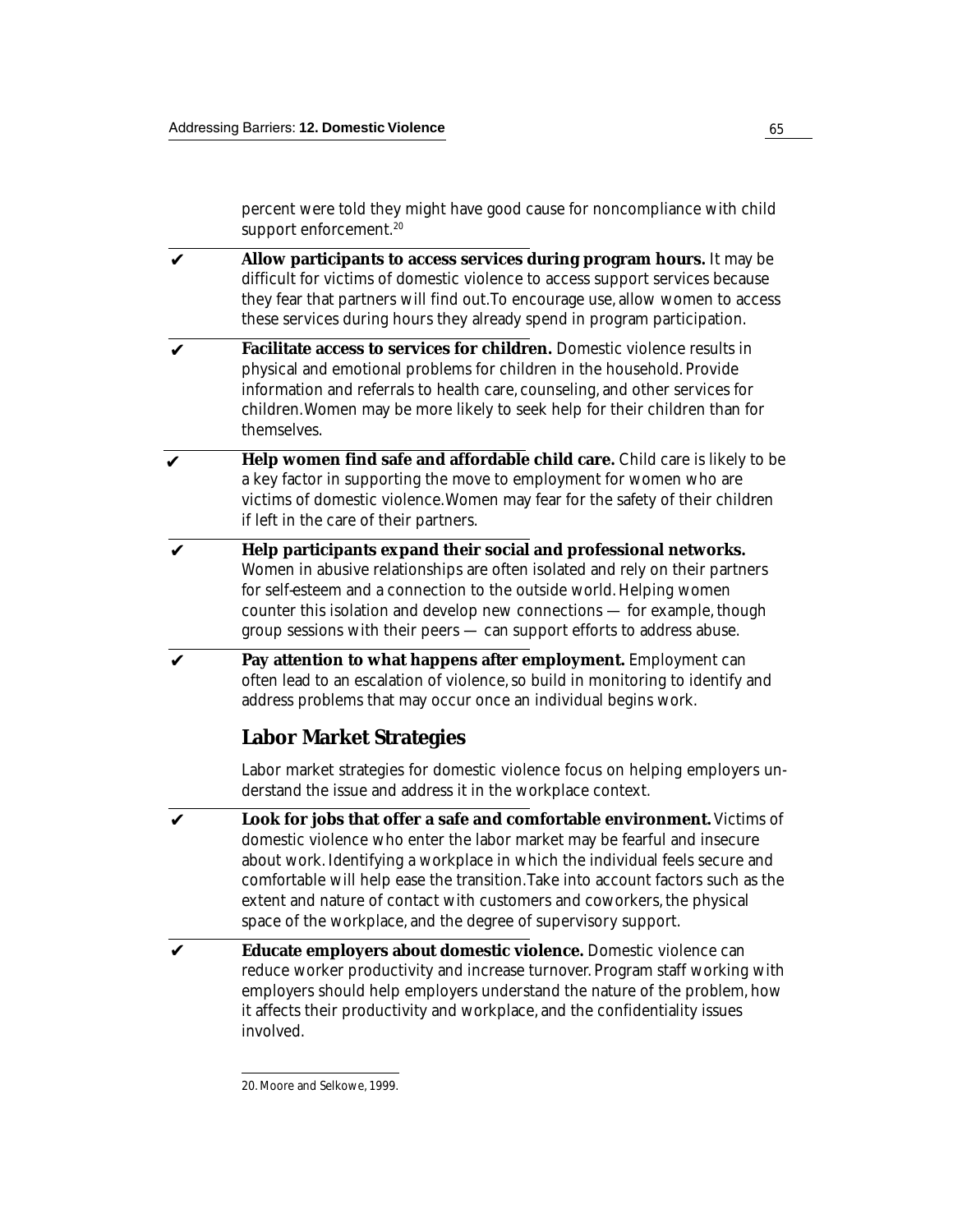percent were told they might have good cause for noncompliance with child support enforcement.[20]

- ✔ **Allow participants to access services during program hours.** It may be difficult for victims of domestic violence to access support services because they fear that partners will find out. To encourage use, allow women to access these services during hours they already spend in program participation.
- ✔ **Facilitate access to services for children.** Domestic violence results in physical and emotional problems for children in the household. Provide information and referrals to health care, counseling, and other services for children. Women may be more likely to seek help for their children than for themselves.
- ✔ **Help women find safe and affordable child care.** Child care is likely to be a key factor in supporting the move to employment for women who are victims of domestic violence. Women may fear for the safety of their children if left in the care of their partners.
- ✔ **Help participants expand their social and professional networks.** Women in abusive relationships are often isolated and rely on their partners for self-esteem and a connection to the outside world. Helping women counter this isolation and develop new connections — for example, though group sessions with their peers — can support efforts to address abuse.
- ✔ **Pay attention to what happens after employment.** Employment can often lead to an escalation of violence, so build in monitoring to identify and address problems that may occur once an individual begins work.

## Labor Market Strategies

Labor market strategies for domestic violence focus on helping employers understand the issue and address it in the workplace context.

- ✔ **Look for jobs that offer a safe and comfortable environment.** Victims of domestic violence who enter the labor market may be fearful and insecure about work. Identifying a workplace in which the individual feels secure and comfortable will help ease the transition. Take into account factors such as the extent and nature of contact with customers and coworkers, the physical space of the workplace, and the degree of supervisory support.
- ✔ **Educate employers about domestic violence.** Domestic violence can reduce worker productivity and increase turnover. Program staff working with employers should help employers understand the nature of the problem, how it affects their productivity and workplace, and the confidentiality issues involved.

---

20. Moore and Selkowe, 1999.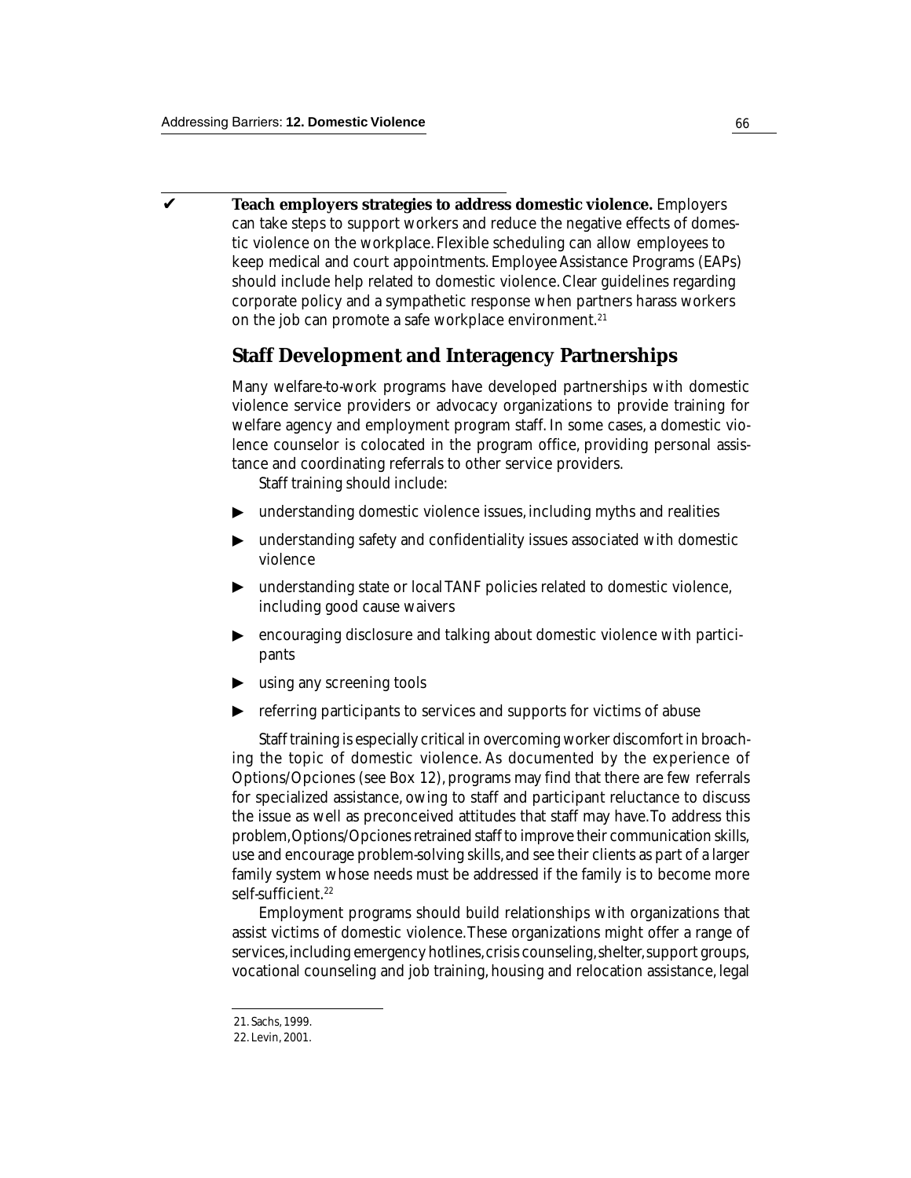✔ **Teach employers strategies to address domestic violence.** Employers can take steps to support workers and reduce the negative effects of domestic violence on the workplace. Flexible scheduling can allow employees to keep medical and court appointments. Employee Assistance Programs (EAPs) should include help related to domestic violence. Clear guidelines regarding corporate policy and a sympathetic response when partners harass workers on the job can promote a safe workplace environment.[21]

## Staff Development and Interagency Partnerships

Many welfare-to-work programs have developed partnerships with domestic violence service providers or advocacy organizations to provide training for welfare agency and employment program staff. In some cases, a domestic violence counselor is colocated in the program office, providing personal assistance and coordinating referrals to other service providers.

Staff training should include:

- understanding domestic violence issues, including myths and realities
- understanding safety and confidentiality issues associated with domestic violence
- understanding state or local TANF policies related to domestic violence, including good cause waivers
- encouraging disclosure and talking about domestic violence with participants
- using any screening tools
- referring participants to services and supports for victims of abuse

Staff training is especially critical in overcoming worker discomfort in broaching the topic of domestic violence. As documented by the experience of Options/Opciones (see Box 12), programs may find that there are few referrals for specialized assistance, owing to staff and participant reluctance to discuss the issue as well as preconceived attitudes that staff may have. To address this problem, Options/Opciones retrained staff to improve their communication skills, use and encourage problem-solving skills, and see their clients as part of a larger family system whose needs must be addressed if the family is to become more self-sufficient.[22]

Employment programs should build relationships with organizations that assist victims of domestic violence. These organizations might offer a range of services, including emergency hotlines, crisis counseling, shelter, support groups, vocational counseling and job training, housing and relocation assistance, legal

21. Sachs, 1999.
22. Levin, 2001.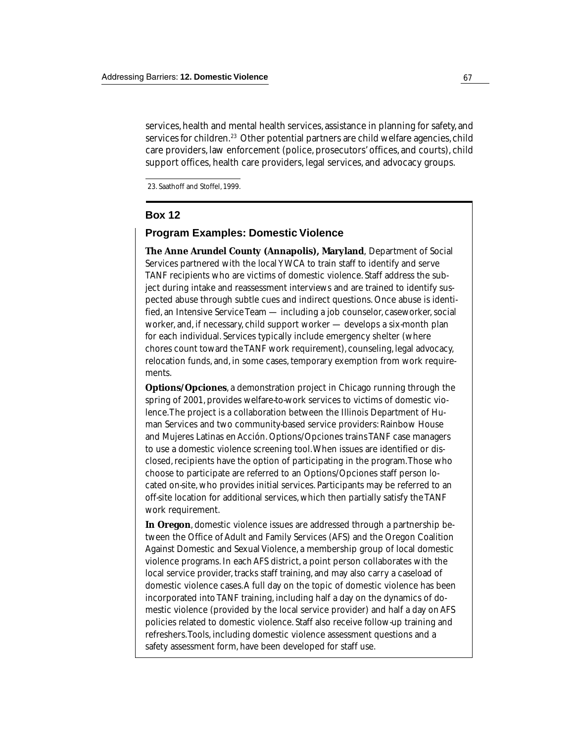services, health and mental health services, assistance in planning for safety, and services for children.[23] Other potential partners are child welfare agencies, child care providers, law enforcement (police, prosecutors' offices, and courts), child support offices, health care providers, legal services, and advocacy groups.

23. Saathoff and Stoffel, 1999.

## Box 12

### Program Examples: Domestic Violence

**The Anne Arundel County (Annapolis), Maryland**, Department of Social Services partnered with the local YWCA to train staff to identify and serve TANF recipients who are victims of domestic violence. Staff address the subject during intake and reassessment interviews and are trained to identify suspected abuse through subtle cues and indirect questions. Once abuse is identified, an Intensive Service Team — including a job counselor, caseworker, social worker, and, if necessary, child support worker — develops a six-month plan for each individual. Services typically include emergency shelter (where chores count toward the TANF work requirement), counseling, legal advocacy, relocation funds, and, in some cases, temporary exemption from work requirements.

**Options/Opciones**, a demonstration project in Chicago running through the spring of 2001, provides welfare-to-work services to victims of domestic violence. The project is a collaboration between the Illinois Department of Human Services and two community-based service providers: Rainbow House and Mujeres Latinas en Acción. Options/Opciones trains TANF case managers to use a domestic violence screening tool. When issues are identified or disclosed, recipients have the option of participating in the program. Those who choose to participate are referred to an Options/Opciones staff person located on-site, who provides initial services. Participants may be referred to an off-site location for additional services, which then partially satisfy the TANF work requirement.

**In Oregon**, domestic violence issues are addressed through a partnership between the Office of Adult and Family Services (AFS) and the Oregon Coalition Against Domestic and Sexual Violence, a membership group of local domestic violence programs. In each AFS district, a point person collaborates with the local service provider, tracks staff training, and may also carry a caseload of domestic violence cases. A full day on the topic of domestic violence has been incorporated into TANF training, including half a day on the dynamics of domestic violence (provided by the local service provider) and half a day on AFS policies related to domestic violence. Staff also receive follow-up training and refreshers. Tools, including domestic violence assessment questions and a safety assessment form, have been developed for staff use.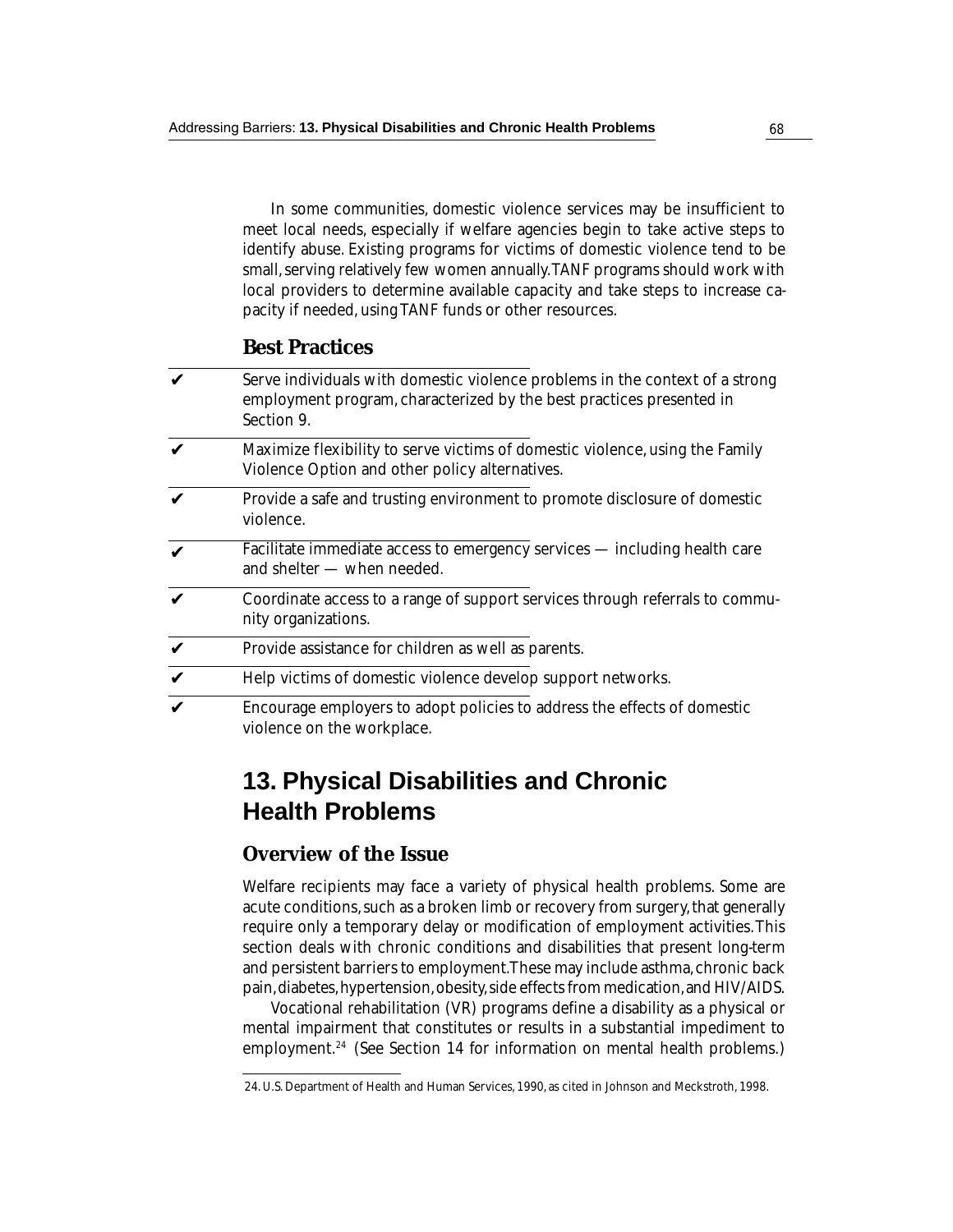In some communities, domestic violence services may be insufficient to meet local needs, especially if welfare agencies begin to take active steps to identify abuse. Existing programs for victims of domestic violence tend to be small, serving relatively few women annually. TANF programs should work with local providers to determine available capacity and take steps to increase capacity if needed, using TANF funds or other resources.

### Best Practices

- ✔ Serve individuals with domestic violence problems in the context of a strong employment program, characterized by the best practices presented in Section 9.
- ✔ Maximize flexibility to serve victims of domestic violence, using the Family Violence Option and other policy alternatives.
- ✔ Provide a safe and trusting environment to promote disclosure of domestic violence.
- ✔ Facilitate immediate access to emergency services — including health care and shelter — when needed.
- ✔ Coordinate access to a range of support services through referrals to community organizations.
- ✔ Provide assistance for children as well as parents.
- ✔ Help victims of domestic violence develop support networks.
- ✔ Encourage employers to adopt policies to address the effects of domestic violence on the workplace.

## 13. Physical Disabilities and Chronic Health Problems

### Overview of the Issue

Welfare recipients may face a variety of physical health problems. Some are acute conditions, such as a broken limb or recovery from surgery, that generally require only a temporary delay or modification of employment activities. This section deals with chronic conditions and disabilities that present long-term and persistent barriers to employment. These may include asthma, chronic back pain, diabetes, hypertension, obesity, side effects from medication, and HIV/AIDS.

Vocational rehabilitation (VR) programs define a disability as a physical or mental impairment that constitutes or results in a substantial impediment to employment.[24] (See Section 14 for information on mental health problems.)

24. U.S. Department of Health and Human Services, 1990, as cited in Johnson and Meckstroth, 1998.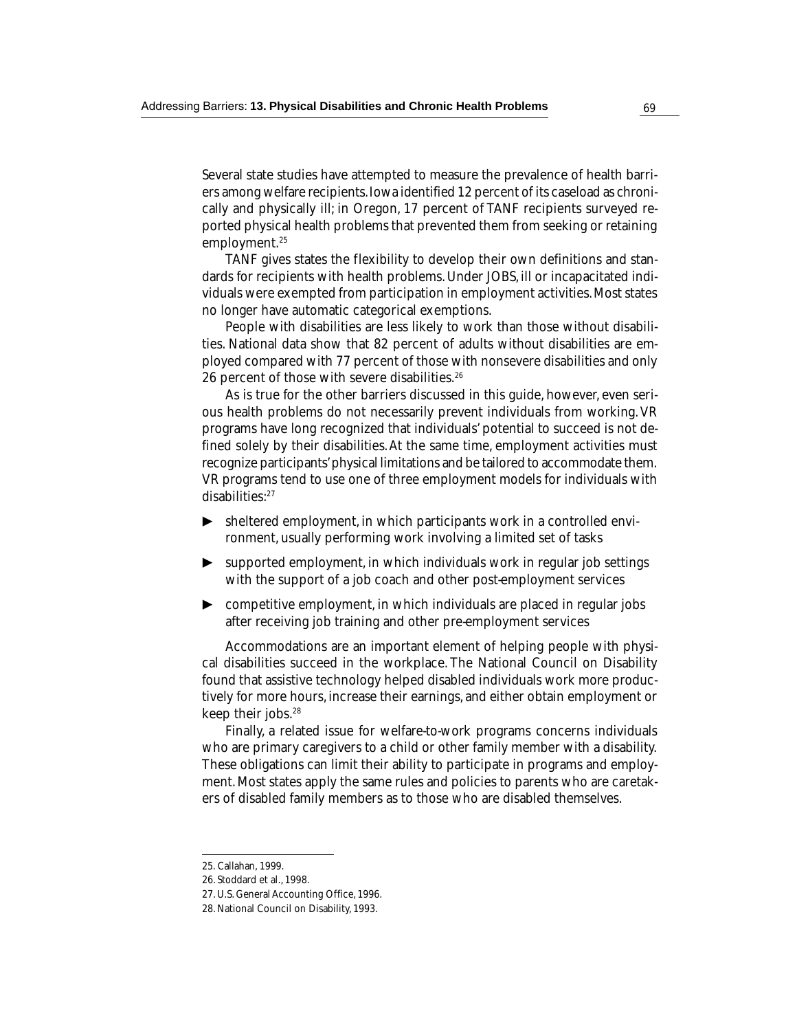Several state studies have attempted to measure the prevalence of health barriers among welfare recipients. Iowa identified 12 percent of its caseload as chronically and physically ill; in Oregon, 17 percent of TANF recipients surveyed reported physical health problems that prevented them from seeking or retaining employment.[25]

TANF gives states the flexibility to develop their own definitions and standards for recipients with health problems. Under JOBS, ill or incapacitated individuals were exempted from participation in employment activities. Most states no longer have automatic categorical exemptions.

People with disabilities are less likely to work than those without disabilities. National data show that 82 percent of adults without disabilities are employed compared with 77 percent of those with nonsevere disabilities and only 26 percent of those with severe disabilities.[26]

As is true for the other barriers discussed in this guide, however, even serious health problems do not necessarily prevent individuals from working. VR programs have long recognized that individuals' potential to succeed is not defined solely by their disabilities. At the same time, employment activities must recognize participants' physical limitations and be tailored to accommodate them. VR programs tend to use one of three employment models for individuals with disabilities:[27]

- sheltered employment, in which participants work in a controlled environment, usually performing work involving a limited set of tasks
- supported employment, in which individuals work in regular job settings with the support of a job coach and other post-employment services
- competitive employment, in which individuals are placed in regular jobs after receiving job training and other pre-employment services

Accommodations are an important element of helping people with physical disabilities succeed in the workplace. The National Council on Disability found that assistive technology helped disabled individuals work more productively for more hours, increase their earnings, and either obtain employment or keep their jobs.[28]

Finally, a related issue for welfare-to-work programs concerns individuals who are primary caregivers to a child or other family member with a disability. These obligations can limit their ability to participate in programs and employment. Most states apply the same rules and policies to parents who are caretakers of disabled family members as to those who are disabled themselves.

---

25. Callahan, 1999.
26. Stoddard et al., 1998.
27. U.S. General Accounting Office, 1996.
28. National Council on Disability, 1993.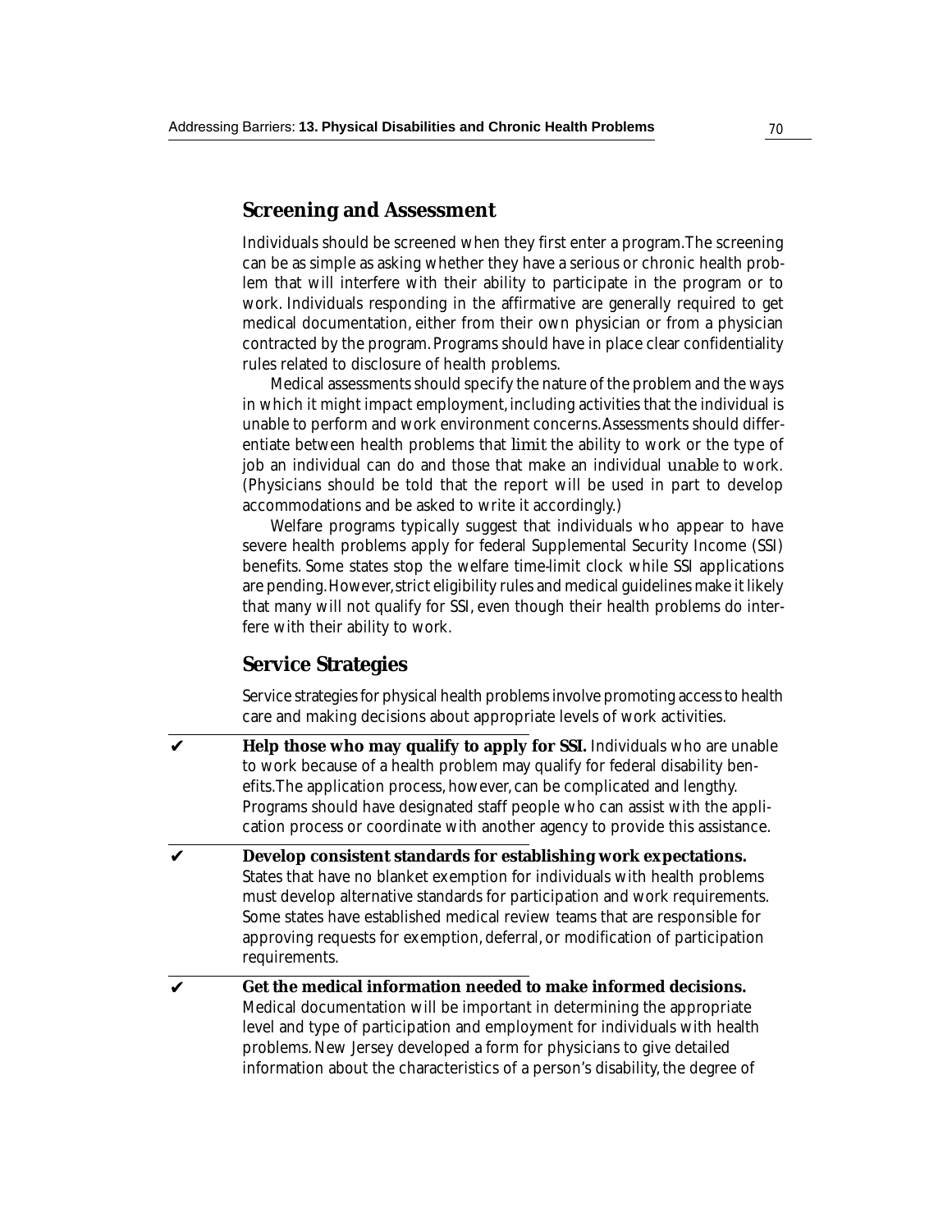## Screening and Assessment

Individuals should be screened when they first enter a program. The screening can be as simple as asking whether they have a serious or chronic health problem that will interfere with their ability to participate in the program or to work. Individuals responding in the affirmative are generally required to get medical documentation, either from their own physician or from a physician contracted by the program. Programs should have in place clear confidentiality rules related to disclosure of health problems.

Medical assessments should specify the nature of the problem and the ways in which it might impact employment, including activities that the individual is unable to perform and work environment concerns. Assessments should differentiate between health problems that *limit* the ability to work or the type of job an individual can do and those that make an individual *unable* to work. (Physicians should be told that the report will be used in part to develop accommodations and be asked to write it accordingly.)

Welfare programs typically suggest that individuals who appear to have severe health problems apply for federal Supplemental Security Income (SSI) benefits. Some states stop the welfare time-limit clock while SSI applications are pending. However, strict eligibility rules and medical guidelines make it likely that many will not qualify for SSI, even though their health problems do interfere with their ability to work.

## Service Strategies

Service strategies for physical health problems involve promoting access to health care and making decisions about appropriate levels of work activities.

✔ **Help those who may qualify to apply for SSI.** Individuals who are unable to work because of a health problem may qualify for federal disability benefits. The application process, however, can be complicated and lengthy. Programs should have designated staff people who can assist with the application process or coordinate with another agency to provide this assistance.

✔ **Develop consistent standards for establishing work expectations.** States that have no blanket exemption for individuals with health problems must develop alternative standards for participation and work requirements. Some states have established medical review teams that are responsible for approving requests for exemption, deferral, or modification of participation requirements.

✔ **Get the medical information needed to make informed decisions.** Medical documentation will be important in determining the appropriate level and type of participation and employment for individuals with health problems. New Jersey developed a form for physicians to give detailed information about the characteristics of a person's disability, the degree of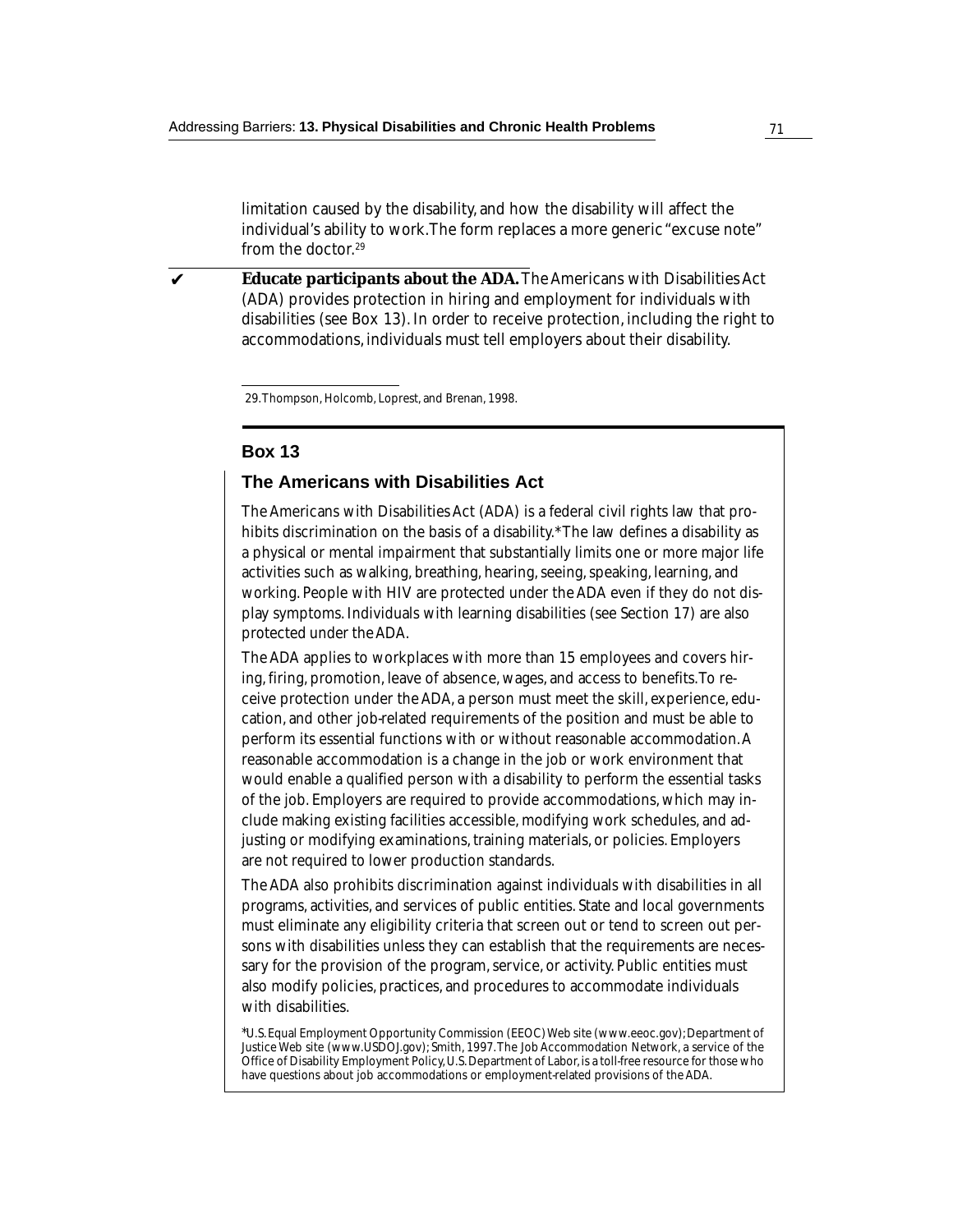limitation caused by the disability, and how the disability will affect the individual's ability to work. The form replaces a more generic "excuse note" from the doctor.[29]

✔ **Educate participants about the ADA.** The Americans with Disabilities Act (ADA) provides protection in hiring and employment for individuals with disabilities (see Box 13). In order to receive protection, including the right to accommodations, individuals must tell employers about their disability.

29. Thompson, Holcomb, Loprest, and Brenan, 1998.

---

## Box 13

### The Americans with Disabilities Act

The Americans with Disabilities Act (ADA) is a federal civil rights law that prohibits discrimination on the basis of a disability.* The law defines a disability as a physical or mental impairment that substantially limits one or more major life activities such as walking, breathing, hearing, seeing, speaking, learning, and working. People with HIV are protected under the ADA even if they do not display symptoms. Individuals with learning disabilities (see Section 17) are also protected under the ADA.

The ADA applies to workplaces with more than 15 employees and covers hiring, firing, promotion, leave of absence, wages, and access to benefits. To receive protection under the ADA, a person must meet the skill, experience, education, and other job-related requirements of the position and must be able to perform its essential functions with or without reasonable accommodation. A reasonable accommodation is a change in the job or work environment that would enable a qualified person with a disability to perform the essential tasks of the job. Employers are required to provide accommodations, which may include making existing facilities accessible, modifying work schedules, and adjusting or modifying examinations, training materials, or policies. Employers are not required to lower production standards.

The ADA also prohibits discrimination against individuals with disabilities in all programs, activities, and services of public entities. State and local governments must eliminate any eligibility criteria that screen out or tend to screen out persons with disabilities unless they can establish that the requirements are necessary for the provision of the program, service, or activity. Public entities must also modify policies, practices, and procedures to accommodate individuals with disabilities.

*U.S. Equal Employment Opportunity Commission (EEOC) Web site (www.eeoc.gov); Department of Justice Web site (www.USDOJ.gov); Smith, 1997. The Job Accommodation Network, a service of the Office of Disability Employment Policy, U.S. Department of Labor, is a toll-free resource for those who have questions about job accommodations or employment-related provisions of the ADA.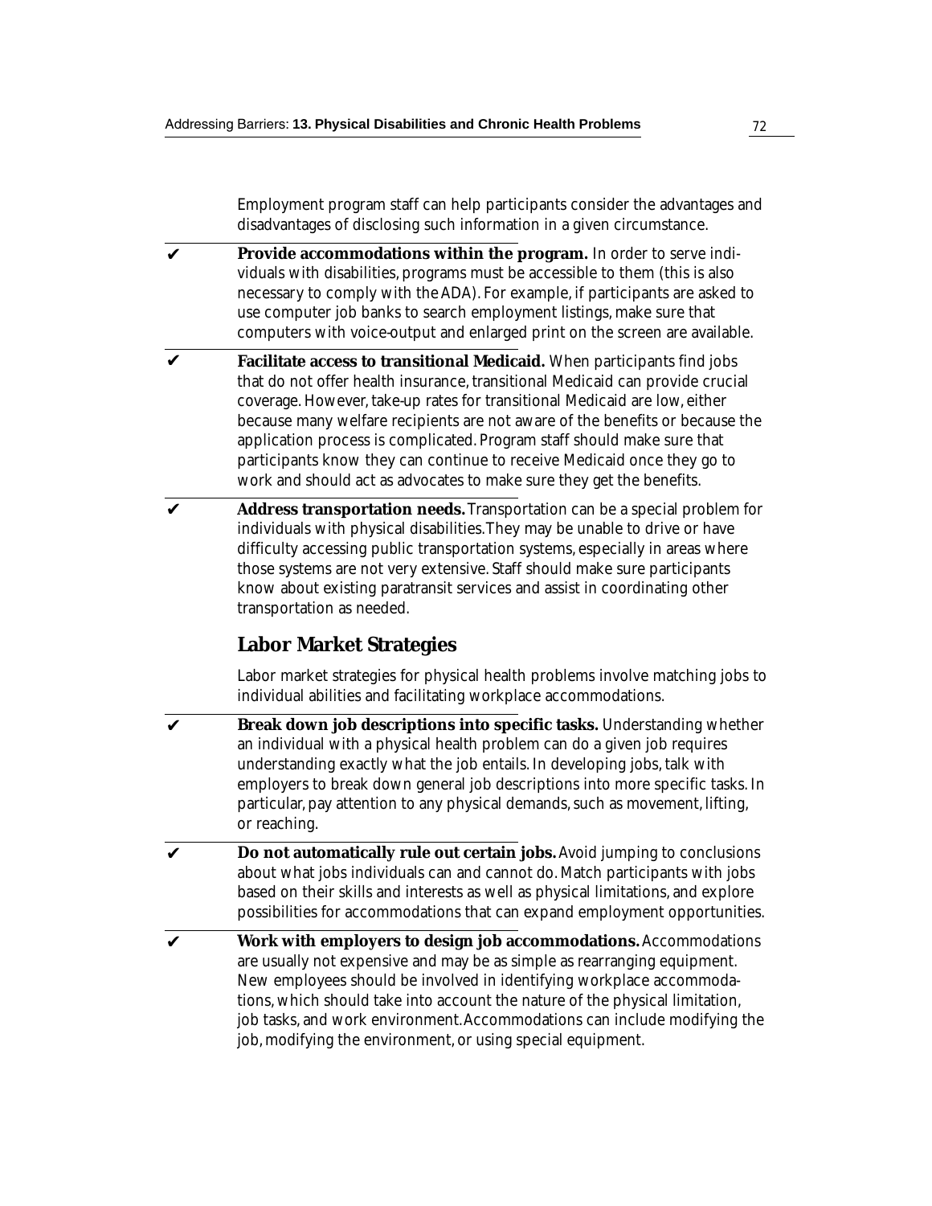Employment program staff can help participants consider the advantages and disadvantages of disclosing such information in a given circumstance.

✔ **Provide accommodations within the program.** In order to serve individuals with disabilities, programs must be accessible to them (this is also necessary to comply with the ADA). For example, if participants are asked to use computer job banks to search employment listings, make sure that computers with voice-output and enlarged print on the screen are available.

✔ **Facilitate access to transitional Medicaid.** When participants find jobs that do not offer health insurance, transitional Medicaid can provide crucial coverage. However, take-up rates for transitional Medicaid are low, either because many welfare recipients are not aware of the benefits or because the application process is complicated. Program staff should make sure that participants know they can continue to receive Medicaid once they go to work and should act as advocates to make sure they get the benefits.

✔ **Address transportation needs.** Transportation can be a special problem for individuals with physical disabilities. They may be unable to drive or have difficulty accessing public transportation systems, especially in areas where those systems are not very extensive. Staff should make sure participants know about existing paratransit services and assist in coordinating other transportation as needed.

## Labor Market Strategies

Labor market strategies for physical health problems involve matching jobs to individual abilities and facilitating workplace accommodations.

✔ **Break down job descriptions into specific tasks.** Understanding whether an individual with a physical health problem can do a given job requires understanding exactly what the job entails. In developing jobs, talk with employers to break down general job descriptions into more specific tasks. In particular, pay attention to any physical demands, such as movement, lifting, or reaching.

✔ **Do not automatically rule out certain jobs.** Avoid jumping to conclusions about what jobs individuals can and cannot do. Match participants with jobs based on their skills and interests as well as physical limitations, and explore possibilities for accommodations that can expand employment opportunities.

✔ **Work with employers to design job accommodations.** Accommodations are usually not expensive and may be as simple as rearranging equipment. New employees should be involved in identifying workplace accommodations, which should take into account the nature of the physical limitation, job tasks, and work environment. Accommodations can include modifying the job, modifying the environment, or using special equipment.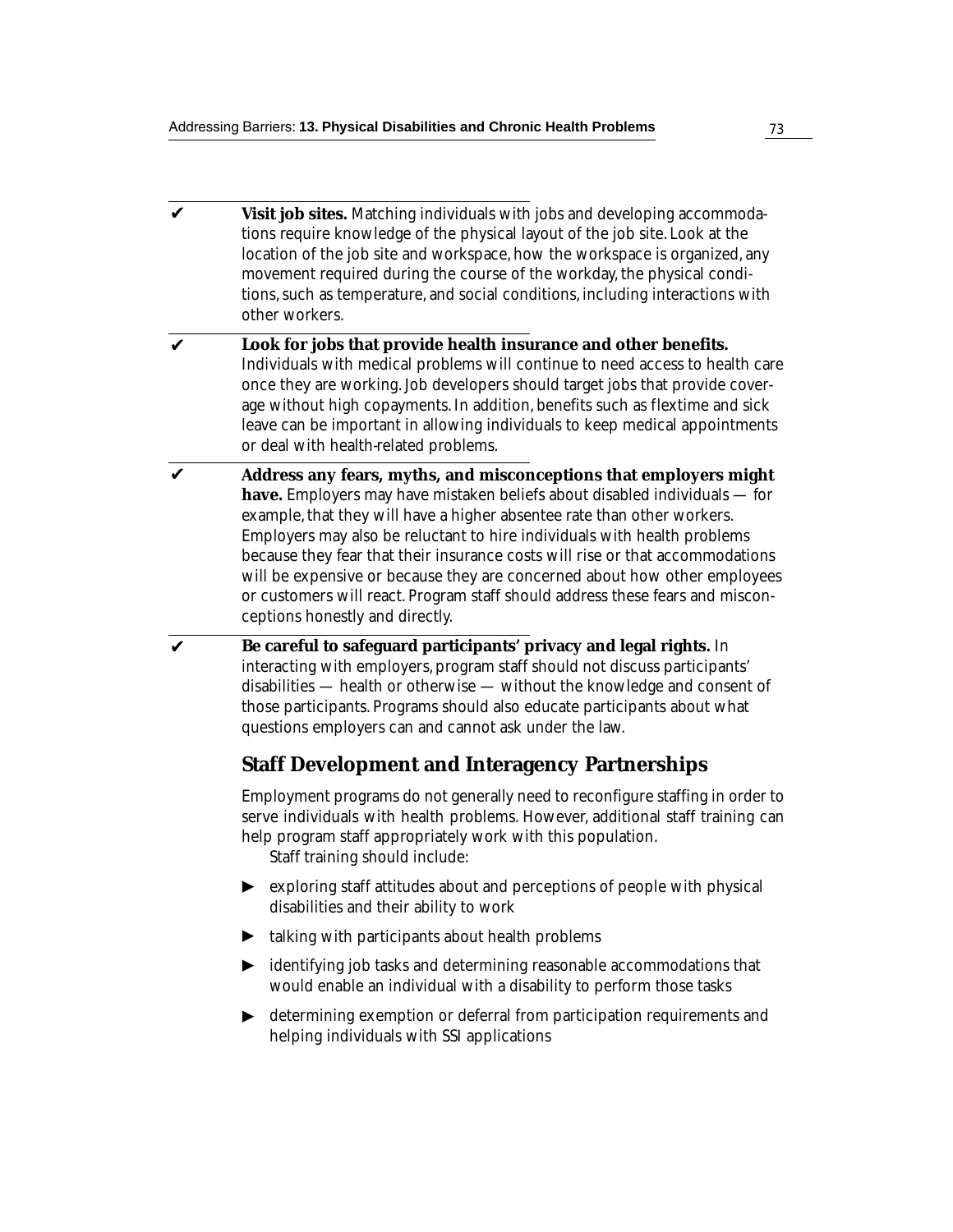- ✔ **Visit job sites.** Matching individuals with jobs and developing accommodations require knowledge of the physical layout of the job site. Look at the location of the job site and workspace, how the workspace is organized, any movement required during the course of the workday, the physical conditions, such as temperature, and social conditions, including interactions with other workers.

- ✔ **Look for jobs that provide health insurance and other benefits.** Individuals with medical problems will continue to need access to health care once they are working. Job developers should target jobs that provide coverage without high copayments. In addition, benefits such as flextime and sick leave can be important in allowing individuals to keep medical appointments or deal with health-related problems.

- ✔ **Address any fears, myths, and misconceptions that employers might have.** Employers may have mistaken beliefs about disabled individuals — for example, that they will have a higher absentee rate than other workers. Employers may also be reluctant to hire individuals with health problems because they fear that their insurance costs will rise or that accommodations will be expensive or because they are concerned about how other employees or customers will react. Program staff should address these fears and misconceptions honestly and directly.

- ✔ **Be careful to safeguard participants' privacy and legal rights.** In interacting with employers, program staff should not discuss participants' disabilities — health or otherwise — without the knowledge and consent of those participants. Programs should also educate participants about what questions employers can and cannot ask under the law.

## Staff Development and Interagency Partnerships

Employment programs do not generally need to reconfigure staffing in order to serve individuals with health problems. However, additional staff training can help program staff appropriately work with this population.

Staff training should include:

- exploring staff attitudes about and perceptions of people with physical disabilities and their ability to work
- talking with participants about health problems
- identifying job tasks and determining reasonable accommodations that would enable an individual with a disability to perform those tasks
- determining exemption or deferral from participation requirements and helping individuals with SSI applications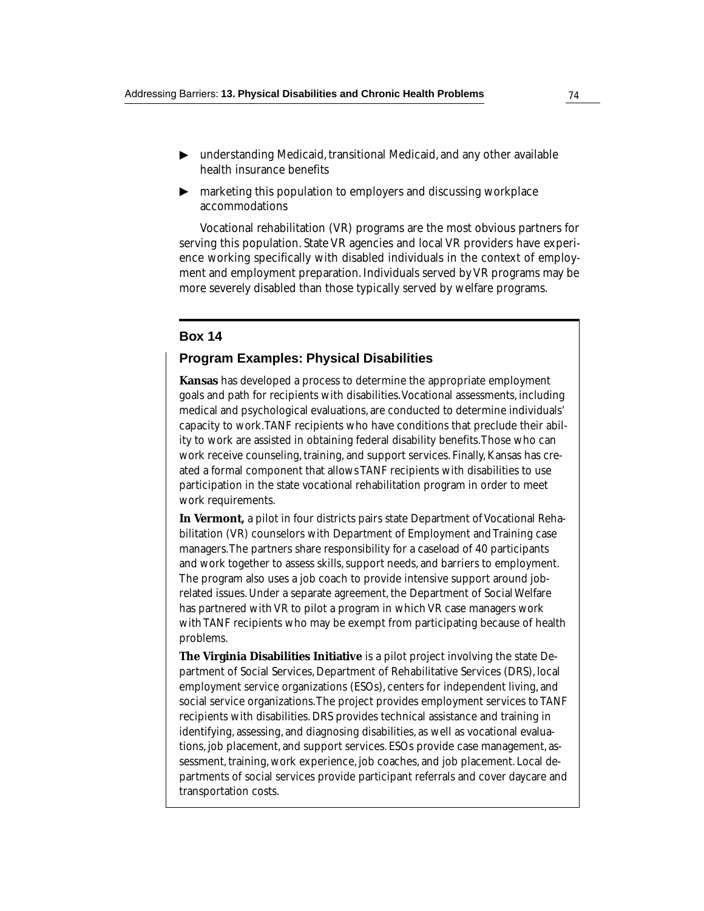- understanding Medicaid, transitional Medicaid, and any other available health insurance benefits
- marketing this population to employers and discussing workplace accommodations

Vocational rehabilitation (VR) programs are the most obvious partners for serving this population. State VR agencies and local VR providers have experience working specifically with disabled individuals in the context of employment and employment preparation. Individuals served by VR programs may be more severely disabled than those typically served by welfare programs.

## Box 14

### Program Examples: Physical Disabilities

**Kansas** has developed a process to determine the appropriate employment goals and path for recipients with disabilities. Vocational assessments, including medical and psychological evaluations, are conducted to determine individuals' capacity to work. TANF recipients who have conditions that preclude their ability to work are assisted in obtaining federal disability benefits. Those who can work receive counseling, training, and support services. Finally, Kansas has created a formal component that allows TANF recipients with disabilities to use participation in the state vocational rehabilitation program in order to meet work requirements.

**In Vermont,** a pilot in four districts pairs state Department of Vocational Rehabilitation (VR) counselors with Department of Employment and Training case managers. The partners share responsibility for a caseload of 40 participants and work together to assess skills, support needs, and barriers to employment. The program also uses a job coach to provide intensive support around job-related issues. Under a separate agreement, the Department of Social Welfare has partnered with VR to pilot a program in which VR case managers work with TANF recipients who may be exempt from participating because of health problems.

**The Virginia Disabilities Initiative** is a pilot project involving the state Department of Social Services, Department of Rehabilitative Services (DRS), local employment service organizations (ESOs), centers for independent living, and social service organizations. The project provides employment services to TANF recipients with disabilities. DRS provides technical assistance and training in identifying, assessing, and diagnosing disabilities, as well as vocational evaluations, job placement, and support services. ESOs provide case management, assessment, training, work experience, job coaches, and job placement. Local departments of social services provide participant referrals and cover daycare and transportation costs.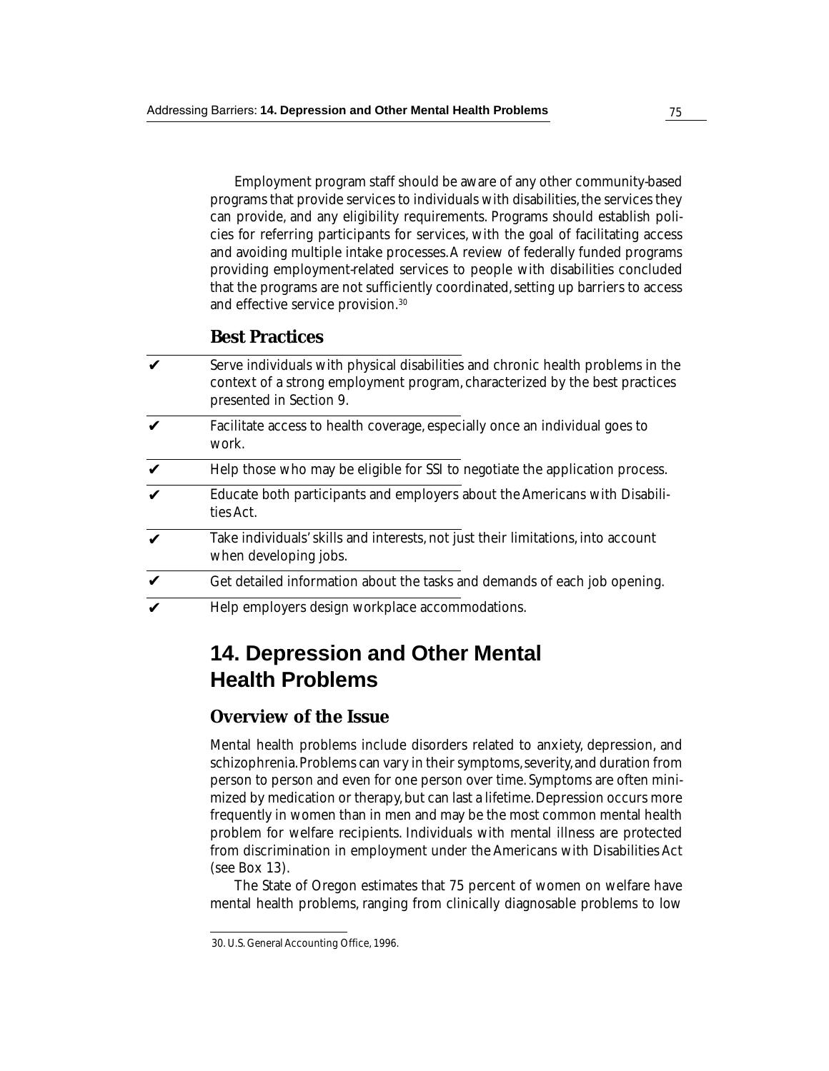Employment program staff should be aware of any other community-based programs that provide services to individuals with disabilities, the services they can provide, and any eligibility requirements. Programs should establish policies for referring participants for services, with the goal of facilitating access and avoiding multiple intake processes. A review of federally funded programs providing employment-related services to people with disabilities concluded that the programs are not sufficiently coordinated, setting up barriers to access and effective service provision.[30]

### Best Practices

- ✔ Serve individuals with physical disabilities and chronic health problems in the context of a strong employment program, characterized by the best practices presented in Section 9.
- ✔ Facilitate access to health coverage, especially once an individual goes to work.
- ✔ Help those who may be eligible for SSI to negotiate the application process.
- ✔ Educate both participants and employers about the Americans with Disabilities Act.
- ✔ Take individuals' skills and interests, not just their limitations, into account when developing jobs.
- ✔ Get detailed information about the tasks and demands of each job opening.
- ✔ Help employers design workplace accommodations.

## 14. Depression and Other Mental Health Problems

### Overview of the Issue

Mental health problems include disorders related to anxiety, depression, and schizophrenia. Problems can vary in their symptoms, severity, and duration from person to person and even for one person over time. Symptoms are often minimized by medication or therapy, but can last a lifetime. Depression occurs more frequently in women than in men and may be the most common mental health problem for welfare recipients. Individuals with mental illness are protected from discrimination in employment under the Americans with Disabilities Act (see Box 13).

The State of Oregon estimates that 75 percent of women on welfare have mental health problems, ranging from clinically diagnosable problems to low

---

30. U.S. General Accounting Office, 1996.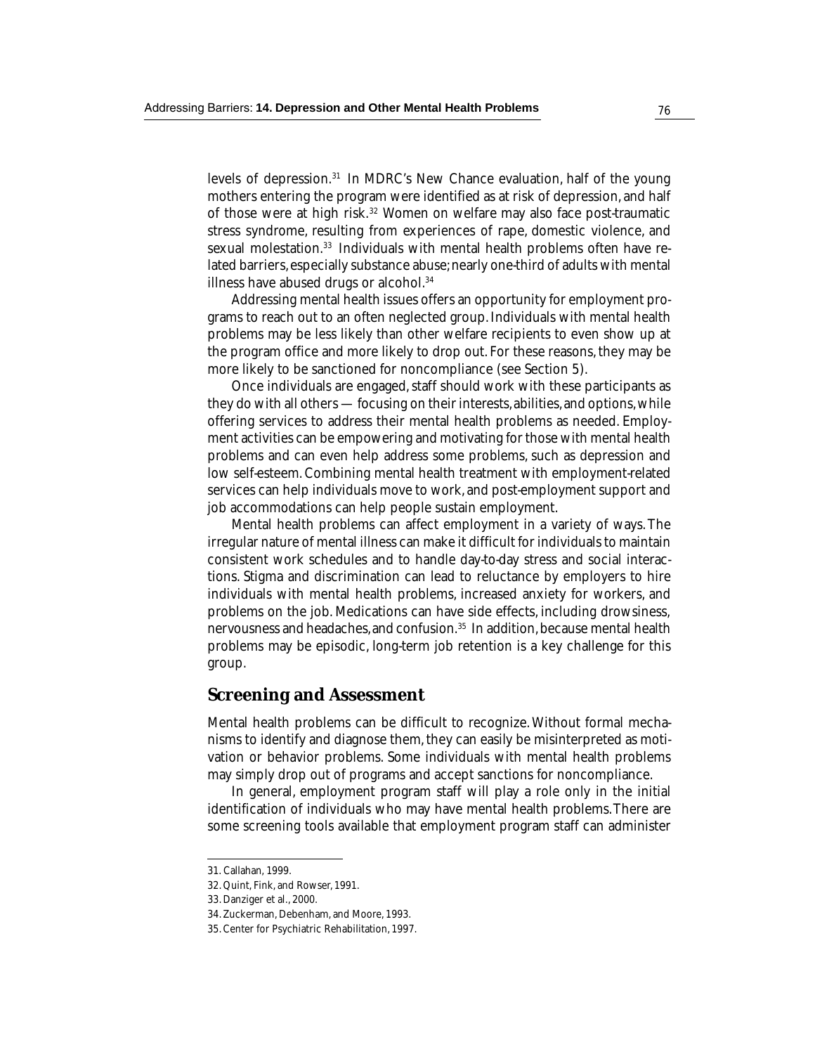levels of depression.[31] In MDRC's New Chance evaluation, half of the young mothers entering the program were identified as at risk of depression, and half of those were at high risk.[32] Women on welfare may also face post-traumatic stress syndrome, resulting from experiences of rape, domestic violence, and sexual molestation.[33] Individuals with mental health problems often have related barriers, especially substance abuse; nearly one-third of adults with mental illness have abused drugs or alcohol.[34]

Addressing mental health issues offers an opportunity for employment programs to reach out to an often neglected group. Individuals with mental health problems may be less likely than other welfare recipients to even show up at the program office and more likely to drop out. For these reasons, they may be more likely to be sanctioned for noncompliance (see Section 5).

Once individuals are engaged, staff should work with these participants as they do with all others — focusing on their interests, abilities, and options, while offering services to address their mental health problems as needed. Employment activities can be empowering and motivating for those with mental health problems and can even help address some problems, such as depression and low self-esteem. Combining mental health treatment with employment-related services can help individuals move to work, and post-employment support and job accommodations can help people sustain employment.

Mental health problems can affect employment in a variety of ways. The irregular nature of mental illness can make it difficult for individuals to maintain consistent work schedules and to handle day-to-day stress and social interactions. Stigma and discrimination can lead to reluctance by employers to hire individuals with mental health problems, increased anxiety for workers, and problems on the job. Medications can have side effects, including drowsiness, nervousness and headaches, and confusion.[35] In addition, because mental health problems may be episodic, long-term job retention is a key challenge for this group.

## Screening and Assessment

Mental health problems can be difficult to recognize. Without formal mechanisms to identify and diagnose them, they can easily be misinterpreted as motivation or behavior problems. Some individuals with mental health problems may simply drop out of programs and accept sanctions for noncompliance.

In general, employment program staff will play a role only in the initial identification of individuals who may have mental health problems. There are some screening tools available that employment program staff can administer

---

31. Callahan, 1999.
32. Quint, Fink, and Rowser, 1991.
33. Danziger et al., 2000.
34. Zuckerman, Debenham, and Moore, 1993.
35. Center for Psychiatric Rehabilitation, 1997.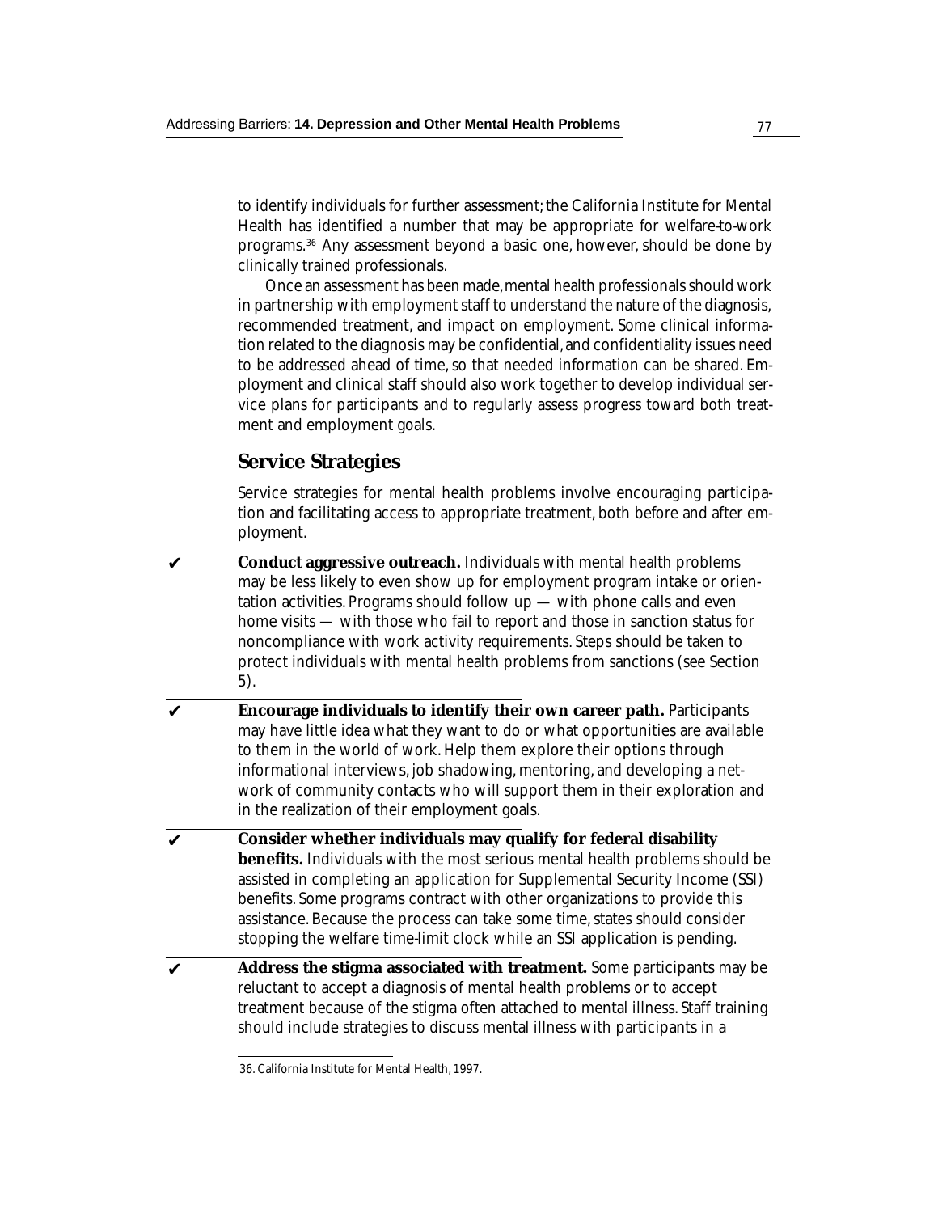to identify individuals for further assessment; the California Institute for Mental Health has identified a number that may be appropriate for welfare-to-work programs.[36] Any assessment beyond a basic one, however, should be done by clinically trained professionals.

Once an assessment has been made, mental health professionals should work in partnership with employment staff to understand the nature of the diagnosis, recommended treatment, and impact on employment. Some clinical information related to the diagnosis may be confidential, and confidentiality issues need to be addressed ahead of time, so that needed information can be shared. Employment and clinical staff should also work together to develop individual service plans for participants and to regularly assess progress toward both treatment and employment goals.

## Service Strategies

Service strategies for mental health problems involve encouraging participation and facilitating access to appropriate treatment, both before and after employment.

✔ **Conduct aggressive outreach.** Individuals with mental health problems may be less likely to even show up for employment program intake or orientation activities. Programs should follow up — with phone calls and even home visits — with those who fail to report and those in sanction status for noncompliance with work activity requirements. Steps should be taken to protect individuals with mental health problems from sanctions (see Section 5).

✔ **Encourage individuals to identify their own career path.** Participants may have little idea what they want to do or what opportunities are available to them in the world of work. Help them explore their options through informational interviews, job shadowing, mentoring, and developing a network of community contacts who will support them in their exploration and in the realization of their employment goals.

✔ **Consider whether individuals may qualify for federal disability benefits.** Individuals with the most serious mental health problems should be assisted in completing an application for Supplemental Security Income (SSI) benefits. Some programs contract with other organizations to provide this assistance. Because the process can take some time, states should consider stopping the welfare time-limit clock while an SSI application is pending.

✔ **Address the stigma associated with treatment.** Some participants may be reluctant to accept a diagnosis of mental health problems or to accept treatment because of the stigma often attached to mental illness. Staff training should include strategies to discuss mental illness with participants in a

36. California Institute for Mental Health, 1997.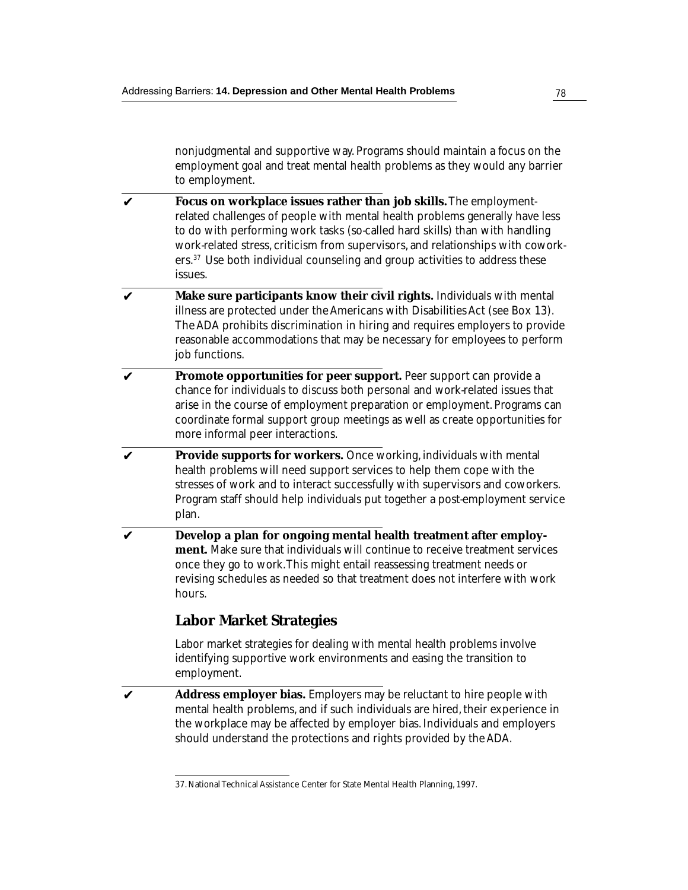nonjudgmental and supportive way. Programs should maintain a focus on the employment goal and treat mental health problems as they would any barrier to employment.

✔ **Focus on workplace issues rather than job skills.** The employment-related challenges of people with mental health problems generally have less to do with performing work tasks (so-called hard skills) than with handling work-related stress, criticism from supervisors, and relationships with coworkers.[37] Use both individual counseling and group activities to address these issues.

✔ **Make sure participants know their civil rights.** Individuals with mental illness are protected under the Americans with Disabilities Act (see Box 13). The ADA prohibits discrimination in hiring and requires employers to provide reasonable accommodations that may be necessary for employees to perform job functions.

✔ **Promote opportunities for peer support.** Peer support can provide a chance for individuals to discuss both personal and work-related issues that arise in the course of employment preparation or employment. Programs can coordinate formal support group meetings as well as create opportunities for more informal peer interactions.

✔ **Provide supports for workers.** Once working, individuals with mental health problems will need support services to help them cope with the stresses of work and to interact successfully with supervisors and coworkers. Program staff should help individuals put together a post-employment service plan.

✔ **Develop a plan for ongoing mental health treatment after employment.** Make sure that individuals will continue to receive treatment services once they go to work. This might entail reassessing treatment needs or revising schedules as needed so that treatment does not interfere with work hours.

## Labor Market Strategies

Labor market strategies for dealing with mental health problems involve identifying supportive work environments and easing the transition to employment.

✔ **Address employer bias.** Employers may be reluctant to hire people with mental health problems, and if such individuals are hired, their experience in the workplace may be affected by employer bias. Individuals and employers should understand the protections and rights provided by the ADA.

---

37. National Technical Assistance Center for State Mental Health Planning, 1997.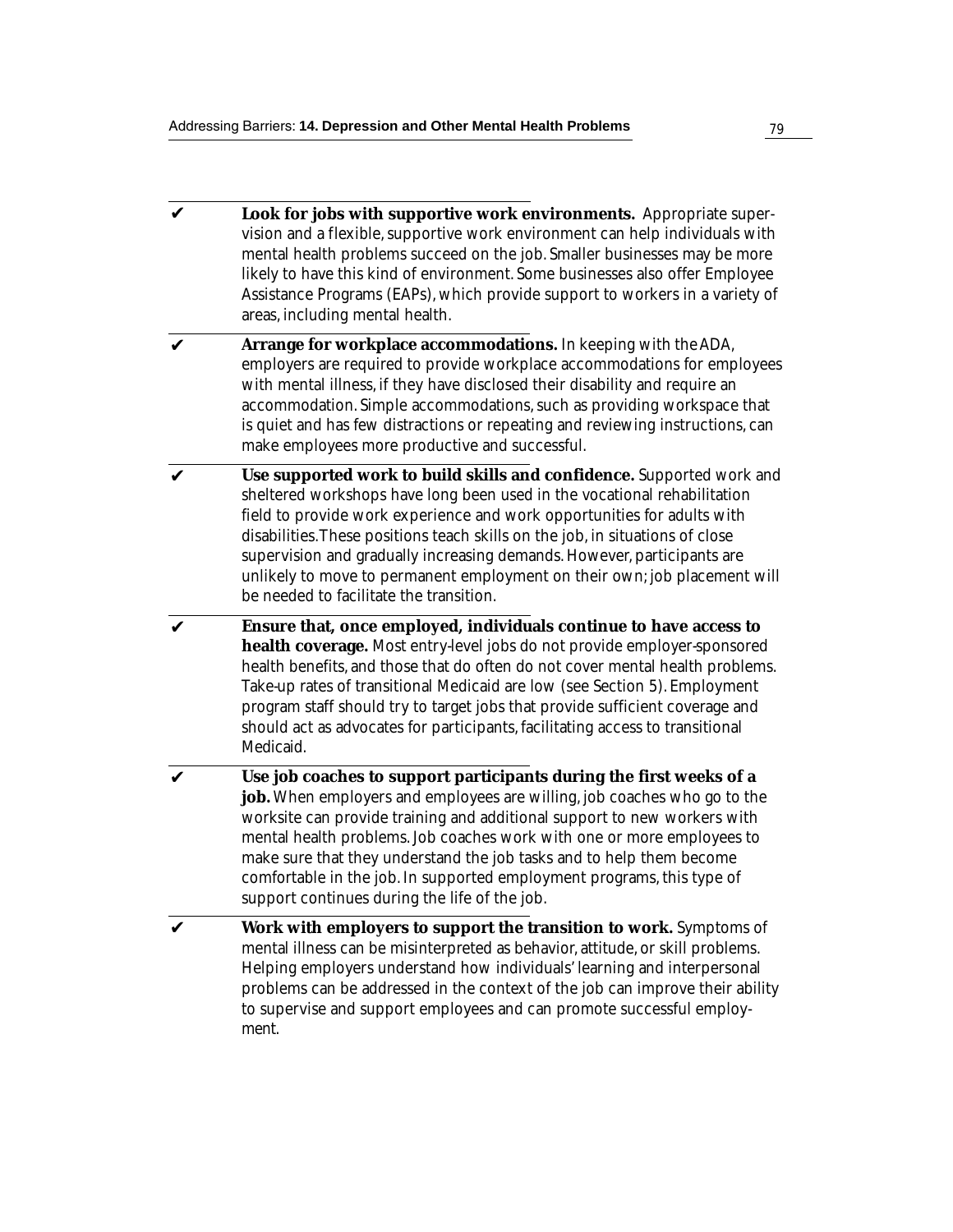- ✔ **Look for jobs with supportive work environments.** Appropriate supervision and a flexible, supportive work environment can help individuals with mental health problems succeed on the job. Smaller businesses may be more likely to have this kind of environment. Some businesses also offer Employee Assistance Programs (EAPs), which provide support to workers in a variety of areas, including mental health.

- ✔ **Arrange for workplace accommodations.** In keeping with the ADA, employers are required to provide workplace accommodations for employees with mental illness, if they have disclosed their disability and require an accommodation. Simple accommodations, such as providing workspace that is quiet and has few distractions or repeating and reviewing instructions, can make employees more productive and successful.

- ✔ **Use supported work to build skills and confidence.** Supported work and sheltered workshops have long been used in the vocational rehabilitation field to provide work experience and work opportunities for adults with disabilities. These positions teach skills on the job, in situations of close supervision and gradually increasing demands. However, participants are unlikely to move to permanent employment on their own; job placement will be needed to facilitate the transition.

- ✔ **Ensure that, once employed, individuals continue to have access to health coverage.** Most entry-level jobs do not provide employer-sponsored health benefits, and those that do often do not cover mental health problems. Take-up rates of transitional Medicaid are low (see Section 5). Employment program staff should try to target jobs that provide sufficient coverage and should act as advocates for participants, facilitating access to transitional Medicaid.

- ✔ **Use job coaches to support participants during the first weeks of a job.** When employers and employees are willing, job coaches who go to the worksite can provide training and additional support to new workers with mental health problems. Job coaches work with one or more employees to make sure that they understand the job tasks and to help them become comfortable in the job. In supported employment programs, this type of support continues during the life of the job.

- ✔ **Work with employers to support the transition to work.** Symptoms of mental illness can be misinterpreted as behavior, attitude, or skill problems. Helping employers understand how individuals' learning and interpersonal problems can be addressed in the context of the job can improve their ability to supervise and support employees and can promote successful employment.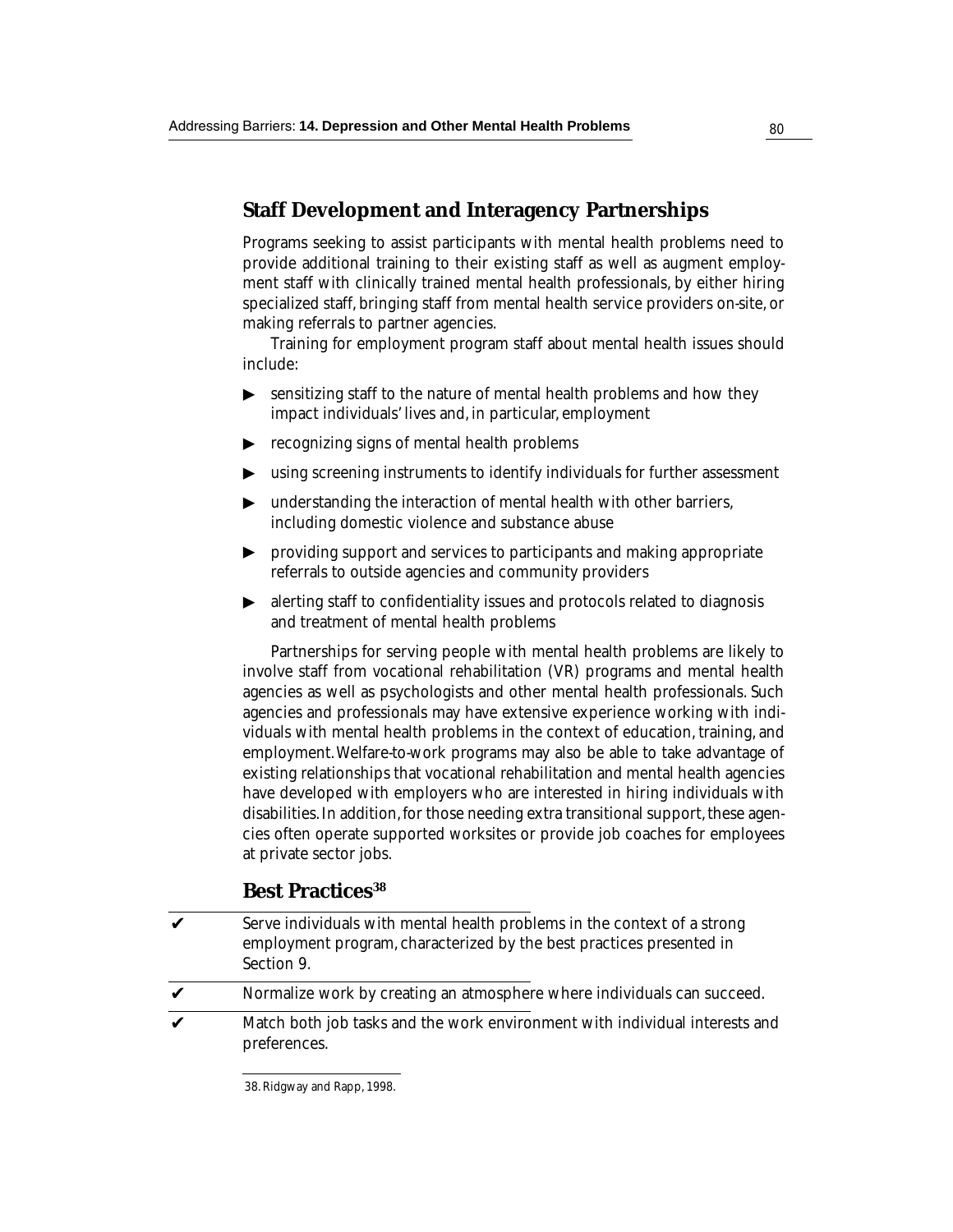## Staff Development and Interagency Partnerships

Programs seeking to assist participants with mental health problems need to provide additional training to their existing staff as well as augment employment staff with clinically trained mental health professionals, by either hiring specialized staff, bringing staff from mental health service providers on-site, or making referrals to partner agencies.

Training for employment program staff about mental health issues should include:

- sensitizing staff to the nature of mental health problems and how they impact individuals' lives and, in particular, employment
- recognizing signs of mental health problems
- using screening instruments to identify individuals for further assessment
- understanding the interaction of mental health with other barriers, including domestic violence and substance abuse
- providing support and services to participants and making appropriate referrals to outside agencies and community providers
- alerting staff to confidentiality issues and protocols related to diagnosis and treatment of mental health problems

Partnerships for serving people with mental health problems are likely to involve staff from vocational rehabilitation (VR) programs and mental health agencies as well as psychologists and other mental health professionals. Such agencies and professionals may have extensive experience working with individuals with mental health problems in the context of education, training, and employment. Welfare-to-work programs may also be able to take advantage of existing relationships that vocational rehabilitation and mental health agencies have developed with employers who are interested in hiring individuals with disabilities. In addition, for those needing extra transitional support, these agencies often operate supported worksites or provide job coaches for employees at private sector jobs.

### Best Practices[38]

- ✔ Serve individuals with mental health problems in the context of a strong employment program, characterized by the best practices presented in Section 9.
- ✔ Normalize work by creating an atmosphere where individuals can succeed.
- ✔ Match both job tasks and the work environment with individual interests and preferences.

38. Ridgway and Rapp, 1998.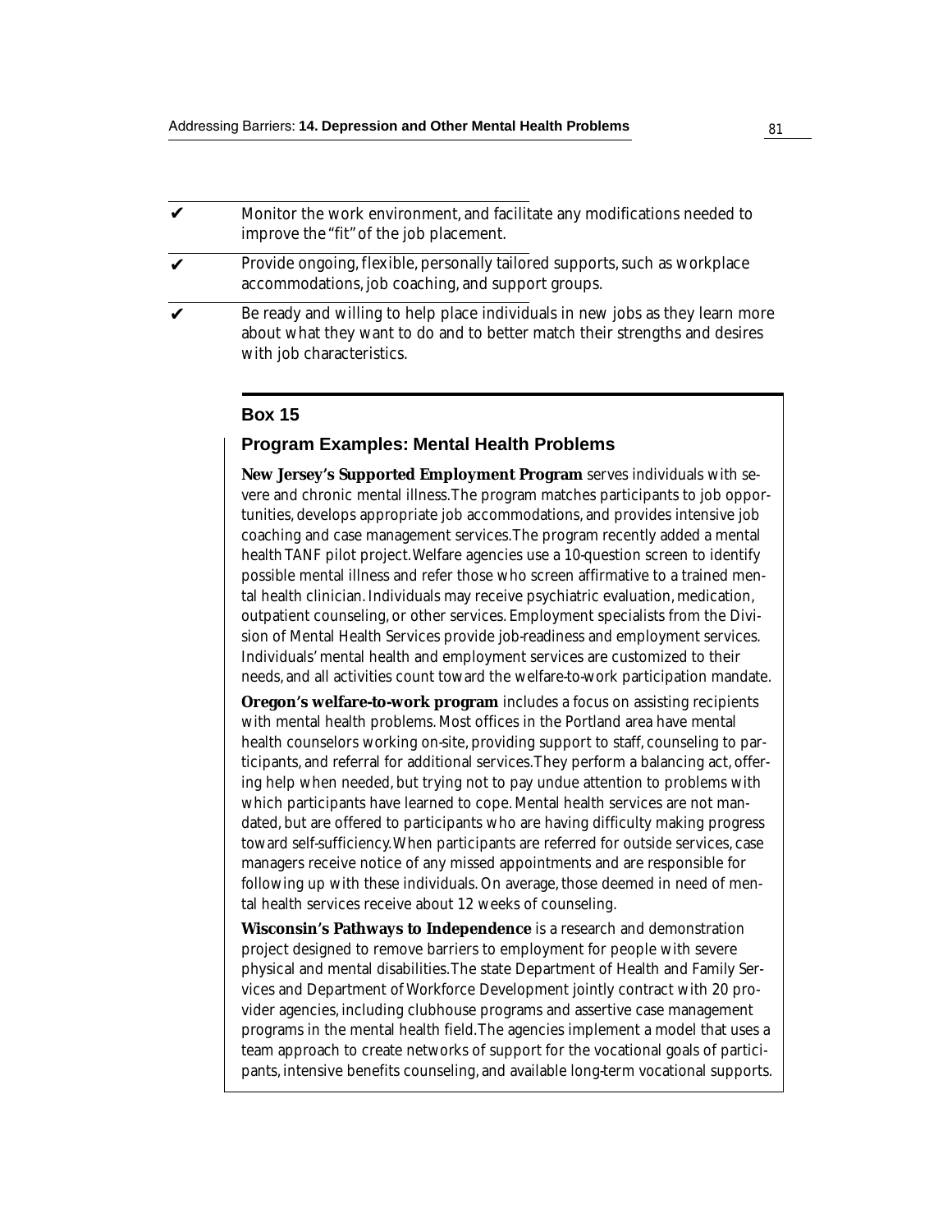- ✔ Monitor the work environment, and facilitate any modifications needed to improve the "fit" of the job placement.
- ✔ Provide ongoing, flexible, personally tailored supports, such as workplace accommodations, job coaching, and support groups.
- ✔ Be ready and willing to help place individuals in new jobs as they learn more about what they want to do and to better match their strengths and desires with job characteristics.

## Box 15

### Program Examples: Mental Health Problems

**New Jersey's Supported Employment Program** serves individuals with severe and chronic mental illness. The program matches participants to job opportunities, develops appropriate job accommodations, and provides intensive job coaching and case management services. The program recently added a mental health TANF pilot project. Welfare agencies use a 10-question screen to identify possible mental illness and refer those who screen affirmative to a trained mental health clinician. Individuals may receive psychiatric evaluation, medication, outpatient counseling, or other services. Employment specialists from the Division of Mental Health Services provide job-readiness and employment services. Individuals' mental health and employment services are customized to their needs, and all activities count toward the welfare-to-work participation mandate.

**Oregon's welfare-to-work program** includes a focus on assisting recipients with mental health problems. Most offices in the Portland area have mental health counselors working on-site, providing support to staff, counseling to participants, and referral for additional services. They perform a balancing act, offering help when needed, but trying not to pay undue attention to problems with which participants have learned to cope. Mental health services are not mandated, but are offered to participants who are having difficulty making progress toward self-sufficiency. When participants are referred for outside services, case managers receive notice of any missed appointments and are responsible for following up with these individuals. On average, those deemed in need of mental health services receive about 12 weeks of counseling.

**Wisconsin's Pathways to Independence** is a research and demonstration project designed to remove barriers to employment for people with severe physical and mental disabilities. The state Department of Health and Family Services and Department of Workforce Development jointly contract with 20 provider agencies, including clubhouse programs and assertive case management programs in the mental health field. The agencies implement a model that uses a team approach to create networks of support for the vocational goals of participants, intensive benefits counseling, and available long-term vocational supports.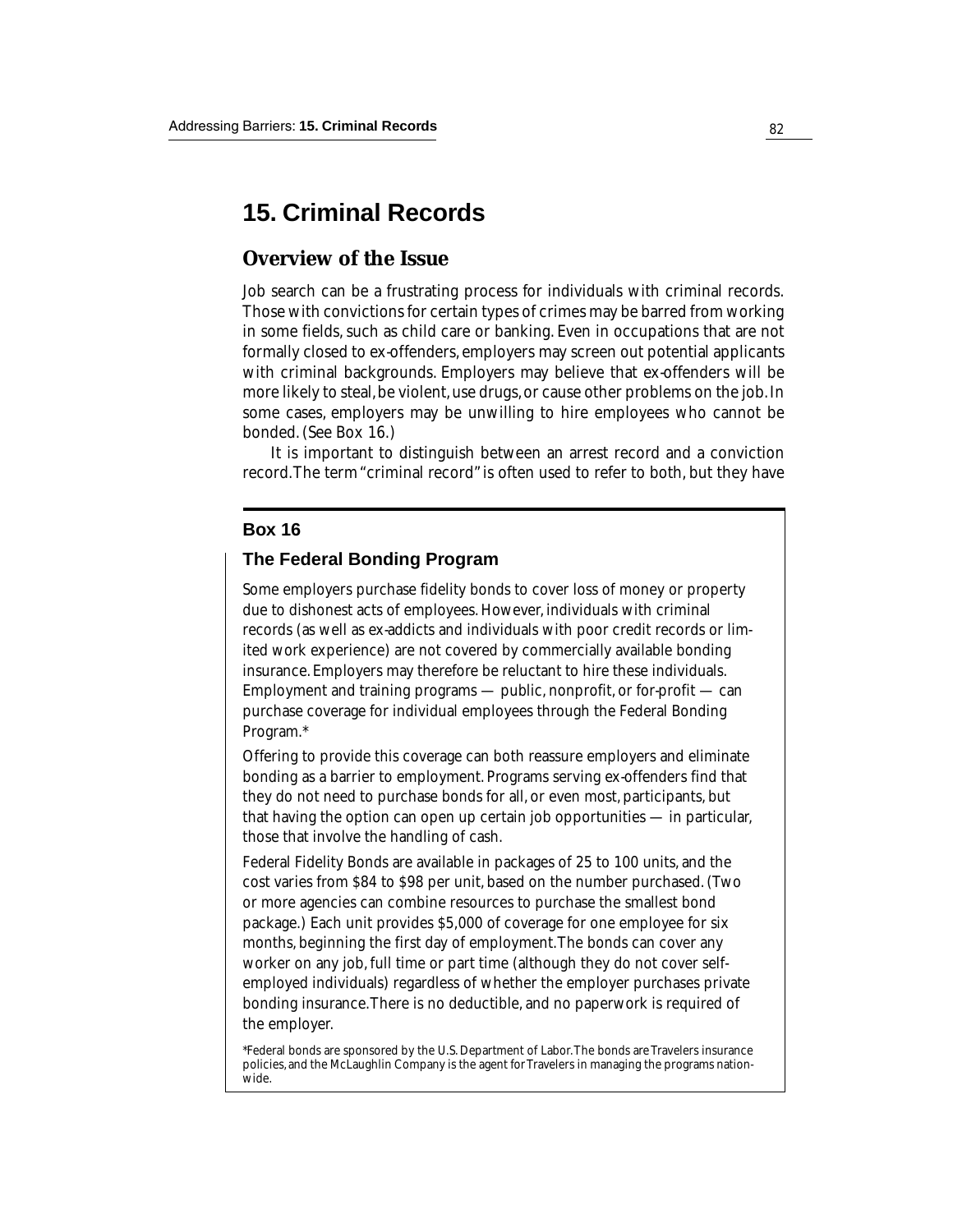# 15. Criminal Records

## Overview of the Issue

Job search can be a frustrating process for individuals with criminal records. Those with convictions for certain types of crimes may be barred from working in some fields, such as child care or banking. Even in occupations that are not formally closed to ex-offenders, employers may screen out potential applicants with criminal backgrounds. Employers may believe that ex-offenders will be more likely to steal, be violent, use drugs, or cause other problems on the job. In some cases, employers may be unwilling to hire employees who cannot be bonded. (See Box 16.)

It is important to distinguish between an arrest record and a conviction record. The term "criminal record" is often used to refer to both, but they have

---

**Box 16**

### The Federal Bonding Program

Some employers purchase fidelity bonds to cover loss of money or property due to dishonest acts of employees. However, individuals with criminal records (as well as ex-addicts and individuals with poor credit records or limited work experience) are not covered by commercially available bonding insurance. Employers may therefore be reluctant to hire these individuals. Employment and training programs — public, nonprofit, or for-profit — can purchase coverage for individual employees through the Federal Bonding Program.*

Offering to provide this coverage can both reassure employers and eliminate bonding as a barrier to employment. Programs serving ex-offenders find that they do not need to purchase bonds for all, or even most, participants, but that having the option can open up certain job opportunities — in particular, those that involve the handling of cash.

Federal Fidelity Bonds are available in packages of 25 to 100 units, and the cost varies from $84 to $98 per unit, based on the number purchased. (Two or more agencies can combine resources to purchase the smallest bond package.) Each unit provides $5,000 of coverage for one employee for six months, beginning the first day of employment. The bonds can cover any worker on any job, full time or part time (although they do not cover self-employed individuals) regardless of whether the employer purchases private bonding insurance. There is no deductible, and no paperwork is required of the employer.

*Federal bonds are sponsored by the U.S. Department of Labor. The bonds are Travelers insurance policies, and the McLaughlin Company is the agent for Travelers in managing the programs nationwide.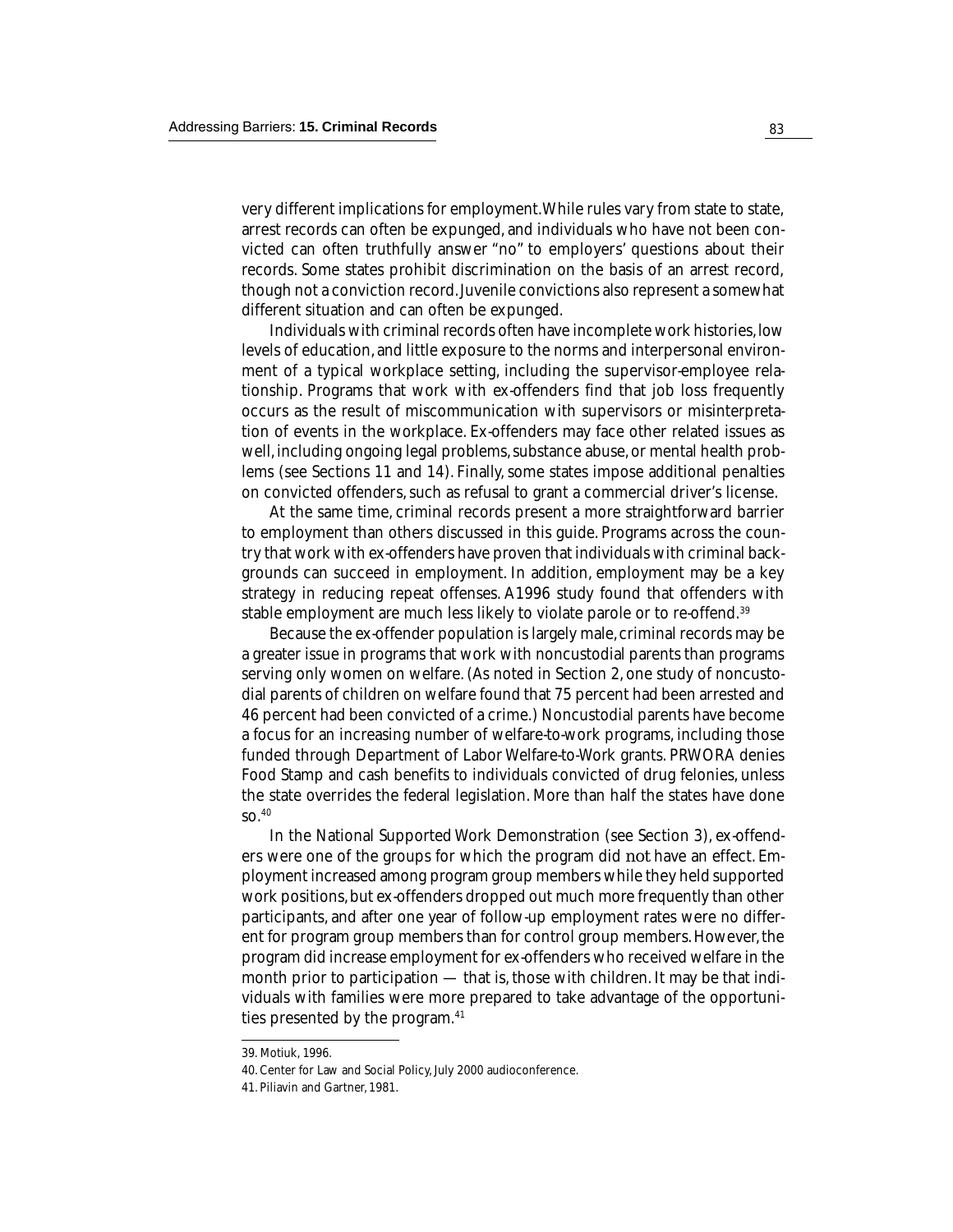very different implications for employment. While rules vary from state to state, arrest records can often be expunged, and individuals who have not been convicted can often truthfully answer "no" to employers' questions about their records. Some states prohibit discrimination on the basis of an arrest record, though not a conviction record. Juvenile convictions also represent a somewhat different situation and can often be expunged.

Individuals with criminal records often have incomplete work histories, low levels of education, and little exposure to the norms and interpersonal environment of a typical workplace setting, including the supervisor-employee relationship. Programs that work with ex-offenders find that job loss frequently occurs as the result of miscommunication with supervisors or misinterpretation of events in the workplace. Ex-offenders may face other related issues as well, including ongoing legal problems, substance abuse, or mental health problems (see Sections 11 and 14). Finally, some states impose additional penalties on convicted offenders, such as refusal to grant a commercial driver's license.

At the same time, criminal records present a more straightforward barrier to employment than others discussed in this guide. Programs across the country that work with ex-offenders have proven that individuals with criminal backgrounds can succeed in employment. In addition, employment may be a key strategy in reducing repeat offenses. A 1996 study found that offenders with stable employment are much less likely to violate parole or to re-offend.[39]

Because the ex-offender population is largely male, criminal records may be a greater issue in programs that work with noncustodial parents than programs serving only women on welfare. (As noted in Section 2, one study of noncustodial parents of children on welfare found that 75 percent had been arrested and 46 percent had been convicted of a crime.) Noncustodial parents have become a focus for an increasing number of welfare-to-work programs, including those funded through Department of Labor Welfare-to-Work grants. PRWORA denies Food Stamp and cash benefits to individuals convicted of drug felonies, unless the state overrides the federal legislation. More than half the states have done so.[40]

In the National Supported Work Demonstration (see Section 3), ex-offenders were one of the groups for which the program did *not* have an effect. Employment increased among program group members while they held supported work positions, but ex-offenders dropped out much more frequently than other participants, and after one year of follow-up employment rates were no different for program group members than for control group members. However, the program did increase employment for ex-offenders who received welfare in the month prior to participation — that is, those with children. It may be that individuals with families were more prepared to take advantage of the opportunities presented by the program.[41]

---

39. Motiuk, 1996.

40. Center for Law and Social Policy, July 2000 audioconference.

41. Piliavin and Gartner, 1981.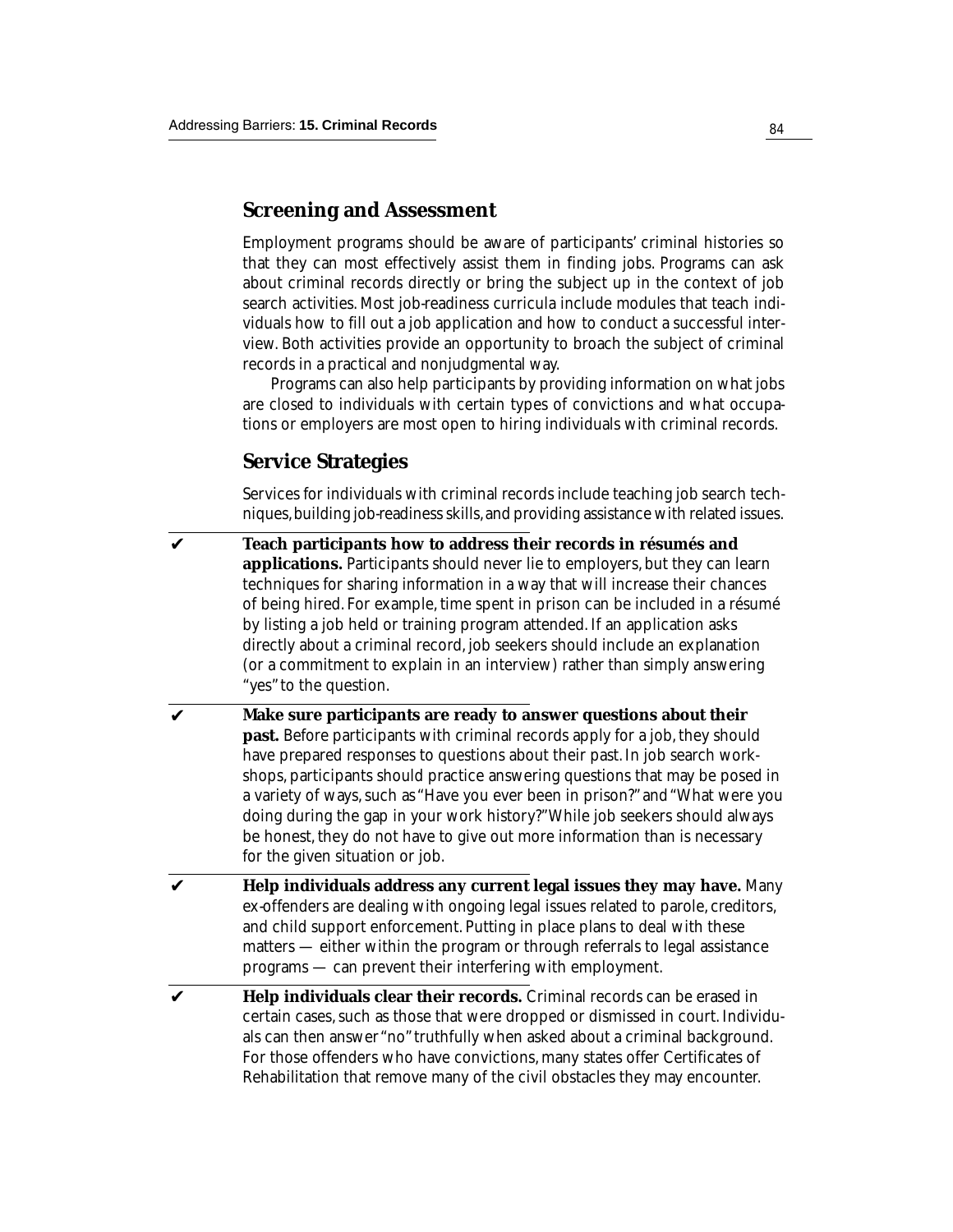## Screening and Assessment

Employment programs should be aware of participants' criminal histories so that they can most effectively assist them in finding jobs. Programs can ask about criminal records directly or bring the subject up in the context of job search activities. Most job-readiness curricula include modules that teach individuals how to fill out a job application and how to conduct a successful interview. Both activities provide an opportunity to broach the subject of criminal records in a practical and nonjudgmental way.

Programs can also help participants by providing information on what jobs are closed to individuals with certain types of convictions and what occupations or employers are most open to hiring individuals with criminal records.

## Service Strategies

Services for individuals with criminal records include teaching job search techniques, building job-readiness skills, and providing assistance with related issues.

- ✔ **Teach participants how to address their records in résumés and applications.** Participants should never lie to employers, but they can learn techniques for sharing information in a way that will increase their chances of being hired. For example, time spent in prison can be included in a résumé by listing a job held or training program attended. If an application asks directly about a criminal record, job seekers should include an explanation (or a commitment to explain in an interview) rather than simply answering "yes" to the question.

- ✔ **Make sure participants are ready to answer questions about their past.** Before participants with criminal records apply for a job, they should have prepared responses to questions about their past. In job search workshops, participants should practice answering questions that may be posed in a variety of ways, such as "Have you ever been in prison?" and "What were you doing during the gap in your work history?" While job seekers should always be honest, they do not have to give out more information than is necessary for the given situation or job.

- ✔ **Help individuals address any current legal issues they may have.** Many ex-offenders are dealing with ongoing legal issues related to parole, creditors, and child support enforcement. Putting in place plans to deal with these matters — either within the program or through referrals to legal assistance programs — can prevent their interfering with employment.

- ✔ **Help individuals clear their records.** Criminal records can be erased in certain cases, such as those that were dropped or dismissed in court. Individuals can then answer "no" truthfully when asked about a criminal background. For those offenders who have convictions, many states offer Certificates of Rehabilitation that remove many of the civil obstacles they may encounter.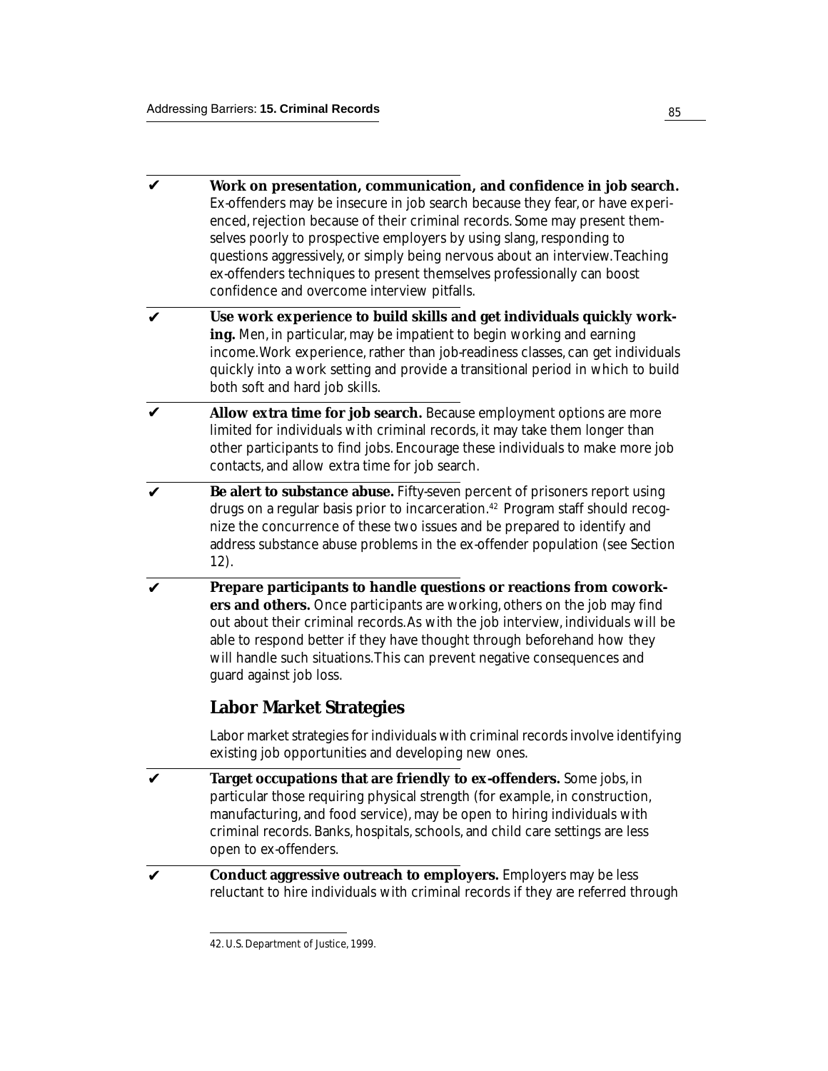- ✔ **Work on presentation, communication, and confidence in job search.** Ex-offenders may be insecure in job search because they fear, or have experienced, rejection because of their criminal records. Some may present themselves poorly to prospective employers by using slang, responding to questions aggressively, or simply being nervous about an interview. Teaching ex-offenders techniques to present themselves professionally can boost confidence and overcome interview pitfalls.

- ✔ **Use work experience to build skills and get individuals quickly working.** Men, in particular, may be impatient to begin working and earning income. Work experience, rather than job-readiness classes, can get individuals quickly into a work setting and provide a transitional period in which to build both soft and hard job skills.

- ✔ **Allow extra time for job search.** Because employment options are more limited for individuals with criminal records, it may take them longer than other participants to find jobs. Encourage these individuals to make more job contacts, and allow extra time for job search.

- ✔ **Be alert to substance abuse.** Fifty-seven percent of prisoners report using drugs on a regular basis prior to incarceration.[42] Program staff should recognize the concurrence of these two issues and be prepared to identify and address substance abuse problems in the ex-offender population (see Section 12).

- ✔ **Prepare participants to handle questions or reactions from coworkers and others.** Once participants are working, others on the job may find out about their criminal records. As with the job interview, individuals will be able to respond better if they have thought through beforehand how they will handle such situations. This can prevent negative consequences and guard against job loss.

## Labor Market Strategies

Labor market strategies for individuals with criminal records involve identifying existing job opportunities and developing new ones.

- ✔ **Target occupations that are friendly to ex-offenders.** Some jobs, in particular those requiring physical strength (for example, in construction, manufacturing, and food service), may be open to hiring individuals with criminal records. Banks, hospitals, schools, and child care settings are less open to ex-offenders.

- ✔ **Conduct aggressive outreach to employers.** Employers may be less reluctant to hire individuals with criminal records if they are referred through

---

42. U.S. Department of Justice, 1999.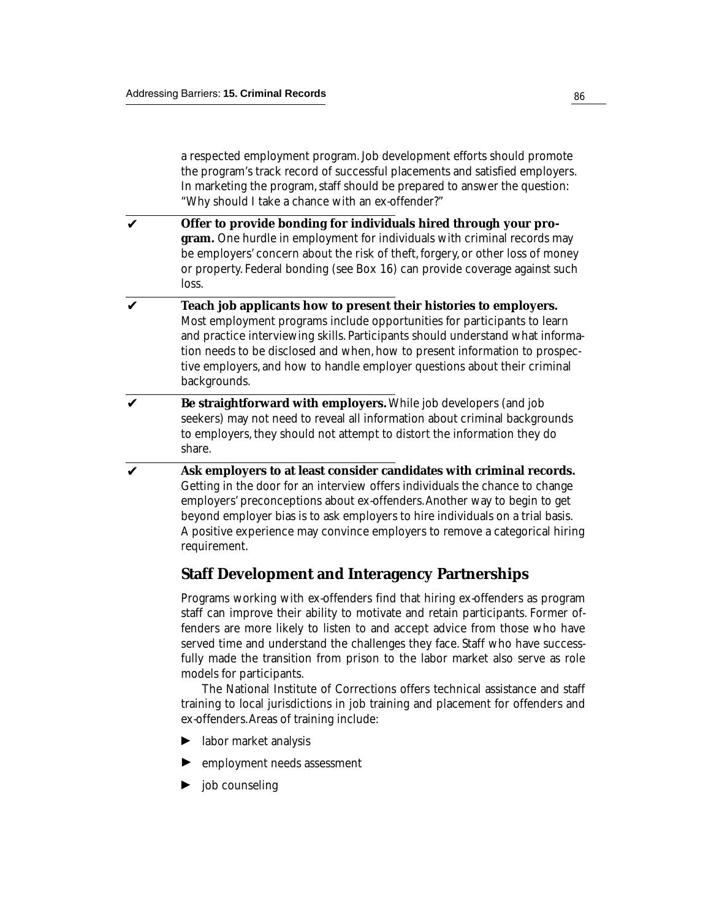a respected employment program. Job development efforts should promote the program's track record of successful placements and satisfied employers. In marketing the program, staff should be prepared to answer the question: "Why should I take a chance with an ex-offender?"

✔ **Offer to provide bonding for individuals hired through your program.** One hurdle in employment for individuals with criminal records may be employers' concern about the risk of theft, forgery, or other loss of money or property. Federal bonding (see Box 16) can provide coverage against such loss.

✔ **Teach job applicants how to present their histories to employers.** Most employment programs include opportunities for participants to learn and practice interviewing skills. Participants should understand what information needs to be disclosed and when, how to present information to prospective employers, and how to handle employer questions about their criminal backgrounds.

✔ **Be straightforward with employers.** While job developers (and job seekers) may not need to reveal all information about criminal backgrounds to employers, they should not attempt to distort the information they do share.

✔ **Ask employers to at least consider candidates with criminal records.** Getting in the door for an interview offers individuals the chance to change employers' preconceptions about ex-offenders. Another way to begin to get beyond employer bias is to ask employers to hire individuals on a trial basis. A positive experience may convince employers to remove a categorical hiring requirement.

## Staff Development and Interagency Partnerships

Programs working with ex-offenders find that hiring ex-offenders as program staff can improve their ability to motivate and retain participants. Former offenders are more likely to listen to and accept advice from those who have served time and understand the challenges they face. Staff who have successfully made the transition from prison to the labor market also serve as role models for participants.

The National Institute of Corrections offers technical assistance and staff training to local jurisdictions in job training and placement for offenders and ex-offenders. Areas of training include:

- labor market analysis
- employment needs assessment
- job counseling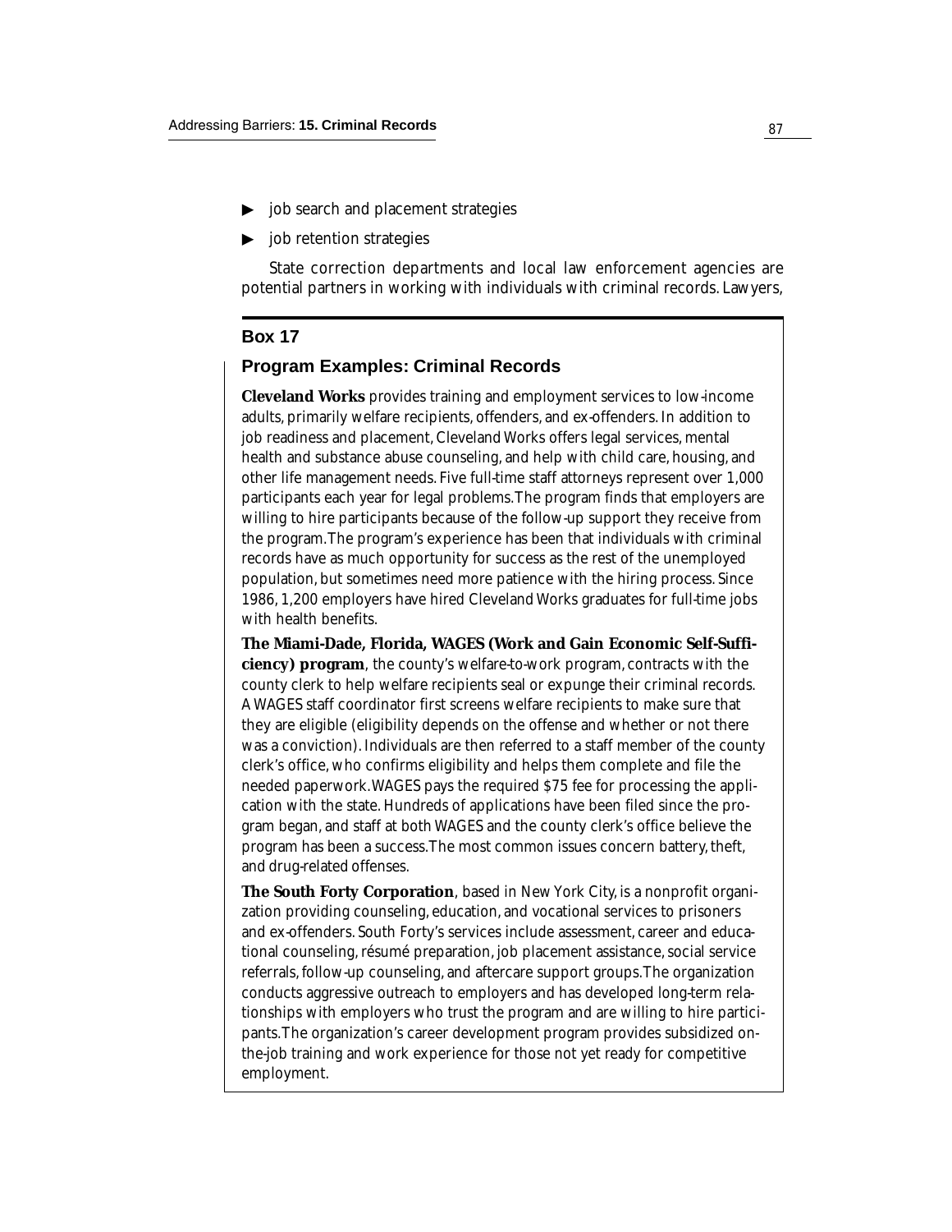- job search and placement strategies
- job retention strategies

State correction departments and local law enforcement agencies are potential partners in working with individuals with criminal records. Lawyers,

## Box 17

### Program Examples: Criminal Records

**Cleveland Works** provides training and employment services to low-income adults, primarily welfare recipients, offenders, and ex-offenders. In addition to job readiness and placement, Cleveland Works offers legal services, mental health and substance abuse counseling, and help with child care, housing, and other life management needs. Five full-time staff attorneys represent over 1,000 participants each year for legal problems. The program finds that employers are willing to hire participants because of the follow-up support they receive from the program. The program's experience has been that individuals with criminal records have as much opportunity for success as the rest of the unemployed population, but sometimes need more patience with the hiring process. Since 1986, 1,200 employers have hired Cleveland Works graduates for full-time jobs with health benefits.

**The Miami-Dade, Florida, WAGES (Work and Gain Economic Self-Sufficiency) program**, the county's welfare-to-work program, contracts with the county clerk to help welfare recipients seal or expunge their criminal records. A WAGES staff coordinator first screens welfare recipients to make sure that they are eligible (eligibility depends on the offense and whether or not there was a conviction). Individuals are then referred to a staff member of the county clerk's office, who confirms eligibility and helps them complete and file the needed paperwork. WAGES pays the required $75 fee for processing the application with the state. Hundreds of applications have been filed since the program began, and staff at both WAGES and the county clerk's office believe the program has been a success. The most common issues concern battery, theft, and drug-related offenses.

**The South Forty Corporation**, based in New York City, is a nonprofit organization providing counseling, education, and vocational services to prisoners and ex-offenders. South Forty's services include assessment, career and educational counseling, résumé preparation, job placement assistance, social service referrals, follow-up counseling, and aftercare support groups. The organization conducts aggressive outreach to employers and has developed long-term relationships with employers who trust the program and are willing to hire participants. The organization's career development program provides subsidized on-the-job training and work experience for those not yet ready for competitive employment.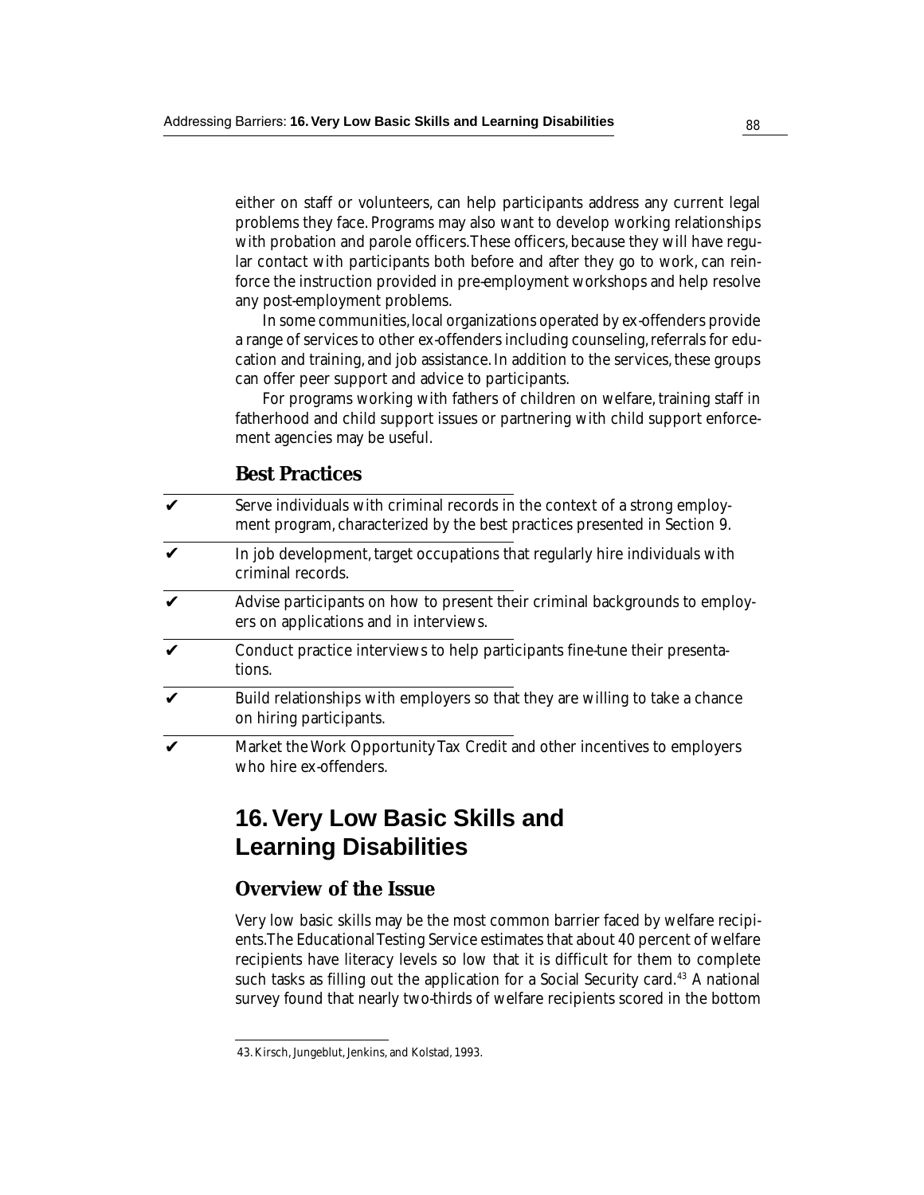either on staff or volunteers, can help participants address any current legal problems they face. Programs may also want to develop working relationships with probation and parole officers. These officers, because they will have regular contact with participants both before and after they go to work, can reinforce the instruction provided in pre-employment workshops and help resolve any post-employment problems.

In some communities, local organizations operated by ex-offenders provide a range of services to other ex-offenders including counseling, referrals for education and training, and job assistance. In addition to the services, these groups can offer peer support and advice to participants.

For programs working with fathers of children on welfare, training staff in fatherhood and child support issues or partnering with child support enforcement agencies may be useful.

### Best Practices

- ✔ Serve individuals with criminal records in the context of a strong employment program, characterized by the best practices presented in Section 9.
- ✔ In job development, target occupations that regularly hire individuals with criminal records.
- ✔ Advise participants on how to present their criminal backgrounds to employers on applications and in interviews.
- ✔ Conduct practice interviews to help participants fine-tune their presentations.
- ✔ Build relationships with employers so that they are willing to take a chance on hiring participants.
- ✔ Market the Work Opportunity Tax Credit and other incentives to employers who hire ex-offenders.

## 16. Very Low Basic Skills and Learning Disabilities

### Overview of the Issue

Very low basic skills may be the most common barrier faced by welfare recipients. The Educational Testing Service estimates that about 40 percent of welfare recipients have literacy levels so low that it is difficult for them to complete such tasks as filling out the application for a Social Security card.[43] A national survey found that nearly two-thirds of welfare recipients scored in the bottom

43. Kirsch, Jungeblut, Jenkins, and Kolstad, 1993.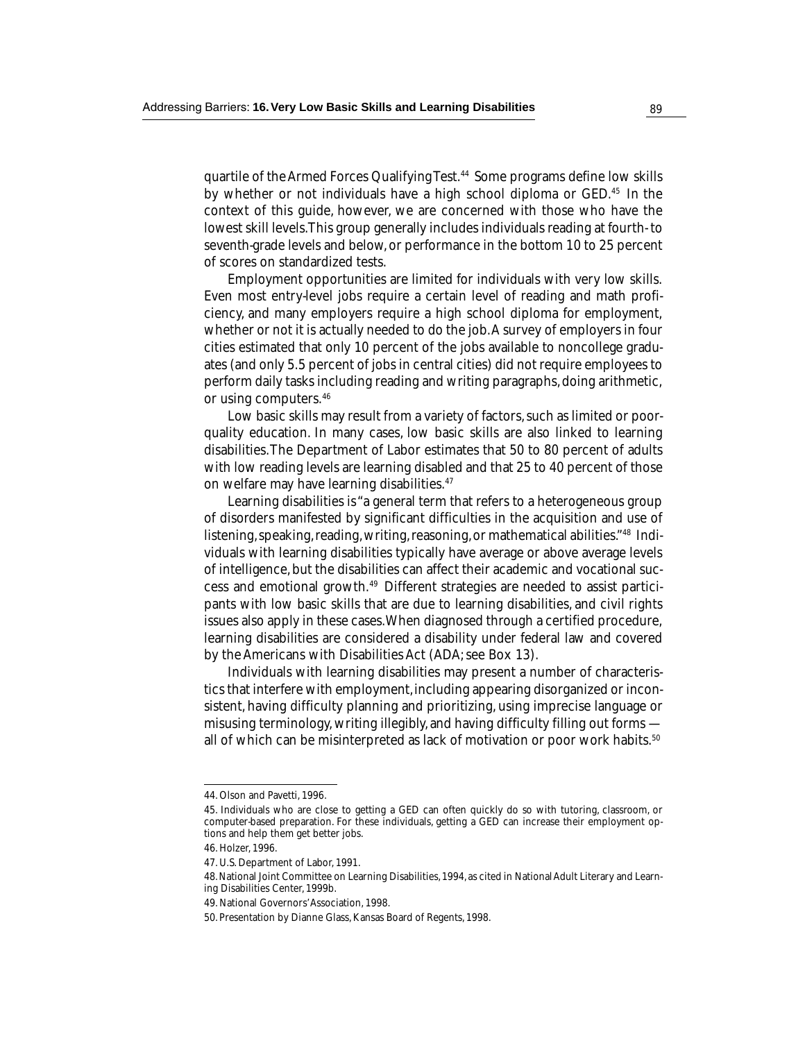quartile of the Armed Forces Qualifying Test.[44] Some programs define low skills by whether or not individuals have a high school diploma or GED.[45] In the context of this guide, however, we are concerned with those who have the lowest skill levels. This group generally includes individuals reading at fourth- to seventh-grade levels and below, or performance in the bottom 10 to 25 percent of scores on standardized tests.

Employment opportunities are limited for individuals with very low skills. Even most entry-level jobs require a certain level of reading and math proficiency, and many employers require a high school diploma for employment, whether or not it is actually needed to do the job. A survey of employers in four cities estimated that only 10 percent of the jobs available to noncollege graduates (and only 5.5 percent of jobs in central cities) did not require employees to perform daily tasks including reading and writing paragraphs, doing arithmetic, or using computers.[46]

Low basic skills may result from a variety of factors, such as limited or poor-quality education. In many cases, low basic skills are also linked to learning disabilities. The Department of Labor estimates that 50 to 80 percent of adults with low reading levels are learning disabled and that 25 to 40 percent of those on welfare may have learning disabilities.[47]

Learning disabilities is "a general term that refers to a heterogeneous group of disorders manifested by significant difficulties in the acquisition and use of listening, speaking, reading, writing, reasoning, or mathematical abilities."[48] Individuals with learning disabilities typically have average or above average levels of intelligence, but the disabilities can affect their academic and vocational success and emotional growth.[49] Different strategies are needed to assist participants with low basic skills that are due to learning disabilities, and civil rights issues also apply in these cases. When diagnosed through a certified procedure, learning disabilities are considered a disability under federal law and covered by the Americans with Disabilities Act (ADA; see Box 13).

Individuals with learning disabilities may present a number of characteristics that interfere with employment, including appearing disorganized or inconsistent, having difficulty planning and prioritizing, using imprecise language or misusing terminology, writing illegibly, and having difficulty filling out forms — all of which can be misinterpreted as lack of motivation or poor work habits.[50]

---

44. Olson and Pavetti, 1996.

45. Individuals who are close to getting a GED can often quickly do so with tutoring, classroom, or computer-based preparation. For these individuals, getting a GED can increase their employment options and help them get better jobs.

46. Holzer, 1996.

47. U.S. Department of Labor, 1991.

48. National Joint Committee on Learning Disabilities, 1994, as cited in National Adult Literary and Learning Disabilities Center, 1999b.

49. National Governors' Association, 1998.

50. Presentation by Dianne Glass, Kansas Board of Regents, 1998.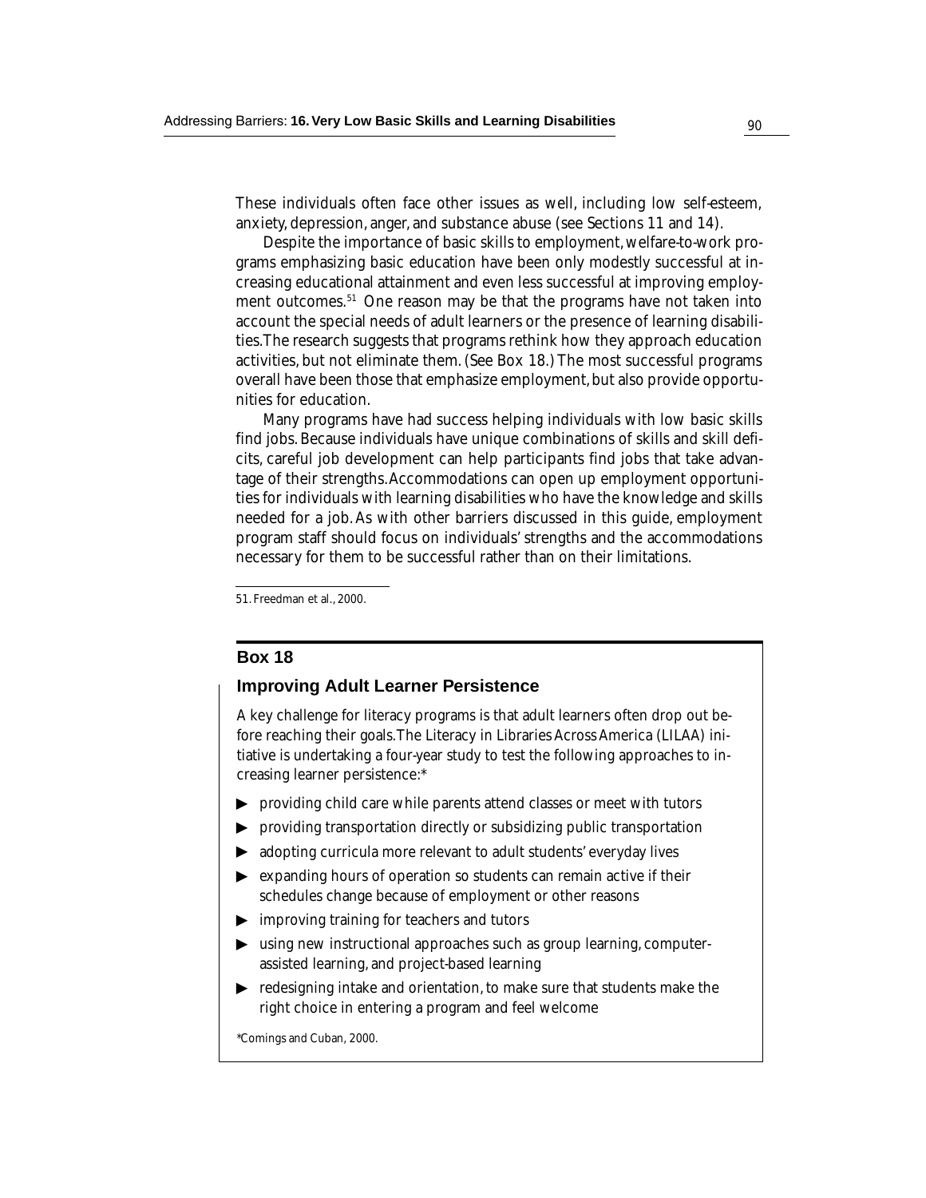These individuals often face other issues as well, including low self-esteem, anxiety, depression, anger, and substance abuse (see Sections 11 and 14).

Despite the importance of basic skills to employment, welfare-to-work programs emphasizing basic education have been only modestly successful at increasing educational attainment and even less successful at improving employment outcomes.[51] One reason may be that the programs have not taken into account the special needs of adult learners or the presence of learning disabilities. The research suggests that programs rethink how they approach education activities, but not eliminate them. (See Box 18.) The most successful programs overall have been those that emphasize employment, but also provide opportunities for education.

Many programs have had success helping individuals with low basic skills find jobs. Because individuals have unique combinations of skills and skill deficits, careful job development can help participants find jobs that take advantage of their strengths. Accommodations can open up employment opportunities for individuals with learning disabilities who have the knowledge and skills needed for a job. As with other barriers discussed in this guide, employment program staff should focus on individuals' strengths and the accommodations necessary for them to be successful rather than on their limitations.

51. Freedman et al., 2000.

### Box 18

### Improving Adult Learner Persistence

A key challenge for literacy programs is that adult learners often drop out before reaching their goals. The Literacy in Libraries Across America (LILAA) initiative is undertaking a four-year study to test the following approaches to increasing learner persistence:*

- providing child care while parents attend classes or meet with tutors
- providing transportation directly or subsidizing public transportation
- adopting curricula more relevant to adult students' everyday lives
- expanding hours of operation so students can remain active if their schedules change because of employment or other reasons
- improving training for teachers and tutors
- using new instructional approaches such as group learning, computer-assisted learning, and project-based learning
- redesigning intake and orientation, to make sure that students make the right choice in entering a program and feel welcome

*Comings and Cuban, 2000.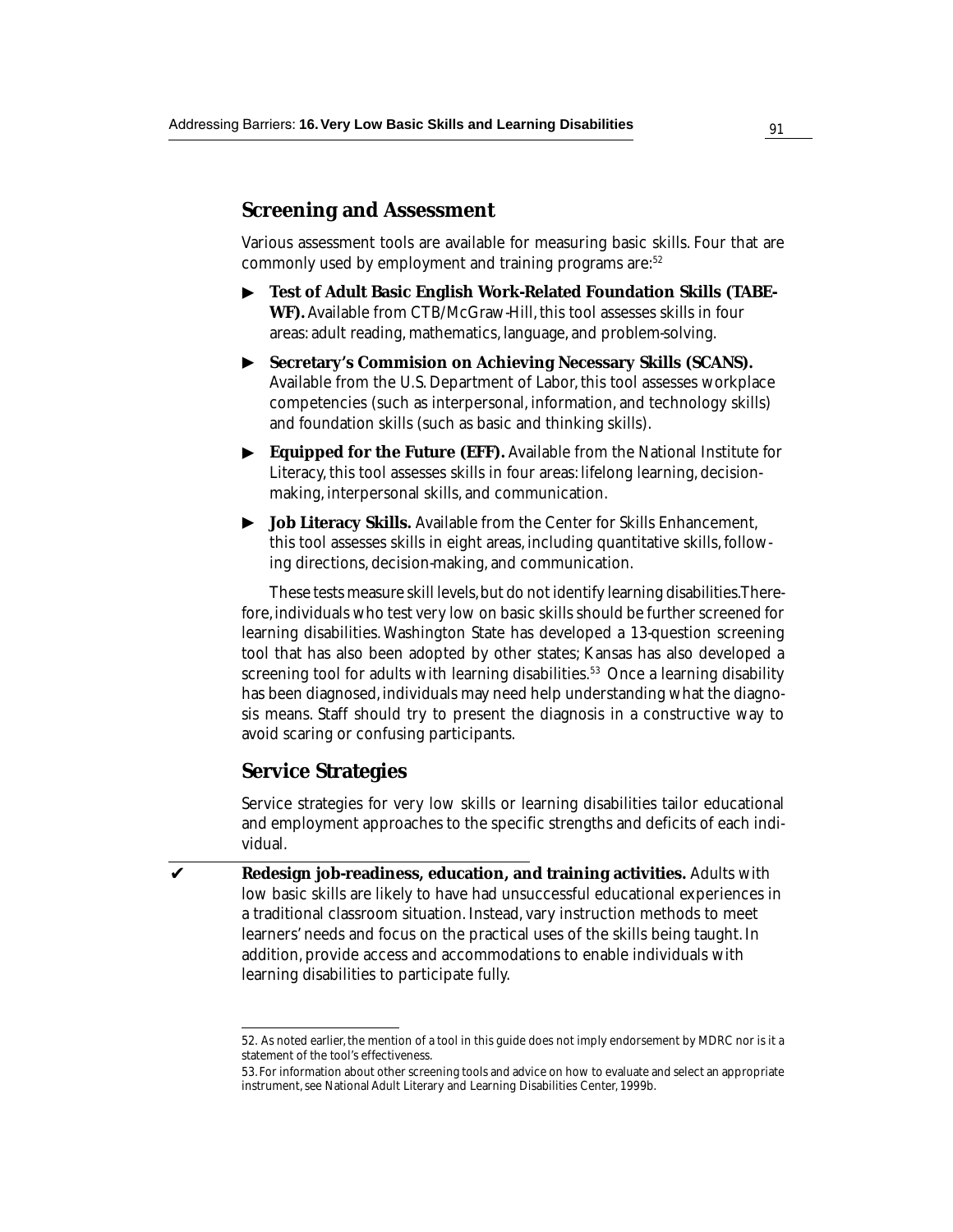## Screening and Assessment

Various assessment tools are available for measuring basic skills. Four that are commonly used by employment and training programs are:[52]

- **Test of Adult Basic English Work-Related Foundation Skills (TABE-WF).** Available from CTB/McGraw-Hill, this tool assesses skills in four areas: adult reading, mathematics, language, and problem-solving.
- **Secretary's Commision on Achieving Necessary Skills (SCANS).** Available from the U.S. Department of Labor, this tool assesses workplace competencies (such as interpersonal, information, and technology skills) and foundation skills (such as basic and thinking skills).
- **Equipped for the Future (EFF).** Available from the National Institute for Literacy, this tool assesses skills in four areas: lifelong learning, decision-making, interpersonal skills, and communication.
- **Job Literacy Skills.** Available from the Center for Skills Enhancement, this tool assesses skills in eight areas, including quantitative skills, following directions, decision-making, and communication.

These tests measure skill levels, but do not identify learning disabilities. Therefore, individuals who test very low on basic skills should be further screened for learning disabilities. Washington State has developed a 13-question screening tool that has also been adopted by other states; Kansas has also developed a screening tool for adults with learning disabilities.[53] Once a learning disability has been diagnosed, individuals may need help understanding what the diagnosis means. Staff should try to present the diagnosis in a constructive way to avoid scaring or confusing participants.

## Service Strategies

Service strategies for very low skills or learning disabilities tailor educational and employment approaches to the specific strengths and deficits of each individual.

✔ **Redesign job-readiness, education, and training activities.** Adults with low basic skills are likely to have had unsuccessful educational experiences in a traditional classroom situation. Instead, vary instruction methods to meet learners' needs and focus on the practical uses of the skills being taught. In addition, provide access and accommodations to enable individuals with learning disabilities to participate fully.

---

52. As noted earlier, the mention of a tool in this guide does not imply endorsement by MDRC nor is it a statement of the tool's effectiveness.

53. For information about other screening tools and advice on how to evaluate and select an appropriate instrument, see National Adult Literary and Learning Disabilities Center, 1999b.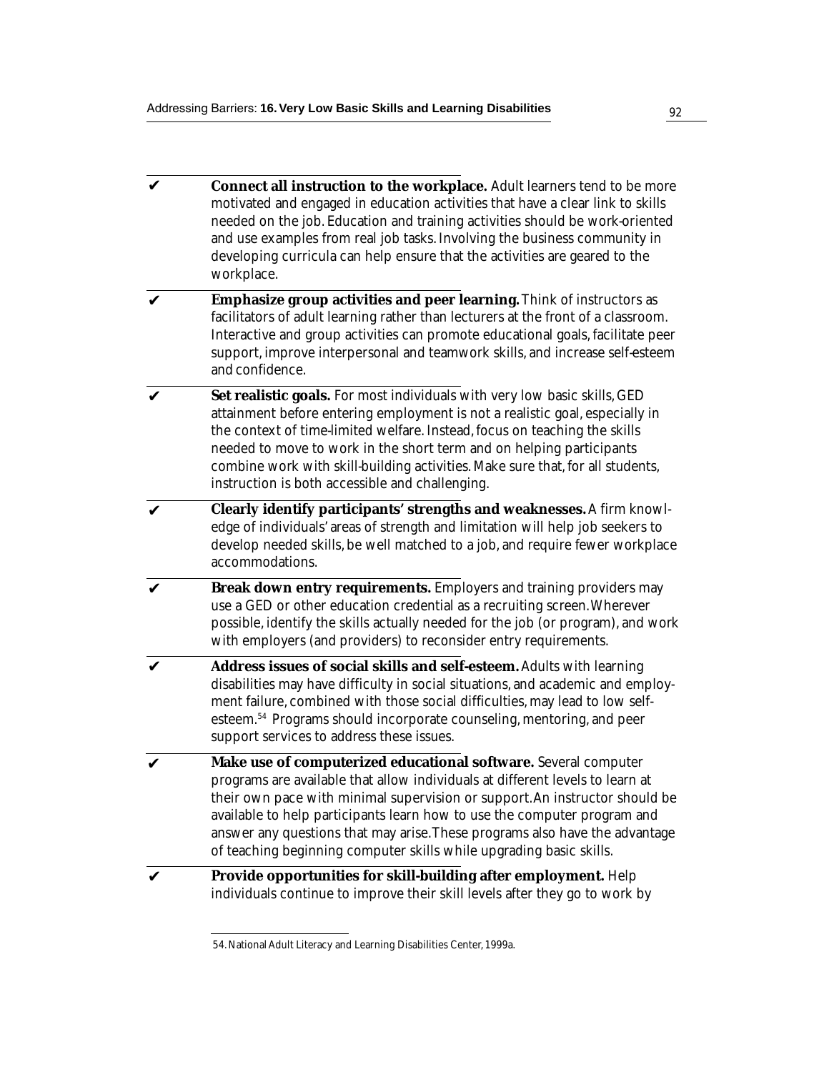- ✔ **Connect all instruction to the workplace.** Adult learners tend to be more motivated and engaged in education activities that have a clear link to skills needed on the job. Education and training activities should be work-oriented and use examples from real job tasks. Involving the business community in developing curricula can help ensure that the activities are geared to the workplace.

- ✔ **Emphasize group activities and peer learning.** Think of instructors as facilitators of adult learning rather than lecturers at the front of a classroom. Interactive and group activities can promote educational goals, facilitate peer support, improve interpersonal and teamwork skills, and increase self-esteem and confidence.

- ✔ **Set realistic goals.** For most individuals with very low basic skills, GED attainment before entering employment is not a realistic goal, especially in the context of time-limited welfare. Instead, focus on teaching the skills needed to move to work in the short term and on helping participants combine work with skill-building activities. Make sure that, for all students, instruction is both accessible and challenging.

- ✔ **Clearly identify participants' strengths and weaknesses.** A firm knowledge of individuals' areas of strength and limitation will help job seekers to develop needed skills, be well matched to a job, and require fewer workplace accommodations.

- ✔ **Break down entry requirements.** Employers and training providers may use a GED or other education credential as a recruiting screen. Wherever possible, identify the skills actually needed for the job (or program), and work with employers (and providers) to reconsider entry requirements.

- ✔ **Address issues of social skills and self-esteem.** Adults with learning disabilities may have difficulty in social situations, and academic and employment failure, combined with those social difficulties, may lead to low self-esteem.[54] Programs should incorporate counseling, mentoring, and peer support services to address these issues.

- ✔ **Make use of computerized educational software.** Several computer programs are available that allow individuals at different levels to learn at their own pace with minimal supervision or support. An instructor should be available to help participants learn how to use the computer program and answer any questions that may arise. These programs also have the advantage of teaching beginning computer skills while upgrading basic skills.

- ✔ **Provide opportunities for skill-building after employment.** Help individuals continue to improve their skill levels after they go to work by

---

54. National Adult Literacy and Learning Disabilities Center, 1999a.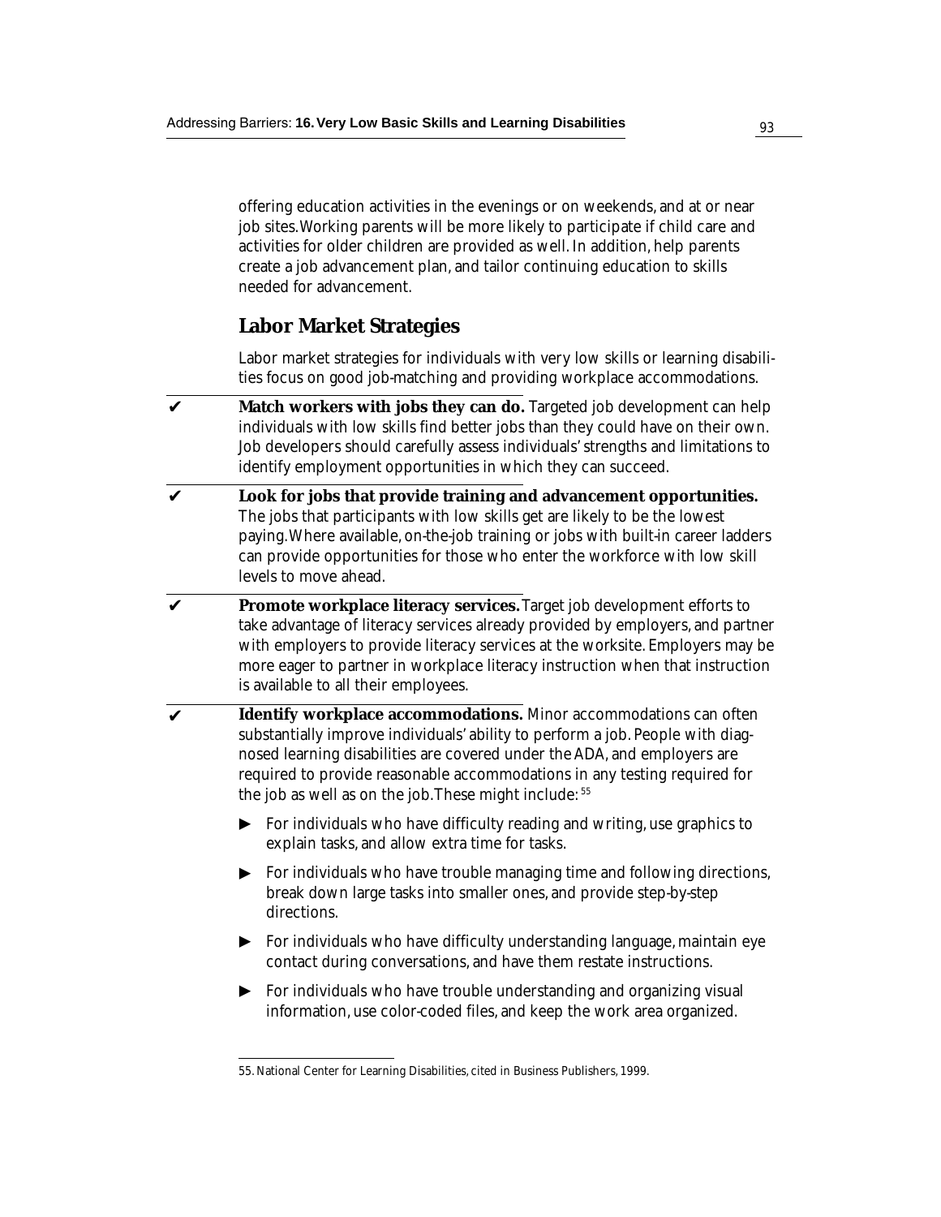offering education activities in the evenings or on weekends, and at or near job sites. Working parents will be more likely to participate if child care and activities for older children are provided as well. In addition, help parents create a job advancement plan, and tailor continuing education to skills needed for advancement.

## Labor Market Strategies

Labor market strategies for individuals with very low skills or learning disabilities focus on good job-matching and providing workplace accommodations.

✔ **Match workers with jobs they can do.** Targeted job development can help individuals with low skills find better jobs than they could have on their own. Job developers should carefully assess individuals' strengths and limitations to identify employment opportunities in which they can succeed.

✔ **Look for jobs that provide training and advancement opportunities.** The jobs that participants with low skills get are likely to be the lowest paying. Where available, on-the-job training or jobs with built-in career ladders can provide opportunities for those who enter the workforce with low skill levels to move ahead.

✔ **Promote workplace literacy services.** Target job development efforts to take advantage of literacy services already provided by employers, and partner with employers to provide literacy services at the worksite. Employers may be more eager to partner in workplace literacy instruction when that instruction is available to all their employees.

✔ **Identify workplace accommodations.** Minor accommodations can often substantially improve individuals' ability to perform a job. People with diagnosed learning disabilities are covered under the ADA, and employers are required to provide reasonable accommodations in any testing required for the job as well as on the job. These might include:[55]

- For individuals who have difficulty reading and writing, use graphics to explain tasks, and allow extra time for tasks.
- For individuals who have trouble managing time and following directions, break down large tasks into smaller ones, and provide step-by-step directions.
- For individuals who have difficulty understanding language, maintain eye contact during conversations, and have them restate instructions.
- For individuals who have trouble understanding and organizing visual information, use color-coded files, and keep the work area organized.

55. National Center for Learning Disabilities, cited in Business Publishers, 1999.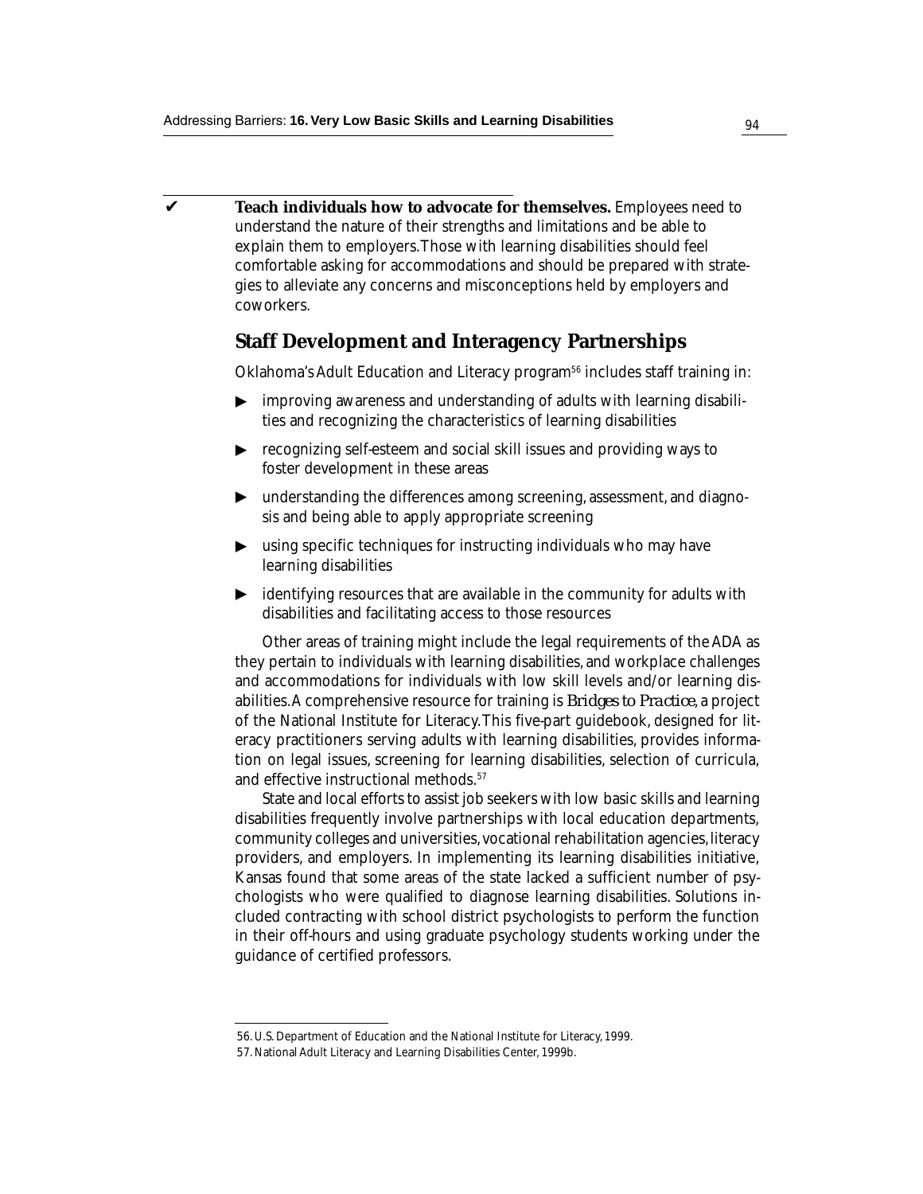✔ **Teach individuals how to advocate for themselves.** Employees need to understand the nature of their strengths and limitations and be able to explain them to employers. Those with learning disabilities should feel comfortable asking for accommodations and should be prepared with strategies to alleviate any concerns and misconceptions held by employers and coworkers.

## Staff Development and Interagency Partnerships

Oklahoma's Adult Education and Literacy program[56] includes staff training in:

- improving awareness and understanding of adults with learning disabilities and recognizing the characteristics of learning disabilities
- recognizing self-esteem and social skill issues and providing ways to foster development in these areas
- understanding the differences among screening, assessment, and diagnosis and being able to apply appropriate screening
- using specific techniques for instructing individuals who may have learning disabilities
- identifying resources that are available in the community for adults with disabilities and facilitating access to those resources

Other areas of training might include the legal requirements of the ADA as they pertain to individuals with learning disabilities, and workplace challenges and accommodations for individuals with low skill levels and/or learning disabilities. A comprehensive resource for training is *Bridges to Practice*, a project of the National Institute for Literacy. This five-part guidebook, designed for literacy practitioners serving adults with learning disabilities, provides information on legal issues, screening for learning disabilities, selection of curricula, and effective instructional methods.[57]

State and local efforts to assist job seekers with low basic skills and learning disabilities frequently involve partnerships with local education departments, community colleges and universities, vocational rehabilitation agencies, literacy providers, and employers. In implementing its learning disabilities initiative, Kansas found that some areas of the state lacked a sufficient number of psychologists who were qualified to diagnose learning disabilities. Solutions included contracting with school district psychologists to perform the function in their off-hours and using graduate psychology students working under the guidance of certified professors.

---

56. U.S. Department of Education and the National Institute for Literacy, 1999.

57. National Adult Literacy and Learning Disabilities Center, 1999b.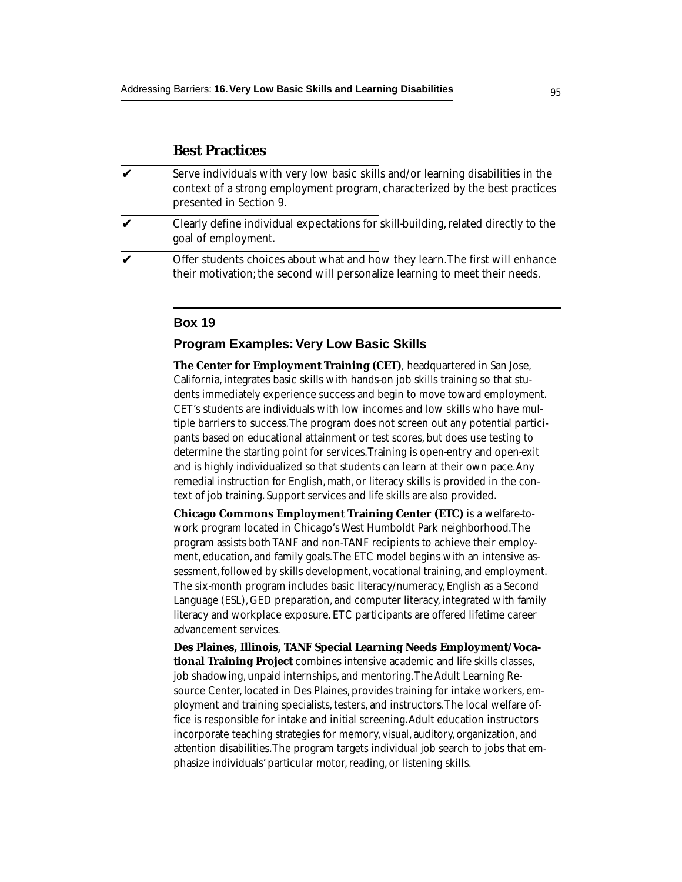## Best Practices

- ✔ Serve individuals with very low basic skills and/or learning disabilities in the context of a strong employment program, characterized by the best practices presented in Section 9.
- ✔ Clearly define individual expectations for skill-building, related directly to the goal of employment.
- ✔ Offer students choices about what and how they learn. The first will enhance their motivation; the second will personalize learning to meet their needs.

### Box 19

#### Program Examples: Very Low Basic Skills

**The Center for Employment Training (CET)**, headquartered in San Jose, California, integrates basic skills with hands-on job skills training so that students immediately experience success and begin to move toward employment. CET's students are individuals with low incomes and low skills who have multiple barriers to success. The program does not screen out any potential participants based on educational attainment or test scores, but does use testing to determine the starting point for services. Training is open-entry and open-exit and is highly individualized so that students can learn at their own pace. Any remedial instruction for English, math, or literacy skills is provided in the context of job training. Support services and life skills are also provided.

**Chicago Commons Employment Training Center (ETC)** is a welfare-to-work program located in Chicago's West Humboldt Park neighborhood. The program assists both TANF and non-TANF recipients to achieve their employment, education, and family goals. The ETC model begins with an intensive assessment, followed by skills development, vocational training, and employment. The six-month program includes basic literacy/numeracy, English as a Second Language (ESL), GED preparation, and computer literacy, integrated with family literacy and workplace exposure. ETC participants are offered lifetime career advancement services.

**Des Plaines, Illinois, TANF Special Learning Needs Employment/Vocational Training Project** combines intensive academic and life skills classes, job shadowing, unpaid internships, and mentoring. The Adult Learning Resource Center, located in Des Plaines, provides training for intake workers, employment and training specialists, testers, and instructors. The local welfare office is responsible for intake and initial screening. Adult education instructors incorporate teaching strategies for memory, visual, auditory, organization, and attention disabilities. The program targets individual job search to jobs that emphasize individuals' particular motor, reading, or listening skills.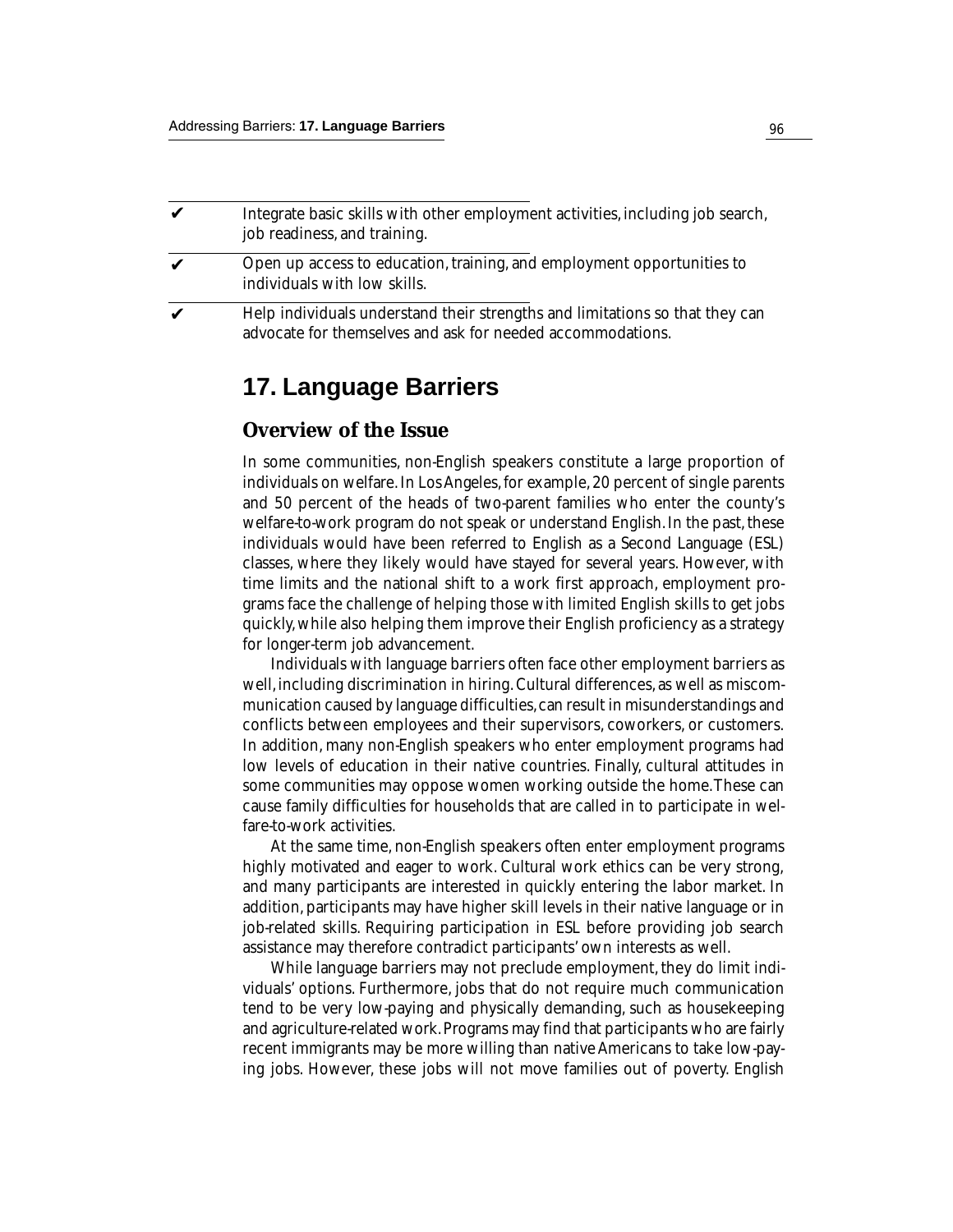- ✔ Integrate basic skills with other employment activities, including job search, job readiness, and training.
- ✔ Open up access to education, training, and employment opportunities to individuals with low skills.
- ✔ Help individuals understand their strengths and limitations so that they can advocate for themselves and ask for needed accommodations.

# 17. Language Barriers

## Overview of the Issue

In some communities, non-English speakers constitute a large proportion of individuals on welfare. In Los Angeles, for example, 20 percent of single parents and 50 percent of the heads of two-parent families who enter the county's welfare-to-work program do not speak or understand English. In the past, these individuals would have been referred to English as a Second Language (ESL) classes, where they likely would have stayed for several years. However, with time limits and the national shift to a work first approach, employment programs face the challenge of helping those with limited English skills to get jobs quickly, while also helping them improve their English proficiency as a strategy for longer-term job advancement.

Individuals with language barriers often face other employment barriers as well, including discrimination in hiring. Cultural differences, as well as miscommunication caused by language difficulties, can result in misunderstandings and conflicts between employees and their supervisors, coworkers, or customers. In addition, many non-English speakers who enter employment programs had low levels of education in their native countries. Finally, cultural attitudes in some communities may oppose women working outside the home. These can cause family difficulties for households that are called in to participate in welfare-to-work activities.

At the same time, non-English speakers often enter employment programs highly motivated and eager to work. Cultural work ethics can be very strong, and many participants are interested in quickly entering the labor market. In addition, participants may have higher skill levels in their native language or in job-related skills. Requiring participation in ESL before providing job search assistance may therefore contradict participants' own interests as well.

While language barriers may not preclude employment, they do limit individuals' options. Furthermore, jobs that do not require much communication tend to be very low-paying and physically demanding, such as housekeeping and agriculture-related work. Programs may find that participants who are fairly recent immigrants may be more willing than native Americans to take low-paying jobs. However, these jobs will not move families out of poverty. English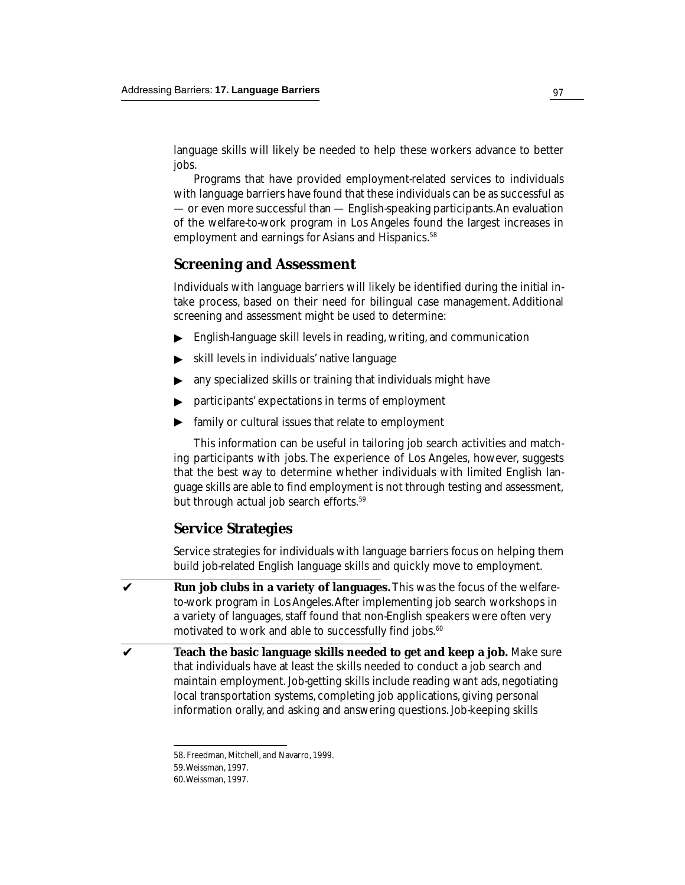language skills will likely be needed to help these workers advance to better jobs.

Programs that have provided employment-related services to individuals with language barriers have found that these individuals can be as successful as — or even more successful than — English-speaking participants. An evaluation of the welfare-to-work program in Los Angeles found the largest increases in employment and earnings for Asians and Hispanics.[58]

## Screening and Assessment

Individuals with language barriers will likely be identified during the initial intake process, based on their need for bilingual case management. Additional screening and assessment might be used to determine:

- English-language skill levels in reading, writing, and communication
- skill levels in individuals' native language
- any specialized skills or training that individuals might have
- participants' expectations in terms of employment
- family or cultural issues that relate to employment

This information can be useful in tailoring job search activities and matching participants with jobs. The experience of Los Angeles, however, suggests that the best way to determine whether individuals with limited English language skills are able to find employment is not through testing and assessment, but through actual job search efforts.[59]

## Service Strategies

Service strategies for individuals with language barriers focus on helping them build job-related English language skills and quickly move to employment.

✔ **Run job clubs in a variety of languages.** This was the focus of the welfare-to-work program in Los Angeles. After implementing job search workshops in a variety of languages, staff found that non-English speakers were often very motivated to work and able to successfully find jobs.[60]

✔ **Teach the basic language skills needed to get and keep a job.** Make sure that individuals have at least the skills needed to conduct a job search and maintain employment. Job-getting skills include reading want ads, negotiating local transportation systems, completing job applications, giving personal information orally, and asking and answering questions. Job-keeping skills

---

58. Freedman, Mitchell, and Navarro, 1999.

59. Weissman, 1997.

60. Weissman, 1997.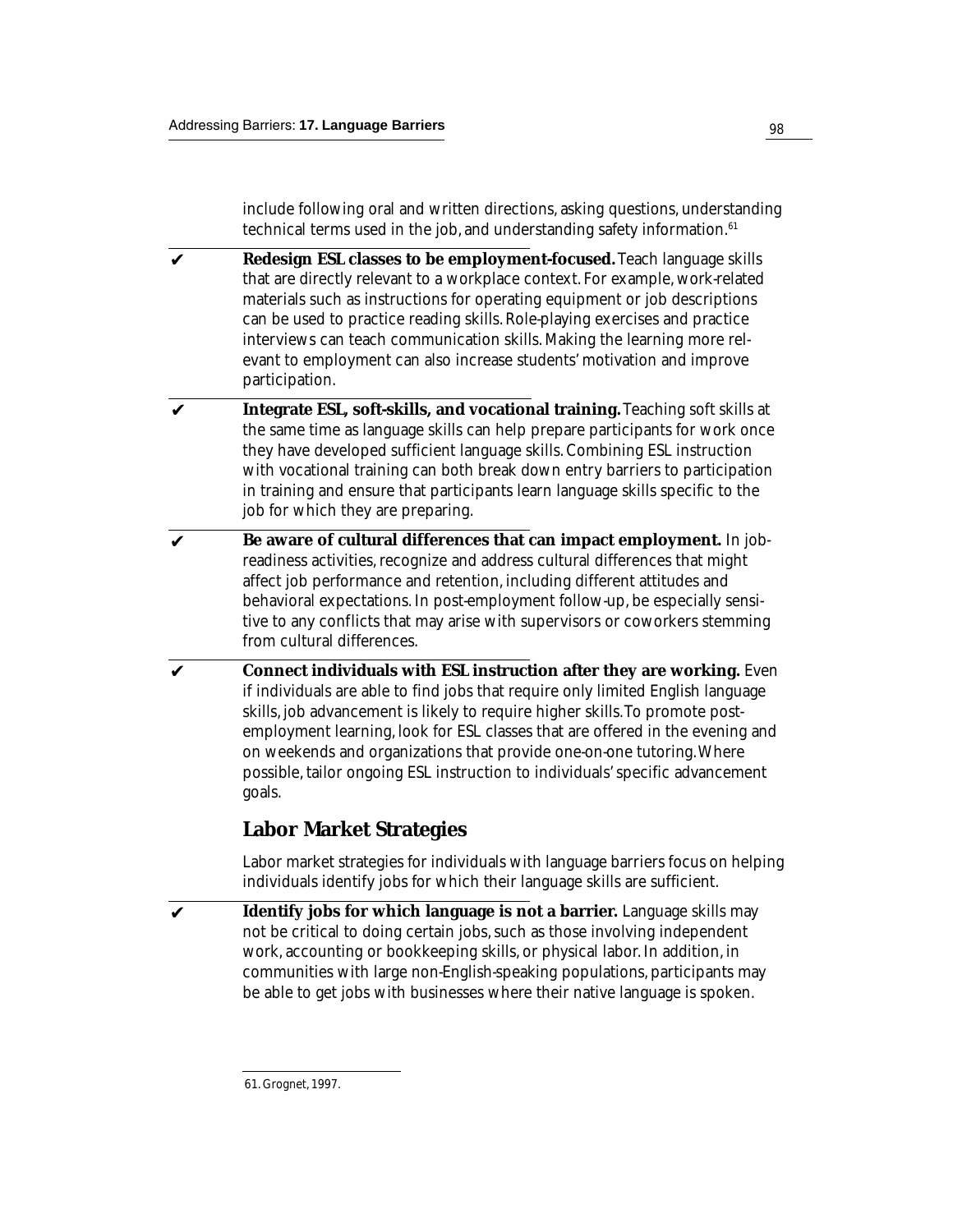include following oral and written directions, asking questions, understanding technical terms used in the job, and understanding safety information.[61]

✔ **Redesign ESL classes to be employment-focused.** Teach language skills that are directly relevant to a workplace context. For example, work-related materials such as instructions for operating equipment or job descriptions can be used to practice reading skills. Role-playing exercises and practice interviews can teach communication skills. Making the learning more relevant to employment can also increase students' motivation and improve participation.

✔ **Integrate ESL, soft-skills, and vocational training.** Teaching soft skills at the same time as language skills can help prepare participants for work once they have developed sufficient language skills. Combining ESL instruction with vocational training can both break down entry barriers to participation in training and ensure that participants learn language skills specific to the job for which they are preparing.

✔ **Be aware of cultural differences that can impact employment.** In job-readiness activities, recognize and address cultural differences that might affect job performance and retention, including different attitudes and behavioral expectations. In post-employment follow-up, be especially sensitive to any conflicts that may arise with supervisors or coworkers stemming from cultural differences.

✔ **Connect individuals with ESL instruction after they are working.** Even if individuals are able to find jobs that require only limited English language skills, job advancement is likely to require higher skills. To promote post-employment learning, look for ESL classes that are offered in the evening and on weekends and organizations that provide one-on-one tutoring. Where possible, tailor ongoing ESL instruction to individuals' specific advancement goals.

## Labor Market Strategies

Labor market strategies for individuals with language barriers focus on helping individuals identify jobs for which their language skills are sufficient.

✔ **Identify jobs for which language is not a barrier.** Language skills may not be critical to doing certain jobs, such as those involving independent work, accounting or bookkeeping skills, or physical labor. In addition, in communities with large non-English-speaking populations, participants may be able to get jobs with businesses where their native language is spoken.

61. Grognet, 1997.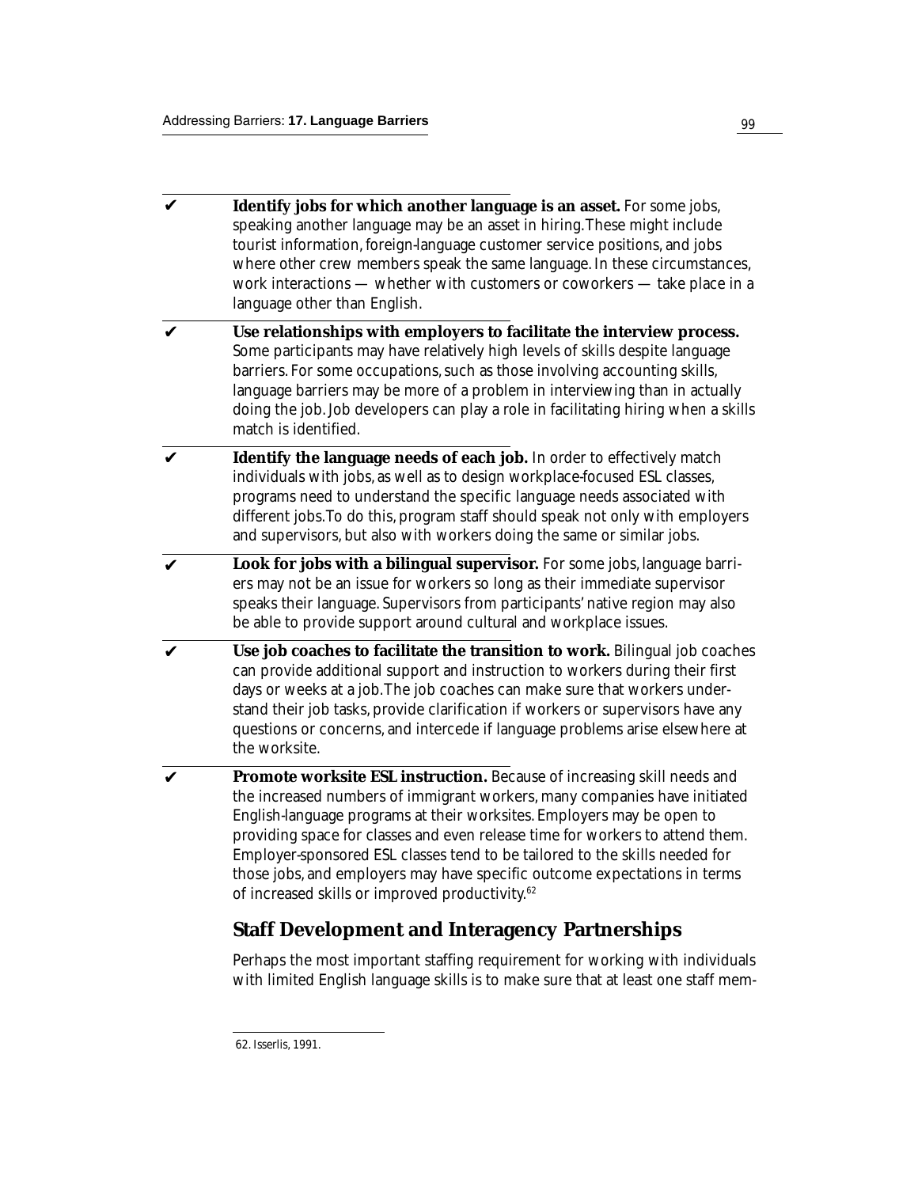- ✔ **Identify jobs for which another language is an asset.** For some jobs, speaking another language may be an asset in hiring. These might include tourist information, foreign-language customer service positions, and jobs where other crew members speak the same language. In these circumstances, work interactions — whether with customers or coworkers — take place in a language other than English.

- ✔ **Use relationships with employers to facilitate the interview process.** Some participants may have relatively high levels of skills despite language barriers. For some occupations, such as those involving accounting skills, language barriers may be more of a problem in interviewing than in actually doing the job. Job developers can play a role in facilitating hiring when a skills match is identified.

- ✔ **Identify the language needs of each job.** In order to effectively match individuals with jobs, as well as to design workplace-focused ESL classes, programs need to understand the specific language needs associated with different jobs. To do this, program staff should speak not only with employers and supervisors, but also with workers doing the same or similar jobs.

- ✔ **Look for jobs with a bilingual supervisor.** For some jobs, language barriers may not be an issue for workers so long as their immediate supervisor speaks their language. Supervisors from participants' native region may also be able to provide support around cultural and workplace issues.

- ✔ **Use job coaches to facilitate the transition to work.** Bilingual job coaches can provide additional support and instruction to workers during their first days or weeks at a job. The job coaches can make sure that workers understand their job tasks, provide clarification if workers or supervisors have any questions or concerns, and intercede if language problems arise elsewhere at the worksite.

- ✔ **Promote worksite ESL instruction.** Because of increasing skill needs and the increased numbers of immigrant workers, many companies have initiated English-language programs at their worksites. Employers may be open to providing space for classes and even release time for workers to attend them. Employer-sponsored ESL classes tend to be tailored to the skills needed for those jobs, and employers may have specific outcome expectations in terms of increased skills or improved productivity.[62]

## Staff Development and Interagency Partnerships

Perhaps the most important staffing requirement for working with individuals with limited English language skills is to make sure that at least one staff mem-

62. Isserlis, 1991.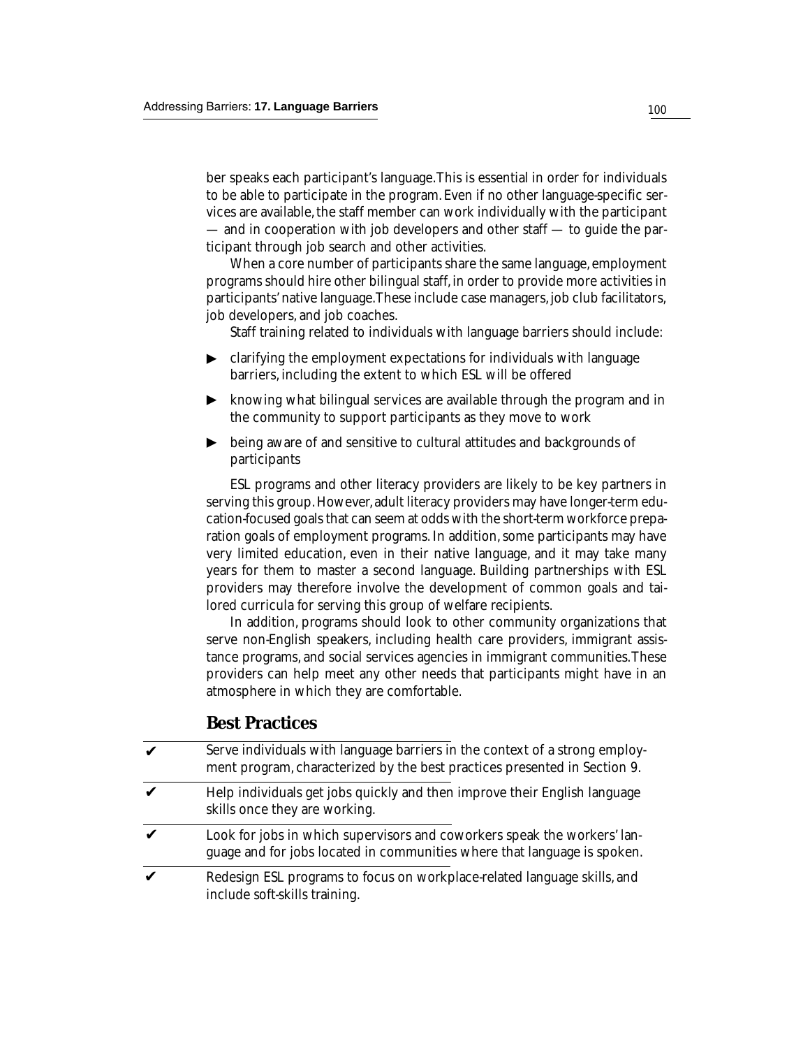ber speaks each participant's language. This is essential in order for individuals to be able to participate in the program. Even if no other language-specific services are available, the staff member can work individually with the participant — and in cooperation with job developers and other staff — to guide the participant through job search and other activities.

When a core number of participants share the same language, employment programs should hire other bilingual staff, in order to provide more activities in participants' native language. These include case managers, job club facilitators, job developers, and job coaches.

Staff training related to individuals with language barriers should include:

- clarifying the employment expectations for individuals with language barriers, including the extent to which ESL will be offered
- knowing what bilingual services are available through the program and in the community to support participants as they move to work
- being aware of and sensitive to cultural attitudes and backgrounds of participants

ESL programs and other literacy providers are likely to be key partners in serving this group. However, adult literacy providers may have longer-term education-focused goals that can seem at odds with the short-term workforce preparation goals of employment programs. In addition, some participants may have very limited education, even in their native language, and it may take many years for them to master a second language. Building partnerships with ESL providers may therefore involve the development of common goals and tailored curricula for serving this group of welfare recipients.

In addition, programs should look to other community organizations that serve non-English speakers, including health care providers, immigrant assistance programs, and social services agencies in immigrant communities. These providers can help meet any other needs that participants might have in an atmosphere in which they are comfortable.

## Best Practices

- ✔ Serve individuals with language barriers in the context of a strong employment program, characterized by the best practices presented in Section 9.
- ✔ Help individuals get jobs quickly and then improve their English language skills once they are working.
- ✔ Look for jobs in which supervisors and coworkers speak the workers' language and for jobs located in communities where that language is spoken.
- ✔ Redesign ESL programs to focus on workplace-related language skills, and include soft-skills training.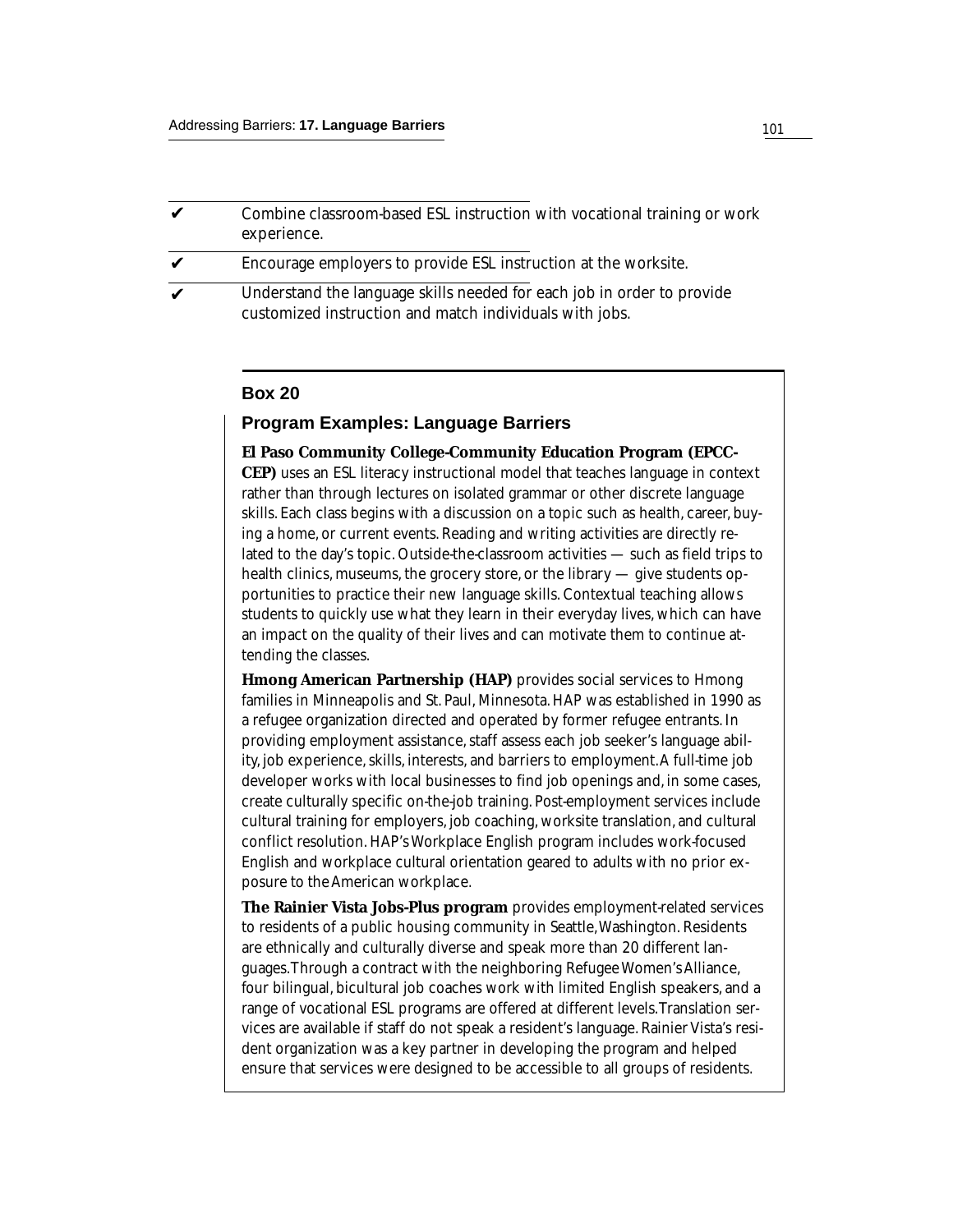- ✔ Combine classroom-based ESL instruction with vocational training or work experience.
- ✔ Encourage employers to provide ESL instruction at the worksite.
- ✔ Understand the language skills needed for each job in order to provide customized instruction and match individuals with jobs.

### Box 20

#### Program Examples: Language Barriers

**El Paso Community College-Community Education Program (EPCC-CEP)** uses an ESL literacy instructional model that teaches language in context rather than through lectures on isolated grammar or other discrete language skills. Each class begins with a discussion on a topic such as health, career, buying a home, or current events. Reading and writing activities are directly related to the day's topic. Outside-the-classroom activities — such as field trips to health clinics, museums, the grocery store, or the library — give students opportunities to practice their new language skills. Contextual teaching allows students to quickly use what they learn in their everyday lives, which can have an impact on the quality of their lives and can motivate them to continue attending the classes.

**Hmong American Partnership (HAP)** provides social services to Hmong families in Minneapolis and St. Paul, Minnesota. HAP was established in 1990 as a refugee organization directed and operated by former refugee entrants. In providing employment assistance, staff assess each job seeker's language ability, job experience, skills, interests, and barriers to employment. A full-time job developer works with local businesses to find job openings and, in some cases, create culturally specific on-the-job training. Post-employment services include cultural training for employers, job coaching, worksite translation, and cultural conflict resolution. HAP's Workplace English program includes work-focused English and workplace cultural orientation geared to adults with no prior exposure to the American workplace.

**The Rainier Vista Jobs-Plus program** provides employment-related services to residents of a public housing community in Seattle, Washington. Residents are ethnically and culturally diverse and speak more than 20 different languages. Through a contract with the neighboring Refugee Women's Alliance, four bilingual, bicultural job coaches work with limited English speakers, and a range of vocational ESL programs are offered at different levels. Translation services are available if staff do not speak a resident's language. Rainier Vista's resident organization was a key partner in developing the program and helped ensure that services were designed to be accessible to all groups of residents.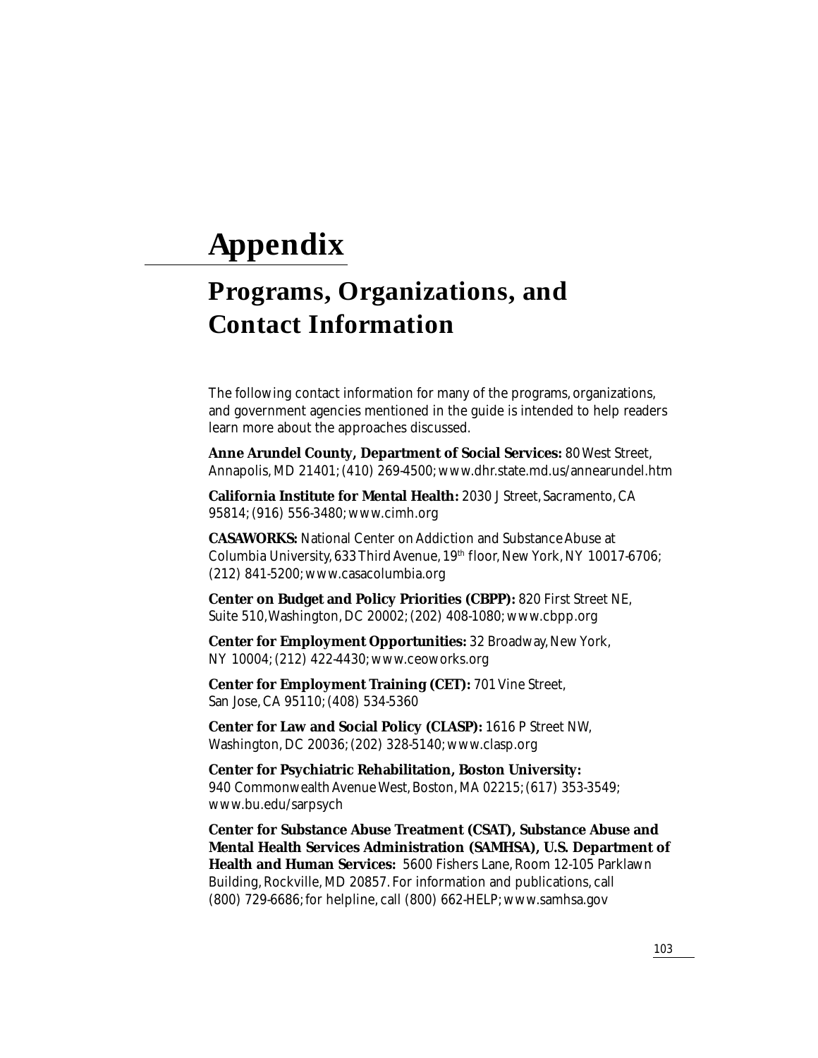# Appendix

## Programs, Organizations, and Contact Information

The following contact information for many of the programs, organizations, and government agencies mentioned in the guide is intended to help readers learn more about the approaches discussed.

**Anne Arundel County, Department of Social Services:** 80 West Street, Annapolis, MD 21401; (410) 269-4500; www.dhr.state.md.us/annearundel.htm

**California Institute for Mental Health:** 2030 J Street, Sacramento, CA 95814; (916) 556-3480; www.cimh.org

**CASAWORKS:** National Center on Addiction and Substance Abuse at Columbia University, 633 Third Avenue, 19th floor, New York, NY 10017-6706; (212) 841-5200; www.casacolumbia.org

**Center on Budget and Policy Priorities (CBPP):** 820 First Street NE, Suite 510, Washington, DC 20002; (202) 408-1080; www.cbpp.org

**Center for Employment Opportunities:** 32 Broadway, New York, NY 10004; (212) 422-4430; www.ceoworks.org

**Center for Employment Training (CET):** 701 Vine Street, San Jose, CA 95110; (408) 534-5360

**Center for Law and Social Policy (CLASP):** 1616 P Street NW, Washington, DC 20036; (202) 328-5140; www.clasp.org

**Center for Psychiatric Rehabilitation, Boston University:** 940 Commonwealth Avenue West, Boston, MA 02215; (617) 353-3549; www.bu.edu/sarpsych

**Center for Substance Abuse Treatment (CSAT), Substance Abuse and Mental Health Services Administration (SAMHSA), U.S. Department of Health and Human Services:** 5600 Fishers Lane, Room 12-105 Parklawn Building, Rockville, MD 20857. For information and publications, call (800) 729-6686; for helpline, call (800) 662-HELP; www.samhsa.gov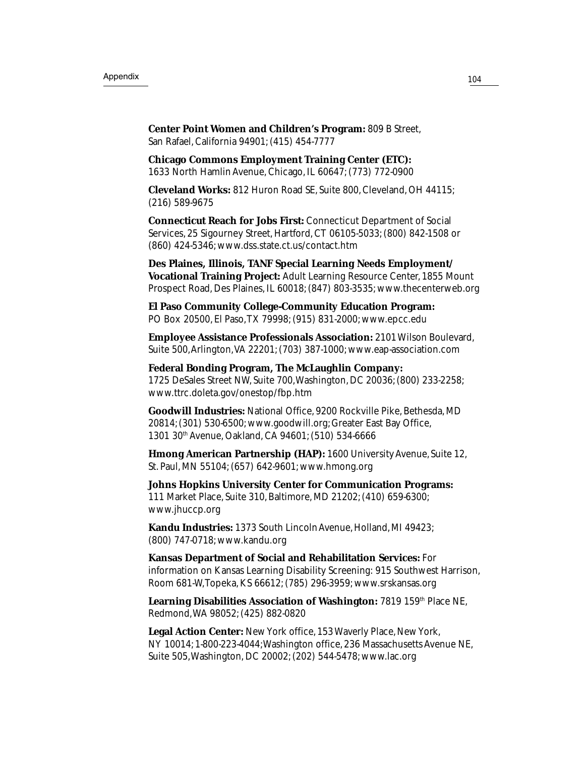**Center Point Women and Children's Program:** 809 B Street, San Rafael, California 94901; (415) 454-7777

**Chicago Commons Employment Training Center (ETC):** 1633 North Hamlin Avenue, Chicago, IL 60647; (773) 772-0900

**Cleveland Works:** 812 Huron Road SE, Suite 800, Cleveland, OH 44115; (216) 589-9675

**Connecticut Reach for Jobs First:** Connecticut Department of Social Services, 25 Sigourney Street, Hartford, CT 06105-5033; (800) 842-1508 or (860) 424-5346; www.dss.state.ct.us/contact.htm

**Des Plaines, Illinois, TANF Special Learning Needs Employment/ Vocational Training Project:** Adult Learning Resource Center, 1855 Mount Prospect Road, Des Plaines, IL 60018; (847) 803-3535; www.thecenterweb.org

**El Paso Community College-Community Education Program:** PO Box 20500, El Paso, TX 79998; (915) 831-2000; www.epcc.edu

**Employee Assistance Professionals Association:** 2101 Wilson Boulevard, Suite 500, Arlington, VA 22201; (703) 387-1000; www.eap-association.com

**Federal Bonding Program, The McLaughlin Company:** 1725 DeSales Street NW, Suite 700, Washington, DC 20036; (800) 233-2258; www.ttrc.doleta.gov/onestop/fbp.htm

**Goodwill Industries:** National Office, 9200 Rockville Pike, Bethesda, MD 20814; (301) 530-6500; www.goodwill.org; Greater East Bay Office, 1301 30th Avenue, Oakland, CA 94601; (510) 534-6666

**Hmong American Partnership (HAP):** 1600 University Avenue, Suite 12, St. Paul, MN 55104; (657) 642-9601; www.hmong.org

**Johns Hopkins University Center for Communication Programs:** 111 Market Place, Suite 310, Baltimore, MD 21202; (410) 659-6300; www.jhuccp.org

**Kandu Industries:** 1373 South Lincoln Avenue, Holland, MI 49423; (800) 747-0718; www.kandu.org

**Kansas Department of Social and Rehabilitation Services:** For information on Kansas Learning Disability Screening: 915 Southwest Harrison, Room 681-W, Topeka, KS 66612; (785) 296-3959; www.srskansas.org

**Learning Disabilities Association of Washington:** 7819 159th Place NE, Redmond, WA 98052; (425) 882-0820

**Legal Action Center:** New York office, 153 Waverly Place, New York, NY 10014; 1-800-223-4044; Washington office, 236 Massachusetts Avenue NE, Suite 505, Washington, DC 20002; (202) 544-5478; www.lac.org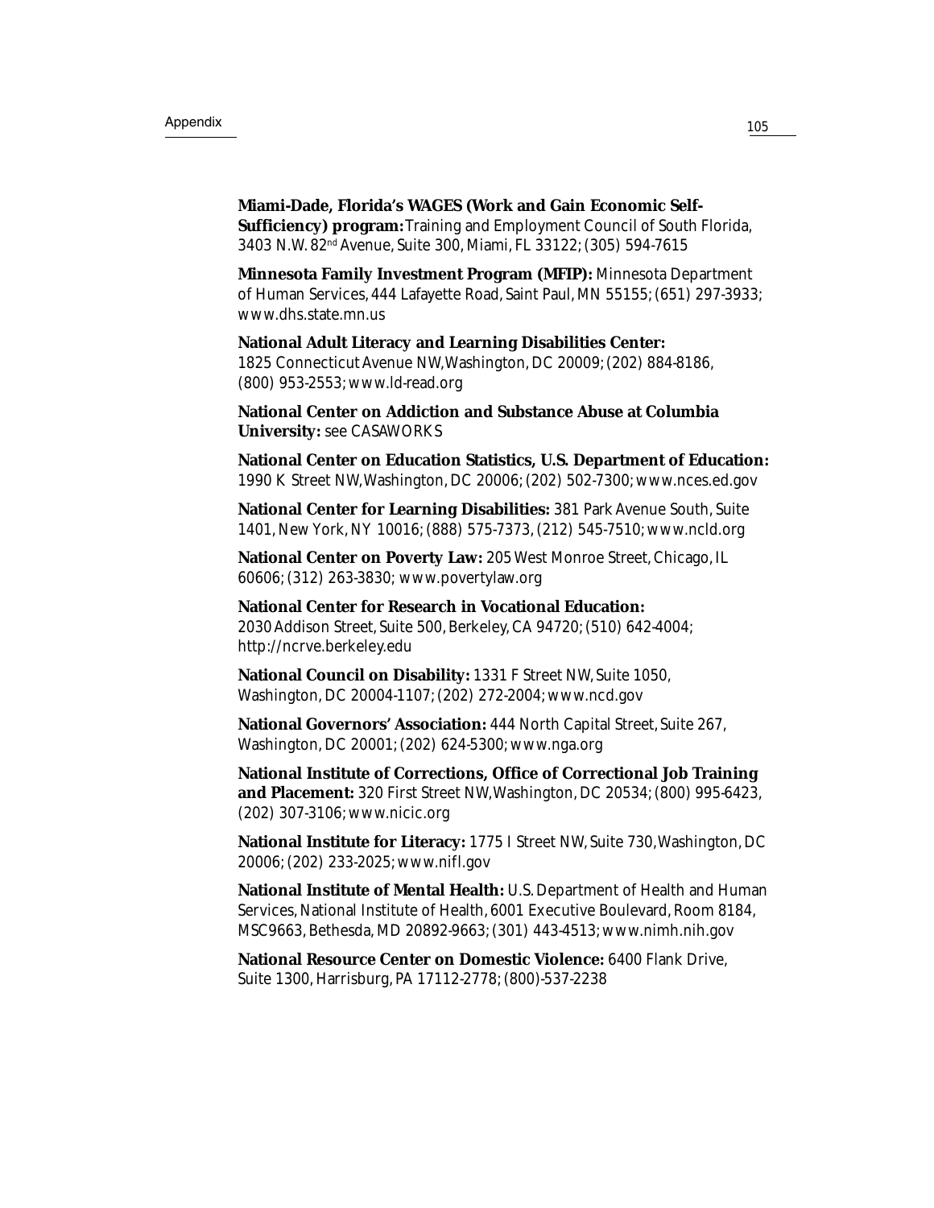**Miami-Dade, Florida's WAGES (Work and Gain Economic Self-Sufficiency) program:** Training and Employment Council of South Florida, 3403 N.W. 82nd Avenue, Suite 300, Miami, FL 33122; (305) 594-7615

**Minnesota Family Investment Program (MFIP):** Minnesota Department of Human Services, 444 Lafayette Road, Saint Paul, MN 55155; (651) 297-3933; www.dhs.state.mn.us

**National Adult Literacy and Learning Disabilities Center:** 1825 Connecticut Avenue NW, Washington, DC 20009; (202) 884-8186, (800) 953-2553; www.ld-read.org

**National Center on Addiction and Substance Abuse at Columbia University:** see CASAWORKS

**National Center on Education Statistics, U.S. Department of Education:** 1990 K Street NW, Washington, DC 20006; (202) 502-7300; www.nces.ed.gov

**National Center for Learning Disabilities:** 381 Park Avenue South, Suite 1401, New York, NY 10016; (888) 575-7373, (212) 545-7510; www.ncld.org

**National Center on Poverty Law:** 205 West Monroe Street, Chicago, IL 60606; (312) 263-3830; www.povertylaw.org

**National Center for Research in Vocational Education:** 2030 Addison Street, Suite 500, Berkeley, CA 94720; (510) 642-4004; http://ncrve.berkeley.edu

**National Council on Disability:** 1331 F Street NW, Suite 1050, Washington, DC 20004-1107; (202) 272-2004; www.ncd.gov

**National Governors' Association:** 444 North Capital Street, Suite 267, Washington, DC 20001; (202) 624-5300; www.nga.org

**National Institute of Corrections, Office of Correctional Job Training and Placement:** 320 First Street NW, Washington, DC 20534; (800) 995-6423, (202) 307-3106; www.nicic.org

**National Institute for Literacy:** 1775 I Street NW, Suite 730, Washington, DC 20006; (202) 233-2025; www.nifl.gov

**National Institute of Mental Health:** U.S. Department of Health and Human Services, National Institute of Health, 6001 Executive Boulevard, Room 8184, MSC9663, Bethesda, MD 20892-9663; (301) 443-4513; www.nimh.nih.gov

**National Resource Center on Domestic Violence:** 6400 Flank Drive, Suite 1300, Harrisburg, PA 17112-2778; (800)-537-2238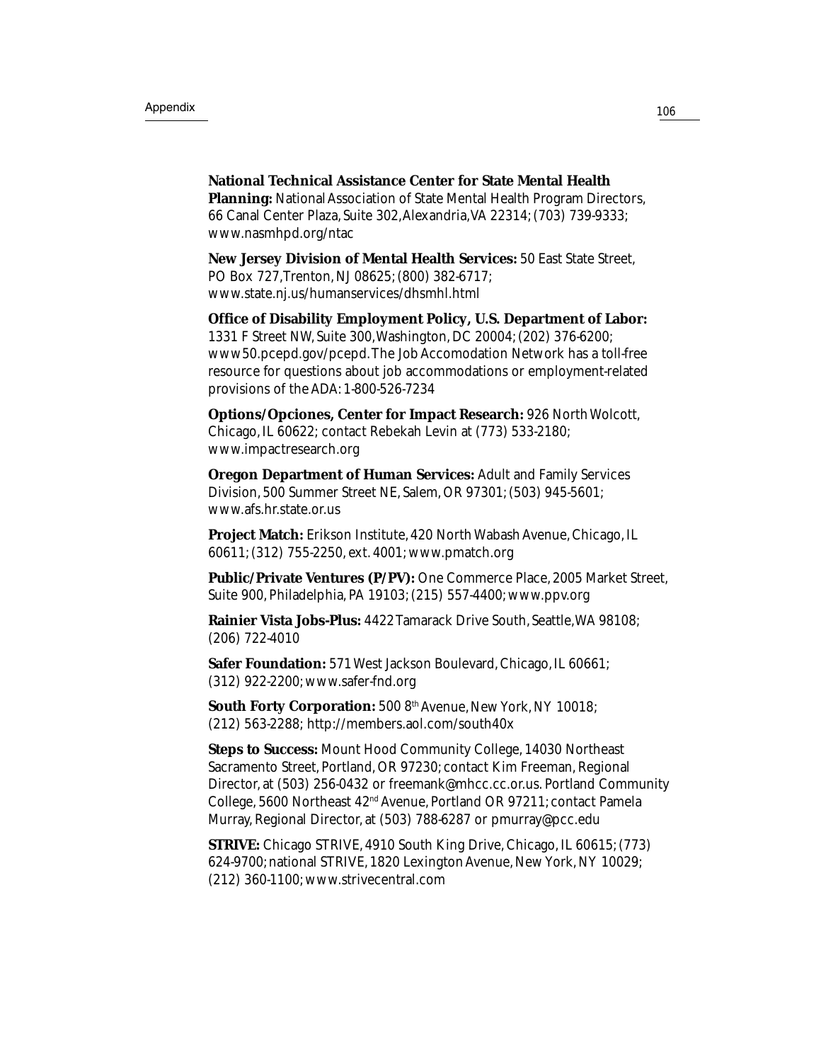**National Technical Assistance Center for State Mental Health Planning:** National Association of State Mental Health Program Directors, 66 Canal Center Plaza, Suite 302, Alexandria, VA 22314; (703) 739-9333; www.nasmhpd.org/ntac

**New Jersey Division of Mental Health Services:** 50 East State Street, PO Box 727, Trenton, NJ 08625; (800) 382-6717; www.state.nj.us/humanservices/dhsmhl.html

**Office of Disability Employment Policy, U.S. Department of Labor:** 1331 F Street NW, Suite 300, Washington, DC 20004; (202) 376-6200; www50.pcepd.gov/pcepd. The Job Accomodation Network has a toll-free resource for questions about job accommodations or employment-related provisions of the ADA: 1-800-526-7234

**Options/Opciones, Center for Impact Research:** 926 North Wolcott, Chicago, IL 60622; contact Rebekah Levin at (773) 533-2180; www.impactresearch.org

**Oregon Department of Human Services:** Adult and Family Services Division, 500 Summer Street NE, Salem, OR 97301; (503) 945-5601; www.afs.hr.state.or.us

**Project Match:** Erikson Institute, 420 North Wabash Avenue, Chicago, IL 60611; (312) 755-2250, ext. 4001; www.pmatch.org

**Public/Private Ventures (P/PV):** One Commerce Place, 2005 Market Street, Suite 900, Philadelphia, PA 19103; (215) 557-4400; www.ppv.org

**Rainier Vista Jobs-Plus:** 4422 Tamarack Drive South, Seattle, WA 98108; (206) 722-4010

**Safer Foundation:** 571 West Jackson Boulevard, Chicago, IL 60661; (312) 922-2200; www.safer-fnd.org

**South Forty Corporation:** 500 8th Avenue, New York, NY 10018; (212) 563-2288; http://members.aol.com/south40x

**Steps to Success:** Mount Hood Community College, 14030 Northeast Sacramento Street, Portland, OR 97230; contact Kim Freeman, Regional Director, at (503) 256-0432 or freemank@mhcc.cc.or.us. Portland Community College, 5600 Northeast 42nd Avenue, Portland OR 97211; contact Pamela Murray, Regional Director, at (503) 788-6287 or pmurray@pcc.edu

**STRIVE:** Chicago STRIVE, 4910 South King Drive, Chicago, IL 60615; (773) 624-9700; national STRIVE, 1820 Lexington Avenue, New York, NY 10029; (212) 360-1100; www.strivecentral.com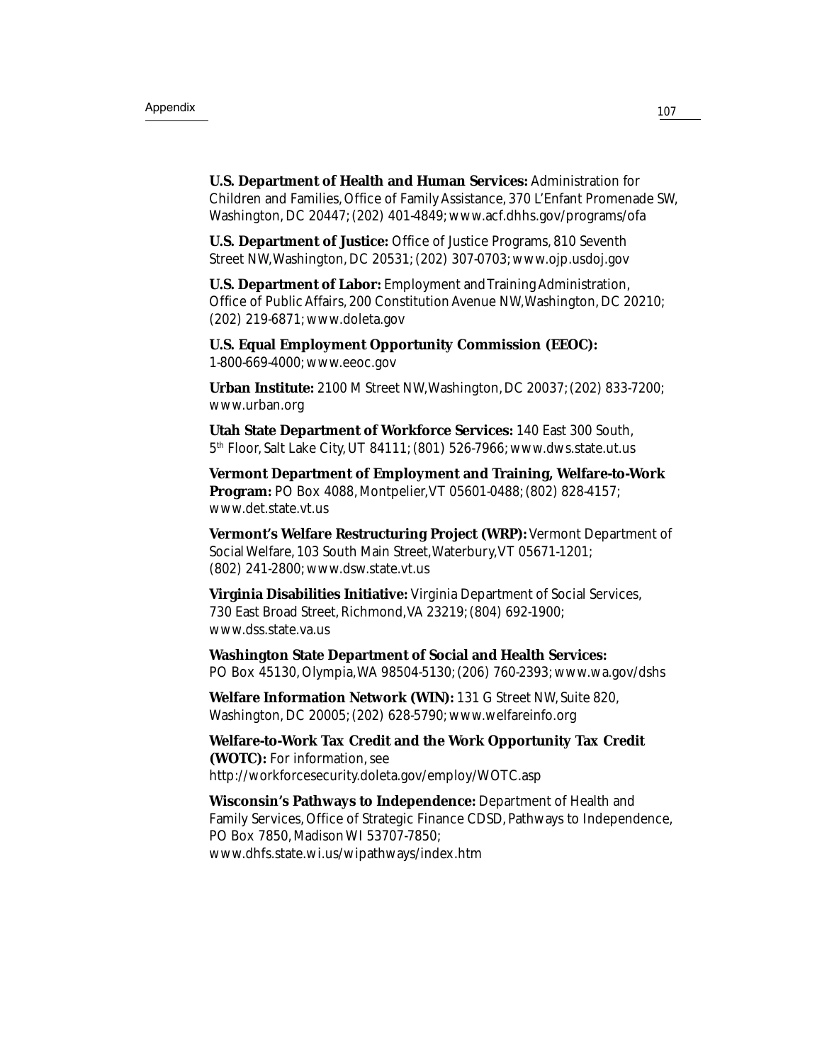**U.S. Department of Health and Human Services:** Administration for Children and Families, Office of Family Assistance, 370 L'Enfant Promenade SW, Washington, DC 20447; (202) 401-4849; www.acf.dhhs.gov/programs/ofa

**U.S. Department of Justice:** Office of Justice Programs, 810 Seventh Street NW, Washington, DC 20531; (202) 307-0703; www.ojp.usdoj.gov

**U.S. Department of Labor:** Employment and Training Administration, Office of Public Affairs, 200 Constitution Avenue NW, Washington, DC 20210; (202) 219-6871; www.doleta.gov

**U.S. Equal Employment Opportunity Commission (EEOC):** 1-800-669-4000; www.eeoc.gov

**Urban Institute:** 2100 M Street NW, Washington, DC 20037; (202) 833-7200; www.urban.org

**Utah State Department of Workforce Services:** 140 East 300 South, 5th Floor, Salt Lake City, UT 84111; (801) 526-7966; www.dws.state.ut.us

**Vermont Department of Employment and Training, Welfare-to-Work Program:** PO Box 4088, Montpelier, VT 05601-0488; (802) 828-4157; www.det.state.vt.us

**Vermont's Welfare Restructuring Project (WRP):** Vermont Department of Social Welfare, 103 South Main Street, Waterbury, VT 05671-1201; (802) 241-2800; www.dsw.state.vt.us

**Virginia Disabilities Initiative:** Virginia Department of Social Services, 730 East Broad Street, Richmond, VA 23219; (804) 692-1900; www.dss.state.va.us

**Washington State Department of Social and Health Services:** PO Box 45130, Olympia, WA 98504-5130; (206) 760-2393; www.wa.gov/dshs

**Welfare Information Network (WIN):** 131 G Street NW, Suite 820, Washington, DC 20005; (202) 628-5790; www.welfareinfo.org

**Welfare-to-Work Tax Credit and the Work Opportunity Tax Credit (WOTC):** For information, see http://workforcesecurity.doleta.gov/employ/WOTC.asp

**Wisconsin's Pathways to Independence:** Department of Health and Family Services, Office of Strategic Finance CDSD, Pathways to Independence, PO Box 7850, Madison WI 53707-7850; www.dhfs.state.wi.us/wipathways/index.htm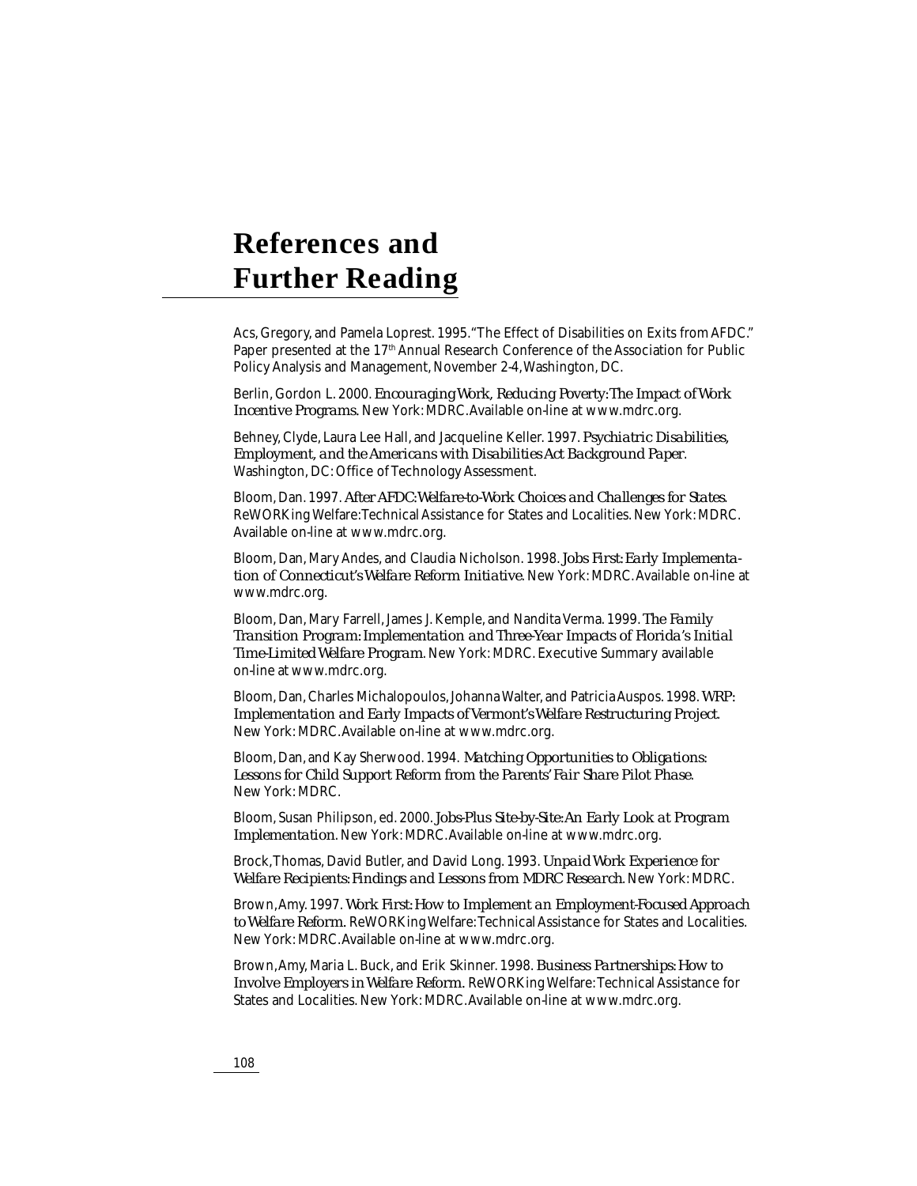# References and Further Reading

Acs, Gregory, and Pamela Loprest. 1995. "The Effect of Disabilities on Exits from AFDC." Paper presented at the 17th Annual Research Conference of the Association for Public Policy Analysis and Management, November 2-4, Washington, DC.

Berlin, Gordon L. 2000. *Encouraging Work, Reducing Poverty: The Impact of Work Incentive Programs.* New York: MDRC. Available on-line at www.mdrc.org.

Behney, Clyde, Laura Lee Hall, and Jacqueline Keller. 1997. *Psychiatric Disabilities, Employment, and the Americans with Disabilities Act Background Paper.* Washington, DC: Office of Technology Assessment.

Bloom, Dan. 1997. *After AFDC: Welfare-to-Work Choices and Challenges for States.* ReWORKing Welfare: Technical Assistance for States and Localities. New York: MDRC. Available on-line at www.mdrc.org.

Bloom, Dan, Mary Andes, and Claudia Nicholson. 1998. *Jobs First: Early Implementation of Connecticut's Welfare Reform Initiative.* New York: MDRC. Available on-line at www.mdrc.org.

Bloom, Dan, Mary Farrell, James J. Kemple, and Nandita Verma. 1999. *The Family Transition Program: Implementation and Three-Year Impacts of Florida's Initial Time-Limited Welfare Program.* New York: MDRC. Executive Summary available on-line at www.mdrc.org.

Bloom, Dan, Charles Michalopoulos, Johanna Walter, and Patricia Auspos. 1998. *WRP: Implementation and Early Impacts of Vermont's Welfare Restructuring Project.* New York: MDRC. Available on-line at www.mdrc.org.

Bloom, Dan, and Kay Sherwood. 1994. *Matching Opportunities to Obligations: Lessons for Child Support Reform from the Parents' Fair Share Pilot Phase.* New York: MDRC.

Bloom, Susan Philipson, ed. 2000. *Jobs-Plus Site-by-Site: An Early Look at Program Implementation.* New York: MDRC. Available on-line at www.mdrc.org.

Brock, Thomas, David Butler, and David Long. 1993. *Unpaid Work Experience for Welfare Recipients: Findings and Lessons from MDRC Research.* New York: MDRC.

Brown, Amy. 1997. *Work First: How to Implement an Employment-Focused Approach to Welfare Reform.* ReWORKing Welfare: Technical Assistance for States and Localities. New York: MDRC. Available on-line at www.mdrc.org.

Brown, Amy, Maria L. Buck, and Erik Skinner. 1998. *Business Partnerships: How to Involve Employers in Welfare Reform.* ReWORKing Welfare: Technical Assistance for States and Localities. New York: MDRC. Available on-line at www.mdrc.org.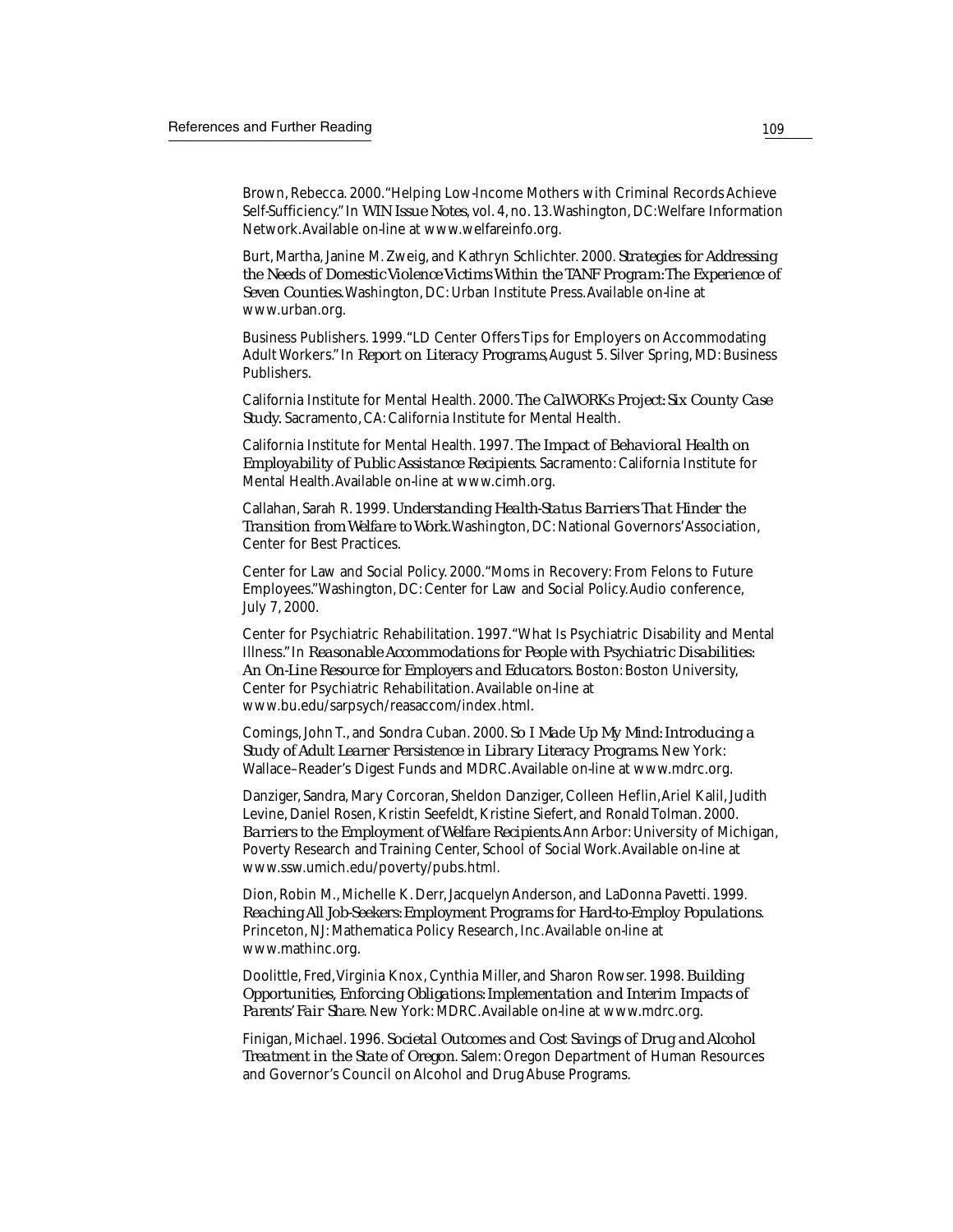Brown, Rebecca. 2000. "Helping Low-Income Mothers with Criminal Records Achieve Self-Sufficiency." In *WIN Issue Notes*, vol. 4, no. 13. Washington, DC: Welfare Information Network. Available on-line at www.welfareinfo.org.

Burt, Martha, Janine M. Zweig, and Kathryn Schlichter. 2000. *Strategies for Addressing the Needs of Domestic Violence Victims Within the TANF Program: The Experience of Seven Counties*. Washington, DC: Urban Institute Press. Available on-line at www.urban.org.

Business Publishers. 1999. "LD Center Offers Tips for Employers on Accommodating Adult Workers." In *Report on Literacy Programs*, August 5. Silver Spring, MD: Business Publishers.

California Institute for Mental Health. 2000. *The CalWORKs Project: Six County Case Study*. Sacramento, CA: California Institute for Mental Health.

California Institute for Mental Health. 1997. *The Impact of Behavioral Health on Employability of Public Assistance Recipients*. Sacramento: California Institute for Mental Health. Available on-line at www.cimh.org.

Callahan, Sarah R. 1999. *Understanding Health-Status Barriers That Hinder the Transition from Welfare to Work*. Washington, DC: National Governors' Association, Center for Best Practices.

Center for Law and Social Policy. 2000. "Moms in Recovery: From Felons to Future Employees." Washington, DC: Center for Law and Social Policy. Audio conference, July 7, 2000.

Center for Psychiatric Rehabilitation. 1997. "What Is Psychiatric Disability and Mental Illness." In *Reasonable Accommodations for People with Psychiatric Disabilities: An On-Line Resource for Employers and Educators*. Boston: Boston University, Center for Psychiatric Rehabilitation. Available on-line at www.bu.edu/sarpsych/reasaccom/index.html.

Comings, John T., and Sondra Cuban. 2000. *So I Made Up My Mind: Introducing a Study of Adult Learner Persistence in Library Literacy Programs*. New York: Wallace–Reader's Digest Funds and MDRC. Available on-line at www.mdrc.org.

Danziger, Sandra, Mary Corcoran, Sheldon Danziger, Colleen Heflin, Ariel Kalil, Judith Levine, Daniel Rosen, Kristin Seefeldt, Kristine Siefert, and Ronald Tolman. 2000. *Barriers to the Employment of Welfare Recipients*. Ann Arbor: University of Michigan, Poverty Research and Training Center, School of Social Work. Available on-line at www.ssw.umich.edu/poverty/pubs.html.

Dion, Robin M., Michelle K. Derr, Jacquelyn Anderson, and LaDonna Pavetti. 1999. *Reaching All Job-Seekers: Employment Programs for Hard-to-Employ Populations*. Princeton, NJ: Mathematica Policy Research, Inc. Available on-line at www.mathinc.org.

Doolittle, Fred, Virginia Knox, Cynthia Miller, and Sharon Rowser. 1998. *Building Opportunities, Enforcing Obligations: Implementation and Interim Impacts of Parents' Fair Share*. New York: MDRC. Available on-line at www.mdrc.org.

Finigan, Michael. 1996. *Societal Outcomes and Cost Savings of Drug and Alcohol Treatment in the State of Oregon*. Salem: Oregon Department of Human Resources and Governor's Council on Alcohol and Drug Abuse Programs.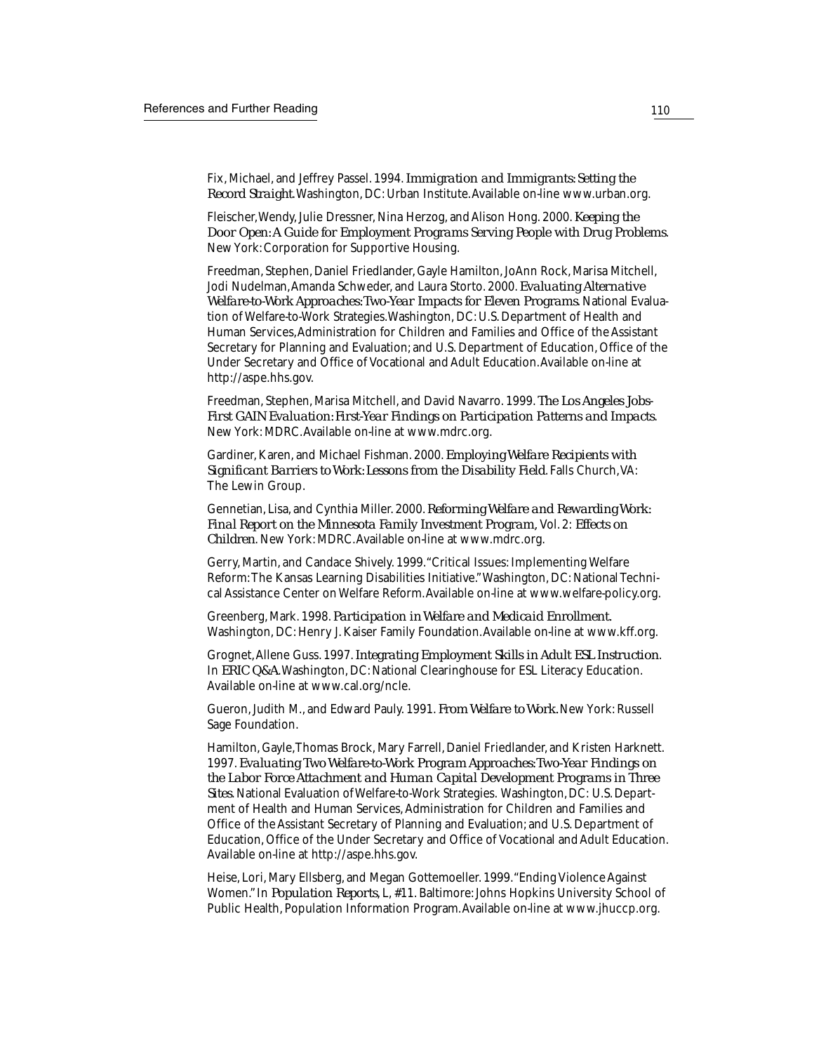Fix, Michael, and Jeffrey Passel. 1994. *Immigration and Immigrants: Setting the Record Straight.* Washington, DC: Urban Institute. Available on-line www.urban.org.

Fleischer, Wendy, Julie Dressner, Nina Herzog, and Alison Hong. 2000. *Keeping the Door Open: A Guide for Employment Programs Serving People with Drug Problems.* New York: Corporation for Supportive Housing.

Freedman, Stephen, Daniel Friedlander, Gayle Hamilton, JoAnn Rock, Marisa Mitchell, Jodi Nudelman, Amanda Schweder, and Laura Storto. 2000. *Evaluating Alternative Welfare-to-Work Approaches: Two-Year Impacts for Eleven Programs.* National Evaluation of Welfare-to-Work Strategies. Washington, DC: U.S. Department of Health and Human Services, Administration for Children and Families and Office of the Assistant Secretary for Planning and Evaluation; and U.S. Department of Education, Office of the Under Secretary and Office of Vocational and Adult Education. Available on-line at http://aspe.hhs.gov.

Freedman, Stephen, Marisa Mitchell, and David Navarro. 1999. *The Los Angeles Jobs-First GAIN Evaluation: First-Year Findings on Participation Patterns and Impacts.* New York: MDRC. Available on-line at www.mdrc.org.

Gardiner, Karen, and Michael Fishman. 2000. *Employing Welfare Recipients with Significant Barriers to Work: Lessons from the Disability Field.* Falls Church, VA: The Lewin Group.

Gennetian, Lisa, and Cynthia Miller. 2000. *Reforming Welfare and Rewarding Work: Final Report on the Minnesota Family Investment Program,* Vol. 2: *Effects on Children.* New York: MDRC. Available on-line at www.mdrc.org.

Gerry, Martin, and Candace Shively. 1999. "Critical Issues: Implementing Welfare Reform: The Kansas Learning Disabilities Initiative." Washington, DC: National Technical Assistance Center on Welfare Reform. Available on-line at www.welfare-policy.org.

Greenberg, Mark. 1998. *Participation in Welfare and Medicaid Enrollment.* Washington, DC: Henry J. Kaiser Family Foundation. Available on-line at www.kff.org.

Grognet, Allene Guss. 1997. *Integrating Employment Skills in Adult ESL Instruction.* In *ERIC Q&A.* Washington, DC: National Clearinghouse for ESL Literacy Education. Available on-line at www.cal.org/ncle.

Gueron, Judith M., and Edward Pauly. 1991. *From Welfare to Work.* New York: Russell Sage Foundation.

Hamilton, Gayle, Thomas Brock, Mary Farrell, Daniel Friedlander, and Kristen Harknett. 1997. *Evaluating Two Welfare-to-Work Program Approaches: Two-Year Findings on the Labor Force Attachment and Human Capital Development Programs in Three Sites.* National Evaluation of Welfare-to-Work Strategies. Washington, DC: U.S. Department of Health and Human Services, Administration for Children and Families and Office of the Assistant Secretary of Planning and Evaluation; and U.S. Department of Education, Office of the Under Secretary and Office of Vocational and Adult Education. Available on-line at http://aspe.hhs.gov.

Heise, Lori, Mary Ellsberg, and Megan Gottemoeller. 1999. "Ending Violence Against Women." In *Population Reports,* L, #11. Baltimore: Johns Hopkins University School of Public Health, Population Information Program. Available on-line at www.jhuccp.org.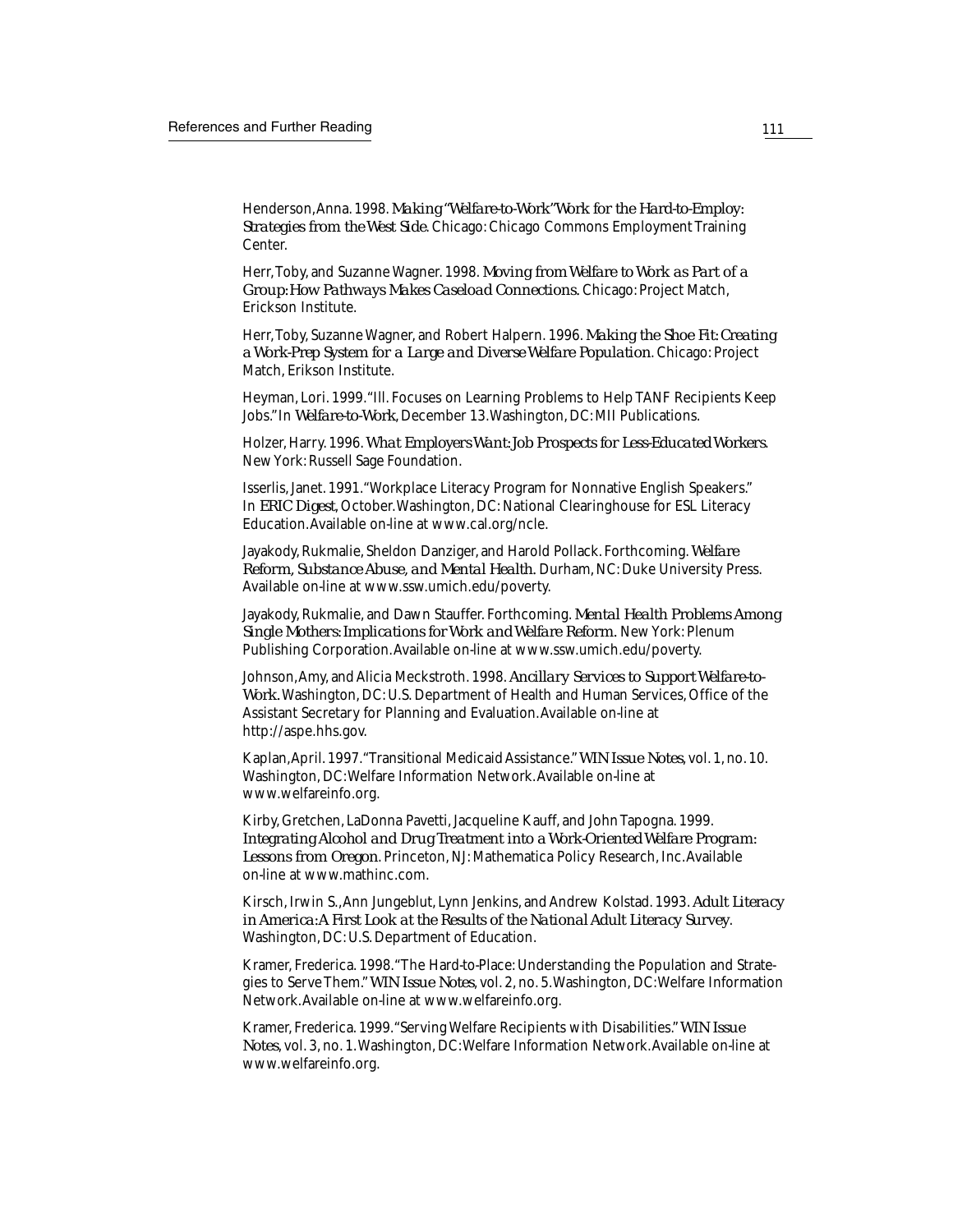Henderson, Anna. 1998. *Making "Welfare-to-Work" Work for the Hard-to-Employ: Strategies from the West Side*. Chicago: Chicago Commons Employment Training Center.

Herr, Toby, and Suzanne Wagner. 1998. *Moving from Welfare to Work as Part of a Group: How Pathways Makes Caseload Connections*. Chicago: Project Match, Erickson Institute.

Herr, Toby, Suzanne Wagner, and Robert Halpern. 1996. *Making the Shoe Fit: Creating a Work-Prep System for a Large and Diverse Welfare Population*. Chicago: Project Match, Erikson Institute.

Heyman, Lori. 1999. "Ill. Focuses on Learning Problems to Help TANF Recipients Keep Jobs." In *Welfare-to-Work*, December 13. Washington, DC: MII Publications.

Holzer, Harry. 1996. *What Employers Want: Job Prospects for Less-Educated Workers*. New York: Russell Sage Foundation.

Isserlis, Janet. 1991. "Workplace Literacy Program for Nonnative English Speakers." In *ERIC Digest*, October. Washington, DC: National Clearinghouse for ESL Literacy Education. Available on-line at www.cal.org/ncle.

Jayakody, Rukmalie, Sheldon Danziger, and Harold Pollack. Forthcoming. *Welfare Reform, Substance Abuse, and Mental Health*. Durham, NC: Duke University Press. Available on-line at www.ssw.umich.edu/poverty.

Jayakody, Rukmalie, and Dawn Stauffer. Forthcoming. *Mental Health Problems Among Single Mothers: Implications for Work and Welfare Reform*. New York: Plenum Publishing Corporation. Available on-line at www.ssw.umich.edu/poverty.

Johnson, Amy, and Alicia Meckstroth. 1998. *Ancillary Services to Support Welfare-to-Work*. Washington, DC: U.S. Department of Health and Human Services, Office of the Assistant Secretary for Planning and Evaluation. Available on-line at http://aspe.hhs.gov.

Kaplan, April. 1997. "Transitional Medicaid Assistance." *WIN Issue Notes*, vol. 1, no. 10. Washington, DC: Welfare Information Network. Available on-line at www.welfareinfo.org.

Kirby, Gretchen, LaDonna Pavetti, Jacqueline Kauff, and John Tapogna. 1999. *Integrating Alcohol and Drug Treatment into a Work-Oriented Welfare Program: Lessons from Oregon*. Princeton, NJ: Mathematica Policy Research, Inc. Available on-line at www.mathinc.com.

Kirsch, Irwin S., Ann Jungeblut, Lynn Jenkins, and Andrew Kolstad. 1993. *Adult Literacy in America: A First Look at the Results of the National Adult Literacy Survey*. Washington, DC: U.S. Department of Education.

Kramer, Frederica. 1998. "The Hard-to-Place: Understanding the Population and Strategies to Serve Them." *WIN Issue Notes*, vol. 2, no. 5. Washington, DC: Welfare Information Network. Available on-line at www.welfareinfo.org.

Kramer, Frederica. 1999. "Serving Welfare Recipients with Disabilities." *WIN Issue Notes*, vol. 3, no. 1. Washington, DC: Welfare Information Network. Available on-line at www.welfareinfo.org.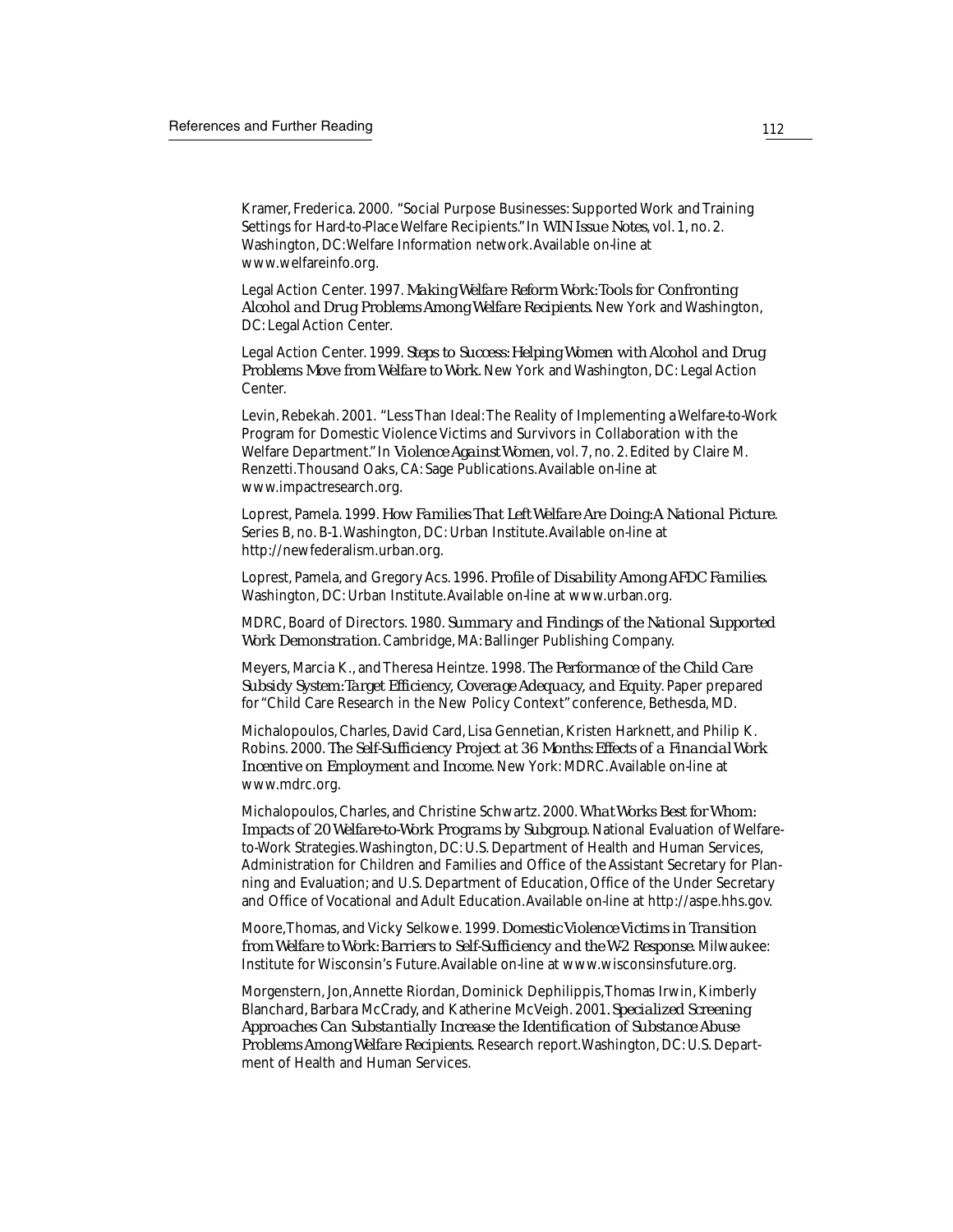Kramer, Frederica. 2000. "Social Purpose Businesses: Supported Work and Training Settings for Hard-to-Place Welfare Recipients." In *WIN Issue Notes*, vol. 1, no. 2. Washington, DC: Welfare Information network. Available on-line at www.welfareinfo.org.

Legal Action Center. 1997. *Making Welfare Reform Work: Tools for Confronting Alcohol and Drug Problems Among Welfare Recipients.* New York and Washington, DC: Legal Action Center.

Legal Action Center. 1999. *Steps to Success: Helping Women with Alcohol and Drug Problems Move from Welfare to Work.* New York and Washington, DC: Legal Action Center.

Levin, Rebekah. 2001. "Less Than Ideal: The Reality of Implementing a Welfare-to-Work Program for Domestic Violence Victims and Survivors in Collaboration with the Welfare Department." In *Violence Against Women*, vol. 7, no. 2. Edited by Claire M. Renzetti. Thousand Oaks, CA: Sage Publications. Available on-line at www.impactresearch.org.

Loprest, Pamela. 1999. *How Families That Left Welfare Are Doing: A National Picture.* Series B, no. B-1. Washington, DC: Urban Institute. Available on-line at http://newfederalism.urban.org.

Loprest, Pamela, and Gregory Acs. 1996. *Profile of Disability Among AFDC Families.* Washington, DC: Urban Institute. Available on-line at www.urban.org.

MDRC, Board of Directors. 1980. *Summary and Findings of the National Supported Work Demonstration.* Cambridge, MA: Ballinger Publishing Company.

Meyers, Marcia K., and Theresa Heintze. 1998. *The Performance of the Child Care Subsidy System: Target Efficiency, Coverage Adequacy, and Equity.* Paper prepared for "Child Care Research in the New Policy Context" conference, Bethesda, MD.

Michalopoulos, Charles, David Card, Lisa Gennetian, Kristen Harknett, and Philip K. Robins. 2000. *The Self-Sufficiency Project at 36 Months: Effects of a Financial Work Incentive on Employment and Income.* New York: MDRC. Available on-line at www.mdrc.org.

Michalopoulos, Charles, and Christine Schwartz. 2000. *What Works Best for Whom: Impacts of 20 Welfare-to-Work Programs by Subgroup.* National Evaluation of Welfare-to-Work Strategies. Washington, DC: U.S. Department of Health and Human Services, Administration for Children and Families and Office of the Assistant Secretary for Planning and Evaluation; and U.S. Department of Education, Office of the Under Secretary and Office of Vocational and Adult Education. Available on-line at http://aspe.hhs.gov.

Moore, Thomas, and Vicky Selkowe. 1999. *Domestic Violence Victims in Transition from Welfare to Work: Barriers to Self-Sufficiency and the W-2 Response.* Milwaukee: Institute for Wisconsin's Future. Available on-line at www.wisconsinsfuture.org.

Morgenstern, Jon, Annette Riordan, Dominick Dephilippis, Thomas Irwin, Kimberly Blanchard, Barbara McCrady, and Katherine McVeigh. 2001. *Specialized Screening Approaches Can Substantially Increase the Identification of Substance Abuse Problems Among Welfare Recipients.* Research report. Washington, DC: U.S. Department of Health and Human Services.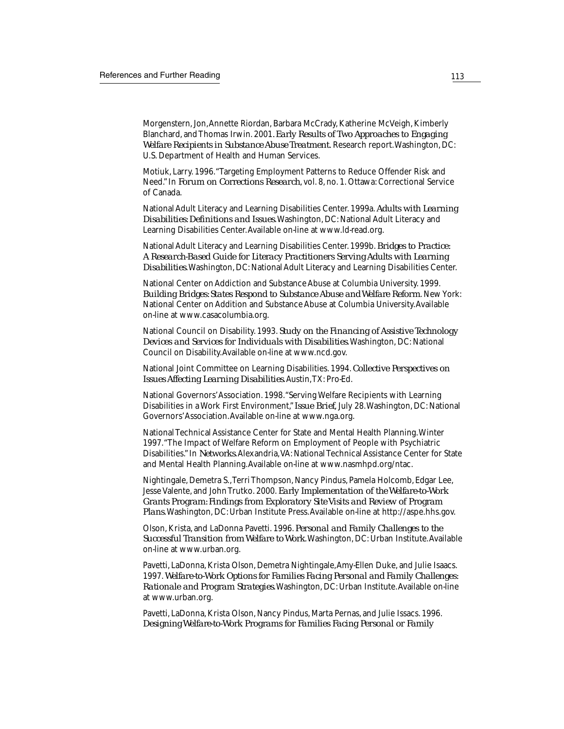Morgenstern, Jon, Annette Riordan, Barbara McCrady, Katherine McVeigh, Kimberly Blanchard, and Thomas Irwin. 2001. *Early Results of Two Approaches to Engaging Welfare Recipients in Substance Abuse Treatment.* Research report. Washington, DC: U.S. Department of Health and Human Services.

Motiuk, Larry. 1996. "Targeting Employment Patterns to Reduce Offender Risk and Need." In *Forum on Corrections Research*, vol. 8, no. 1. Ottawa: Correctional Service of Canada.

National Adult Literacy and Learning Disabilities Center. 1999a. *Adults with Learning Disabilities: Definitions and Issues.* Washington, DC: National Adult Literacy and Learning Disabilities Center. Available on-line at www.ld-read.org.

National Adult Literacy and Learning Disabilities Center. 1999b. *Bridges to Practice: A Research-Based Guide for Literacy Practitioners Serving Adults with Learning Disabilities.* Washington, DC: National Adult Literacy and Learning Disabilities Center.

National Center on Addiction and Substance Abuse at Columbia University. 1999. *Building Bridges: States Respond to Substance Abuse and Welfare Reform.* New York: National Center on Addition and Substance Abuse at Columbia University. Available on-line at www.casacolumbia.org.

National Council on Disability. 1993. *Study on the Financing of Assistive Technology Devices and Services for Individuals with Disabilities.* Washington, DC: National Council on Disability. Available on-line at www.ncd.gov.

National Joint Committee on Learning Disabilities. 1994. *Collective Perspectives on Issues Affecting Learning Disabilities.* Austin, TX: Pro-Ed.

National Governors' Association. 1998. "Serving Welfare Recipients with Learning Disabilities in a Work First Environment," *Issue Brief*, July 28. Washington, DC: National Governors' Association. Available on-line at www.nga.org.

National Technical Assistance Center for State and Mental Health Planning. Winter 1997. "The Impact of Welfare Reform on Employment of People with Psychiatric Disabilities." In *Networks.* Alexandria, VA: National Technical Assistance Center for State and Mental Health Planning. Available on-line at www.nasmhpd.org/ntac.

Nightingale, Demetra S., Terri Thompson, Nancy Pindus, Pamela Holcomb, Edgar Lee, Jesse Valente, and John Trutko. 2000. *Early Implementation of the Welfare-to-Work Grants Program: Findings from Exploratory Site Visits and Review of Program Plans.* Washington, DC: Urban Institute Press. Available on-line at http://aspe.hhs.gov.

Olson, Krista, and LaDonna Pavetti. 1996. *Personal and Family Challenges to the Successful Transition from Welfare to Work.* Washington, DC: Urban Institute. Available on-line at www.urban.org.

Pavetti, LaDonna, Krista Olson, Demetra Nightingale, Amy-Ellen Duke, and Julie Isaacs. 1997. *Welfare-to-Work Options for Families Facing Personal and Family Challenges: Rationale and Program Strategies.* Washington, DC: Urban Institute. Available on-line at www.urban.org.

Pavetti, LaDonna, Krista Olson, Nancy Pindus, Marta Pernas, and Julie Issacs. 1996. *Designing Welfare-to-Work Programs for Families Facing Personal or Family*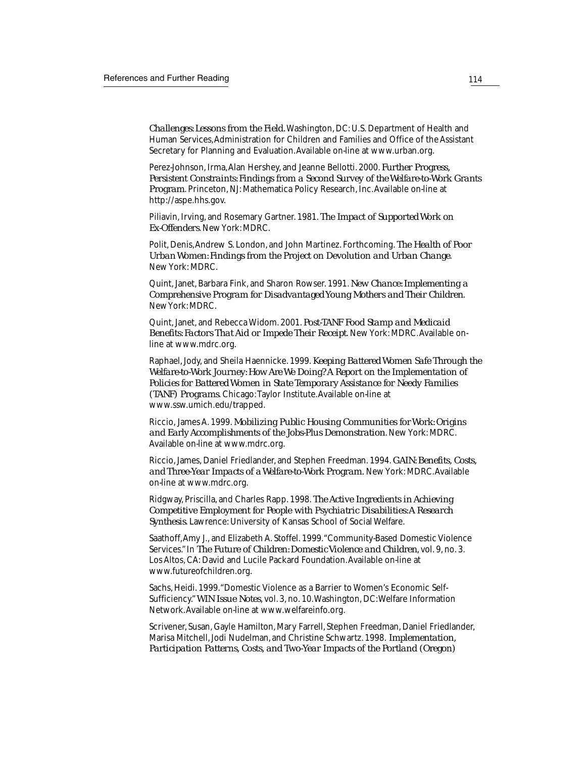*Challenges: Lessons from the Field.* Washington, DC: U.S. Department of Health and Human Services, Administration for Children and Families and Office of the Assistant Secretary for Planning and Evaluation. Available on-line at www.urban.org.

Perez-Johnson, Irma, Alan Hershey, and Jeanne Bellotti. 2000. *Further Progress, Persistent Constraints: Findings from a Second Survey of the Welfare-to-Work Grants Program.* Princeton, NJ: Mathematica Policy Research, Inc. Available on-line at http://aspe.hhs.gov.

Piliavin, Irving, and Rosemary Gartner. 1981. *The Impact of Supported Work on Ex-Offenders.* New York: MDRC.

Polit, Denis, Andrew S. London, and John Martinez. Forthcoming. *The Health of Poor Urban Women: Findings from the Project on Devolution and Urban Change.* New York: MDRC.

Quint, Janet, Barbara Fink, and Sharon Rowser. 1991. *New Chance: Implementing a Comprehensive Program for Disadvantaged Young Mothers and Their Children.* New York: MDRC.

Quint, Janet, and Rebecca Widom. 2001. *Post-TANF Food Stamp and Medicaid Benefits: Factors That Aid or Impede Their Receipt.* New York: MDRC. Available on-line at www.mdrc.org.

Raphael, Jody, and Sheila Haennicke. 1999. *Keeping Battered Women Safe Through the Welfare-to-Work Journey: How Are We Doing? A Report on the Implementation of Policies for Battered Women in State Temporary Assistance for Needy Families (TANF) Programs.* Chicago: Taylor Institute. Available on-line at www.ssw.umich.edu/trapped.

Riccio, James A. 1999. *Mobilizing Public Housing Communities for Work: Origins and Early Accomplishments of the Jobs-Plus Demonstration.* New York: MDRC. Available on-line at www.mdrc.org.

Riccio, James, Daniel Friedlander, and Stephen Freedman. 1994. *GAIN: Benefits, Costs, and Three-Year Impacts of a Welfare-to-Work Program.* New York: MDRC. Available on-line at www.mdrc.org.

Ridgway, Priscilla, and Charles Rapp. 1998. *The Active Ingredients in Achieving Competitive Employment for People with Psychiatric Disabilities: A Research Synthesis.* Lawrence: University of Kansas School of Social Welfare.

Saathoff, Amy J., and Elizabeth A. Stoffel. 1999. "Community-Based Domestic Violence Services." In *The Future of Children: Domestic Violence and Children,* vol. 9, no. 3. Los Altos, CA: David and Lucile Packard Foundation. Available on-line at www.futureofchildren.org.

Sachs, Heidi. 1999. "Domestic Violence as a Barrier to Women's Economic Self-Sufficiency." *WIN Issue Notes,* vol. 3, no. 10. Washington, DC: Welfare Information Network. Available on-line at www.welfareinfo.org.

Scrivener, Susan, Gayle Hamilton, Mary Farrell, Stephen Freedman, Daniel Friedlander, Marisa Mitchell, Jodi Nudelman, and Christine Schwartz. 1998. *Implementation, Participation Patterns, Costs, and Two-Year Impacts of the Portland (Oregon)*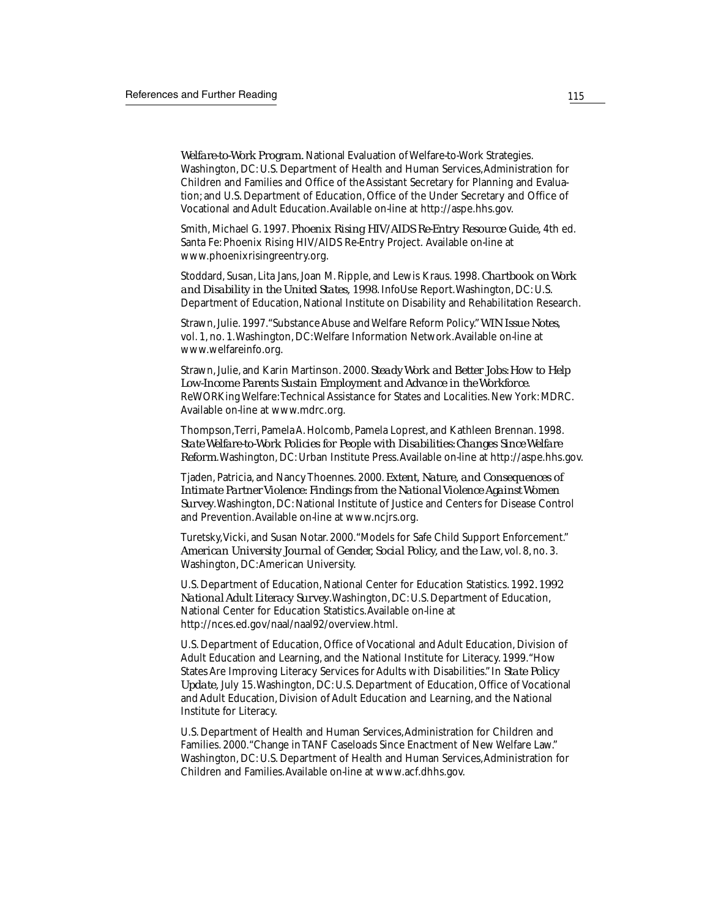*Welfare-to-Work Program.* National Evaluation of Welfare-to-Work Strategies. Washington, DC: U.S. Department of Health and Human Services, Administration for Children and Families and Office of the Assistant Secretary for Planning and Evaluation; and U.S. Department of Education, Office of the Under Secretary and Office of Vocational and Adult Education. Available on-line at http://aspe.hhs.gov.

Smith, Michael G. 1997. *Phoenix Rising HIV/AIDS Re-Entry Resource Guide,* 4th ed. Santa Fe: Phoenix Rising HIV/AIDS Re-Entry Project. Available on-line at www.phoenixrisingreentry.org.

Stoddard, Susan, Lita Jans, Joan M. Ripple, and Lewis Kraus. 1998. *Chartbook on Work and Disability in the United States, 1998.* InfoUse Report. Washington, DC: U.S. Department of Education, National Institute on Disability and Rehabilitation Research.

Strawn, Julie. 1997. "Substance Abuse and Welfare Reform Policy." *WIN Issue Notes,* vol. 1, no. 1. Washington, DC: Welfare Information Network. Available on-line at www.welfareinfo.org.

Strawn, Julie, and Karin Martinson. 2000. *Steady Work and Better Jobs: How to Help Low-Income Parents Sustain Employment and Advance in the Workforce.* ReWORKing Welfare: Technical Assistance for States and Localities. New York: MDRC. Available on-line at www.mdrc.org.

Thompson, Terri, Pamela A. Holcomb, Pamela Loprest, and Kathleen Brennan. 1998. *State Welfare-to-Work Policies for People with Disabilities: Changes Since Welfare Reform.* Washington, DC: Urban Institute Press. Available on-line at http://aspe.hhs.gov.

Tjaden, Patricia, and Nancy Thoennes. 2000. *Extent, Nature, and Consequences of Intimate Partner Violence: Findings from the National Violence Against Women Survey.* Washington, DC: National Institute of Justice and Centers for Disease Control and Prevention. Available on-line at www.ncjrs.org.

Turetsky, Vicki, and Susan Notar. 2000. "Models for Safe Child Support Enforcement." *American University Journal of Gender, Social Policy, and the Law,* vol. 8, no. 3. Washington, DC: American University.

U.S. Department of Education, National Center for Education Statistics. 1992. *1992 National Adult Literacy Survey.* Washington, DC: U.S. Department of Education, National Center for Education Statistics. Available on-line at http://nces.ed.gov/naal/naal92/overview.html.

U.S. Department of Education, Office of Vocational and Adult Education, Division of Adult Education and Learning, and the National Institute for Literacy. 1999. "How States Are Improving Literacy Services for Adults with Disabilities." In *State Policy Update,* July 15. Washington, DC: U.S. Department of Education, Office of Vocational and Adult Education, Division of Adult Education and Learning, and the National Institute for Literacy.

U.S. Department of Health and Human Services, Administration for Children and Families. 2000. "Change in TANF Caseloads Since Enactment of New Welfare Law." Washington, DC: U.S. Department of Health and Human Services, Administration for Children and Families. Available on-line at www.acf.dhhs.gov.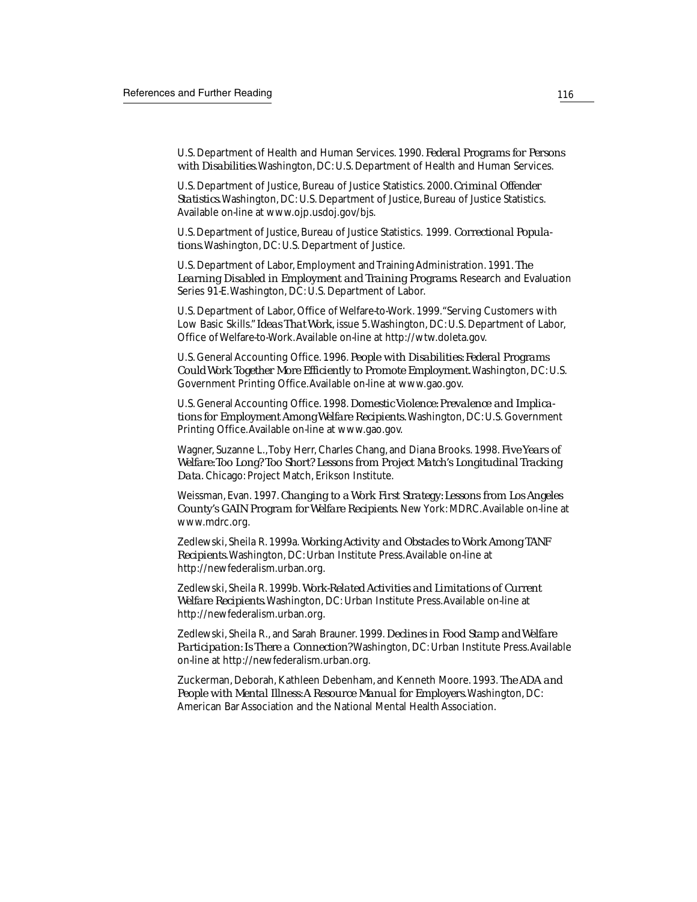U.S. Department of Health and Human Services. 1990. *Federal Programs for Persons with Disabilities*. Washington, DC: U.S. Department of Health and Human Services.

U.S. Department of Justice, Bureau of Justice Statistics. 2000. *Criminal Offender Statistics*. Washington, DC: U.S. Department of Justice, Bureau of Justice Statistics. Available on-line at www.ojp.usdoj.gov/bjs.

U.S. Department of Justice, Bureau of Justice Statistics. 1999. *Correctional Populations*. Washington, DC: U.S. Department of Justice.

U.S. Department of Labor, Employment and Training Administration. 1991. *The Learning Disabled in Employment and Training Programs*. Research and Evaluation Series 91-E. Washington, DC: U.S. Department of Labor.

U.S. Department of Labor, Office of Welfare-to-Work. 1999. "Serving Customers with Low Basic Skills." *Ideas That Work*, issue 5. Washington, DC: U.S. Department of Labor, Office of Welfare-to-Work. Available on-line at http://wtw.doleta.gov.

U.S. General Accounting Office. 1996. *People with Disabilities: Federal Programs Could Work Together More Efficiently to Promote Employment*. Washington, DC: U.S. Government Printing Office. Available on-line at www.gao.gov.

U.S. General Accounting Office. 1998. *Domestic Violence: Prevalence and Implications for Employment Among Welfare Recipients*. Washington, DC: U.S. Government Printing Office. Available on-line at www.gao.gov.

Wagner, Suzanne L., Toby Herr, Charles Chang, and Diana Brooks. 1998. *Five Years of Welfare: Too Long? Too Short? Lessons from Project Match's Longitudinal Tracking Data*. Chicago: Project Match, Erikson Institute.

Weissman, Evan. 1997. *Changing to a Work First Strategy: Lessons from Los Angeles County's GAIN Program for Welfare Recipients*. New York: MDRC. Available on-line at www.mdrc.org.

Zedlewski, Sheila R. 1999a. *Working Activity and Obstacles to Work Among TANF Recipients*. Washington, DC: Urban Institute Press. Available on-line at http://newfederalism.urban.org.

Zedlewski, Sheila R. 1999b. *Work-Related Activities and Limitations of Current Welfare Recipients*. Washington, DC: Urban Institute Press. Available on-line at http://newfederalism.urban.org.

Zedlewski, Sheila R., and Sarah Brauner. 1999. *Declines in Food Stamp and Welfare Participation: Is There a Connection?* Washington, DC: Urban Institute Press. Available on-line at http://newfederalism.urban.org.

Zuckerman, Deborah, Kathleen Debenham, and Kenneth Moore. 1993. *The ADA and People with Mental Illness: A Resource Manual for Employers*. Washington, DC: American Bar Association and the National Mental Health Association.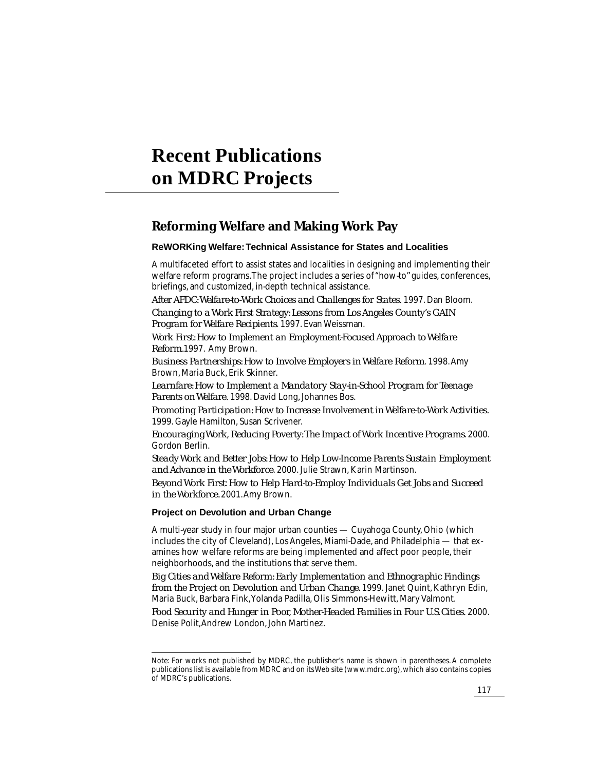# Recent Publications on MDRC Projects

## Reforming Welfare and Making Work Pay

### ReWORKing Welfare: Technical Assistance for States and Localities

A multifaceted effort to assist states and localities in designing and implementing their welfare reform programs. The project includes a series of "how-to" guides, conferences, briefings, and customized, in-depth technical assistance.

*After AFDC: Welfare-to-Work Choices and Challenges for States.* 1997. Dan Bloom.

*Changing to a Work First Strategy: Lessons from Los Angeles County's GAIN Program for Welfare Recipients.* 1997. Evan Weissman.

*Work First: How to Implement an Employment-Focused Approach to Welfare Reform.* 1997. Amy Brown.

*Business Partnerships: How to Involve Employers in Welfare Reform.* 1998. Amy Brown, Maria Buck, Erik Skinner.

*Learnfare: How to Implement a Mandatory Stay-in-School Program for Teenage Parents on Welfare.* 1998. David Long, Johannes Bos.

*Promoting Participation: How to Increase Involvement in Welfare-to-Work Activities.* 1999. Gayle Hamilton, Susan Scrivener.

*Encouraging Work, Reducing Poverty: The Impact of Work Incentive Programs.* 2000. Gordon Berlin.

*Steady Work and Better Jobs: How to Help Low-Income Parents Sustain Employment and Advance in the Workforce.* 2000. Julie Strawn, Karin Martinson.

*Beyond Work First: How to Help Hard-to-Employ Individuals Get Jobs and Succeed in the Workforce.* 2001. Amy Brown.

### Project on Devolution and Urban Change

A multi-year study in four major urban counties — Cuyahoga County, Ohio (which includes the city of Cleveland), Los Angeles, Miami-Dade, and Philadelphia — that examines how welfare reforms are being implemented and affect poor people, their neighborhoods, and the institutions that serve them.

*Big Cities and Welfare Reform: Early Implementation and Ethnographic Findings from the Project on Devolution and Urban Change.* 1999. Janet Quint, Kathryn Edin, Maria Buck, Barbara Fink, Yolanda Padilla, Olis Simmons-Hewitt, Mary Valmont.

*Food Security and Hunger in Poor, Mother-Headed Families in Four U.S. Cities.* 2000. Denise Polit, Andrew London, John Martinez.

---

Note: For works not published by MDRC, the publisher's name is shown in parentheses. A complete publications list is available from MDRC and on its Web site (www.mdrc.org), which also contains copies of MDRC's publications.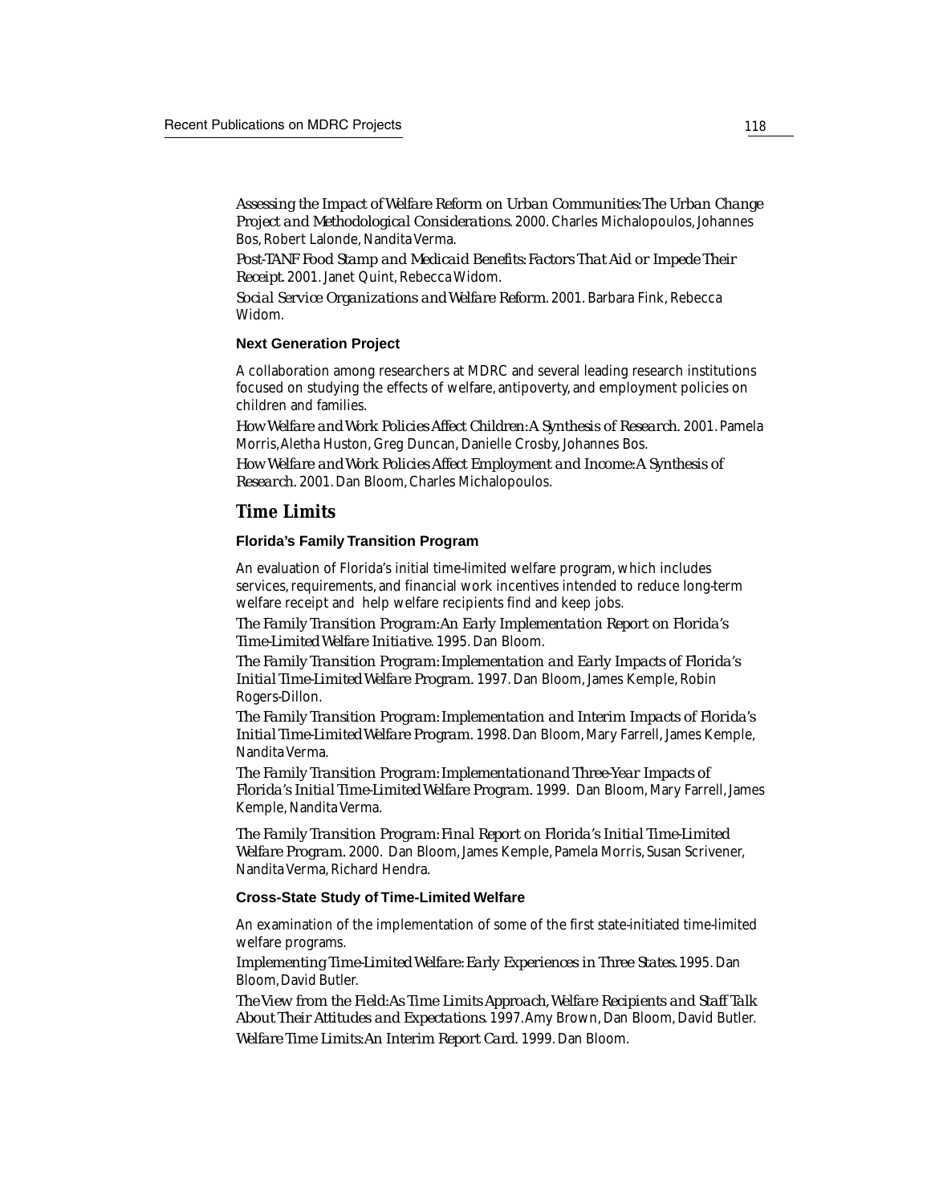*Assessing the Impact of Welfare Reform on Urban Communities: The Urban Change Project and Methodological Considerations.* 2000. Charles Michalopoulos, Johannes Bos, Robert Lalonde, Nandita Verma.

*Post-TANF Food Stamp and Medicaid Benefits: Factors That Aid or Impede Their Receipt.* 2001. Janet Quint, Rebecca Widom.

*Social Service Organizations and Welfare Reform.* 2001. Barbara Fink, Rebecca Widom.

#### Next Generation Project

A collaboration among researchers at MDRC and several leading research institutions focused on studying the effects of welfare, antipoverty, and employment policies on children and families.

*How Welfare and Work Policies Affect Children: A Synthesis of Research.* 2001. Pamela Morris, Aletha Huston, Greg Duncan, Danielle Crosby, Johannes Bos.

*How Welfare and Work Policies Affect Employment and Income: A Synthesis of Research.* 2001. Dan Bloom, Charles Michalopoulos.

### Time Limits

#### Florida's Family Transition Program

An evaluation of Florida's initial time-limited welfare program, which includes services, requirements, and financial work incentives intended to reduce long-term welfare receipt and help welfare recipients find and keep jobs.

*The Family Transition Program: An Early Implementation Report on Florida's Time-Limited Welfare Initiative.* 1995. Dan Bloom.

*The Family Transition Program: Implementation and Early Impacts of Florida's Initial Time-Limited Welfare Program.* 1997. Dan Bloom, James Kemple, Robin Rogers-Dillon.

*The Family Transition Program: Implementation and Interim Impacts of Florida's Initial Time-Limited Welfare Program.* 1998. Dan Bloom, Mary Farrell, James Kemple, Nandita Verma.

*The Family Transition Program: Implementationand Three-Year Impacts of Florida's Initial Time-Limited Welfare Program.* 1999. Dan Bloom, Mary Farrell, James Kemple, Nandita Verma.

*The Family Transition Program: Final Report on Florida's Initial Time-Limited Welfare Program.* 2000. Dan Bloom, James Kemple, Pamela Morris, Susan Scrivener, Nandita Verma, Richard Hendra.

#### Cross-State Study of Time-Limited Welfare

An examination of the implementation of some of the first state-initiated time-limited welfare programs.

*Implementing Time-Limited Welfare: Early Experiences in Three States.* 1995. Dan Bloom, David Butler.

*The View from the Field: As Time Limits Approach, Welfare Recipients and Staff Talk About Their Attitudes and Expectations.* 1997. Amy Brown, Dan Bloom, David Butler.

*Welfare Time Limits: An Interim Report Card.* 1999. Dan Bloom.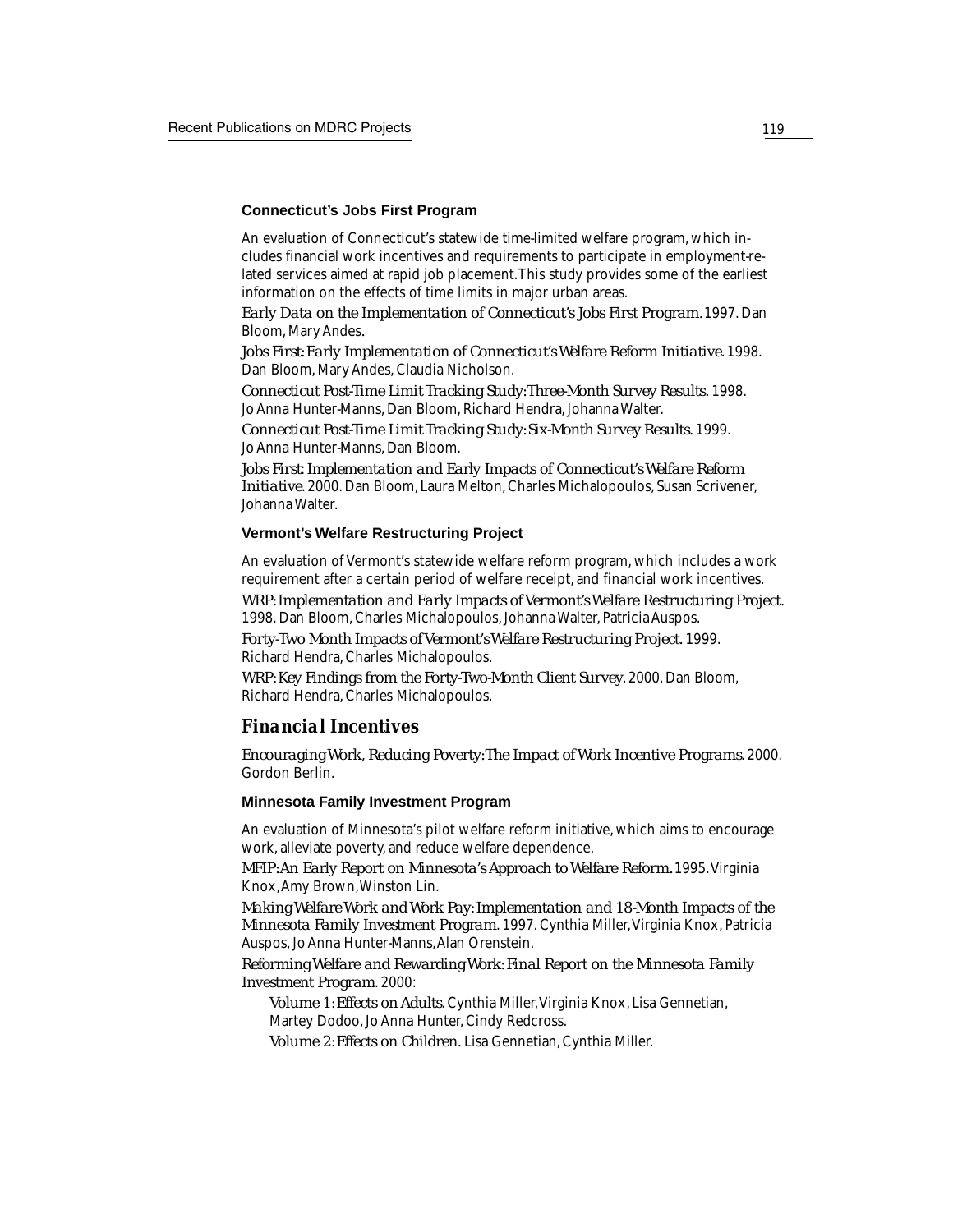### Connecticut's Jobs First Program

An evaluation of Connecticut's statewide time-limited welfare program, which includes financial work incentives and requirements to participate in employment-related services aimed at rapid job placement. This study provides some of the earliest information on the effects of time limits in major urban areas.

*Early Data on the Implementation of Connecticut's Jobs First Program.* 1997. Dan Bloom, Mary Andes.

*Jobs First: Early Implementation of Connecticut's Welfare Reform Initiative.* 1998. Dan Bloom, Mary Andes, Claudia Nicholson.

*Connecticut Post-Time Limit Tracking Study: Three-Month Survey Results.* 1998. Jo Anna Hunter-Manns, Dan Bloom, Richard Hendra, Johanna Walter.

*Connecticut Post-Time Limit Tracking Study: Six-Month Survey Results.* 1999. Jo Anna Hunter-Manns, Dan Bloom.

*Jobs First: Implementation and Early Impacts of Connecticut's Welfare Reform Initiative.* 2000. Dan Bloom, Laura Melton, Charles Michalopoulos, Susan Scrivener, Johanna Walter.

### Vermont's Welfare Restructuring Project

An evaluation of Vermont's statewide welfare reform program, which includes a work requirement after a certain period of welfare receipt, and financial work incentives.

*WRP: Implementation and Early Impacts of Vermont's Welfare Restructuring Project.* 1998. Dan Bloom, Charles Michalopoulos, Johanna Walter, Patricia Auspos.

*Forty-Two Month Impacts of Vermont's Welfare Restructuring Project.* 1999. Richard Hendra, Charles Michalopoulos.

*WRP: Key Findings from the Forty-Two-Month Client Survey.* 2000. Dan Bloom, Richard Hendra, Charles Michalopoulos.

## Financial Incentives

*Encouraging Work, Reducing Poverty: The Impact of Work Incentive Programs.* 2000. Gordon Berlin.

### Minnesota Family Investment Program

An evaluation of Minnesota's pilot welfare reform initiative, which aims to encourage work, alleviate poverty, and reduce welfare dependence.

*MFIP: An Early Report on Minnesota's Approach to Welfare Reform.* 1995. Virginia Knox, Amy Brown, Winston Lin.

*Making Welfare Work and Work Pay: Implementation and 18-Month Impacts of the Minnesota Family Investment Program.* 1997. Cynthia Miller, Virginia Knox, Patricia Auspos, Jo Anna Hunter-Manns, Alan Orenstein.

*Reforming Welfare and Rewarding Work: Final Report on the Minnesota Family Investment Program.* 2000:

- *Volume 1: Effects on Adults.* Cynthia Miller, Virginia Knox, Lisa Gennetian, Martey Dodoo, Jo Anna Hunter, Cindy Redcross.
- *Volume 2: Effects on Children.* Lisa Gennetian, Cynthia Miller.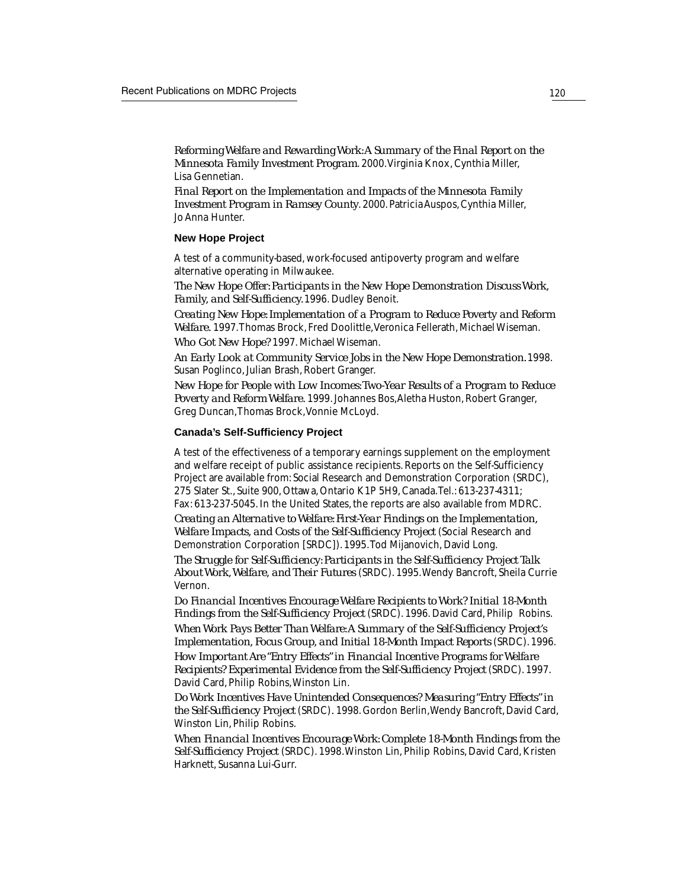*Reforming Welfare and Rewarding Work: A Summary of the Final Report on the Minnesota Family Investment Program.* 2000. Virginia Knox, Cynthia Miller, Lisa Gennetian.

*Final Report on the Implementation and Impacts of the Minnesota Family Investment Program in Ramsey County.* 2000. Patricia Auspos, Cynthia Miller, Jo Anna Hunter.

### New Hope Project

A test of a community-based, work-focused antipoverty program and welfare alternative operating in Milwaukee.

*The New Hope Offer: Participants in the New Hope Demonstration Discuss Work, Family, and Self-Sufficiency.* 1996. Dudley Benoit.

*Creating New Hope: Implementation of a Program to Reduce Poverty and Reform Welfare.* 1997. Thomas Brock, Fred Doolittle, Veronica Fellerath, Michael Wiseman.

*Who Got New Hope?* 1997. Michael Wiseman.

*An Early Look at Community Service Jobs in the New Hope Demonstration.* 1998. Susan Poglinco, Julian Brash, Robert Granger.

*New Hope for People with Low Incomes: Two-Year Results of a Program to Reduce Poverty and Reform Welfare.* 1999. Johannes Bos, Aletha Huston, Robert Granger, Greg Duncan, Thomas Brock, Vonnie McLoyd.

### Canada's Self-Sufficiency Project

A test of the effectiveness of a temporary earnings supplement on the employment and welfare receipt of public assistance recipients. Reports on the Self-Sufficiency Project are available from: Social Research and Demonstration Corporation (SRDC), 275 Slater St., Suite 900, Ottawa, Ontario K1P 5H9, Canada. Tel.: 613-237-4311; Fax: 613-237-5045. In the United States, the reports are also available from MDRC.

*Creating an Alternative to Welfare: First-Year Findings on the Implementation, Welfare Impacts, and Costs of the Self-Sufficiency Project* (Social Research and Demonstration Corporation [SRDC]). 1995. Tod Mijanovich, David Long.

*The Struggle for Self-Sufficiency: Participants in the Self-Sufficiency Project Talk About Work, Welfare, and Their Futures* (SRDC). 1995. Wendy Bancroft, Sheila Currie Vernon.

*Do Financial Incentives Encourage Welfare Recipients to Work? Initial 18-Month Findings from the Self-Sufficiency Project* (SRDC). 1996. David Card, Philip Robins.

*When Work Pays Better Than Welfare: A Summary of the Self-Sufficiency Project's Implementation, Focus Group, and Initial 18-Month Impact Reports* (SRDC). 1996.

*How Important Are "Entry Effects" in Financial Incentive Programs for Welfare Recipients? Experimental Evidence from the Self-Sufficiency Project* (SRDC). 1997. David Card, Philip Robins, Winston Lin.

*Do Work Incentives Have Unintended Consequences? Measuring "Entry Effects" in the Self-Sufficiency Project* (SRDC). 1998. Gordon Berlin, Wendy Bancroft, David Card, Winston Lin, Philip Robins.

*When Financial Incentives Encourage Work: Complete 18-Month Findings from the Self-Sufficiency Project* (SRDC). 1998. Winston Lin, Philip Robins, David Card, Kristen Harknett, Susanna Lui-Gurr.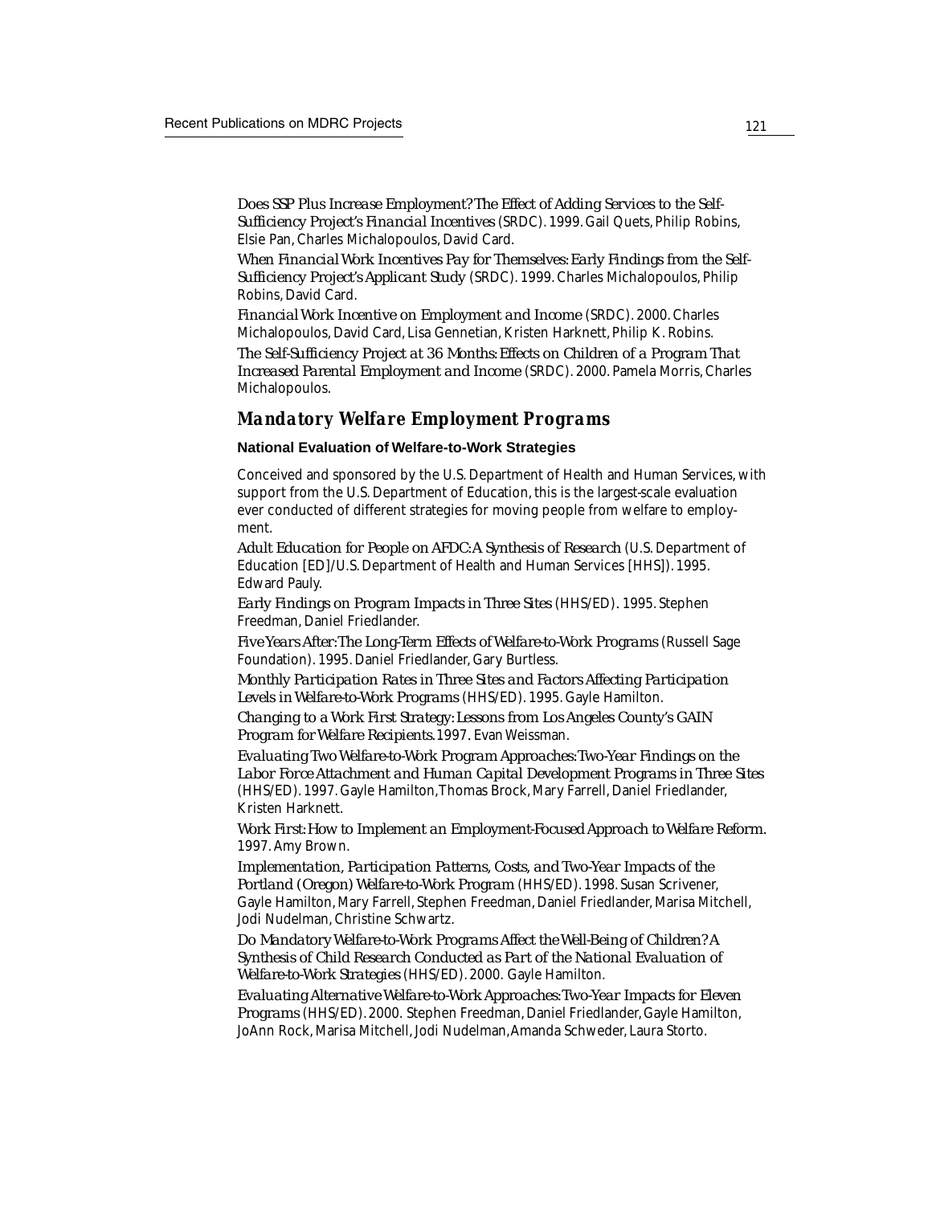*Does SSP Plus Increase Employment? The Effect of Adding Services to the Self-Sufficiency Project's Financial Incentives* (SRDC). 1999. Gail Quets, Philip Robins, Elsie Pan, Charles Michalopoulos, David Card.

*When Financial Work Incentives Pay for Themselves: Early Findings from the Self-Sufficiency Project's Applicant Study* (SRDC). 1999. Charles Michalopoulos, Philip Robins, David Card.

*Financial Work Incentive on Employment and Income* (SRDC). 2000. Charles Michalopoulos, David Card, Lisa Gennetian, Kristen Harknett, Philip K. Robins.

*The Self-Sufficiency Project at 36 Months: Effects on Children of a Program That Increased Parental Employment and Income* (SRDC). 2000. Pamela Morris, Charles Michalopoulos.

## Mandatory Welfare Employment Programs

### National Evaluation of Welfare-to-Work Strategies

Conceived and sponsored by the U.S. Department of Health and Human Services, with support from the U.S. Department of Education, this is the largest-scale evaluation ever conducted of different strategies for moving people from welfare to employment.

*Adult Education for People on AFDC: A Synthesis of Research* (U.S. Department of Education [ED]/U.S. Department of Health and Human Services [HHS]). 1995. Edward Pauly.

*Early Findings on Program Impacts in Three Sites* (HHS/ED). 1995. Stephen Freedman, Daniel Friedlander.

*Five Years After: The Long-Term Effects of Welfare-to-Work Programs* (Russell Sage Foundation). 1995. Daniel Friedlander, Gary Burtless.

*Monthly Participation Rates in Three Sites and Factors Affecting Participation Levels in Welfare-to-Work Programs* (HHS/ED). 1995. Gayle Hamilton.

*Changing to a Work First Strategy: Lessons from Los Angeles County's GAIN Program for Welfare Recipients.* 1997. Evan Weissman.

*Evaluating Two Welfare-to-Work Program Approaches: Two-Year Findings on the Labor Force Attachment and Human Capital Development Programs in Three Sites* (HHS/ED). 1997. Gayle Hamilton, Thomas Brock, Mary Farrell, Daniel Friedlander, Kristen Harknett.

*Work First: How to Implement an Employment-Focused Approach to Welfare Reform.* 1997. Amy Brown.

*Implementation, Participation Patterns, Costs, and Two-Year Impacts of the Portland (Oregon) Welfare-to-Work Program* (HHS/ED). 1998. Susan Scrivener, Gayle Hamilton, Mary Farrell, Stephen Freedman, Daniel Friedlander, Marisa Mitchell, Jodi Nudelman, Christine Schwartz.

*Do Mandatory Welfare-to-Work Programs Affect the Well-Being of Children? A Synthesis of Child Research Conducted as Part of the National Evaluation of Welfare-to-Work Strategies* (HHS/ED). 2000. Gayle Hamilton.

*Evaluating Alternative Welfare-to-Work Approaches: Two-Year Impacts for Eleven Programs* (HHS/ED). 2000. Stephen Freedman, Daniel Friedlander, Gayle Hamilton, JoAnn Rock, Marisa Mitchell, Jodi Nudelman, Amanda Schweder, Laura Storto.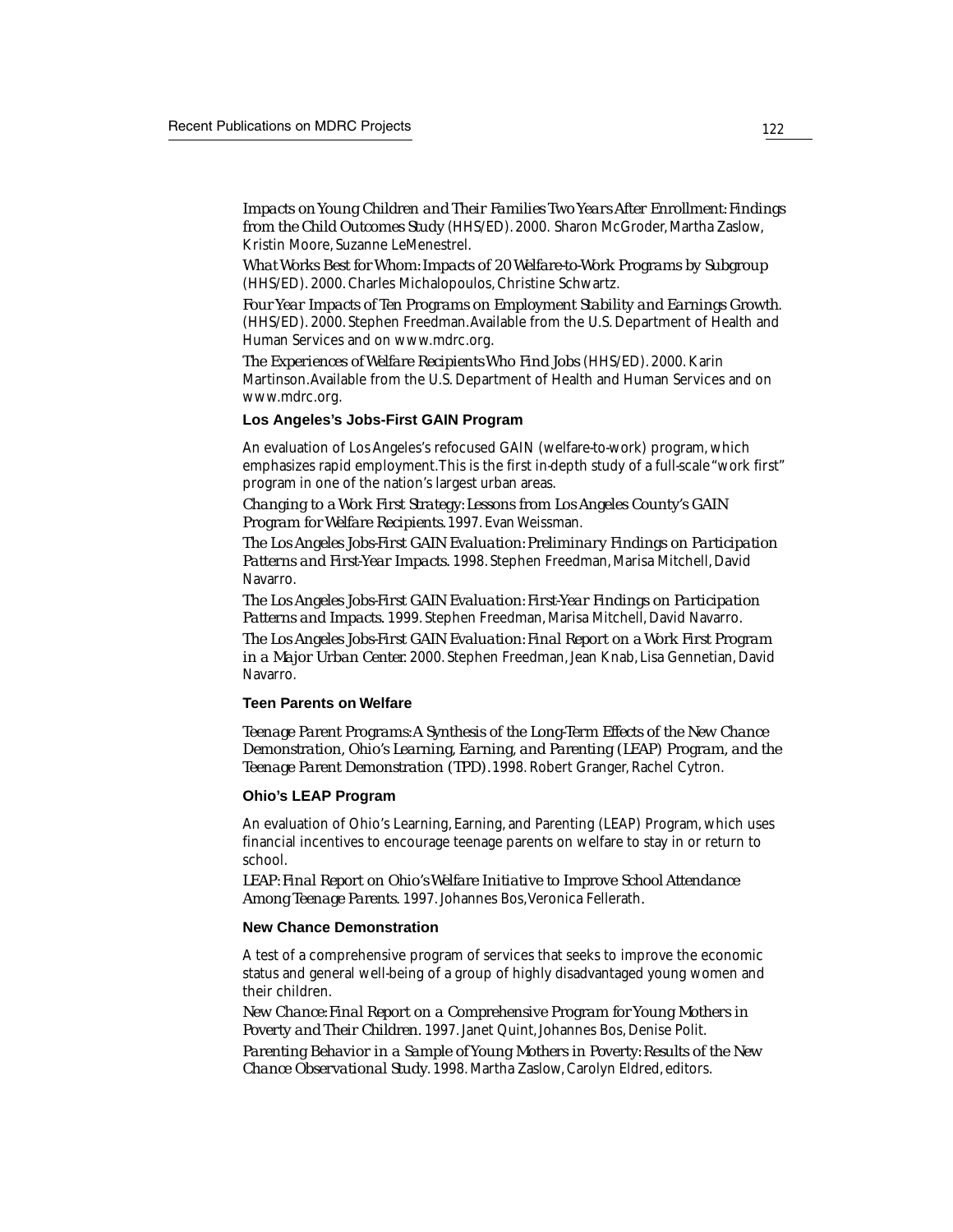*Impacts on Young Children and Their Families Two Years After Enrollment: Findings from the Child Outcomes Study* (HHS/ED). 2000. Sharon McGroder, Martha Zaslow, Kristin Moore, Suzanne LeMenestrel.

*What Works Best for Whom: Impacts of 20 Welfare-to-Work Programs by Subgroup* (HHS/ED). 2000. Charles Michalopoulos, Christine Schwartz.

*Four Year Impacts of Ten Programs on Employment Stability and Earnings Growth.* (HHS/ED). 2000. Stephen Freedman. Available from the U.S. Department of Health and Human Services and on www.mdrc.org.

*The Experiences of Welfare Recipients Who Find Jobs* (HHS/ED). 2000. Karin Martinson. Available from the U.S. Department of Health and Human Services and on www.mdrc.org.

### Los Angeles's Jobs-First GAIN Program

An evaluation of Los Angeles's refocused GAIN (welfare-to-work) program, which emphasizes rapid employment. This is the first in-depth study of a full-scale "work first" program in one of the nation's largest urban areas.

*Changing to a Work First Strategy: Lessons from Los Angeles County's GAIN Program for Welfare Recipients.* 1997. Evan Weissman.

*The Los Angeles Jobs-First GAIN Evaluation: Preliminary Findings on Participation Patterns and First-Year Impacts.* 1998. Stephen Freedman, Marisa Mitchell, David Navarro.

*The Los Angeles Jobs-First GAIN Evaluation: First-Year Findings on Participation Patterns and Impacts.* 1999. Stephen Freedman, Marisa Mitchell, David Navarro.

*The Los Angeles Jobs-First GAIN Evaluation: Final Report on a Work First Program in a Major Urban Center.* 2000. Stephen Freedman, Jean Knab, Lisa Gennetian, David Navarro.

### Teen Parents on Welfare

*Teenage Parent Programs: A Synthesis of the Long-Term Effects of the New Chance Demonstration, Ohio's Learning, Earning, and Parenting (LEAP) Program, and the Teenage Parent Demonstration (TPD).* 1998. Robert Granger, Rachel Cytron.

### Ohio's LEAP Program

An evaluation of Ohio's Learning, Earning, and Parenting (LEAP) Program, which uses financial incentives to encourage teenage parents on welfare to stay in or return to school.

*LEAP: Final Report on Ohio's Welfare Initiative to Improve School Attendance Among Teenage Parents.* 1997. Johannes Bos, Veronica Fellerath.

### New Chance Demonstration

A test of a comprehensive program of services that seeks to improve the economic status and general well-being of a group of highly disadvantaged young women and their children.

*New Chance: Final Report on a Comprehensive Program for Young Mothers in Poverty and Their Children.* 1997. Janet Quint, Johannes Bos, Denise Polit.

*Parenting Behavior in a Sample of Young Mothers in Poverty: Results of the New Chance Observational Study.* 1998. Martha Zaslow, Carolyn Eldred, editors.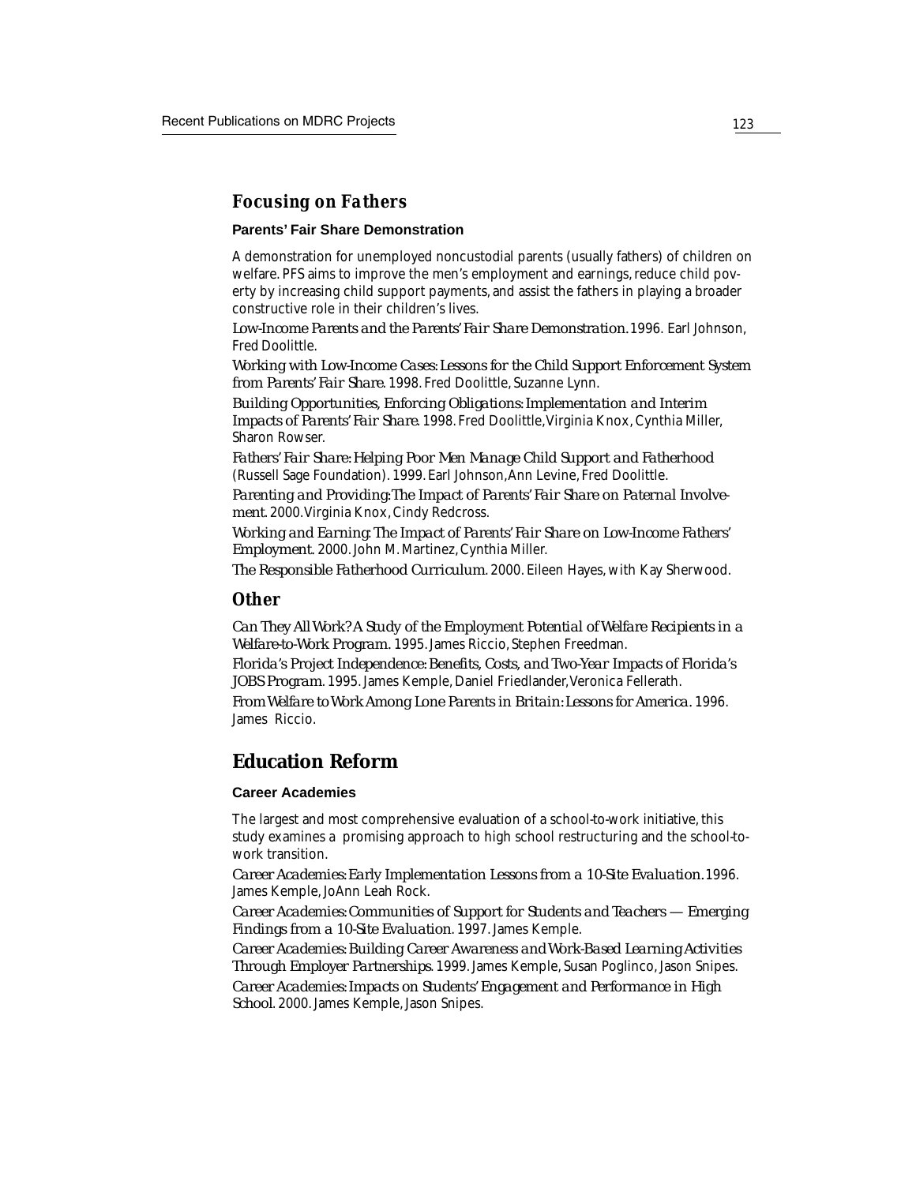## Focusing on Fathers

### Parents' Fair Share Demonstration

A demonstration for unemployed noncustodial parents (usually fathers) of children on welfare. PFS aims to improve the men's employment and earnings, reduce child poverty by increasing child support payments, and assist the fathers in playing a broader constructive role in their children's lives.

*Low-Income Parents and the Parents' Fair Share Demonstration.* 1996. Earl Johnson, Fred Doolittle.

*Working with Low-Income Cases: Lessons for the Child Support Enforcement System from Parents' Fair Share.* 1998. Fred Doolittle, Suzanne Lynn.

*Building Opportunities, Enforcing Obligations: Implementation and Interim Impacts of Parents' Fair Share.* 1998. Fred Doolittle, Virginia Knox, Cynthia Miller, Sharon Rowser.

*Fathers' Fair Share: Helping Poor Men Manage Child Support and Fatherhood* (Russell Sage Foundation). 1999. Earl Johnson, Ann Levine, Fred Doolittle.

*Parenting and Providing: The Impact of Parents' Fair Share on Paternal Involvement.* 2000. Virginia Knox, Cindy Redcross.

*Working and Earning: The Impact of Parents' Fair Share on Low-Income Fathers' Employment.* 2000. John M. Martinez, Cynthia Miller.

*The Responsible Fatherhood Curriculum.* 2000. Eileen Hayes, with Kay Sherwood.

## Other

*Can They All Work? A Study of the Employment Potential of Welfare Recipients in a Welfare-to-Work Program.* 1995. James Riccio, Stephen Freedman.

*Florida's Project Independence: Benefits, Costs, and Two-Year Impacts of Florida's JOBS Program.* 1995. James Kemple, Daniel Friedlander, Veronica Fellerath.

*From Welfare to Work Among Lone Parents in Britain: Lessons for America.* 1996. James Riccio.

# Education Reform

### Career Academies

The largest and most comprehensive evaluation of a school-to-work initiative, this study examines a promising approach to high school restructuring and the school-to-work transition.

*Career Academies: Early Implementation Lessons from a 10-Site Evaluation.* 1996. James Kemple, JoAnn Leah Rock.

*Career Academies: Communities of Support for Students and Teachers — Emerging Findings from a 10-Site Evaluation.* 1997. James Kemple.

*Career Academies: Building Career Awareness and Work-Based Learning Activities Through Employer Partnerships.* 1999. James Kemple, Susan Poglinco, Jason Snipes.

*Career Academies: Impacts on Students' Engagement and Performance in High School.* 2000. James Kemple, Jason Snipes.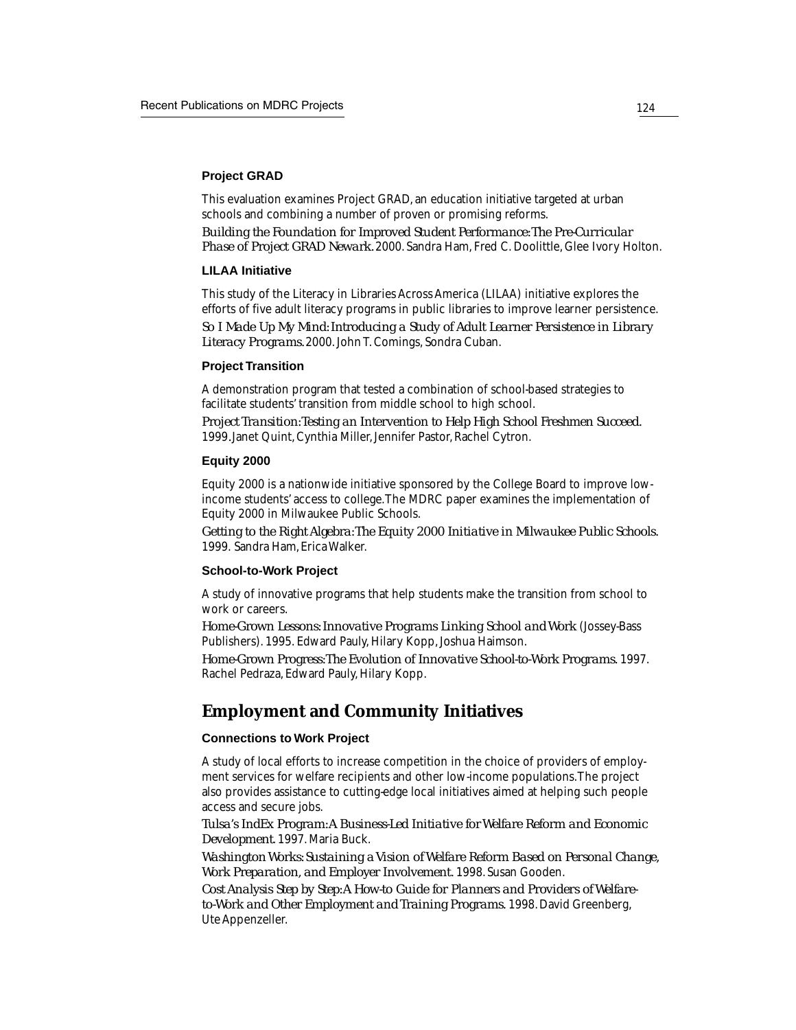### Project GRAD

This evaluation examines Project GRAD, an education initiative targeted at urban schools and combining a number of proven or promising reforms.

*Building the Foundation for Improved Student Performance: The Pre-Curricular Phase of Project GRAD Newark.* 2000. Sandra Ham, Fred C. Doolittle, Glee Ivory Holton.

### LILAA Initiative

This study of the Literacy in Libraries Across America (LILAA) initiative explores the efforts of five adult literacy programs in public libraries to improve learner persistence.

*So I Made Up My Mind: Introducing a Study of Adult Learner Persistence in Library Literacy Programs.* 2000. John T. Comings, Sondra Cuban.

### Project Transition

A demonstration program that tested a combination of school-based strategies to facilitate students' transition from middle school to high school.

*Project Transition: Testing an Intervention to Help High School Freshmen Succeed.* 1999. Janet Quint, Cynthia Miller, Jennifer Pastor, Rachel Cytron.

### Equity 2000

Equity 2000 is a nationwide initiative sponsored by the College Board to improve low-income students' access to college. The MDRC paper examines the implementation of Equity 2000 in Milwaukee Public Schools.

*Getting to the Right Algebra: The Equity 2000 Initiative in Milwaukee Public Schools.* 1999. Sandra Ham, Erica Walker.

### School-to-Work Project

A study of innovative programs that help students make the transition from school to work or careers.

*Home-Grown Lessons: Innovative Programs Linking School and Work* (Jossey-Bass Publishers). 1995. Edward Pauly, Hilary Kopp, Joshua Haimson.

*Home-Grown Progress: The Evolution of Innovative School-to-Work Programs.* 1997. Rachel Pedraza, Edward Pauly, Hilary Kopp.

## Employment and Community Initiatives

### Connections to Work Project

A study of local efforts to increase competition in the choice of providers of employment services for welfare recipients and other low-income populations. The project also provides assistance to cutting-edge local initiatives aimed at helping such people access and secure jobs.

*Tulsa's IndEx Program: A Business-Led Initiative for Welfare Reform and Economic Development.* 1997. Maria Buck.

*Washington Works: Sustaining a Vision of Welfare Reform Based on Personal Change, Work Preparation, and Employer Involvement.* 1998. Susan Gooden.

*Cost Analysis Step by Step: A How-to Guide for Planners and Providers of Welfare-to-Work and Other Employment and Training Programs.* 1998. David Greenberg, Ute Appenzeller.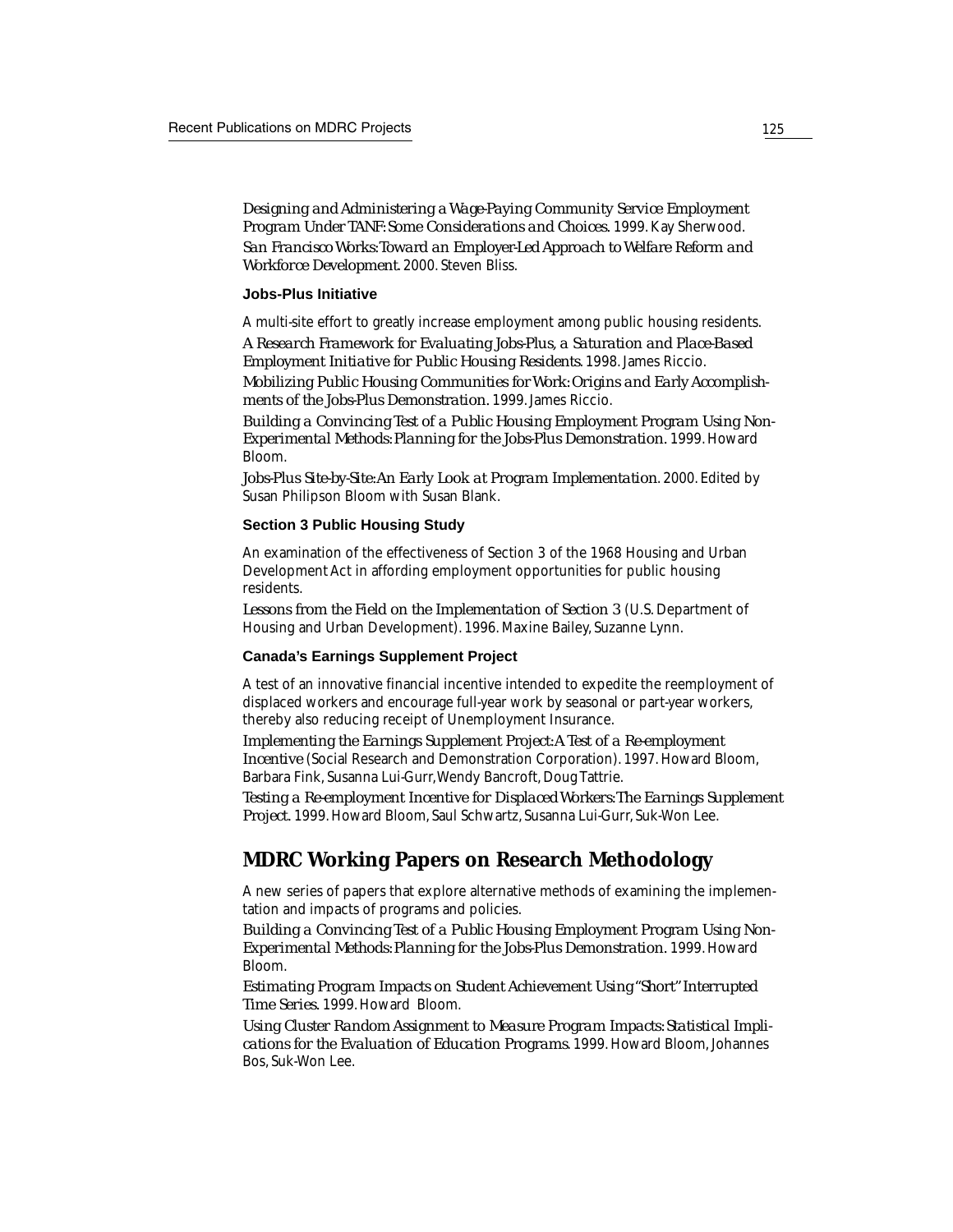*Designing and Administering a Wage-Paying Community Service Employment Program Under TANF: Some Considerations and Choices.* 1999. Kay Sherwood.

*San Francisco Works: Toward an Employer-Led Approach to Welfare Reform and Workforce Development.* 2000. Steven Bliss.

### Jobs-Plus Initiative

A multi-site effort to greatly increase employment among public housing residents.

*A Research Framework for Evaluating Jobs-Plus, a Saturation and Place-Based Employment Initiative for Public Housing Residents.* 1998. James Riccio.

*Mobilizing Public Housing Communities for Work: Origins and Early Accomplishments of the Jobs-Plus Demonstration.* 1999. James Riccio.

*Building a Convincing Test of a Public Housing Employment Program Using Non-Experimental Methods: Planning for the Jobs-Plus Demonstration.* 1999. Howard Bloom.

*Jobs-Plus Site-by-Site: An Early Look at Program Implementation.* 2000. Edited by Susan Philipson Bloom with Susan Blank.

### Section 3 Public Housing Study

An examination of the effectiveness of Section 3 of the 1968 Housing and Urban Development Act in affording employment opportunities for public housing residents.

*Lessons from the Field on the Implementation of Section 3* (U.S. Department of Housing and Urban Development). 1996. Maxine Bailey, Suzanne Lynn.

### Canada's Earnings Supplement Project

A test of an innovative financial incentive intended to expedite the reemployment of displaced workers and encourage full-year work by seasonal or part-year workers, thereby also reducing receipt of Unemployment Insurance.

*Implementing the Earnings Supplement Project: A Test of a Re-employment Incentive* (Social Research and Demonstration Corporation). 1997. Howard Bloom, Barbara Fink, Susanna Lui-Gurr, Wendy Bancroft, Doug Tattrie.

*Testing a Re-employment Incentive for Displaced Workers: The Earnings Supplement Project.* 1999. Howard Bloom, Saul Schwartz, Susanna Lui-Gurr, Suk-Won Lee.

## MDRC Working Papers on Research Methodology

A new series of papers that explore alternative methods of examining the implementation and impacts of programs and policies.

*Building a Convincing Test of a Public Housing Employment Program Using Non-Experimental Methods: Planning for the Jobs-Plus Demonstration.* 1999. Howard Bloom.

*Estimating Program Impacts on Student Achievement Using "Short" Interrupted Time Series.* 1999. Howard Bloom.

*Using Cluster Random Assignment to Measure Program Impacts: Statistical Implications for the Evaluation of Education Programs.* 1999. Howard Bloom, Johannes Bos, Suk-Won Lee.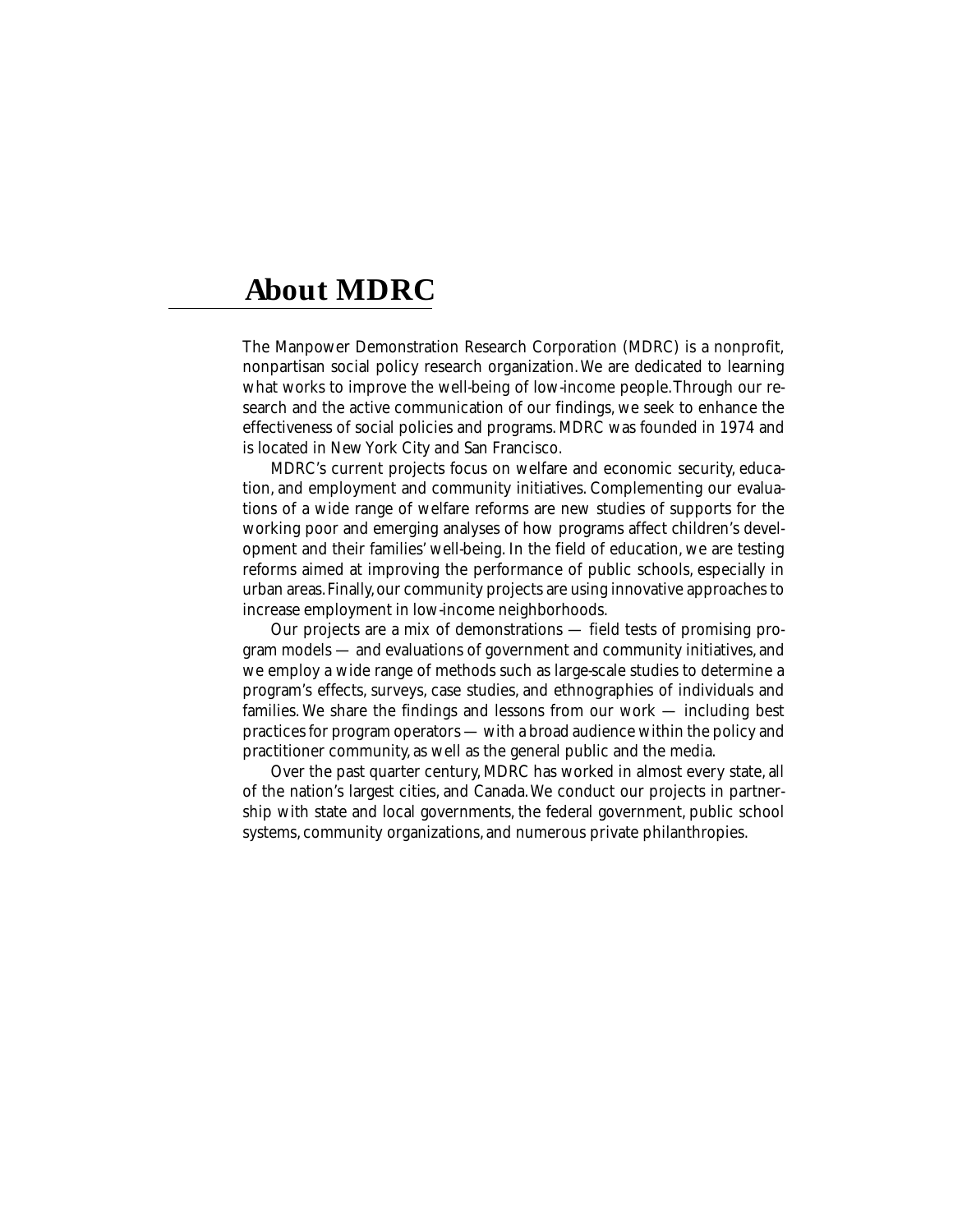# About MDRC

The Manpower Demonstration Research Corporation (MDRC) is a nonprofit, nonpartisan social policy research organization. We are dedicated to learning what works to improve the well-being of low-income people. Through our research and the active communication of our findings, we seek to enhance the effectiveness of social policies and programs. MDRC was founded in 1974 and is located in New York City and San Francisco.

MDRC's current projects focus on welfare and economic security, education, and employment and community initiatives. Complementing our evaluations of a wide range of welfare reforms are new studies of supports for the working poor and emerging analyses of how programs affect children's development and their families' well-being. In the field of education, we are testing reforms aimed at improving the performance of public schools, especially in urban areas. Finally, our community projects are using innovative approaches to increase employment in low-income neighborhoods.

Our projects are a mix of demonstrations — field tests of promising program models — and evaluations of government and community initiatives, and we employ a wide range of methods such as large-scale studies to determine a program's effects, surveys, case studies, and ethnographies of individuals and families. We share the findings and lessons from our work — including best practices for program operators — with a broad audience within the policy and practitioner community, as well as the general public and the media.

Over the past quarter century, MDRC has worked in almost every state, all of the nation's largest cities, and Canada. We conduct our projects in partnership with state and local governments, the federal government, public school systems, community organizations, and numerous private philanthropies.